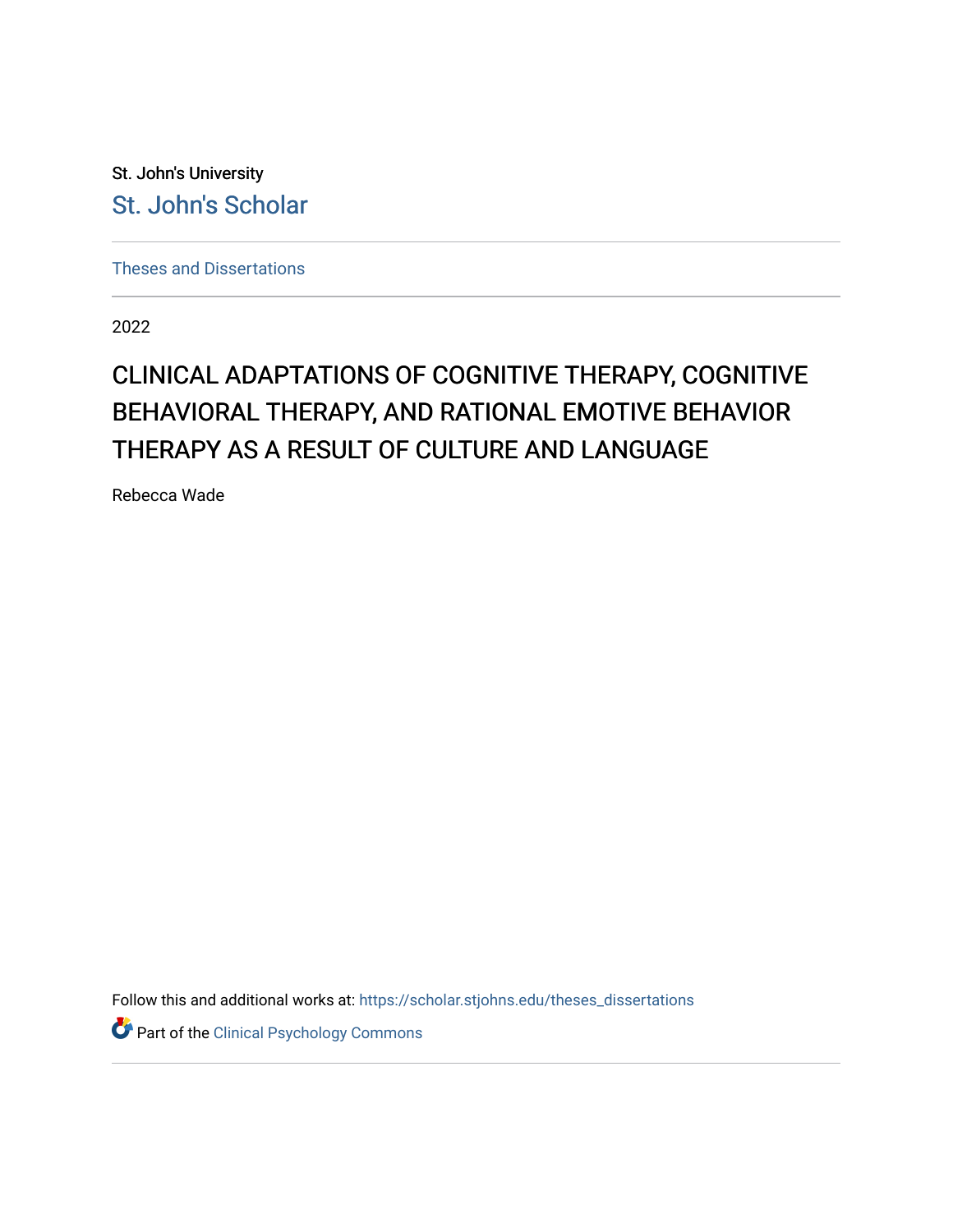St. John's University

St. John's Scholar

---

Theses and Dissertations

---

2022

# CLINICAL ADAPTATIONS OF COGNITIVE THERAPY, COGNITIVE BEHAVIORAL THERAPY, AND RATIONAL EMOTIVE BEHAVIOR THERAPY AS A RESULT OF CULTURE AND LANGUAGE

Rebecca Wade

Follow this and additional works at: https://scholar.stjohns.edu/theses_dissertations

Part of the Clinical Psychology Commons

---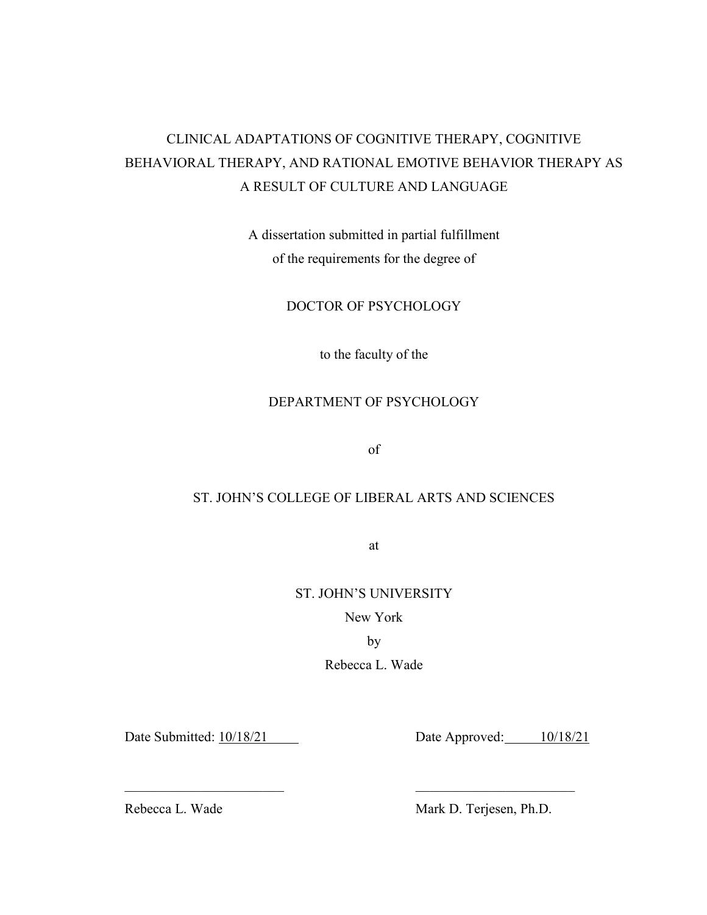# CLINICAL ADAPTATIONS OF COGNITIVE THERAPY, COGNITIVE BEHAVIORAL THERAPY, AND RATIONAL EMOTIVE BEHAVIOR THERAPY AS A RESULT OF CULTURE AND LANGUAGE

A dissertation submitted in partial fulfillment
of the requirements for the degree of

DOCTOR OF PSYCHOLOGY

to the faculty of the

DEPARTMENT OF PSYCHOLOGY

of

ST. JOHN'S COLLEGE OF LIBERAL ARTS AND SCIENCES

at

ST. JOHN'S UNIVERSITY

New York

by

Rebecca L. Wade

Date Submitted: 10/18/21

Date Approved: 10/18/21

_______________________
Rebecca L. Wade

_______________________
Mark D. Terjesen, Ph.D.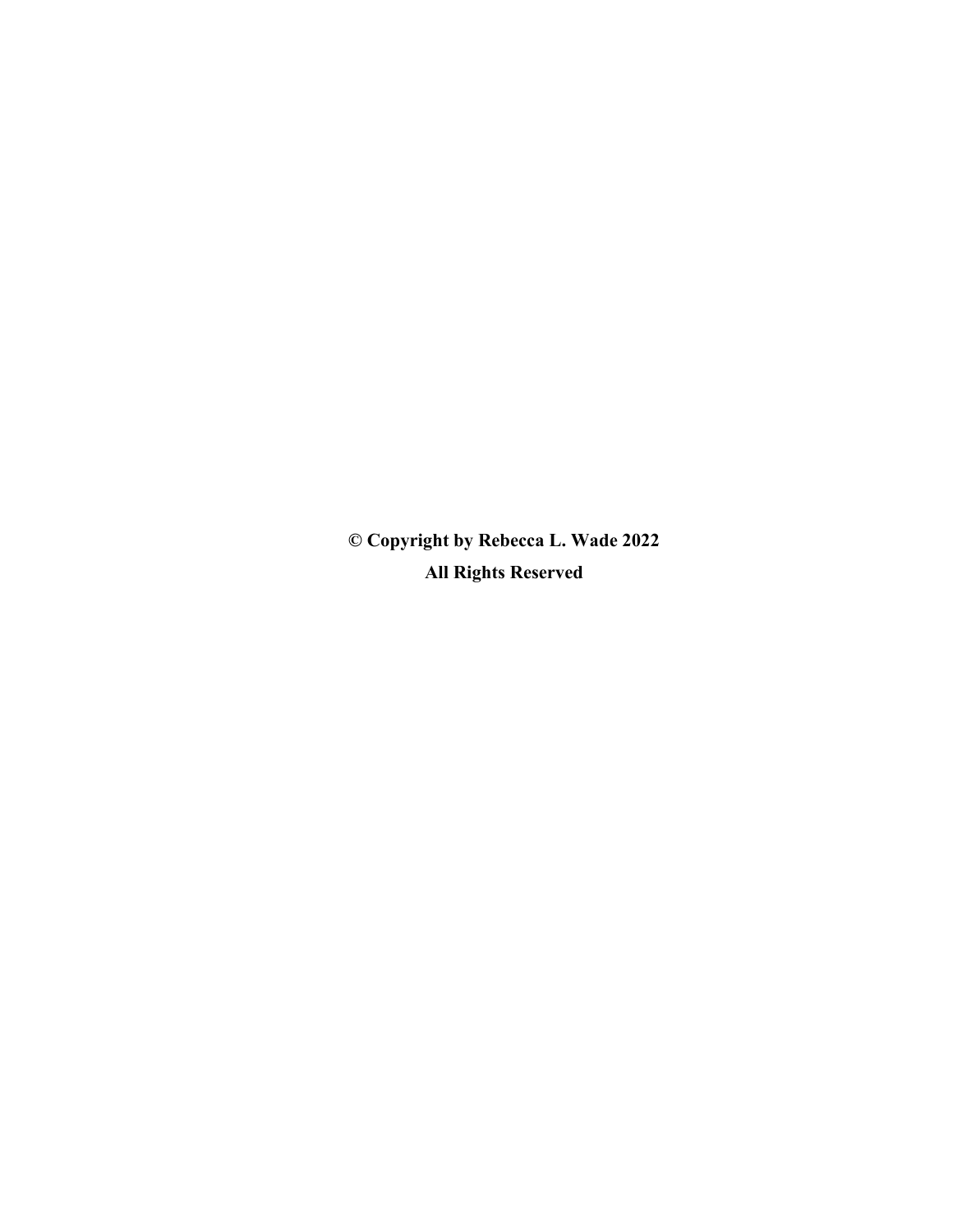**© Copyright by Rebecca L. Wade 2022**

**All Rights Reserved**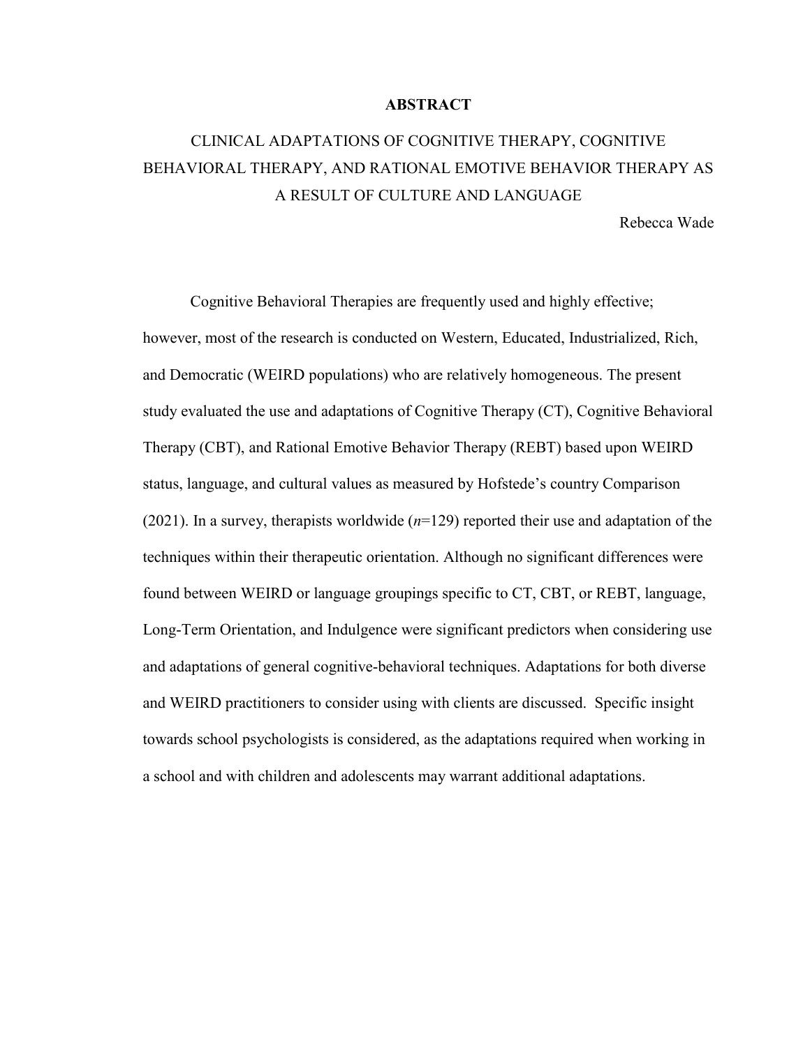# ABSTRACT

## CLINICAL ADAPTATIONS OF COGNITIVE THERAPY, COGNITIVE BEHAVIORAL THERAPY, AND RATIONAL EMOTIVE BEHAVIOR THERAPY AS A RESULT OF CULTURE AND LANGUAGE

Rebecca Wade

Cognitive Behavioral Therapies are frequently used and highly effective; however, most of the research is conducted on Western, Educated, Industrialized, Rich, and Democratic (WEIRD populations) who are relatively homogeneous. The present study evaluated the use and adaptations of Cognitive Therapy (CT), Cognitive Behavioral Therapy (CBT), and Rational Emotive Behavior Therapy (REBT) based upon WEIRD status, language, and cultural values as measured by Hofstede's country Comparison (2021). In a survey, therapists worldwide ($n$=129) reported their use and adaptation of the techniques within their therapeutic orientation. Although no significant differences were found between WEIRD or language groupings specific to CT, CBT, or REBT, language, Long-Term Orientation, and Indulgence were significant predictors when considering use and adaptations of general cognitive-behavioral techniques. Adaptations for both diverse and WEIRD practitioners to consider using with clients are discussed. Specific insight towards school psychologists is considered, as the adaptations required when working in a school and with children and adolescents may warrant additional adaptations.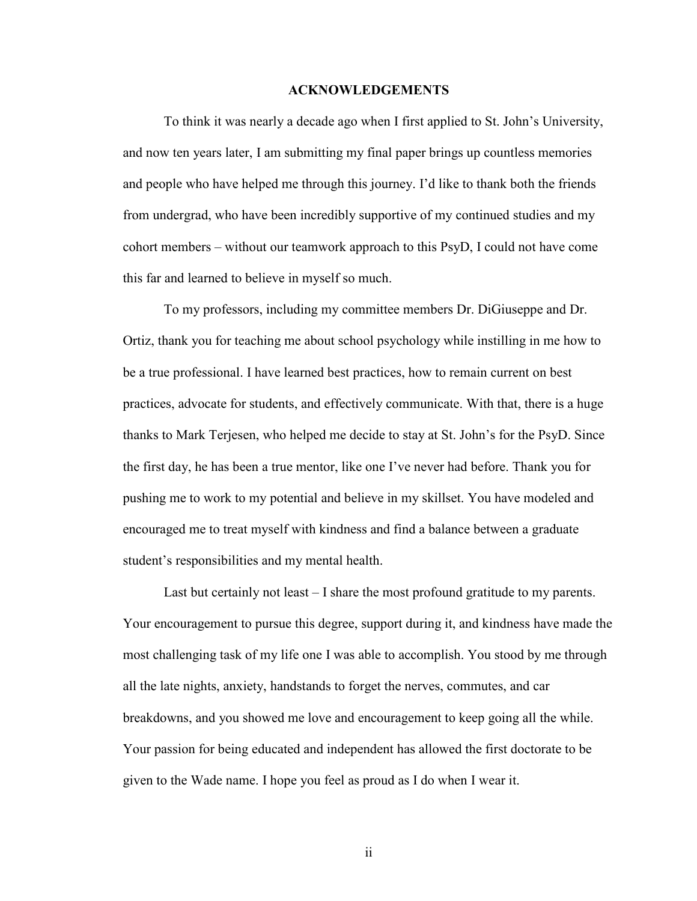# ACKNOWLEDGEMENTS

To think it was nearly a decade ago when I first applied to St. John's University, and now ten years later, I am submitting my final paper brings up countless memories and people who have helped me through this journey. I'd like to thank both the friends from undergrad, who have been incredibly supportive of my continued studies and my cohort members – without our teamwork approach to this PsyD, I could not have come this far and learned to believe in myself so much.

To my professors, including my committee members Dr. DiGiuseppe and Dr. Ortiz, thank you for teaching me about school psychology while instilling in me how to be a true professional. I have learned best practices, how to remain current on best practices, advocate for students, and effectively communicate. With that, there is a huge thanks to Mark Terjesen, who helped me decide to stay at St. John's for the PsyD. Since the first day, he has been a true mentor, like one I've never had before. Thank you for pushing me to work to my potential and believe in my skillset. You have modeled and encouraged me to treat myself with kindness and find a balance between a graduate student's responsibilities and my mental health.

Last but certainly not least – I share the most profound gratitude to my parents. Your encouragement to pursue this degree, support during it, and kindness have made the most challenging task of my life one I was able to accomplish. You stood by me through all the late nights, anxiety, handstands to forget the nerves, commutes, and car breakdowns, and you showed me love and encouragement to keep going all the while. Your passion for being educated and independent has allowed the first doctorate to be given to the Wade name. I hope you feel as proud as I do when I wear it.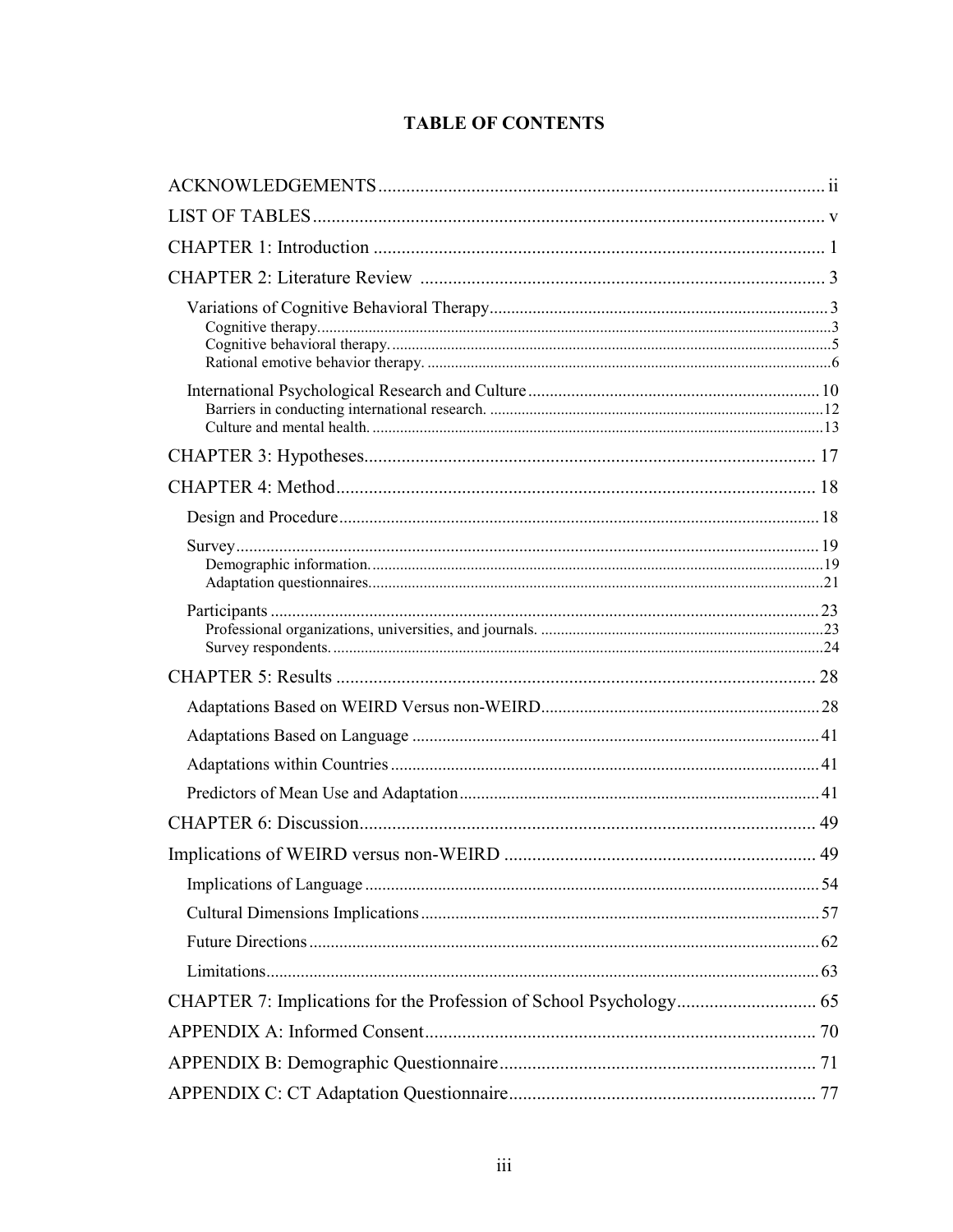# TABLE OF CONTENTS

ACKNOWLEDGEMENTS ii

LIST OF TABLES v

CHAPTER 1: Introduction 1

CHAPTER 2: Literature Review 3

- Variations of Cognitive Behavioral Therapy 3
  - Cognitive therapy. 3
  - Cognitive behavioral therapy. 5
  - Rational emotive behavior therapy. 6
- International Psychological Research and Culture 10
  - Barriers in conducting international research. 12
  - Culture and mental health. 13

CHAPTER 3: Hypotheses 17

CHAPTER 4: Method 18

- Design and Procedure 18
- Survey 19
  - Demographic information. 19
  - Adaptation questionnaires. 21
- Participants 23
  - Professional organizations, universities, and journals. 23
  - Survey respondents. 24

CHAPTER 5: Results 28

- Adaptations Based on WEIRD Versus non-WEIRD 28
- Adaptations Based on Language 41
- Adaptations within Countries 41
- Predictors of Mean Use and Adaptation 41

CHAPTER 6: Discussion 49

Implications of WEIRD versus non-WEIRD 49

- Implications of Language 54
- Cultural Dimensions Implications 57
- Future Directions 62
- Limitations 63

CHAPTER 7: Implications for the Profession of School Psychology 65

APPENDIX A: Informed Consent 70

APPENDIX B: Demographic Questionnaire 71

APPENDIX C: CT Adaptation Questionnaire 77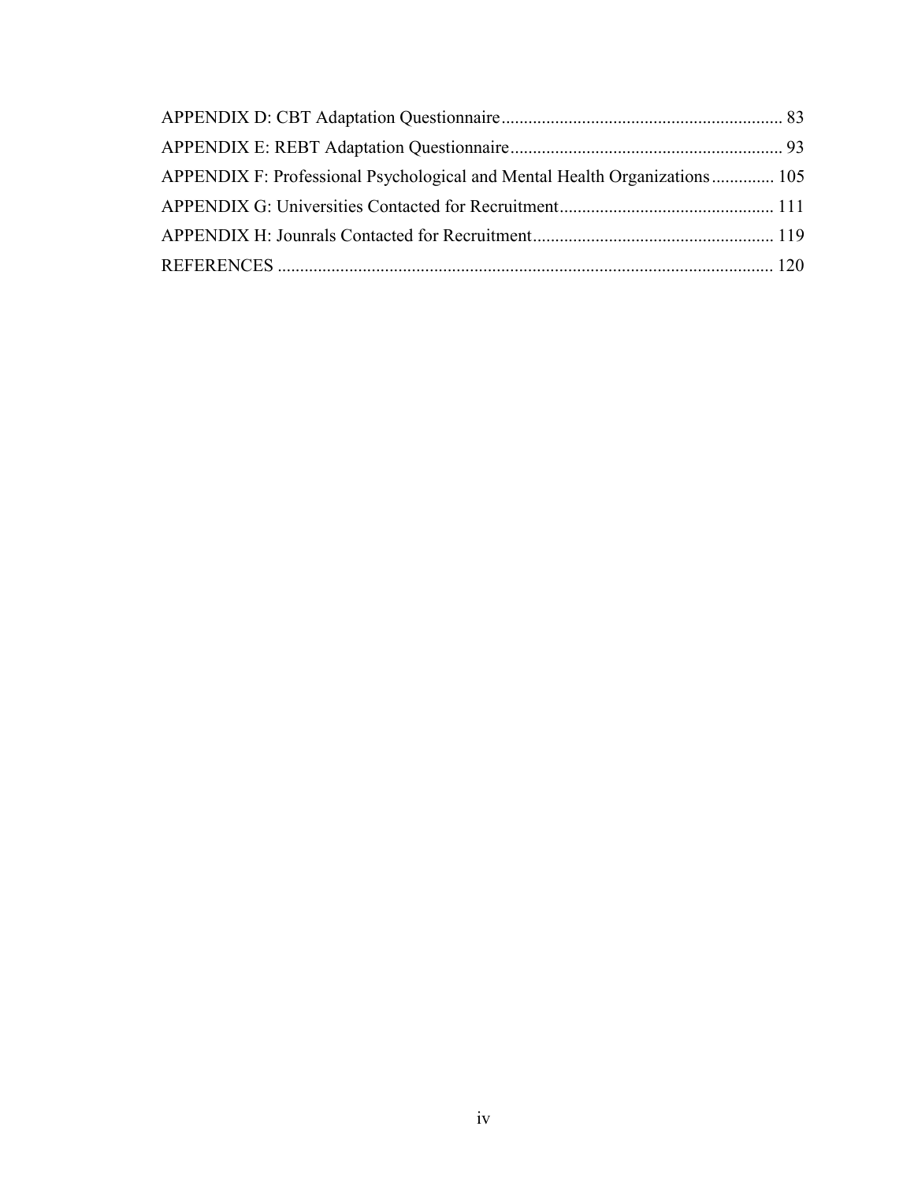APPENDIX D: CBT Adaptation Questionnaire .............................................................. 83

APPENDIX E: REBT Adaptation Questionnaire ............................................................ 93

APPENDIX F: Professional Psychological and Mental Health Organizations .............. 105

APPENDIX G: Universities Contacted for Recruitment ................................................ 111

APPENDIX H: Jounrals Contacted for Recruitment ..................................................... 119

REFERENCES ............................................................................................................. 120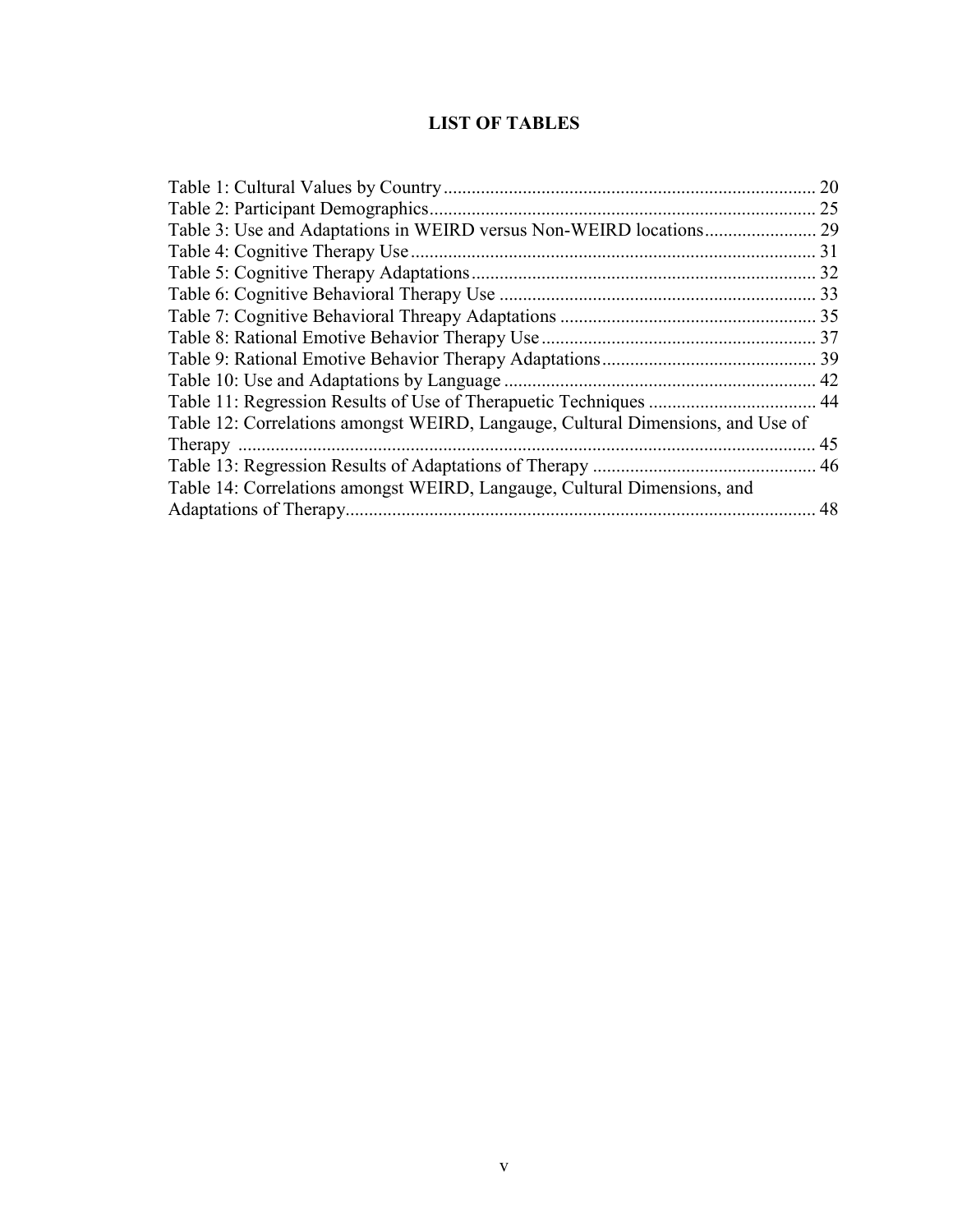# LIST OF TABLES

Table 1: Cultural Values by Country ............................................................................... 20
Table 2: Participant Demographics.................................................................................. 25
Table 3: Use and Adaptations in WEIRD versus Non-WEIRD locations........................ 29
Table 4: Cognitive Therapy Use...................................................................................... 31
Table 5: Cognitive Therapy Adaptations......................................................................... 32
Table 6: Cognitive Behavioral Therapy Use ................................................................... 33
Table 7: Cognitive Behavioral Threapy Adaptations ...................................................... 35
Table 8: Rational Emotive Behavior Therapy Use.......................................................... 37
Table 9: Rational Emotive Behavior Therapy Adaptations............................................. 39
Table 10: Use and Adaptations by Language .................................................................. 42
Table 11: Regression Results of Use of Therapuetic Techniques .................................... 44
Table 12: Correlations amongst WEIRD, Langauge, Cultural Dimensions, and Use of Therapy ........................................................................................................................... 45
Table 13: Regression Results of Adaptations of Therapy ................................................ 46
Table 14: Correlations amongst WEIRD, Langauge, Cultural Dimensions, and Adaptations of Therapy.................................................................................................... 48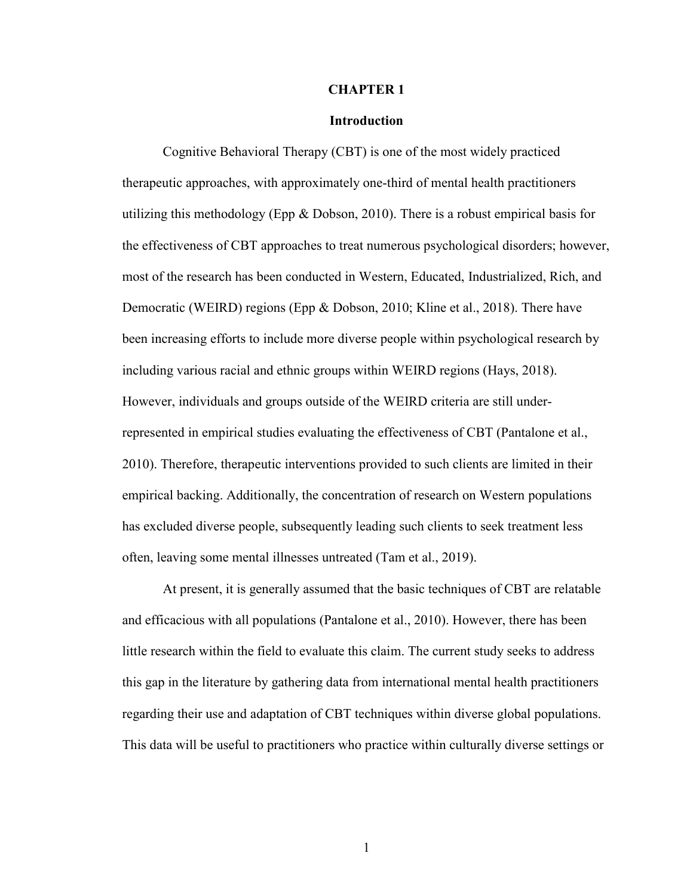# CHAPTER 1

## Introduction

Cognitive Behavioral Therapy (CBT) is one of the most widely practiced therapeutic approaches, with approximately one-third of mental health practitioners utilizing this methodology (Epp & Dobson, 2010). There is a robust empirical basis for the effectiveness of CBT approaches to treat numerous psychological disorders; however, most of the research has been conducted in Western, Educated, Industrialized, Rich, and Democratic (WEIRD) regions (Epp & Dobson, 2010; Kline et al., 2018). There have been increasing efforts to include more diverse people within psychological research by including various racial and ethnic groups within WEIRD regions (Hays, 2018). However, individuals and groups outside of the WEIRD criteria are still under-represented in empirical studies evaluating the effectiveness of CBT (Pantalone et al., 2010). Therefore, therapeutic interventions provided to such clients are limited in their empirical backing. Additionally, the concentration of research on Western populations has excluded diverse people, subsequently leading such clients to seek treatment less often, leaving some mental illnesses untreated (Tam et al., 2019).

At present, it is generally assumed that the basic techniques of CBT are relatable and efficacious with all populations (Pantalone et al., 2010). However, there has been little research within the field to evaluate this claim. The current study seeks to address this gap in the literature by gathering data from international mental health practitioners regarding their use and adaptation of CBT techniques within diverse global populations. This data will be useful to practitioners who practice within culturally diverse settings or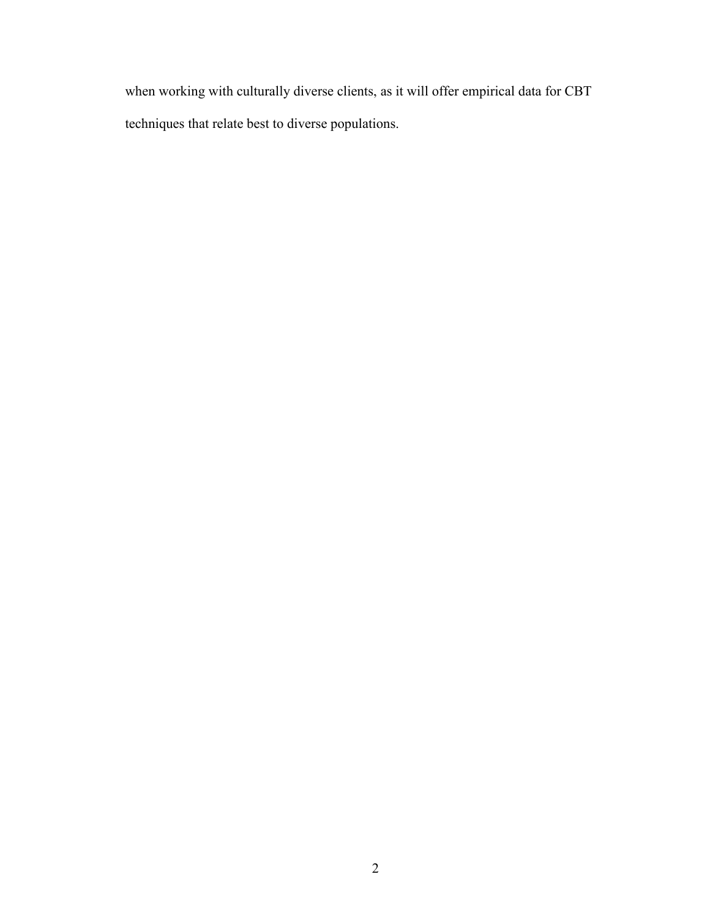when working with culturally diverse clients, as it will offer empirical data for CBT techniques that relate best to diverse populations.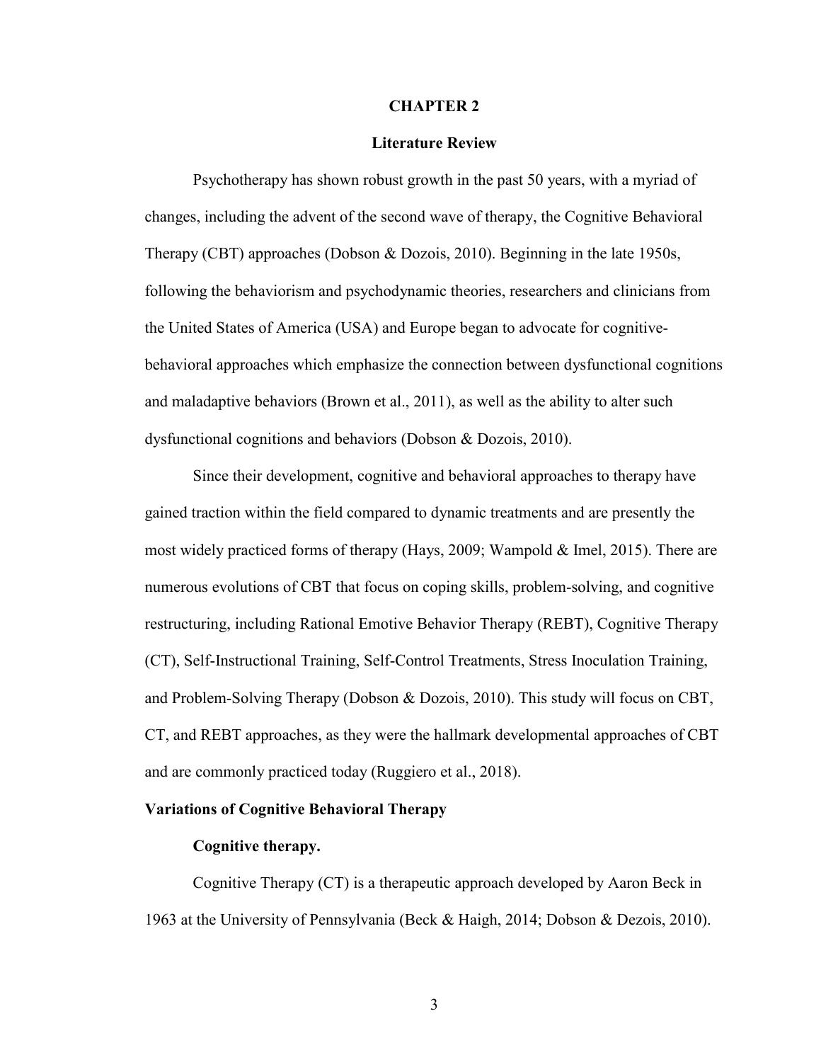# CHAPTER 2

## Literature Review

Psychotherapy has shown robust growth in the past 50 years, with a myriad of changes, including the advent of the second wave of therapy, the Cognitive Behavioral Therapy (CBT) approaches (Dobson & Dozois, 2010). Beginning in the late 1950s, following the behaviorism and psychodynamic theories, researchers and clinicians from the United States of America (USA) and Europe began to advocate for cognitive-behavioral approaches which emphasize the connection between dysfunctional cognitions and maladaptive behaviors (Brown et al., 2011), as well as the ability to alter such dysfunctional cognitions and behaviors (Dobson & Dozois, 2010).

Since their development, cognitive and behavioral approaches to therapy have gained traction within the field compared to dynamic treatments and are presently the most widely practiced forms of therapy (Hays, 2009; Wampold & Imel, 2015). There are numerous evolutions of CBT that focus on coping skills, problem-solving, and cognitive restructuring, including Rational Emotive Behavior Therapy (REBT), Cognitive Therapy (CT), Self-Instructional Training, Self-Control Treatments, Stress Inoculation Training, and Problem-Solving Therapy (Dobson & Dozois, 2010). This study will focus on CBT, CT, and REBT approaches, as they were the hallmark developmental approaches of CBT and are commonly practiced today (Ruggiero et al., 2018).

### Variations of Cognitive Behavioral Therapy

#### Cognitive therapy.

Cognitive Therapy (CT) is a therapeutic approach developed by Aaron Beck in 1963 at the University of Pennsylvania (Beck & Haigh, 2014; Dobson & Dezois, 2010).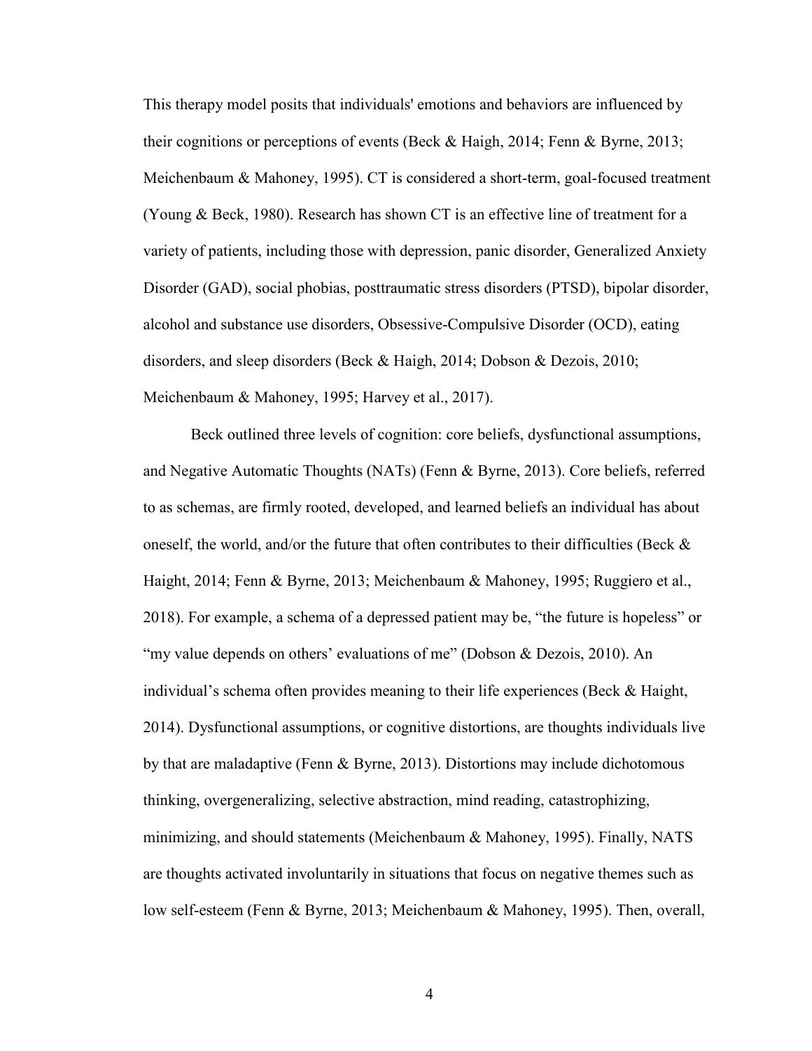This therapy model posits that individuals' emotions and behaviors are influenced by their cognitions or perceptions of events (Beck & Haigh, 2014; Fenn & Byrne, 2013; Meichenbaum & Mahoney, 1995). CT is considered a short-term, goal-focused treatment (Young & Beck, 1980). Research has shown CT is an effective line of treatment for a variety of patients, including those with depression, panic disorder, Generalized Anxiety Disorder (GAD), social phobias, posttraumatic stress disorders (PTSD), bipolar disorder, alcohol and substance use disorders, Obsessive-Compulsive Disorder (OCD), eating disorders, and sleep disorders (Beck & Haigh, 2014; Dobson & Dezois, 2010; Meichenbaum & Mahoney, 1995; Harvey et al., 2017).

Beck outlined three levels of cognition: core beliefs, dysfunctional assumptions, and Negative Automatic Thoughts (NATs) (Fenn & Byrne, 2013). Core beliefs, referred to as schemas, are firmly rooted, developed, and learned beliefs an individual has about oneself, the world, and/or the future that often contributes to their difficulties (Beck & Haight, 2014; Fenn & Byrne, 2013; Meichenbaum & Mahoney, 1995; Ruggiero et al., 2018). For example, a schema of a depressed patient may be, "the future is hopeless" or "my value depends on others' evaluations of me" (Dobson & Dezois, 2010). An individual's schema often provides meaning to their life experiences (Beck & Haight, 2014). Dysfunctional assumptions, or cognitive distortions, are thoughts individuals live by that are maladaptive (Fenn & Byrne, 2013). Distortions may include dichotomous thinking, overgeneralizing, selective abstraction, mind reading, catastrophizing, minimizing, and should statements (Meichenbaum & Mahoney, 1995). Finally, NATS are thoughts activated involuntarily in situations that focus on negative themes such as low self-esteem (Fenn & Byrne, 2013; Meichenbaum & Mahoney, 1995). Then, overall,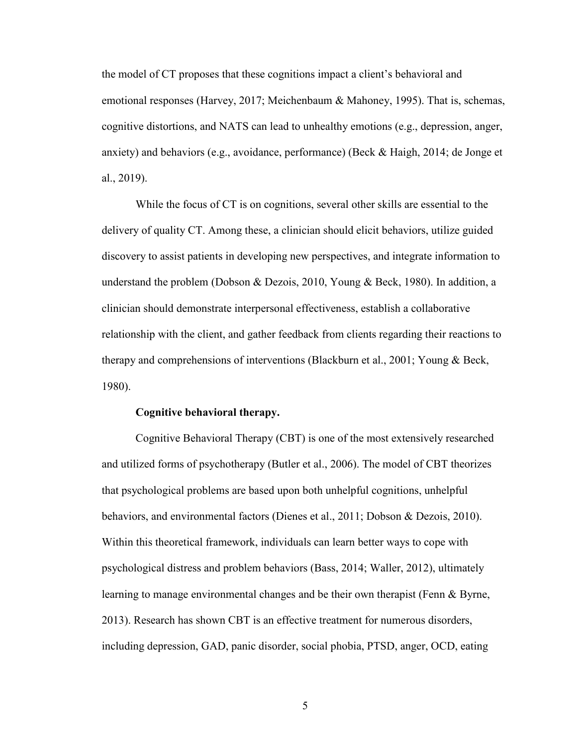the model of CT proposes that these cognitions impact a client's behavioral and emotional responses (Harvey, 2017; Meichenbaum & Mahoney, 1995). That is, schemas, cognitive distortions, and NATS can lead to unhealthy emotions (e.g., depression, anger, anxiety) and behaviors (e.g., avoidance, performance) (Beck & Haigh, 2014; de Jonge et al., 2019).

While the focus of CT is on cognitions, several other skills are essential to the delivery of quality CT. Among these, a clinician should elicit behaviors, utilize guided discovery to assist patients in developing new perspectives, and integrate information to understand the problem (Dobson & Dezois, 2010, Young & Beck, 1980). In addition, a clinician should demonstrate interpersonal effectiveness, establish a collaborative relationship with the client, and gather feedback from clients regarding their reactions to therapy and comprehensions of interventions (Blackburn et al., 2001; Young & Beck, 1980).

**Cognitive behavioral therapy.**

Cognitive Behavioral Therapy (CBT) is one of the most extensively researched and utilized forms of psychotherapy (Butler et al., 2006). The model of CBT theorizes that psychological problems are based upon both unhelpful cognitions, unhelpful behaviors, and environmental factors (Dienes et al., 2011; Dobson & Dezois, 2010). Within this theoretical framework, individuals can learn better ways to cope with psychological distress and problem behaviors (Bass, 2014; Waller, 2012), ultimately learning to manage environmental changes and be their own therapist (Fenn & Byrne, 2013). Research has shown CBT is an effective treatment for numerous disorders, including depression, GAD, panic disorder, social phobia, PTSD, anger, OCD, eating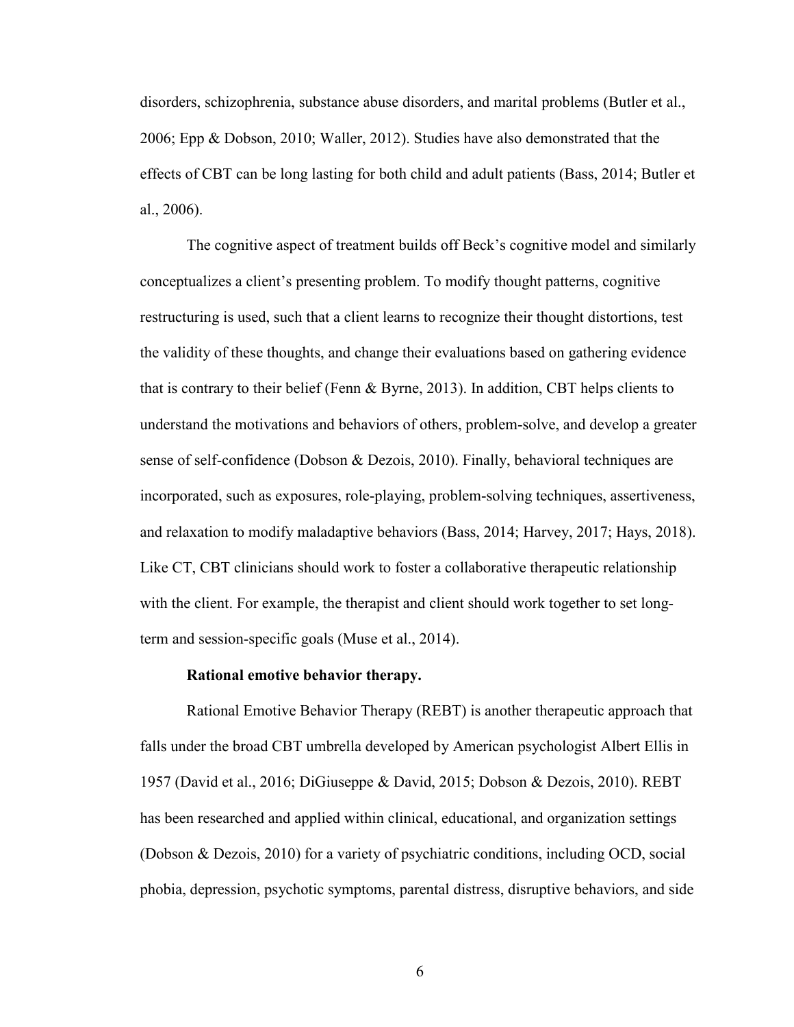disorders, schizophrenia, substance abuse disorders, and marital problems (Butler et al., 2006; Epp & Dobson, 2010; Waller, 2012). Studies have also demonstrated that the effects of CBT can be long lasting for both child and adult patients (Bass, 2014; Butler et al., 2006).

The cognitive aspect of treatment builds off Beck's cognitive model and similarly conceptualizes a client's presenting problem. To modify thought patterns, cognitive restructuring is used, such that a client learns to recognize their thought distortions, test the validity of these thoughts, and change their evaluations based on gathering evidence that is contrary to their belief (Fenn & Byrne, 2013). In addition, CBT helps clients to understand the motivations and behaviors of others, problem-solve, and develop a greater sense of self-confidence (Dobson & Dezois, 2010). Finally, behavioral techniques are incorporated, such as exposures, role-playing, problem-solving techniques, assertiveness, and relaxation to modify maladaptive behaviors (Bass, 2014; Harvey, 2017; Hays, 2018). Like CT, CBT clinicians should work to foster a collaborative therapeutic relationship with the client. For example, the therapist and client should work together to set long-term and session-specific goals (Muse et al., 2014).

**Rational emotive behavior therapy.**

Rational Emotive Behavior Therapy (REBT) is another therapeutic approach that falls under the broad CBT umbrella developed by American psychologist Albert Ellis in 1957 (David et al., 2016; DiGiuseppe & David, 2015; Dobson & Dezois, 2010). REBT has been researched and applied within clinical, educational, and organization settings (Dobson & Dezois, 2010) for a variety of psychiatric conditions, including OCD, social phobia, depression, psychotic symptoms, parental distress, disruptive behaviors, and side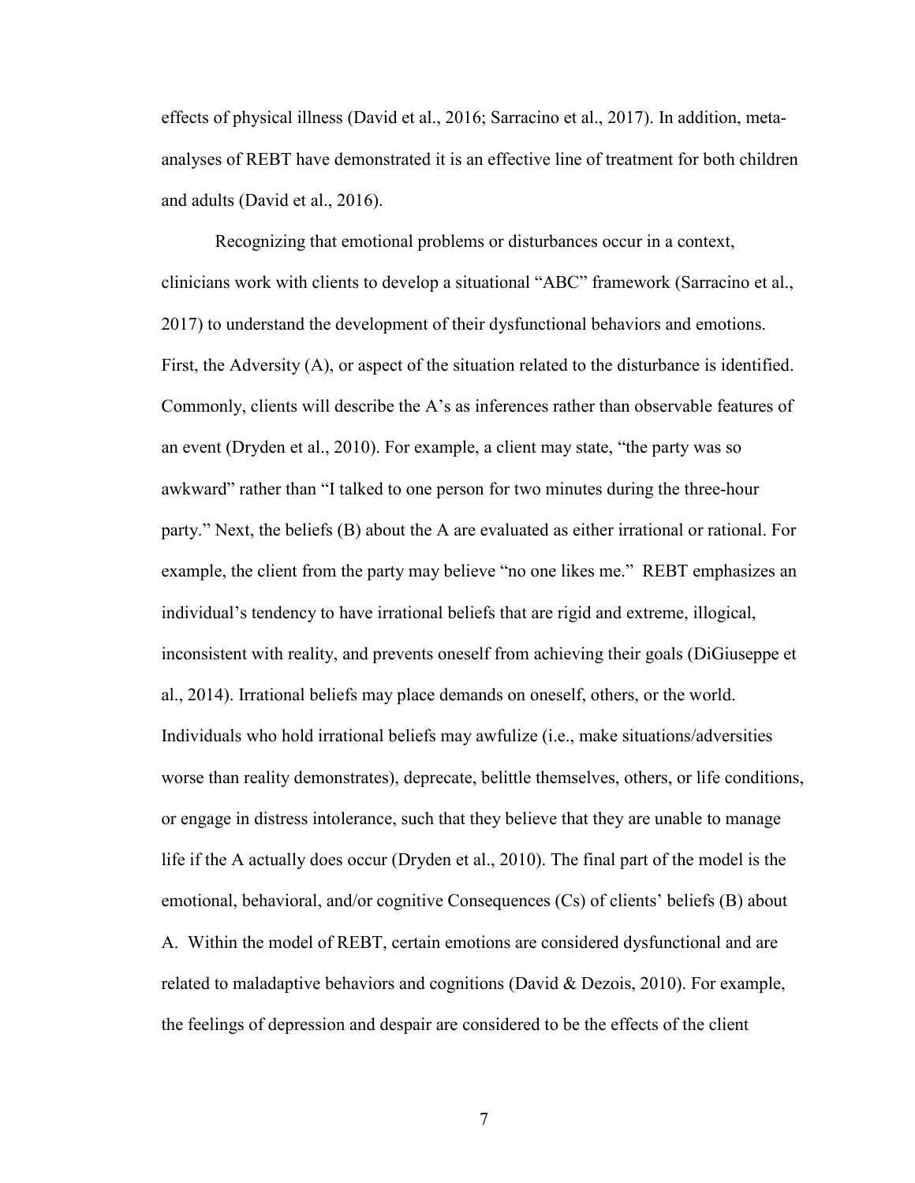effects of physical illness (David et al., 2016; Sarracino et al., 2017). In addition, meta-analyses of REBT have demonstrated it is an effective line of treatment for both children and adults (David et al., 2016).

Recognizing that emotional problems or disturbances occur in a context, clinicians work with clients to develop a situational "ABC" framework (Sarracino et al., 2017) to understand the development of their dysfunctional behaviors and emotions. First, the Adversity (A), or aspect of the situation related to the disturbance is identified. Commonly, clients will describe the A's as inferences rather than observable features of an event (Dryden et al., 2010). For example, a client may state, "the party was so awkward" rather than "I talked to one person for two minutes during the three-hour party." Next, the beliefs (B) about the A are evaluated as either irrational or rational. For example, the client from the party may believe "no one likes me." REBT emphasizes an individual's tendency to have irrational beliefs that are rigid and extreme, illogical, inconsistent with reality, and prevents oneself from achieving their goals (DiGiuseppe et al., 2014). Irrational beliefs may place demands on oneself, others, or the world. Individuals who hold irrational beliefs may awfulize (i.e., make situations/adversities worse than reality demonstrates), deprecate, belittle themselves, others, or life conditions, or engage in distress intolerance, such that they believe that they are unable to manage life if the A actually does occur (Dryden et al., 2010). The final part of the model is the emotional, behavioral, and/or cognitive Consequences (Cs) of clients' beliefs (B) about A. Within the model of REBT, certain emotions are considered dysfunctional and are related to maladaptive behaviors and cognitions (David & Dezois, 2010). For example, the feelings of depression and despair are considered to be the effects of the client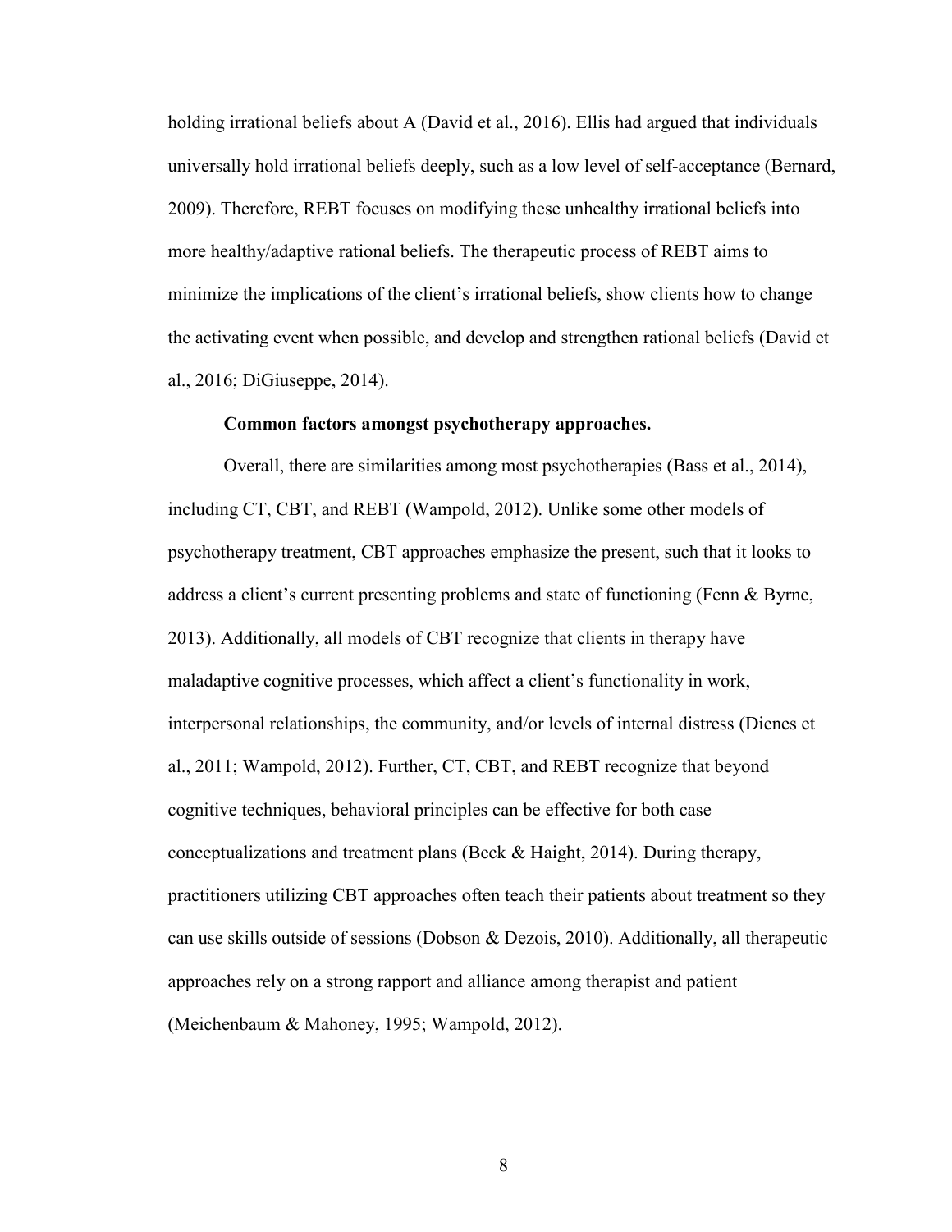holding irrational beliefs about A (David et al., 2016). Ellis had argued that individuals universally hold irrational beliefs deeply, such as a low level of self-acceptance (Bernard, 2009). Therefore, REBT focuses on modifying these unhealthy irrational beliefs into more healthy/adaptive rational beliefs. The therapeutic process of REBT aims to minimize the implications of the client's irrational beliefs, show clients how to change the activating event when possible, and develop and strengthen rational beliefs (David et al., 2016; DiGiuseppe, 2014).

**Common factors amongst psychotherapy approaches.**

Overall, there are similarities among most psychotherapies (Bass et al., 2014), including CT, CBT, and REBT (Wampold, 2012). Unlike some other models of psychotherapy treatment, CBT approaches emphasize the present, such that it looks to address a client's current presenting problems and state of functioning (Fenn & Byrne, 2013). Additionally, all models of CBT recognize that clients in therapy have maladaptive cognitive processes, which affect a client's functionality in work, interpersonal relationships, the community, and/or levels of internal distress (Dienes et al., 2011; Wampold, 2012). Further, CT, CBT, and REBT recognize that beyond cognitive techniques, behavioral principles can be effective for both case conceptualizations and treatment plans (Beck & Haight, 2014). During therapy, practitioners utilizing CBT approaches often teach their patients about treatment so they can use skills outside of sessions (Dobson & Dezois, 2010). Additionally, all therapeutic approaches rely on a strong rapport and alliance among therapist and patient (Meichenbaum & Mahoney, 1995; Wampold, 2012).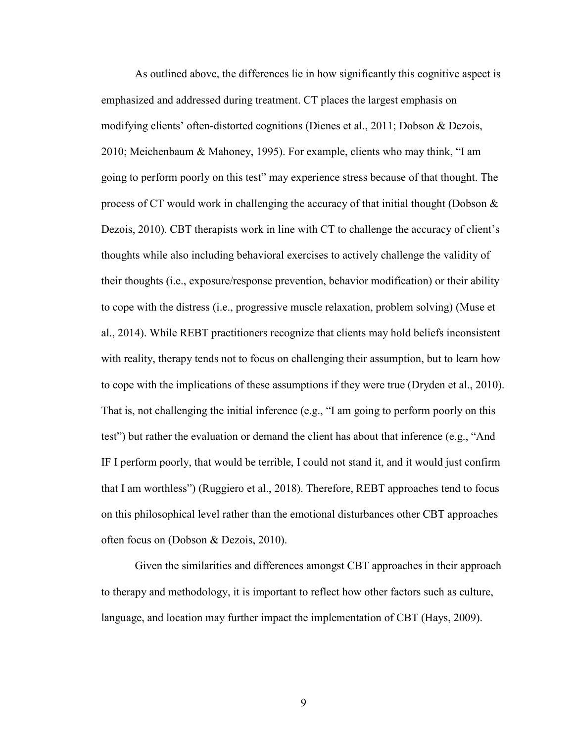As outlined above, the differences lie in how significantly this cognitive aspect is emphasized and addressed during treatment. CT places the largest emphasis on modifying clients' often-distorted cognitions (Dienes et al., 2011; Dobson & Dezois, 2010; Meichenbaum & Mahoney, 1995). For example, clients who may think, "I am going to perform poorly on this test" may experience stress because of that thought. The process of CT would work in challenging the accuracy of that initial thought (Dobson & Dezois, 2010). CBT therapists work in line with CT to challenge the accuracy of client's thoughts while also including behavioral exercises to actively challenge the validity of their thoughts (i.e., exposure/response prevention, behavior modification) or their ability to cope with the distress (i.e., progressive muscle relaxation, problem solving) (Muse et al., 2014). While REBT practitioners recognize that clients may hold beliefs inconsistent with reality, therapy tends not to focus on challenging their assumption, but to learn how to cope with the implications of these assumptions if they were true (Dryden et al., 2010). That is, not challenging the initial inference (e.g., "I am going to perform poorly on this test") but rather the evaluation or demand the client has about that inference (e.g., "And IF I perform poorly, that would be terrible, I could not stand it, and it would just confirm that I am worthless") (Ruggiero et al., 2018). Therefore, REBT approaches tend to focus on this philosophical level rather than the emotional disturbances other CBT approaches often focus on (Dobson & Dezois, 2010).

Given the similarities and differences amongst CBT approaches in their approach to therapy and methodology, it is important to reflect how other factors such as culture, language, and location may further impact the implementation of CBT (Hays, 2009).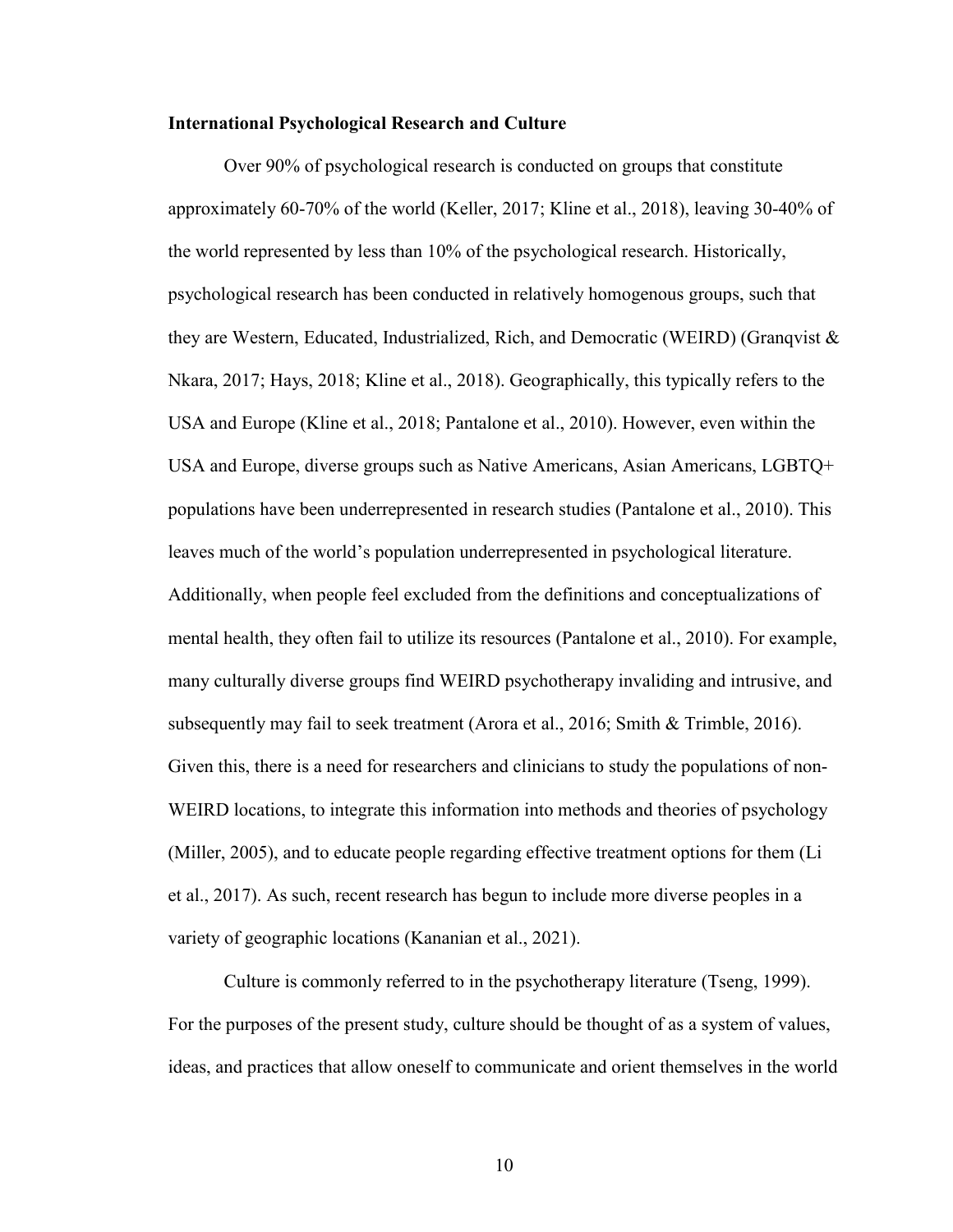**International Psychological Research and Culture**

Over 90% of psychological research is conducted on groups that constitute approximately 60-70% of the world (Keller, 2017; Kline et al., 2018), leaving 30-40% of the world represented by less than 10% of the psychological research. Historically, psychological research has been conducted in relatively homogenous groups, such that they are Western, Educated, Industrialized, Rich, and Democratic (WEIRD) (Granqvist & Nkara, 2017; Hays, 2018; Kline et al., 2018). Geographically, this typically refers to the USA and Europe (Kline et al., 2018; Pantalone et al., 2010). However, even within the USA and Europe, diverse groups such as Native Americans, Asian Americans, LGBTQ+ populations have been underrepresented in research studies (Pantalone et al., 2010). This leaves much of the world's population underrepresented in psychological literature. Additionally, when people feel excluded from the definitions and conceptualizations of mental health, they often fail to utilize its resources (Pantalone et al., 2010). For example, many culturally diverse groups find WEIRD psychotherapy invaliding and intrusive, and subsequently may fail to seek treatment (Arora et al., 2016; Smith & Trimble, 2016). Given this, there is a need for researchers and clinicians to study the populations of non-WEIRD locations, to integrate this information into methods and theories of psychology (Miller, 2005), and to educate people regarding effective treatment options for them (Li et al., 2017). As such, recent research has begun to include more diverse peoples in a variety of geographic locations (Kananian et al., 2021).

Culture is commonly referred to in the psychotherapy literature (Tseng, 1999). For the purposes of the present study, culture should be thought of as a system of values, ideas, and practices that allow oneself to communicate and orient themselves in the world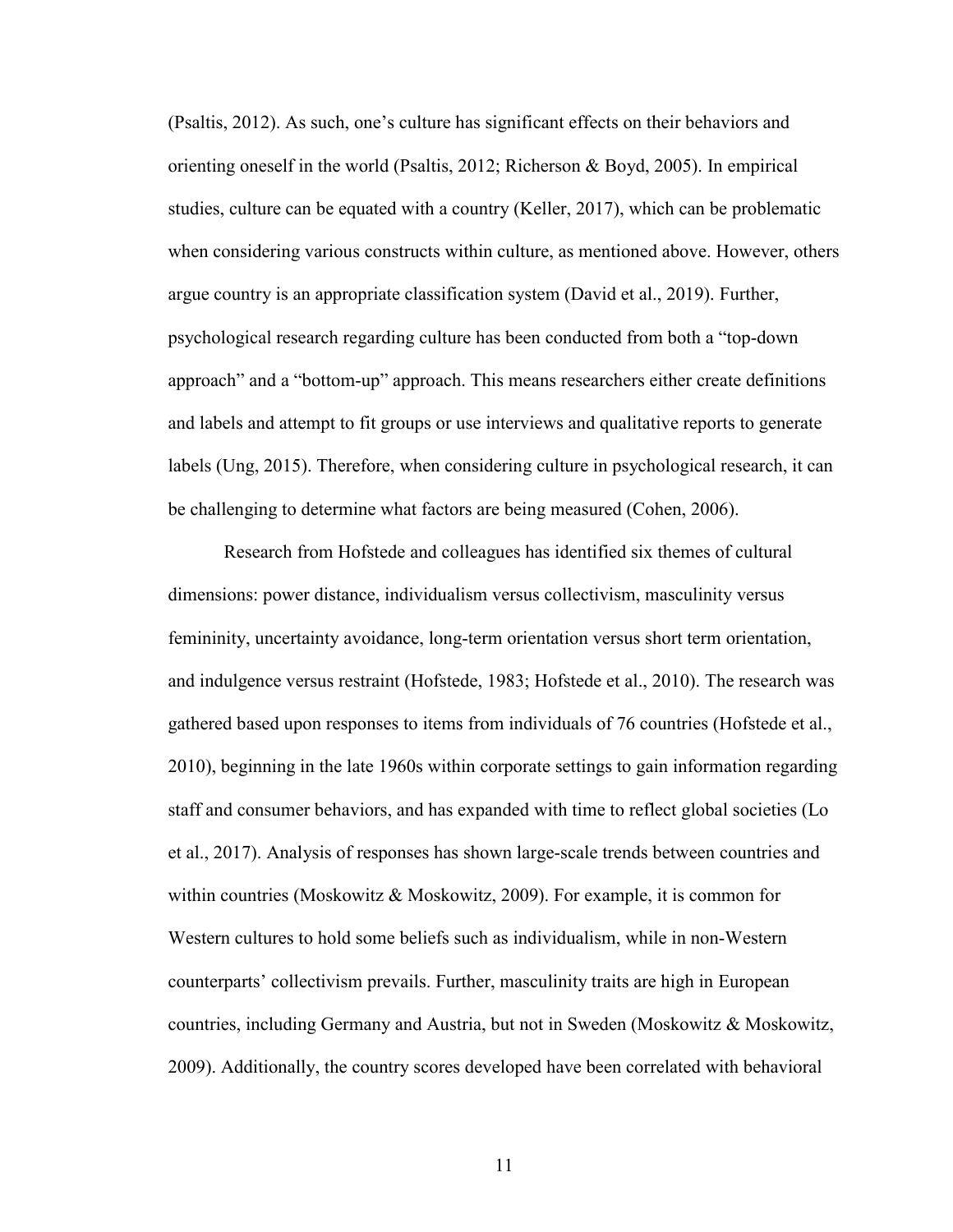(Psaltis, 2012). As such, one's culture has significant effects on their behaviors and orienting oneself in the world (Psaltis, 2012; Richerson & Boyd, 2005). In empirical studies, culture can be equated with a country (Keller, 2017), which can be problematic when considering various constructs within culture, as mentioned above. However, others argue country is an appropriate classification system (David et al., 2019). Further, psychological research regarding culture has been conducted from both a "top-down approach" and a "bottom-up" approach. This means researchers either create definitions and labels and attempt to fit groups or use interviews and qualitative reports to generate labels (Ung, 2015). Therefore, when considering culture in psychological research, it can be challenging to determine what factors are being measured (Cohen, 2006).

Research from Hofstede and colleagues has identified six themes of cultural dimensions: power distance, individualism versus collectivism, masculinity versus femininity, uncertainty avoidance, long-term orientation versus short term orientation, and indulgence versus restraint (Hofstede, 1983; Hofstede et al., 2010). The research was gathered based upon responses to items from individuals of 76 countries (Hofstede et al., 2010), beginning in the late 1960s within corporate settings to gain information regarding staff and consumer behaviors, and has expanded with time to reflect global societies (Lo et al., 2017). Analysis of responses has shown large-scale trends between countries and within countries (Moskowitz & Moskowitz, 2009). For example, it is common for Western cultures to hold some beliefs such as individualism, while in non-Western counterparts' collectivism prevails. Further, masculinity traits are high in European countries, including Germany and Austria, but not in Sweden (Moskowitz & Moskowitz, 2009). Additionally, the country scores developed have been correlated with behavioral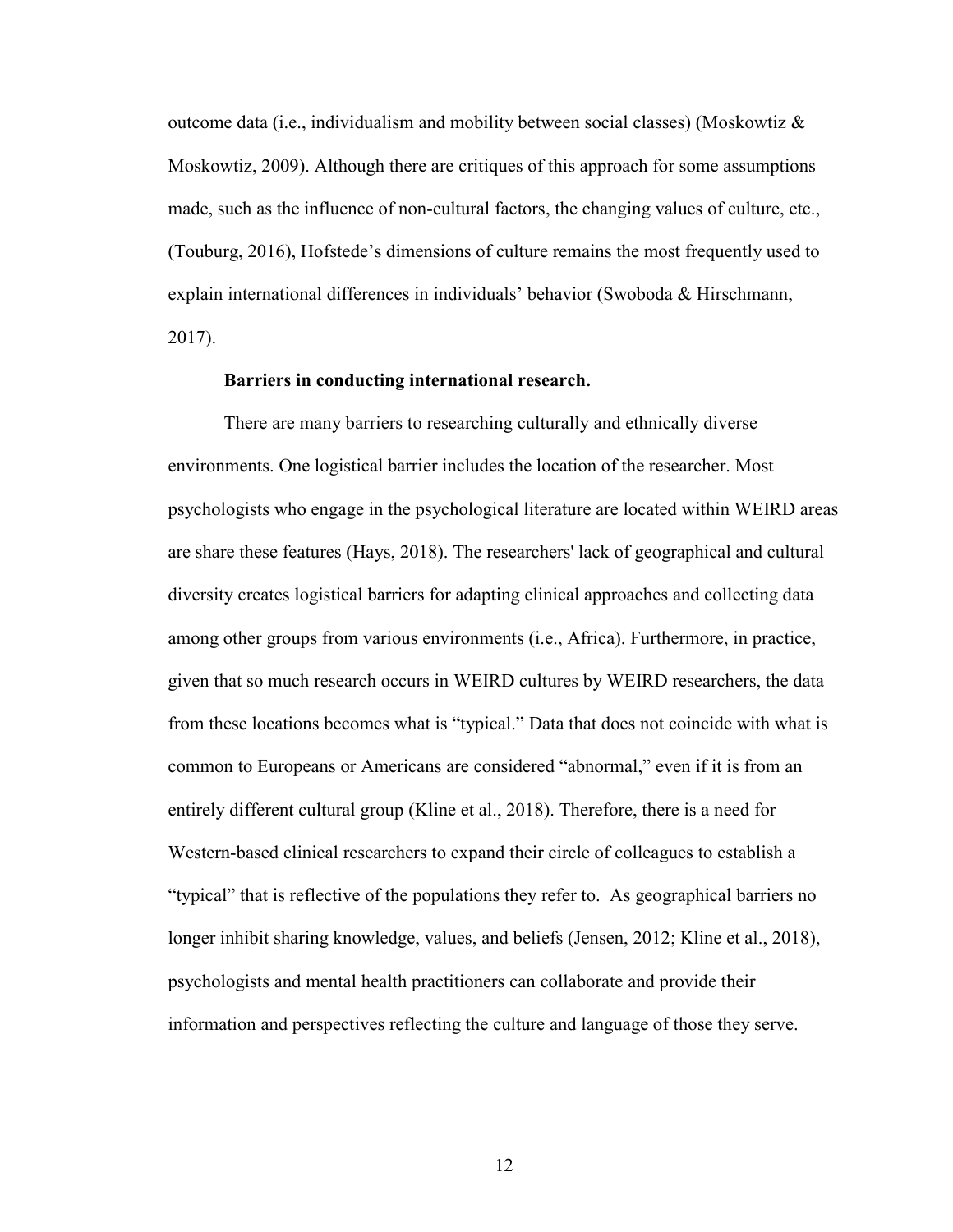outcome data (i.e., individualism and mobility between social classes) (Moskowtiz & Moskowtiz, 2009). Although there are critiques of this approach for some assumptions made, such as the influence of non-cultural factors, the changing values of culture, etc., (Touburg, 2016), Hofstede's dimensions of culture remains the most frequently used to explain international differences in individuals' behavior (Swoboda & Hirschmann, 2017).

**Barriers in conducting international research.**

There are many barriers to researching culturally and ethnically diverse environments. One logistical barrier includes the location of the researcher. Most psychologists who engage in the psychological literature are located within WEIRD areas are share these features (Hays, 2018). The researchers' lack of geographical and cultural diversity creates logistical barriers for adapting clinical approaches and collecting data among other groups from various environments (i.e., Africa). Furthermore, in practice, given that so much research occurs in WEIRD cultures by WEIRD researchers, the data from these locations becomes what is "typical." Data that does not coincide with what is common to Europeans or Americans are considered "abnormal," even if it is from an entirely different cultural group (Kline et al., 2018). Therefore, there is a need for Western-based clinical researchers to expand their circle of colleagues to establish a "typical" that is reflective of the populations they refer to. As geographical barriers no longer inhibit sharing knowledge, values, and beliefs (Jensen, 2012; Kline et al., 2018), psychologists and mental health practitioners can collaborate and provide their information and perspectives reflecting the culture and language of those they serve.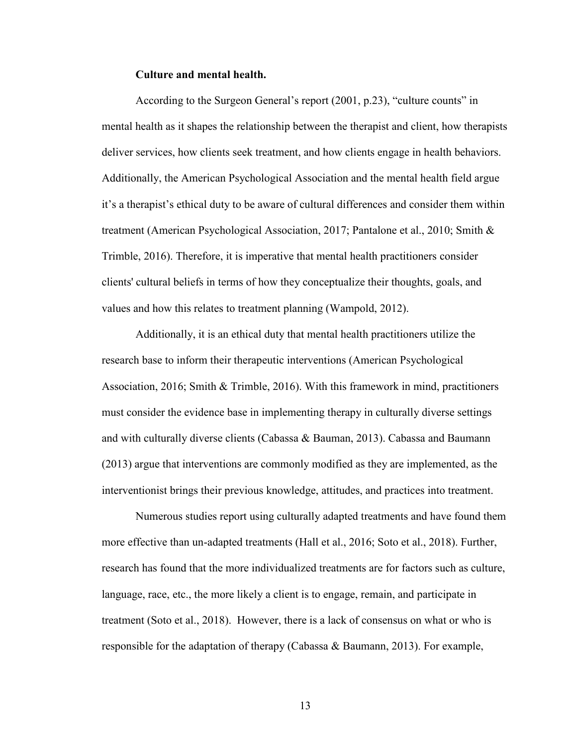**Culture and mental health.**

According to the Surgeon General's report (2001, p.23), "culture counts" in mental health as it shapes the relationship between the therapist and client, how therapists deliver services, how clients seek treatment, and how clients engage in health behaviors. Additionally, the American Psychological Association and the mental health field argue it's a therapist's ethical duty to be aware of cultural differences and consider them within treatment (American Psychological Association, 2017; Pantalone et al., 2010; Smith & Trimble, 2016). Therefore, it is imperative that mental health practitioners consider clients' cultural beliefs in terms of how they conceptualize their thoughts, goals, and values and how this relates to treatment planning (Wampold, 2012).

Additionally, it is an ethical duty that mental health practitioners utilize the research base to inform their therapeutic interventions (American Psychological Association, 2016; Smith & Trimble, 2016). With this framework in mind, practitioners must consider the evidence base in implementing therapy in culturally diverse settings and with culturally diverse clients (Cabassa & Bauman, 2013). Cabassa and Baumann (2013) argue that interventions are commonly modified as they are implemented, as the interventionist brings their previous knowledge, attitudes, and practices into treatment.

Numerous studies report using culturally adapted treatments and have found them more effective than un-adapted treatments (Hall et al., 2016; Soto et al., 2018). Further, research has found that the more individualized treatments are for factors such as culture, language, race, etc., the more likely a client is to engage, remain, and participate in treatment (Soto et al., 2018). However, there is a lack of consensus on what or who is responsible for the adaptation of therapy (Cabassa & Baumann, 2013). For example,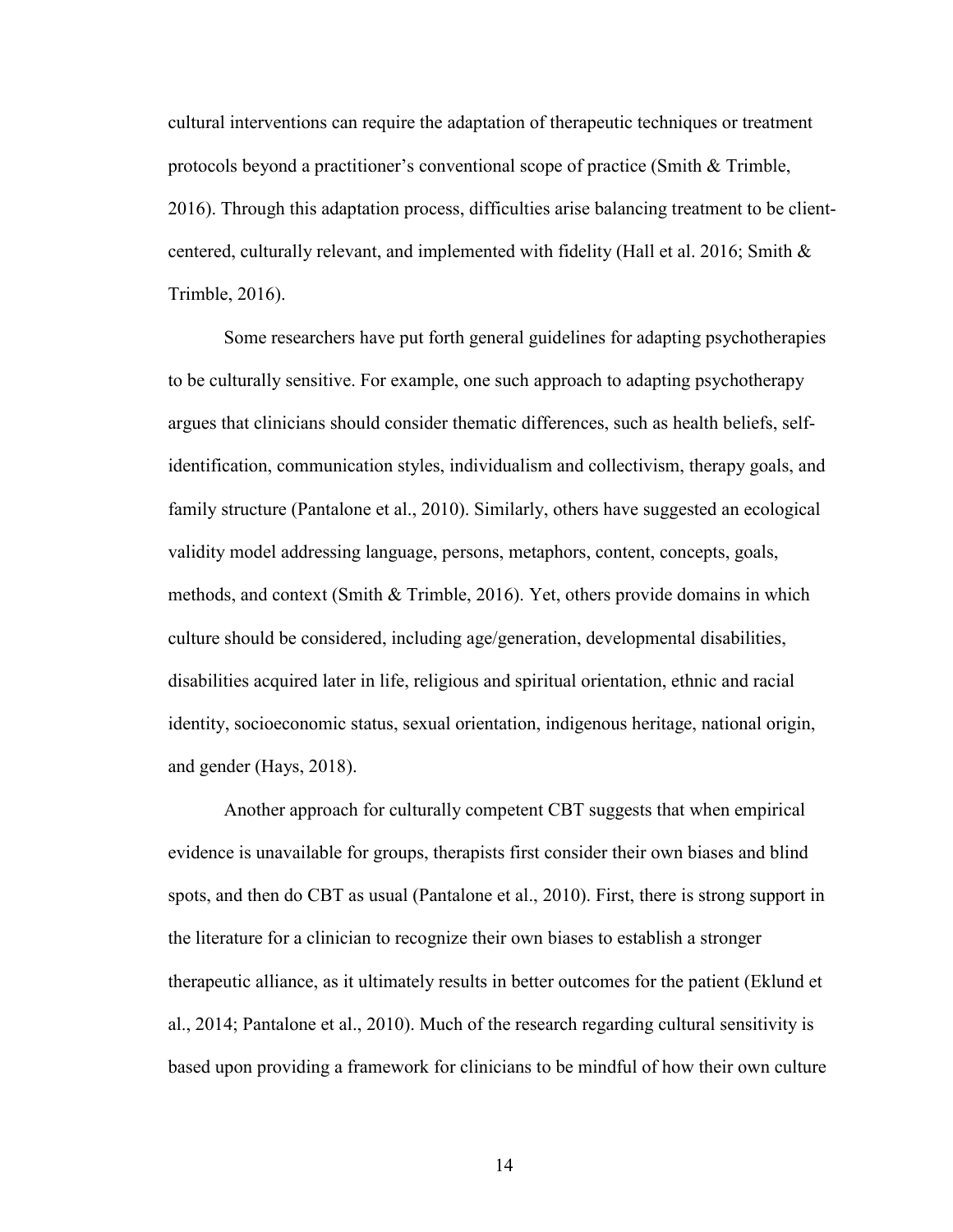cultural interventions can require the adaptation of therapeutic techniques or treatment protocols beyond a practitioner's conventional scope of practice (Smith & Trimble, 2016). Through this adaptation process, difficulties arise balancing treatment to be client-centered, culturally relevant, and implemented with fidelity (Hall et al. 2016; Smith & Trimble, 2016).

Some researchers have put forth general guidelines for adapting psychotherapies to be culturally sensitive. For example, one such approach to adapting psychotherapy argues that clinicians should consider thematic differences, such as health beliefs, self-identification, communication styles, individualism and collectivism, therapy goals, and family structure (Pantalone et al., 2010). Similarly, others have suggested an ecological validity model addressing language, persons, metaphors, content, concepts, goals, methods, and context (Smith & Trimble, 2016). Yet, others provide domains in which culture should be considered, including age/generation, developmental disabilities, disabilities acquired later in life, religious and spiritual orientation, ethnic and racial identity, socioeconomic status, sexual orientation, indigenous heritage, national origin, and gender (Hays, 2018).

Another approach for culturally competent CBT suggests that when empirical evidence is unavailable for groups, therapists first consider their own biases and blind spots, and then do CBT as usual (Pantalone et al., 2010). First, there is strong support in the literature for a clinician to recognize their own biases to establish a stronger therapeutic alliance, as it ultimately results in better outcomes for the patient (Eklund et al., 2014; Pantalone et al., 2010). Much of the research regarding cultural sensitivity is based upon providing a framework for clinicians to be mindful of how their own culture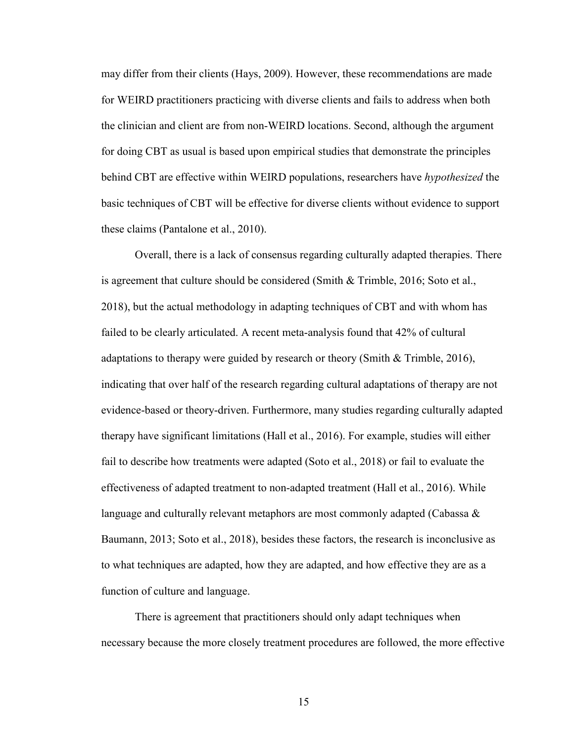may differ from their clients (Hays, 2009). However, these recommendations are made for WEIRD practitioners practicing with diverse clients and fails to address when both the clinician and client are from non-WEIRD locations. Second, although the argument for doing CBT as usual is based upon empirical studies that demonstrate the principles behind CBT are effective within WEIRD populations, researchers have *hypothesized* the basic techniques of CBT will be effective for diverse clients without evidence to support these claims (Pantalone et al., 2010).

Overall, there is a lack of consensus regarding culturally adapted therapies. There is agreement that culture should be considered (Smith & Trimble, 2016; Soto et al., 2018), but the actual methodology in adapting techniques of CBT and with whom has failed to be clearly articulated. A recent meta-analysis found that 42% of cultural adaptations to therapy were guided by research or theory (Smith & Trimble, 2016), indicating that over half of the research regarding cultural adaptations of therapy are not evidence-based or theory-driven. Furthermore, many studies regarding culturally adapted therapy have significant limitations (Hall et al., 2016). For example, studies will either fail to describe how treatments were adapted (Soto et al., 2018) or fail to evaluate the effectiveness of adapted treatment to non-adapted treatment (Hall et al., 2016). While language and culturally relevant metaphors are most commonly adapted (Cabassa & Baumann, 2013; Soto et al., 2018), besides these factors, the research is inconclusive as to what techniques are adapted, how they are adapted, and how effective they are as a function of culture and language.

There is agreement that practitioners should only adapt techniques when necessary because the more closely treatment procedures are followed, the more effective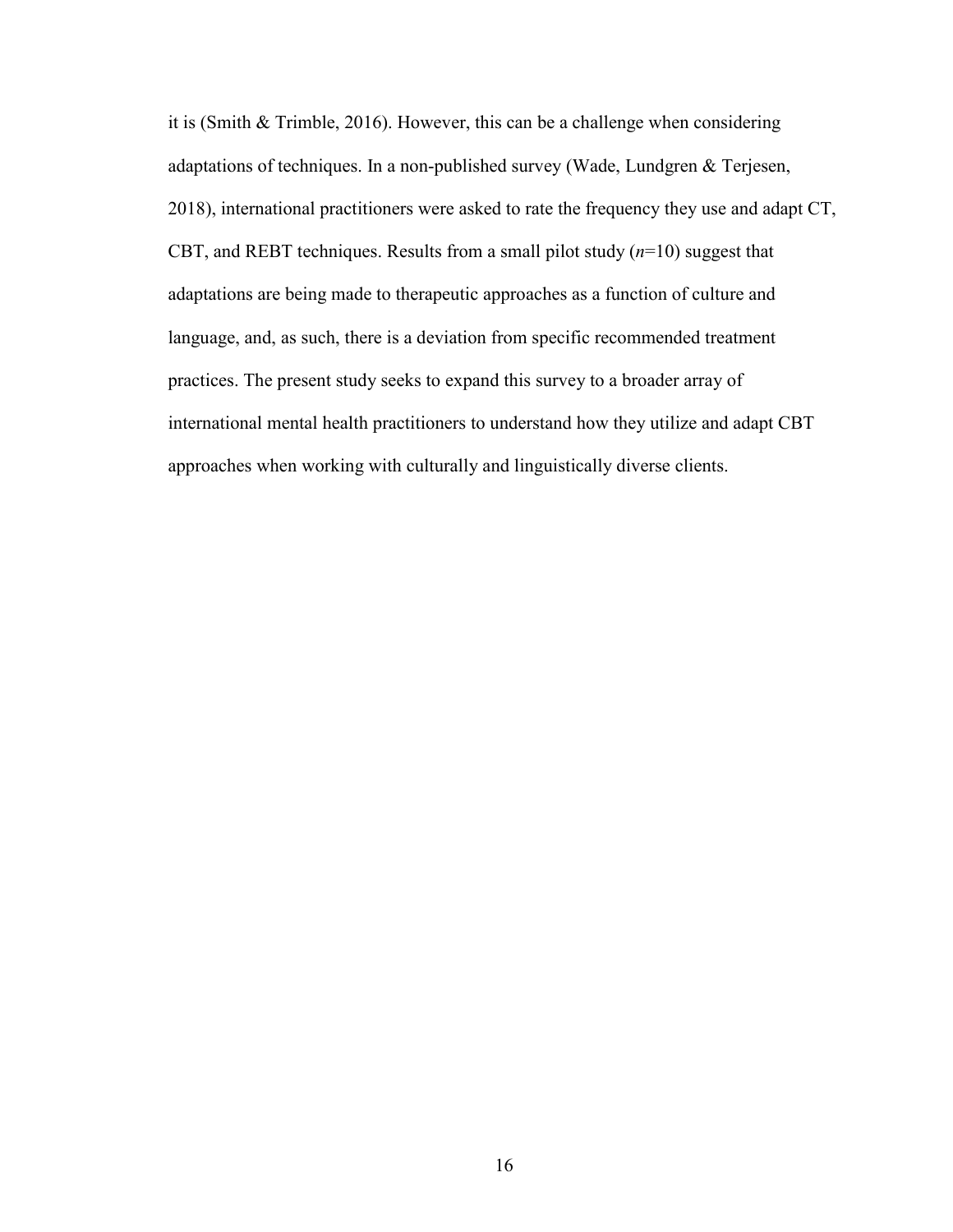it is (Smith & Trimble, 2016). However, this can be a challenge when considering adaptations of techniques. In a non-published survey (Wade, Lundgren & Terjesen, 2018), international practitioners were asked to rate the frequency they use and adapt CT, CBT, and REBT techniques. Results from a small pilot study ($n$=10) suggest that adaptations are being made to therapeutic approaches as a function of culture and language, and, as such, there is a deviation from specific recommended treatment practices. The present study seeks to expand this survey to a broader array of international mental health practitioners to understand how they utilize and adapt CBT approaches when working with culturally and linguistically diverse clients.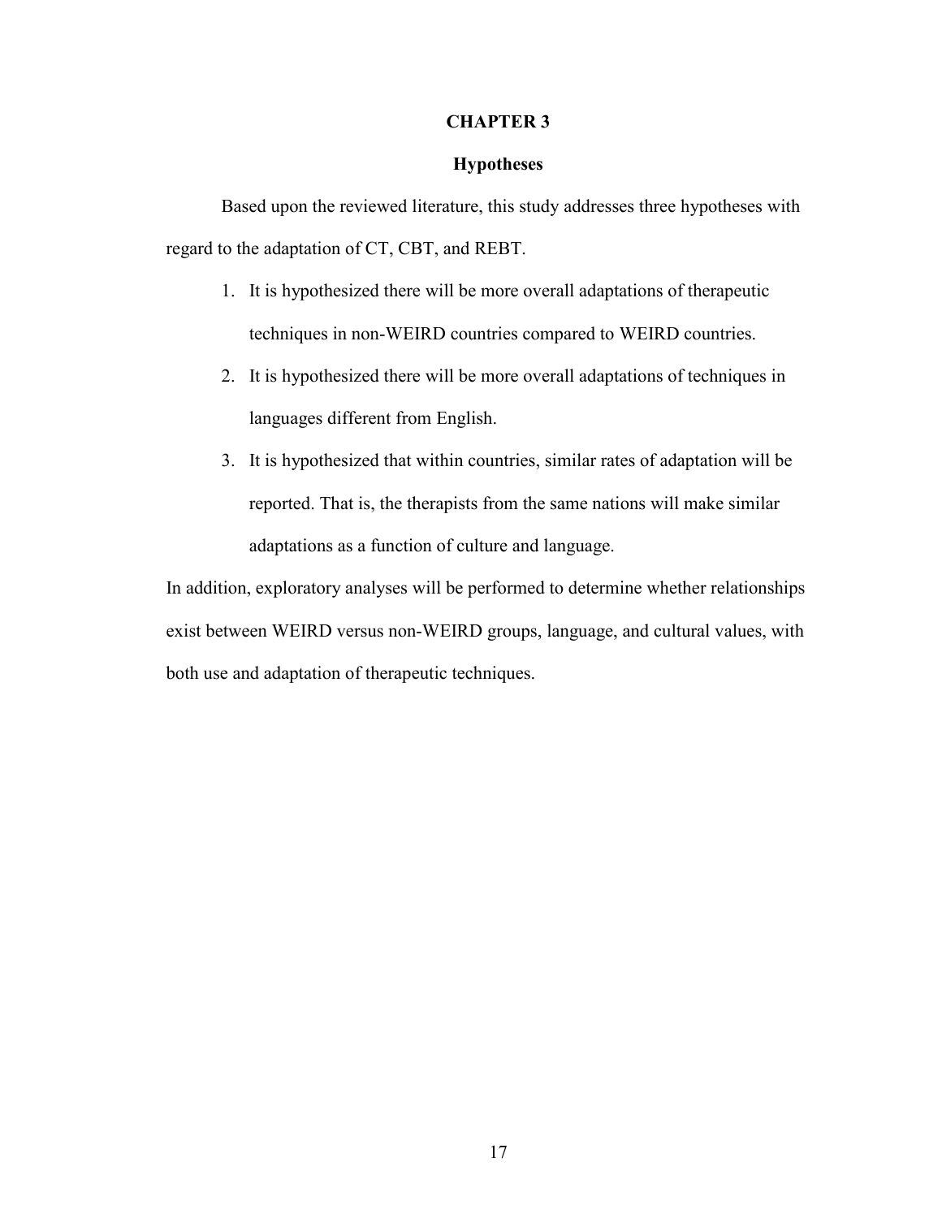# CHAPTER 3

## Hypotheses

Based upon the reviewed literature, this study addresses three hypotheses with regard to the adaptation of CT, CBT, and REBT.

1. It is hypothesized there will be more overall adaptations of therapeutic techniques in non-WEIRD countries compared to WEIRD countries.
2. It is hypothesized there will be more overall adaptations of techniques in languages different from English.
3. It is hypothesized that within countries, similar rates of adaptation will be reported. That is, the therapists from the same nations will make similar adaptations as a function of culture and language.

In addition, exploratory analyses will be performed to determine whether relationships exist between WEIRD versus non-WEIRD groups, language, and cultural values, with both use and adaptation of therapeutic techniques.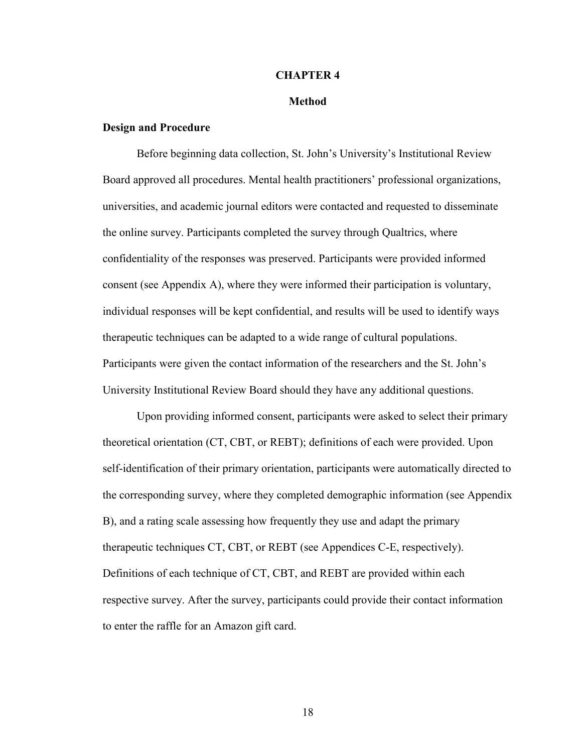# CHAPTER 4

## Method

### Design and Procedure

Before beginning data collection, St. John's University's Institutional Review Board approved all procedures. Mental health practitioners' professional organizations, universities, and academic journal editors were contacted and requested to disseminate the online survey. Participants completed the survey through Qualtrics, where confidentiality of the responses was preserved. Participants were provided informed consent (see Appendix A), where they were informed their participation is voluntary, individual responses will be kept confidential, and results will be used to identify ways therapeutic techniques can be adapted to a wide range of cultural populations. Participants were given the contact information of the researchers and the St. John's University Institutional Review Board should they have any additional questions.

Upon providing informed consent, participants were asked to select their primary theoretical orientation (CT, CBT, or REBT); definitions of each were provided. Upon self-identification of their primary orientation, participants were automatically directed to the corresponding survey, where they completed demographic information (see Appendix B), and a rating scale assessing how frequently they use and adapt the primary therapeutic techniques CT, CBT, or REBT (see Appendices C-E, respectively). Definitions of each technique of CT, CBT, and REBT are provided within each respective survey. After the survey, participants could provide their contact information to enter the raffle for an Amazon gift card.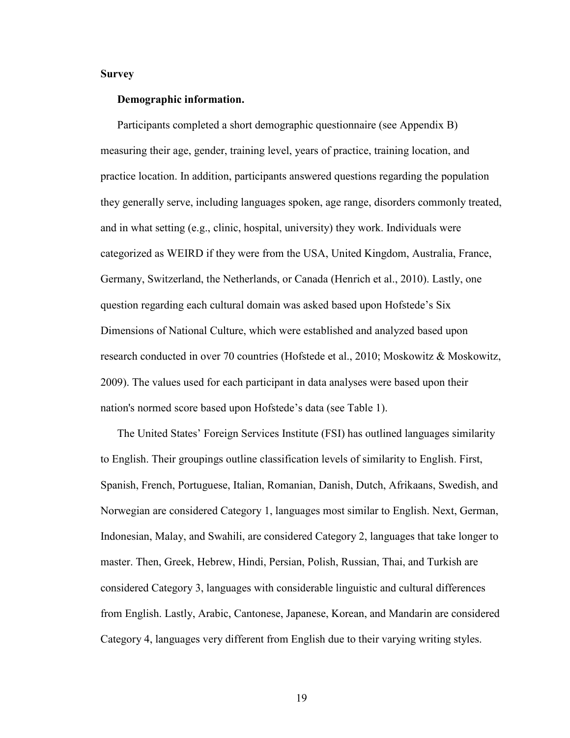**Survey**

**Demographic information.**

Participants completed a short demographic questionnaire (see Appendix B) measuring their age, gender, training level, years of practice, training location, and practice location. In addition, participants answered questions regarding the population they generally serve, including languages spoken, age range, disorders commonly treated, and in what setting (e.g., clinic, hospital, university) they work. Individuals were categorized as WEIRD if they were from the USA, United Kingdom, Australia, France, Germany, Switzerland, the Netherlands, or Canada (Henrich et al., 2010). Lastly, one question regarding each cultural domain was asked based upon Hofstede's Six Dimensions of National Culture, which were established and analyzed based upon research conducted in over 70 countries (Hofstede et al., 2010; Moskowitz & Moskowitz, 2009). The values used for each participant in data analyses were based upon their nation's normed score based upon Hofstede's data (see Table 1).

The United States' Foreign Services Institute (FSI) has outlined languages similarity to English. Their groupings outline classification levels of similarity to English. First, Spanish, French, Portuguese, Italian, Romanian, Danish, Dutch, Afrikaans, Swedish, and Norwegian are considered Category 1, languages most similar to English. Next, German, Indonesian, Malay, and Swahili, are considered Category 2, languages that take longer to master. Then, Greek, Hebrew, Hindi, Persian, Polish, Russian, Thai, and Turkish are considered Category 3, languages with considerable linguistic and cultural differences from English. Lastly, Arabic, Cantonese, Japanese, Korean, and Mandarin are considered Category 4, languages very different from English due to their varying writing styles.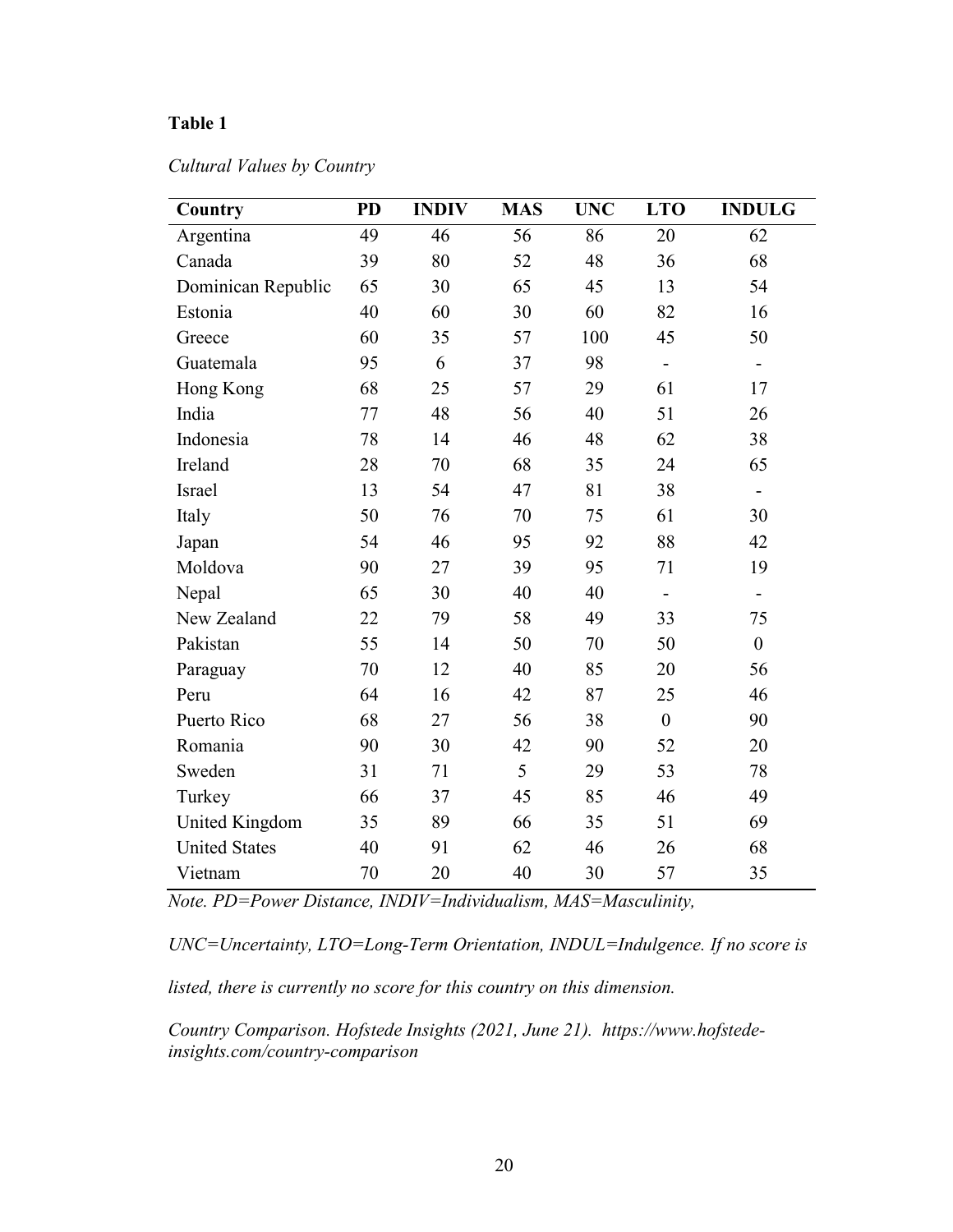**Table 1**

*Cultural Values by Country*

| Country | PD | INDIV | MAS | UNC | LTO | INDULG |
|---|---|---|---|---|---|---|
| Argentina | 49 | 46 | 56 | 86 | 20 | 62 |
| Canada | 39 | 80 | 52 | 48 | 36 | 68 |
| Dominican Republic | 65 | 30 | 65 | 45 | 13 | 54 |
| Estonia | 40 | 60 | 30 | 60 | 82 | 16 |
| Greece | 60 | 35 | 57 | 100 | 45 | 50 |
| Guatemala | 95 | 6 | 37 | 98 | - | - |
| Hong Kong | 68 | 25 | 57 | 29 | 61 | 17 |
| India | 77 | 48 | 56 | 40 | 51 | 26 |
| Indonesia | 78 | 14 | 46 | 48 | 62 | 38 |
| Ireland | 28 | 70 | 68 | 35 | 24 | 65 |
| Israel | 13 | 54 | 47 | 81 | 38 | - |
| Italy | 50 | 76 | 70 | 75 | 61 | 30 |
| Japan | 54 | 46 | 95 | 92 | 88 | 42 |
| Moldova | 90 | 27 | 39 | 95 | 71 | 19 |
| Nepal | 65 | 30 | 40 | 40 | - | - |
| New Zealand | 22 | 79 | 58 | 49 | 33 | 75 |
| Pakistan | 55 | 14 | 50 | 70 | 50 | 0 |
| Paraguay | 70 | 12 | 40 | 85 | 20 | 56 |
| Peru | 64 | 16 | 42 | 87 | 25 | 46 |
| Puerto Rico | 68 | 27 | 56 | 38 | 0 | 90 |
| Romania | 90 | 30 | 42 | 90 | 52 | 20 |
| Sweden | 31 | 71 | 5 | 29 | 53 | 78 |
| Turkey | 66 | 37 | 45 | 85 | 46 | 49 |
| United Kingdom | 35 | 89 | 66 | 35 | 51 | 69 |
| United States | 40 | 91 | 62 | 46 | 26 | 68 |
| Vietnam | 70 | 20 | 40 | 30 | 57 | 35 |

*Note. PD=Power Distance, INDIV=Individualism, MAS=Masculinity, UNC=Uncertainty, LTO=Long-Term Orientation, INDUL=Indulgence. If no score is listed, there is currently no score for this country on this dimension.*

*Country Comparison. Hofstede Insights (2021, June 21). https://www.hofstede-insights.com/country-comparison*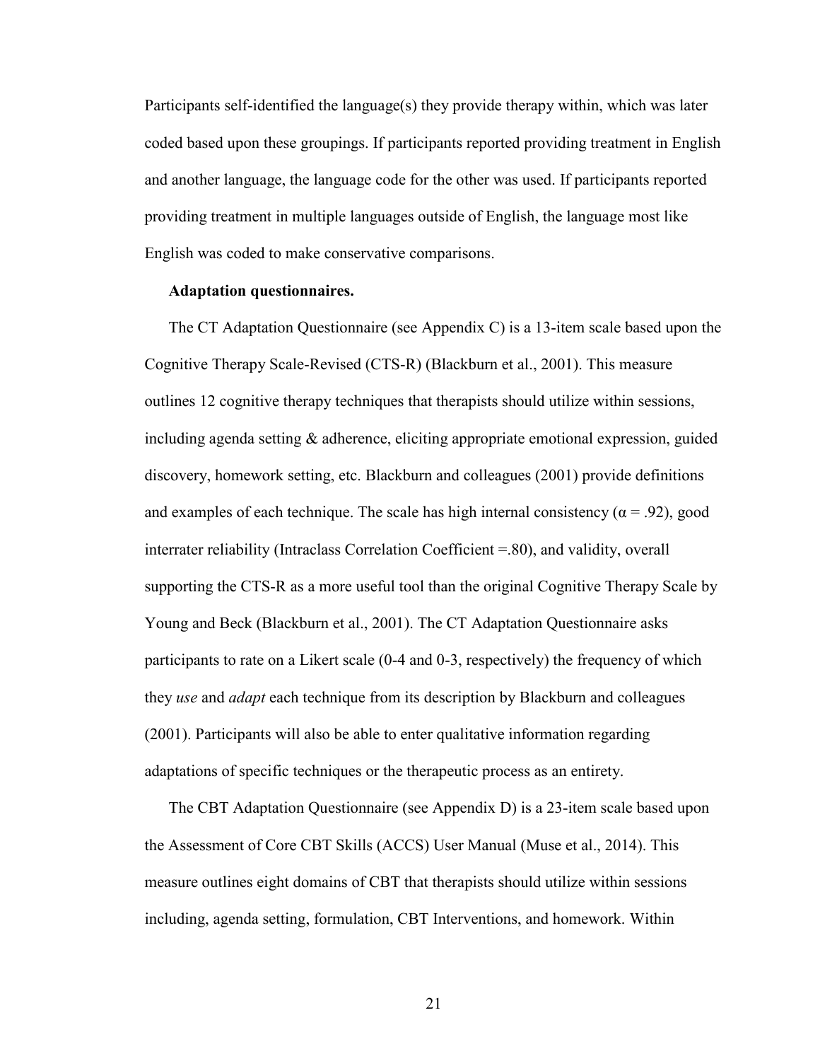Participants self-identified the language(s) they provide therapy within, which was later coded based upon these groupings. If participants reported providing treatment in English and another language, the language code for the other was used. If participants reported providing treatment in multiple languages outside of English, the language most like English was coded to make conservative comparisons.

**Adaptation questionnaires.**

The CT Adaptation Questionnaire (see Appendix C) is a 13-item scale based upon the Cognitive Therapy Scale-Revised (CTS-R) (Blackburn et al., 2001). This measure outlines 12 cognitive therapy techniques that therapists should utilize within sessions, including agenda setting & adherence, eliciting appropriate emotional expression, guided discovery, homework setting, etc. Blackburn and colleagues (2001) provide definitions and examples of each technique. The scale has high internal consistency ($\alpha = .92$), good interrater reliability (Intraclass Correlation Coefficient =.80), and validity, overall supporting the CTS-R as a more useful tool than the original Cognitive Therapy Scale by Young and Beck (Blackburn et al., 2001). The CT Adaptation Questionnaire asks participants to rate on a Likert scale (0-4 and 0-3, respectively) the frequency of which they *use* and *adapt* each technique from its description by Blackburn and colleagues (2001). Participants will also be able to enter qualitative information regarding adaptations of specific techniques or the therapeutic process as an entirety.

The CBT Adaptation Questionnaire (see Appendix D) is a 23-item scale based upon the Assessment of Core CBT Skills (ACCS) User Manual (Muse et al., 2014). This measure outlines eight domains of CBT that therapists should utilize within sessions including, agenda setting, formulation, CBT Interventions, and homework. Within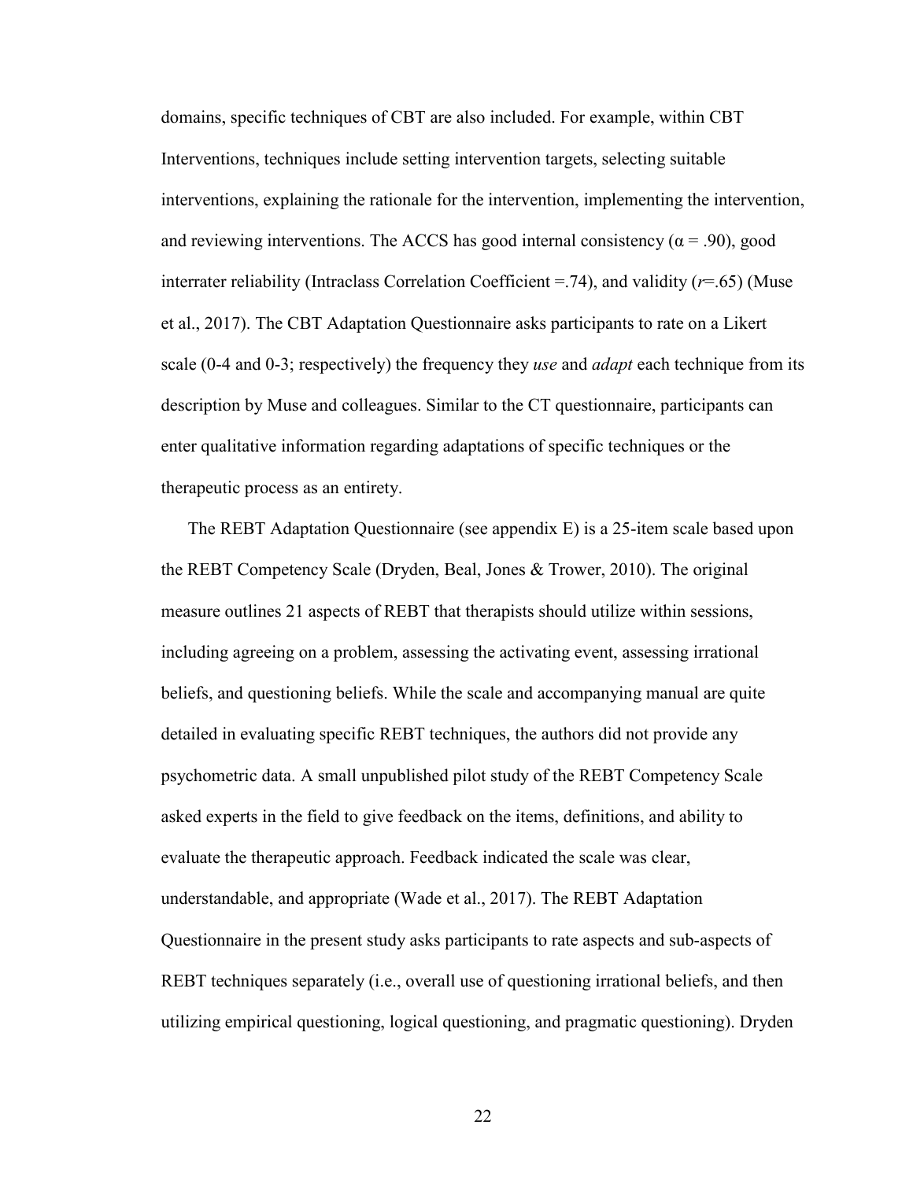domains, specific techniques of CBT are also included. For example, within CBT Interventions, techniques include setting intervention targets, selecting suitable interventions, explaining the rationale for the intervention, implementing the intervention, and reviewing interventions. The ACCS has good internal consistency ($\alpha = .90$), good interrater reliability (Intraclass Correlation Coefficient =.74), and validity ($r$=.65) (Muse et al., 2017). The CBT Adaptation Questionnaire asks participants to rate on a Likert scale (0-4 and 0-3; respectively) the frequency they *use* and *adapt* each technique from its description by Muse and colleagues. Similar to the CT questionnaire, participants can enter qualitative information regarding adaptations of specific techniques or the therapeutic process as an entirety.

The REBT Adaptation Questionnaire (see appendix E) is a 25-item scale based upon the REBT Competency Scale (Dryden, Beal, Jones & Trower, 2010). The original measure outlines 21 aspects of REBT that therapists should utilize within sessions, including agreeing on a problem, assessing the activating event, assessing irrational beliefs, and questioning beliefs. While the scale and accompanying manual are quite detailed in evaluating specific REBT techniques, the authors did not provide any psychometric data. A small unpublished pilot study of the REBT Competency Scale asked experts in the field to give feedback on the items, definitions, and ability to evaluate the therapeutic approach. Feedback indicated the scale was clear, understandable, and appropriate (Wade et al., 2017). The REBT Adaptation Questionnaire in the present study asks participants to rate aspects and sub-aspects of REBT techniques separately (i.e., overall use of questioning irrational beliefs, and then utilizing empirical questioning, logical questioning, and pragmatic questioning). Dryden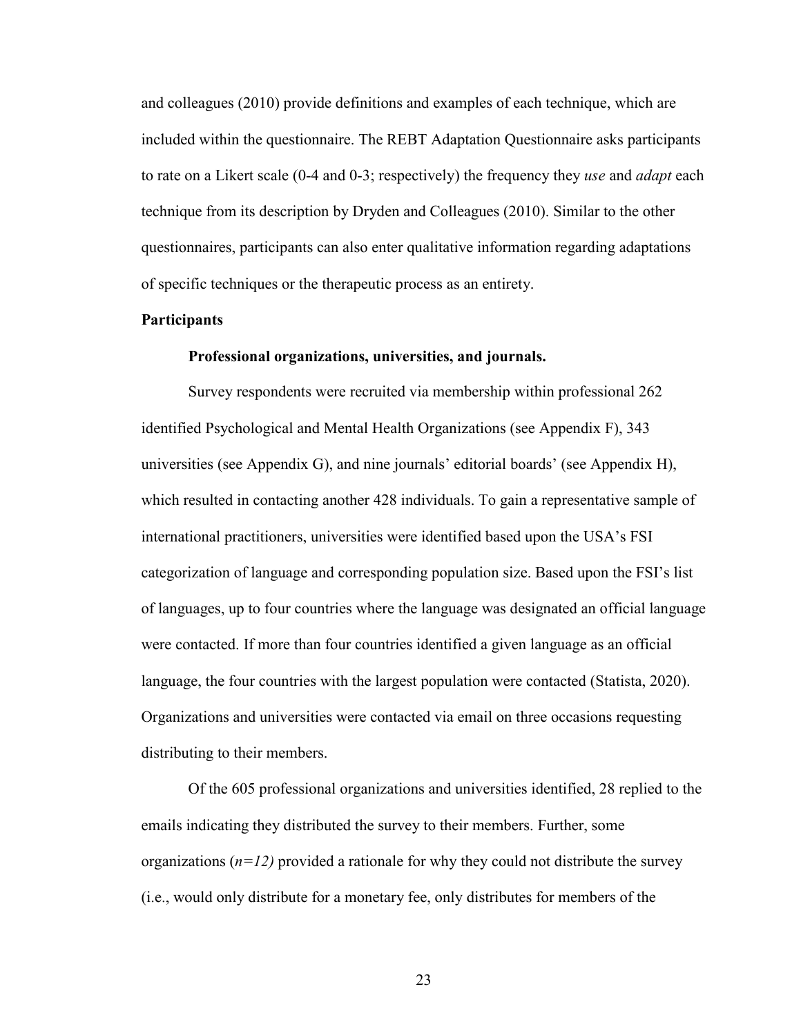and colleagues (2010) provide definitions and examples of each technique, which are included within the questionnaire. The REBT Adaptation Questionnaire asks participants to rate on a Likert scale (0-4 and 0-3; respectively) the frequency they *use* and *adapt* each technique from its description by Dryden and Colleagues (2010). Similar to the other questionnaires, participants can also enter qualitative information regarding adaptations of specific techniques or the therapeutic process as an entirety.

## Participants

### Professional organizations, universities, and journals.

Survey respondents were recruited via membership within professional 262 identified Psychological and Mental Health Organizations (see Appendix F), 343 universities (see Appendix G), and nine journals' editorial boards' (see Appendix H), which resulted in contacting another 428 individuals. To gain a representative sample of international practitioners, universities were identified based upon the USA's FSI categorization of language and corresponding population size. Based upon the FSI's list of languages, up to four countries where the language was designated an official language were contacted. If more than four countries identified a given language as an official language, the four countries with the largest population were contacted (Statista, 2020). Organizations and universities were contacted via email on three occasions requesting distributing to their members.

Of the 605 professional organizations and universities identified, 28 replied to the emails indicating they distributed the survey to their members. Further, some organizations (*n=12)* provided a rationale for why they could not distribute the survey (i.e., would only distribute for a monetary fee, only distributes for members of the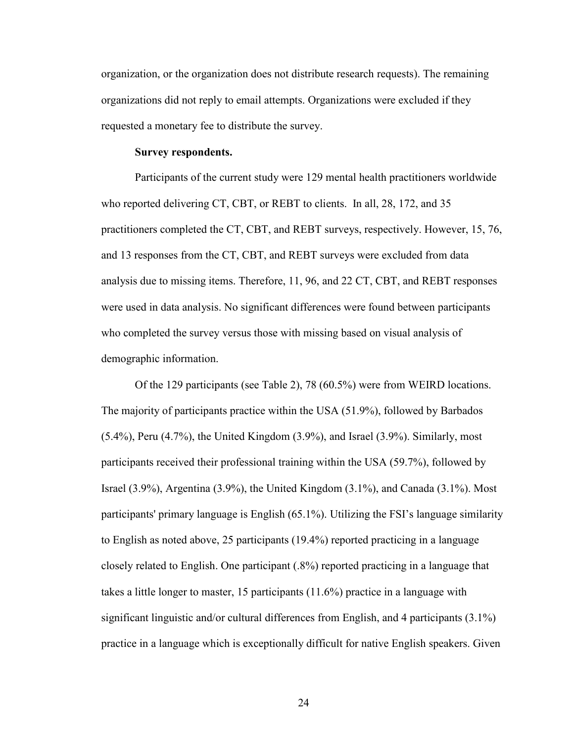organization, or the organization does not distribute research requests). The remaining organizations did not reply to email attempts. Organizations were excluded if they requested a monetary fee to distribute the survey.

**Survey respondents.**

Participants of the current study were 129 mental health practitioners worldwide who reported delivering CT, CBT, or REBT to clients. In all, 28, 172, and 35 practitioners completed the CT, CBT, and REBT surveys, respectively. However, 15, 76, and 13 responses from the CT, CBT, and REBT surveys were excluded from data analysis due to missing items. Therefore, 11, 96, and 22 CT, CBT, and REBT responses were used in data analysis. No significant differences were found between participants who completed the survey versus those with missing based on visual analysis of demographic information.

Of the 129 participants (see Table 2), 78 (60.5%) were from WEIRD locations. The majority of participants practice within the USA (51.9%), followed by Barbados (5.4%), Peru (4.7%), the United Kingdom (3.9%), and Israel (3.9%). Similarly, most participants received their professional training within the USA (59.7%), followed by Israel (3.9%), Argentina (3.9%), the United Kingdom (3.1%), and Canada (3.1%). Most participants' primary language is English (65.1%). Utilizing the FSI's language similarity to English as noted above, 25 participants (19.4%) reported practicing in a language closely related to English. One participant (.8%) reported practicing in a language that takes a little longer to master, 15 participants (11.6%) practice in a language with significant linguistic and/or cultural differences from English, and 4 participants (3.1%) practice in a language which is exceptionally difficult for native English speakers. Given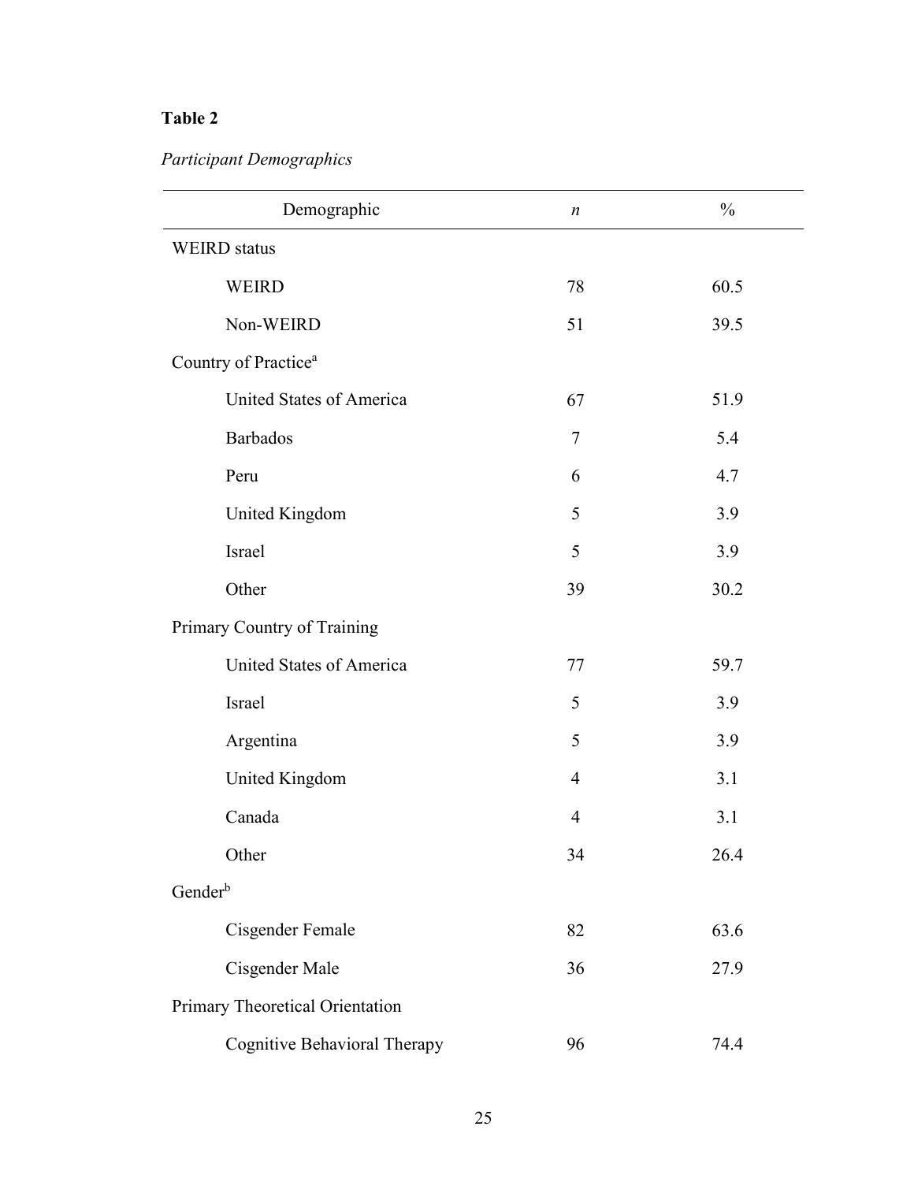**Table 2**

*Participant Demographics*

| Demographic | *n* | % |
|---|---|---|
| WEIRD status | | |
| WEIRD | 78 | 60.5 |
| Non-WEIRD | 51 | 39.5 |
| Country of Practice[a] | | |
| United States of America | 67 | 51.9 |
| Barbados | 7 | 5.4 |
| Peru | 6 | 4.7 |
| United Kingdom | 5 | 3.9 |
| Israel | 5 | 3.9 |
| Other | 39 | 30.2 |
| Primary Country of Training | | |
| United States of America | 77 | 59.7 |
| Israel | 5 | 3.9 |
| Argentina | 5 | 3.9 |
| United Kingdom | 4 | 3.1 |
| Canada | 4 | 3.1 |
| Other | 34 | 26.4 |
| Gender[b] | | |
| Cisgender Female | 82 | 63.6 |
| Cisgender Male | 36 | 27.9 |
| Primary Theoretical Orientation | | |
| Cognitive Behavioral Therapy | 96 | 74.4 |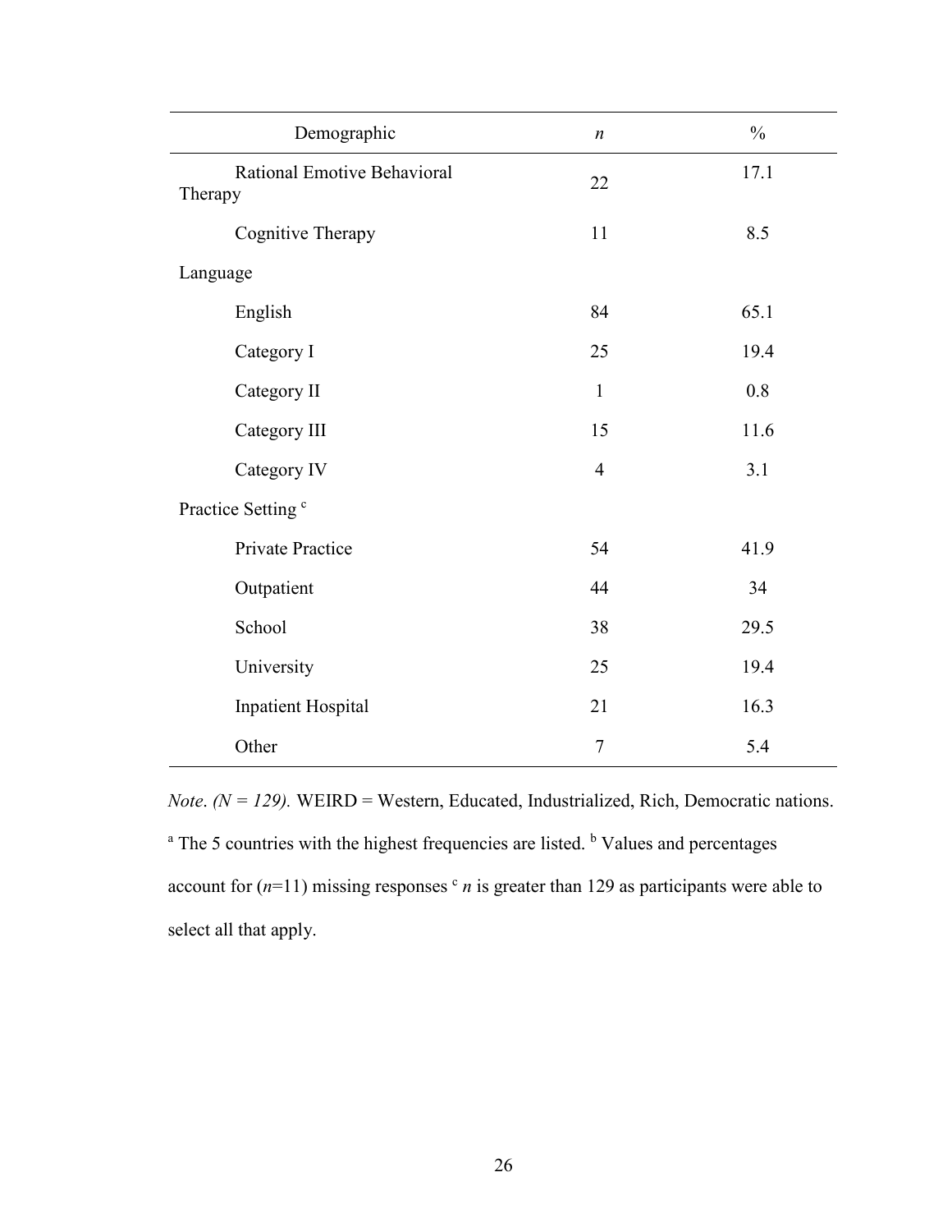| Demographic | *n* | % |
|---|---|---|
| Rational Emotive Behavioral Therapy | 22 | 17.1 |
| Cognitive Therapy | 11 | 8.5 |
| Language | | |
| English | 84 | 65.1 |
| Category I | 25 | 19.4 |
| Category II | 1 | 0.8 |
| Category III | 15 | 11.6 |
| Category IV | 4 | 3.1 |
| Practice Setting [c] | | |
| Private Practice | 54 | 41.9 |
| Outpatient | 44 | 34 |
| School | 38 | 29.5 |
| University | 25 | 19.4 |
| Inpatient Hospital | 21 | 16.3 |
| Other | 7 | 5.4 |

*Note*. *(N = 129).* WEIRD = Western, Educated, Industrialized, Rich, Democratic nations. [a] The 5 countries with the highest frequencies are listed. [b] Values and percentages account for (*n*=11) missing responses [c] *n* is greater than 129 as participants were able to select all that apply.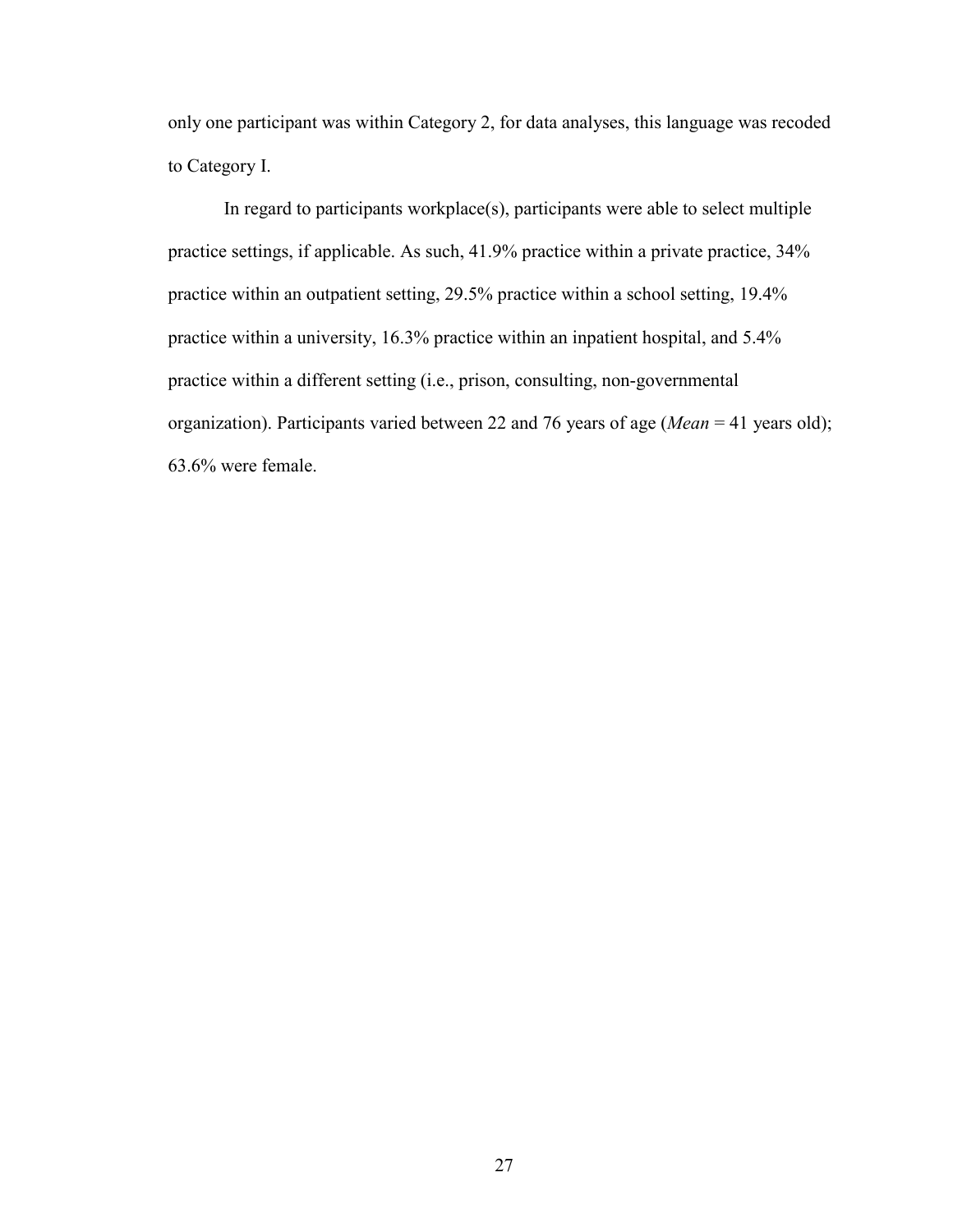only one participant was within Category 2, for data analyses, this language was recoded to Category I.

In regard to participants workplace(s), participants were able to select multiple practice settings, if applicable. As such, 41.9% practice within a private practice, 34% practice within an outpatient setting, 29.5% practice within a school setting, 19.4% practice within a university, 16.3% practice within an inpatient hospital, and 5.4% practice within a different setting (i.e., prison, consulting, non-governmental organization). Participants varied between 22 and 76 years of age (*Mean* = 41 years old); 63.6% were female.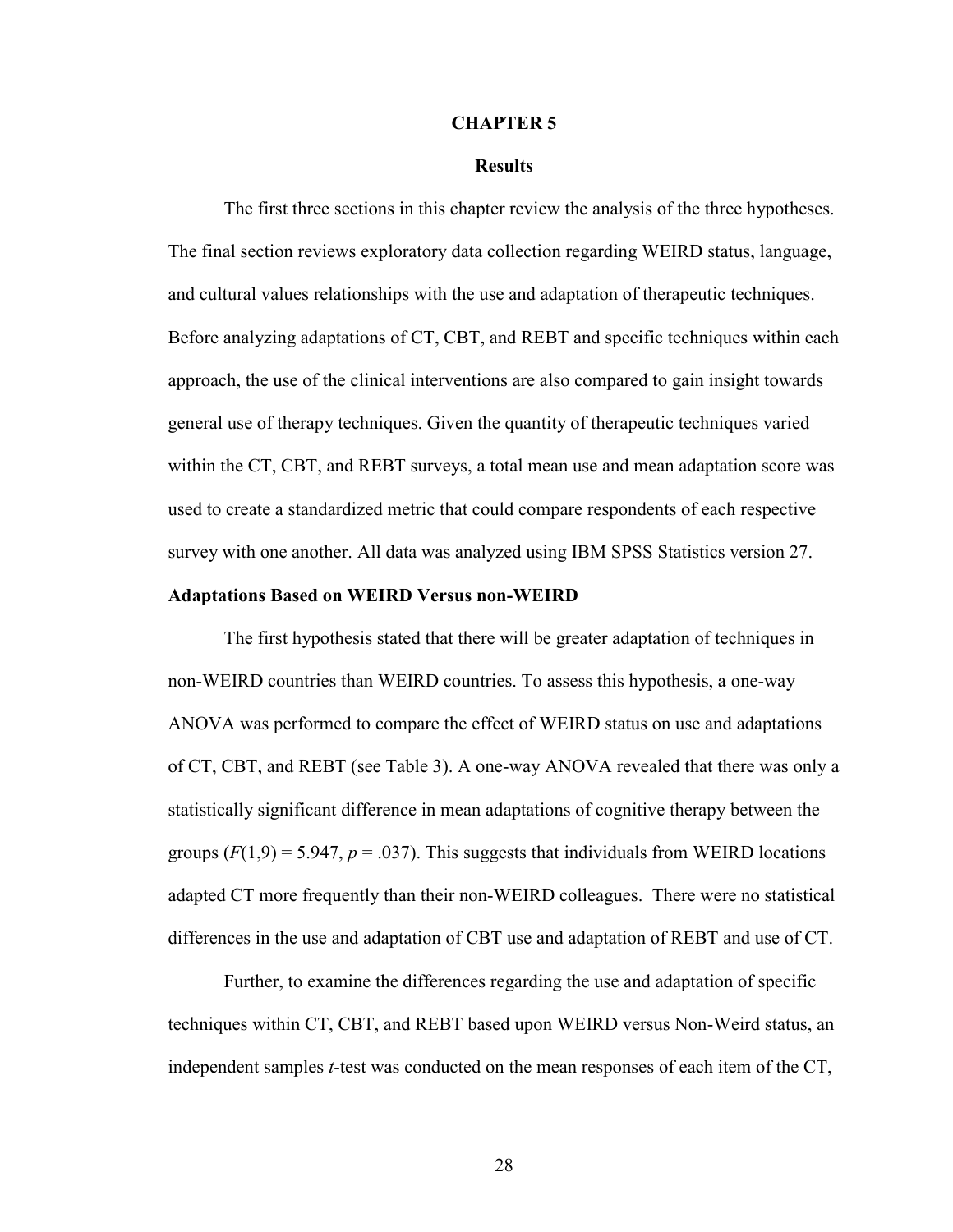# CHAPTER 5

## Results

The first three sections in this chapter review the analysis of the three hypotheses. The final section reviews exploratory data collection regarding WEIRD status, language, and cultural values relationships with the use and adaptation of therapeutic techniques. Before analyzing adaptations of CT, CBT, and REBT and specific techniques within each approach, the use of the clinical interventions are also compared to gain insight towards general use of therapy techniques. Given the quantity of therapeutic techniques varied within the CT, CBT, and REBT surveys, a total mean use and mean adaptation score was used to create a standardized metric that could compare respondents of each respective survey with one another. All data was analyzed using IBM SPSS Statistics version 27.

### Adaptations Based on WEIRD Versus non-WEIRD

The first hypothesis stated that there will be greater adaptation of techniques in non-WEIRD countries than WEIRD countries. To assess this hypothesis, a one-way ANOVA was performed to compare the effect of WEIRD status on use and adaptations of CT, CBT, and REBT (see Table 3). A one-way ANOVA revealed that there was only a statistically significant difference in mean adaptations of cognitive therapy between the groups ($F(1,9) = 5.947$, $p = .037$). This suggests that individuals from WEIRD locations adapted CT more frequently than their non-WEIRD colleagues. There were no statistical differences in the use and adaptation of CBT use and adaptation of REBT and use of CT.

Further, to examine the differences regarding the use and adaptation of specific techniques within CT, CBT, and REBT based upon WEIRD versus Non-Weird status, an independent samples *t*-test was conducted on the mean responses of each item of the CT,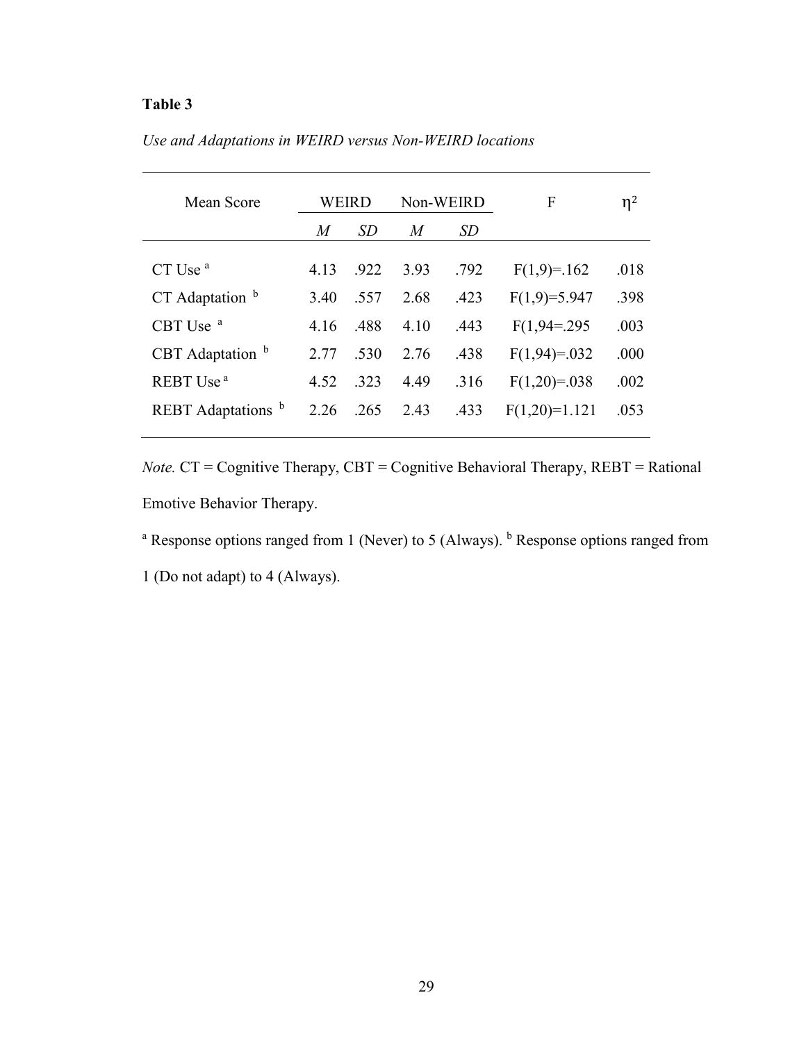**Table 3**

*Use and Adaptations in WEIRD versus Non-WEIRD locations*

| Mean Score | WEIRD | | Non-WEIRD | | F | $\eta^2$ |
|---|---|---|---|---|---|---|
| | *M* | *SD* | *M* | *SD* | | |
| CT Use [a] | 4.13 | .922 | 3.93 | .792 | $F(1,9)=.162$ | .018 |
| CT Adaptation [b] | 3.40 | .557 | 2.68 | .423 | $F(1,9)=5.947$ | .398 |
| CBT Use [a] | 4.16 | .488 | 4.10 | .443 | F(1,94=.295 | .003 |
| CBT Adaptation [b] | 2.77 | .530 | 2.76 | .438 | $F(1,94)=.032$ | .000 |
| REBT Use [a] | 4.52 | .323 | 4.49 | .316 | $F(1,20)=.038$ | .002 |
| REBT Adaptations [b] | 2.26 | .265 | 2.43 | .433 | $F(1,20)=1.121$ | .053 |

*Note.* CT = Cognitive Therapy, CBT = Cognitive Behavioral Therapy, REBT = Rational Emotive Behavior Therapy.

[a] Response options ranged from 1 (Never) to 5 (Always). [b] Response options ranged from 1 (Do not adapt) to 4 (Always).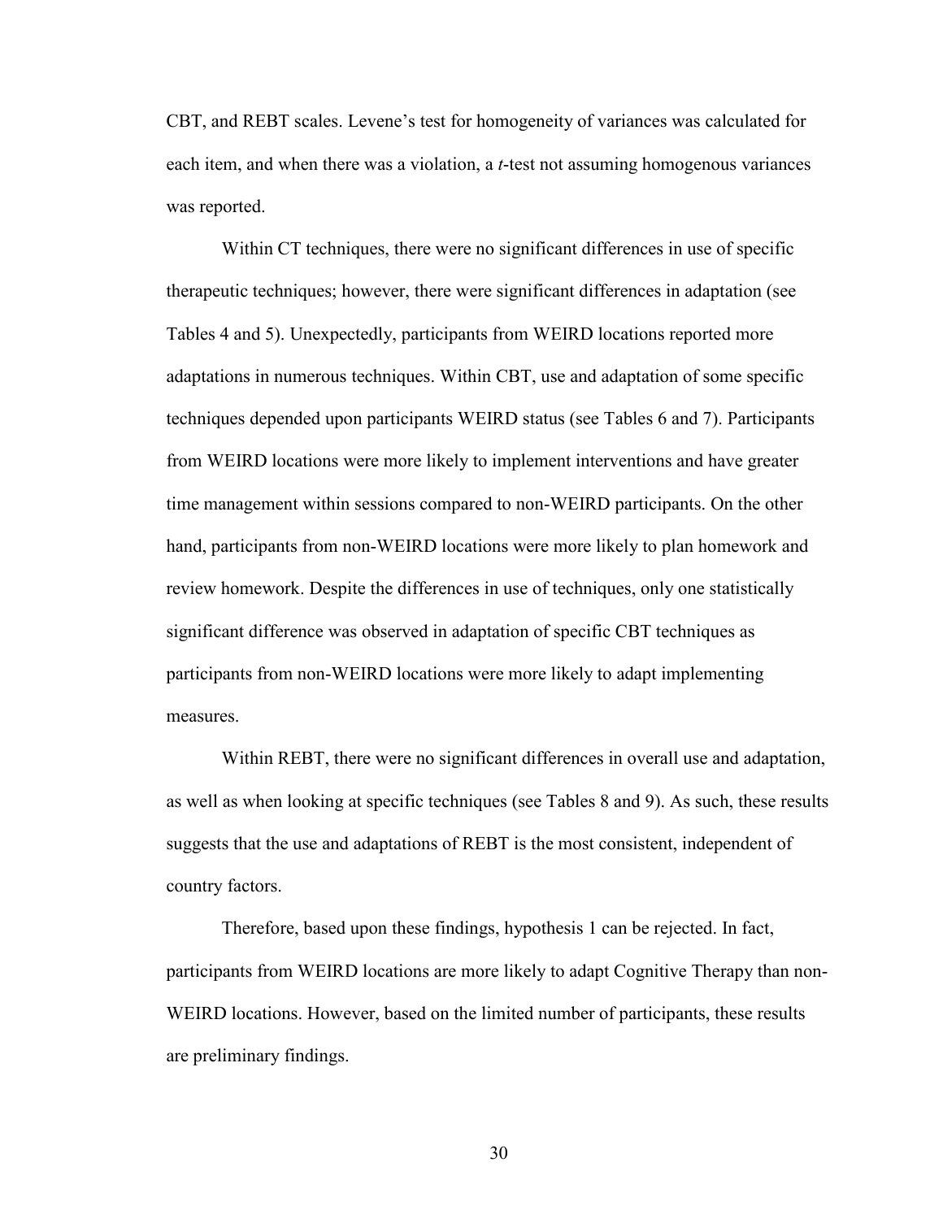CBT, and REBT scales. Levene's test for homogeneity of variances was calculated for each item, and when there was a violation, a *t*-test not assuming homogenous variances was reported.

Within CT techniques, there were no significant differences in use of specific therapeutic techniques; however, there were significant differences in adaptation (see Tables 4 and 5). Unexpectedly, participants from WEIRD locations reported more adaptations in numerous techniques. Within CBT, use and adaptation of some specific techniques depended upon participants WEIRD status (see Tables 6 and 7). Participants from WEIRD locations were more likely to implement interventions and have greater time management within sessions compared to non-WEIRD participants. On the other hand, participants from non-WEIRD locations were more likely to plan homework and review homework. Despite the differences in use of techniques, only one statistically significant difference was observed in adaptation of specific CBT techniques as participants from non-WEIRD locations were more likely to adapt implementing measures.

Within REBT, there were no significant differences in overall use and adaptation, as well as when looking at specific techniques (see Tables 8 and 9). As such, these results suggests that the use and adaptations of REBT is the most consistent, independent of country factors.

Therefore, based upon these findings, hypothesis 1 can be rejected. In fact, participants from WEIRD locations are more likely to adapt Cognitive Therapy than non-WEIRD locations. However, based on the limited number of participants, these results are preliminary findings.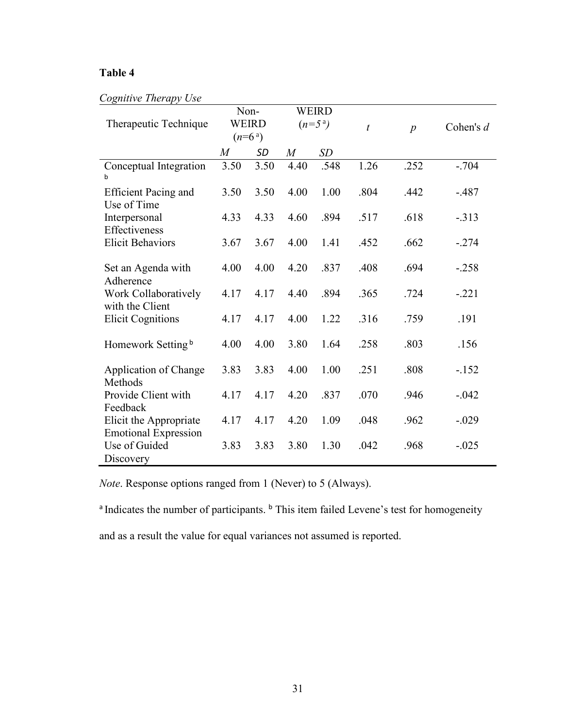**Table 4**

*Cognitive Therapy Use*

| Therapeutic Technique | Non-WEIRD ($n$=6 [a]) | | WEIRD ($n$=5 [a]) | | $t$ | $p$ | Cohen's $d$ |
|---|---|---|---|---|---|---|---|
| | $M$ | $SD$ | $M$ | $SD$ | | | |
| Conceptual Integration [b] | 3.50 | 3.50 | 4.40 | .548 | 1.26 | .252 | -.704 |
| Efficient Pacing and Use of Time | 3.50 | 3.50 | 4.00 | 1.00 | .804 | .442 | -.487 |
| Interpersonal Effectiveness | 4.33 | 4.33 | 4.60 | .894 | .517 | .618 | -.313 |
| Elicit Behaviors | 3.67 | 3.67 | 4.00 | 1.41 | .452 | .662 | -.274 |
| Set an Agenda with Adherence | 4.00 | 4.00 | 4.20 | .837 | .408 | .694 | -.258 |
| Work Collaboratively with the Client | 4.17 | 4.17 | 4.40 | .894 | .365 | .724 | -.221 |
| Elicit Cognitions | 4.17 | 4.17 | 4.00 | 1.22 | .316 | .759 | .191 |
| Homework Setting [b] | 4.00 | 4.00 | 3.80 | 1.64 | .258 | .803 | .156 |
| Application of Change Methods | 3.83 | 3.83 | 4.00 | 1.00 | .251 | .808 | -.152 |
| Provide Client with Feedback | 4.17 | 4.17 | 4.20 | .837 | .070 | .946 | -.042 |
| Elicit the Appropriate Emotional Expression | 4.17 | 4.17 | 4.20 | 1.09 | .048 | .962 | -.029 |
| Use of Guided Discovery | 3.83 | 3.83 | 3.80 | 1.30 | .042 | .968 | -.025 |

*Note*. Response options ranged from 1 (Never) to 5 (Always).

[a] Indicates the number of participants. [b] This item failed Levene's test for homogeneity and as a result the value for equal variances not assumed is reported.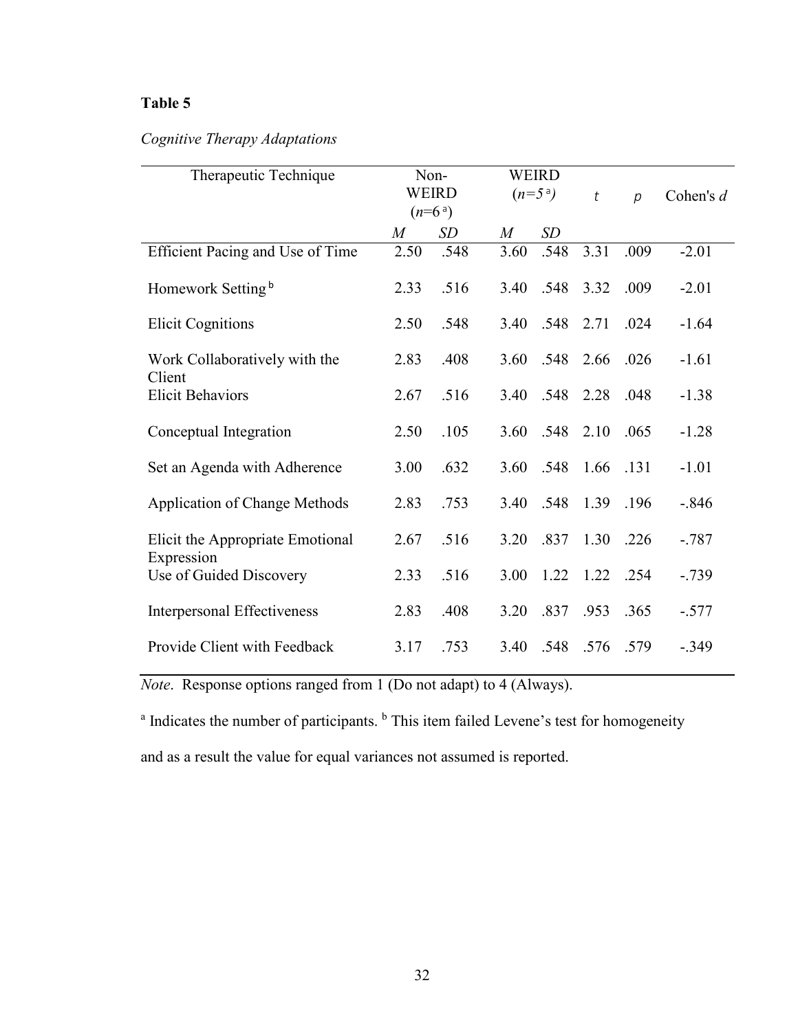**Table 5**

*Cognitive Therapy Adaptations*

| Therapeutic Technique | Non-WEIRD ($n$=6 [a]) | | WEIRD ($n$=5 [a]) | | $t$ | $p$ | Cohen's $d$ |
|---|---|---|---|---|---|---|---|
| | $M$ | $SD$ | $M$ | $SD$ | | | |
| Efficient Pacing and Use of Time | 2.50 | .548 | 3.60 | .548 | 3.31 | .009 | -2.01 |
| Homework Setting [b] | 2.33 | .516 | 3.40 | .548 | 3.32 | .009 | -2.01 |
| Elicit Cognitions | 2.50 | .548 | 3.40 | .548 | 2.71 | .024 | -1.64 |
| Work Collaboratively with the Client | 2.83 | .408 | 3.60 | .548 | 2.66 | .026 | -1.61 |
| Elicit Behaviors | 2.67 | .516 | 3.40 | .548 | 2.28 | .048 | -1.38 |
| Conceptual Integration | 2.50 | .105 | 3.60 | .548 | 2.10 | .065 | -1.28 |
| Set an Agenda with Adherence | 3.00 | .632 | 3.60 | .548 | 1.66 | .131 | -1.01 |
| Application of Change Methods | 2.83 | .753 | 3.40 | .548 | 1.39 | .196 | -.846 |
| Elicit the Appropriate Emotional Expression | 2.67 | .516 | 3.20 | .837 | 1.30 | .226 | -.787 |
| Use of Guided Discovery | 2.33 | .516 | 3.00 | 1.22 | 1.22 | .254 | -.739 |
| Interpersonal Effectiveness | 2.83 | .408 | 3.20 | .837 | .953 | .365 | -.577 |
| Provide Client with Feedback | 3.17 | .753 | 3.40 | .548 | .576 | .579 | -.349 |

*Note*. Response options ranged from 1 (Do not adapt) to 4 (Always).

[a] Indicates the number of participants. [b] This item failed Levene's test for homogeneity and as a result the value for equal variances not assumed is reported.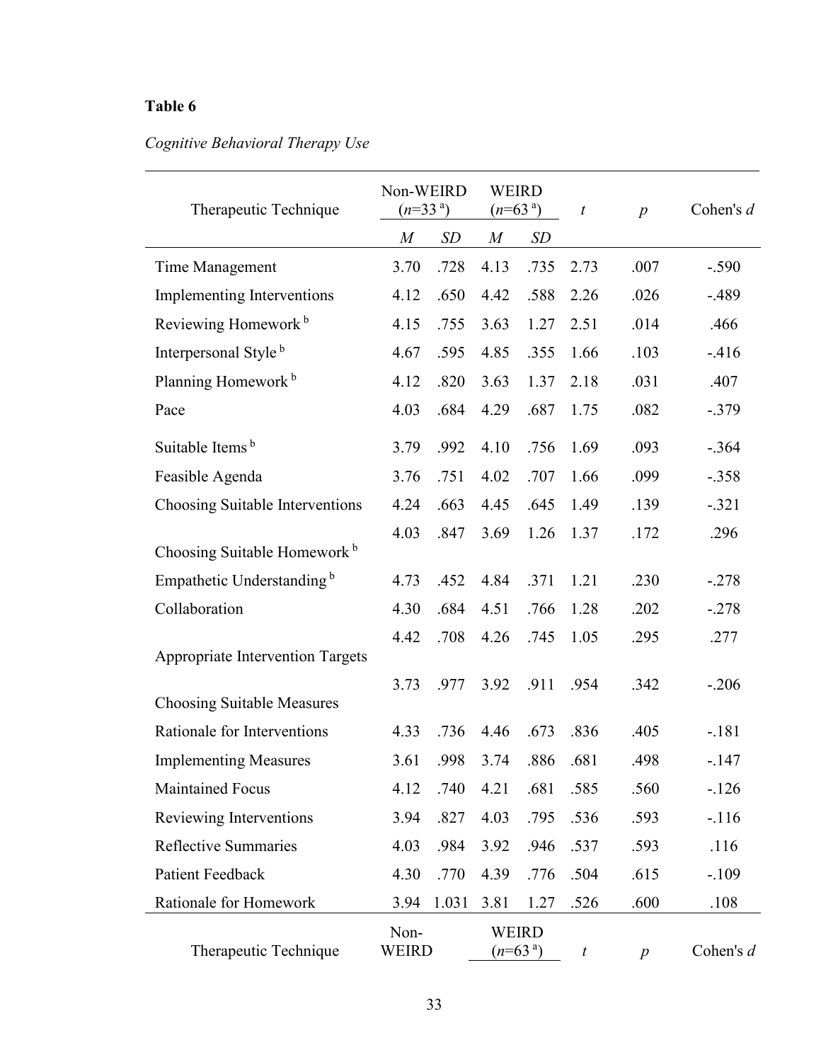**Table 6**

*Cognitive Behavioral Therapy Use*

| Therapeutic Technique | Non-WEIRD ($n$=33 [a]) | | WEIRD ($n$=63 [a]) | | $t$ | $p$ | Cohen's $d$ |
|---|---|---|---|---|---|---|---|
| | $M$ | $SD$ | $M$ | $SD$ | | | |
| Time Management | 3.70 | .728 | 4.13 | .735 | 2.73 | .007 | -.590 |
| Implementing Interventions | 4.12 | .650 | 4.42 | .588 | 2.26 | .026 | -.489 |
| Reviewing Homework [b] | 4.15 | .755 | 3.63 | 1.27 | 2.51 | .014 | .466 |
| Interpersonal Style [b] | 4.67 | .595 | 4.85 | .355 | 1.66 | .103 | -.416 |
| Planning Homework [b] | 4.12 | .820 | 3.63 | 1.37 | 2.18 | .031 | .407 |
| Pace | 4.03 | .684 | 4.29 | .687 | 1.75 | .082 | -.379 |
| Suitable Items [b] | 3.79 | .992 | 4.10 | .756 | 1.69 | .093 | -.364 |
| Feasible Agenda | 3.76 | .751 | 4.02 | .707 | 1.66 | .099 | -.358 |
| Choosing Suitable Interventions | 4.24 | .663 | 4.45 | .645 | 1.49 | .139 | -.321 |
| Choosing Suitable Homework [b] | 4.03 | .847 | 3.69 | 1.26 | 1.37 | .172 | .296 |
| Empathetic Understanding [b] | 4.73 | .452 | 4.84 | .371 | 1.21 | .230 | -.278 |
| Collaboration | 4.30 | .684 | 4.51 | .766 | 1.28 | .202 | -.278 |
| Appropriate Intervention Targets | 4.42 | .708 | 4.26 | .745 | 1.05 | .295 | .277 |
| Choosing Suitable Measures | 3.73 | .977 | 3.92 | .911 | .954 | .342 | -.206 |
| Rationale for Interventions | 4.33 | .736 | 4.46 | .673 | .836 | .405 | -.181 |
| Implementing Measures | 3.61 | .998 | 3.74 | .886 | .681 | .498 | -.147 |
| Maintained Focus | 4.12 | .740 | 4.21 | .681 | .585 | .560 | -.126 |
| Reviewing Interventions | 3.94 | .827 | 4.03 | .795 | .536 | .593 | -.116 |
| Reflective Summaries | 4.03 | .984 | 3.92 | .946 | .537 | .593 | .116 |
| Patient Feedback | 4.30 | .770 | 4.39 | .776 | .504 | .615 | -.109 |
| Rationale for Homework | 3.94 | 1.031 | 3.81 | 1.27 | .526 | .600 | .108 |

| Therapeutic Technique | Non-WEIRD | | WEIRD ($n$=63 [a]) | | $t$ | $p$ | Cohen's $d$ |
|---|---|---|---|---|---|---|---|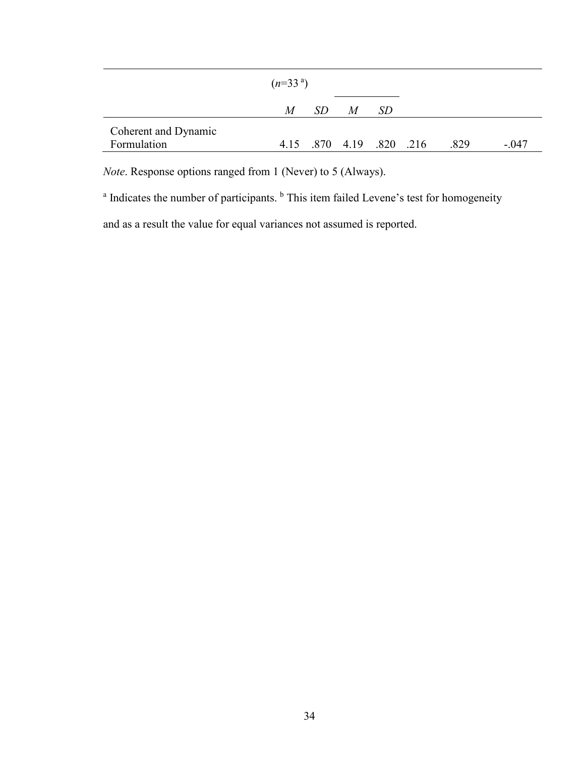| | ($n$=33 [a]) | | | | | | |
|---|---|---|---|---|---|---|---|
| | *M* | *SD* | *M* | *SD* | | | |
| Coherent and Dynamic Formulation | 4.15 | .870 | 4.19 | .820 | .216 | .829 | -.047 |

*Note*. Response options ranged from 1 (Never) to 5 (Always).

[a] Indicates the number of participants. [b] This item failed Levene's test for homogeneity and as a result the value for equal variances not assumed is reported.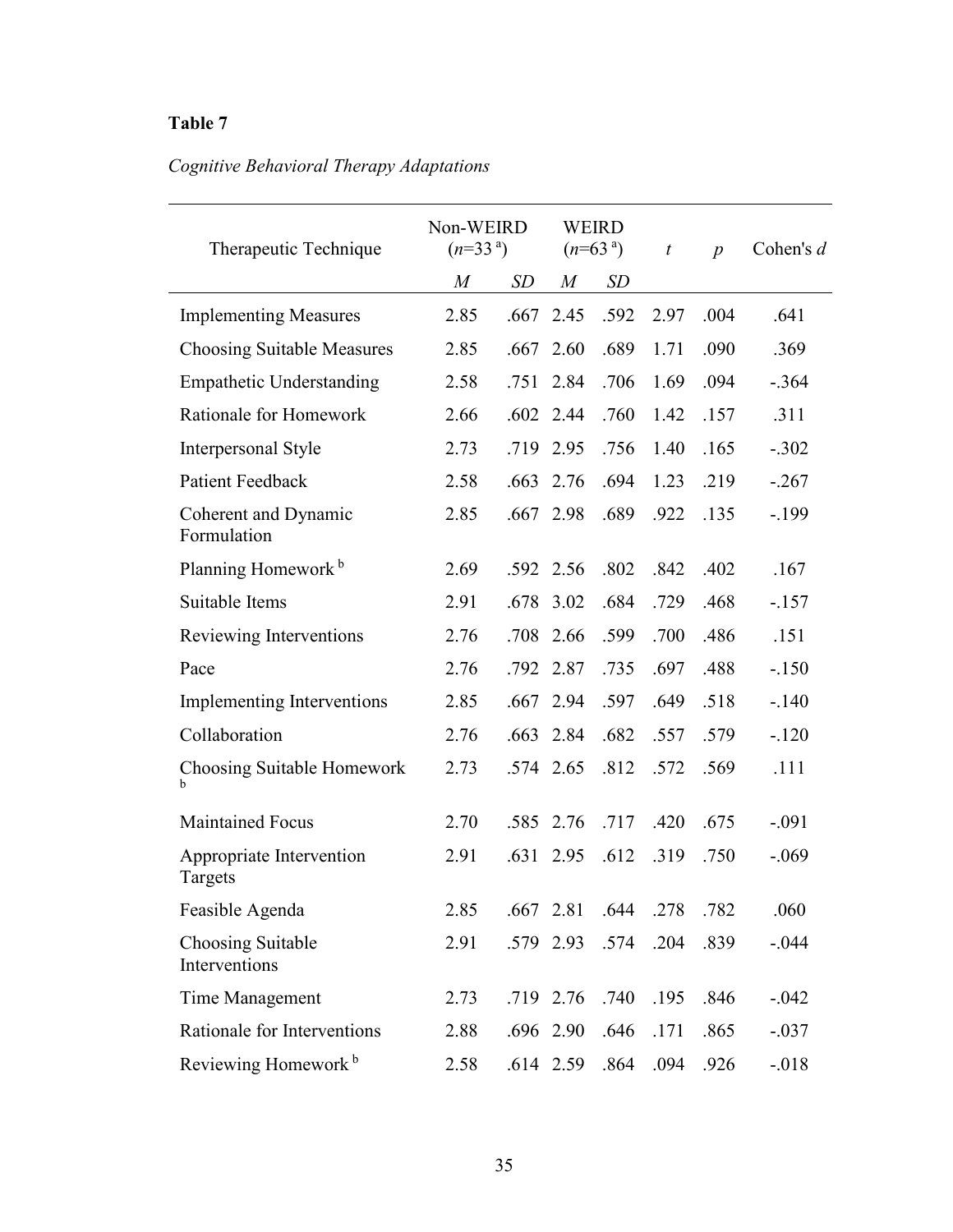**Table 7**

*Cognitive Behavioral Therapy Adaptations*

| Therapeutic Technique | Non-WEIRD ($n$=33 [a]) | | WEIRD ($n$=63 [a]) | | $t$ | $p$ | Cohen's $d$ |
|---|---|---|---|---|---|---|---|
| | $M$ | $SD$ | $M$ | $SD$ | | | |
| Implementing Measures | 2.85 | .667 | 2.45 | .592 | 2.97 | .004 | .641 |
| Choosing Suitable Measures | 2.85 | .667 | 2.60 | .689 | 1.71 | .090 | .369 |
| Empathetic Understanding | 2.58 | .751 | 2.84 | .706 | 1.69 | .094 | -.364 |
| Rationale for Homework | 2.66 | .602 | 2.44 | .760 | 1.42 | .157 | .311 |
| Interpersonal Style | 2.73 | .719 | 2.95 | .756 | 1.40 | .165 | -.302 |
| Patient Feedback | 2.58 | .663 | 2.76 | .694 | 1.23 | .219 | -.267 |
| Coherent and Dynamic Formulation | 2.85 | .667 | 2.98 | .689 | .922 | .135 | -.199 |
| Planning Homework [b] | 2.69 | .592 | 2.56 | .802 | .842 | .402 | .167 |
| Suitable Items | 2.91 | .678 | 3.02 | .684 | .729 | .468 | -.157 |
| Reviewing Interventions | 2.76 | .708 | 2.66 | .599 | .700 | .486 | .151 |
| Pace | 2.76 | .792 | 2.87 | .735 | .697 | .488 | -.150 |
| Implementing Interventions | 2.85 | .667 | 2.94 | .597 | .649 | .518 | -.140 |
| Collaboration | 2.76 | .663 | 2.84 | .682 | .557 | .579 | -.120 |
| Choosing Suitable Homework [b] | 2.73 | .574 | 2.65 | .812 | .572 | .569 | .111 |
| Maintained Focus | 2.70 | .585 | 2.76 | .717 | .420 | .675 | -.091 |
| Appropriate Intervention Targets | 2.91 | .631 | 2.95 | .612 | .319 | .750 | -.069 |
| Feasible Agenda | 2.85 | .667 | 2.81 | .644 | .278 | .782 | .060 |
| Choosing Suitable Interventions | 2.91 | .579 | 2.93 | .574 | .204 | .839 | -.044 |
| Time Management | 2.73 | .719 | 2.76 | .740 | .195 | .846 | -.042 |
| Rationale for Interventions | 2.88 | .696 | 2.90 | .646 | .171 | .865 | -.037 |
| Reviewing Homework [b] | 2.58 | .614 | 2.59 | .864 | .094 | .926 | -.018 |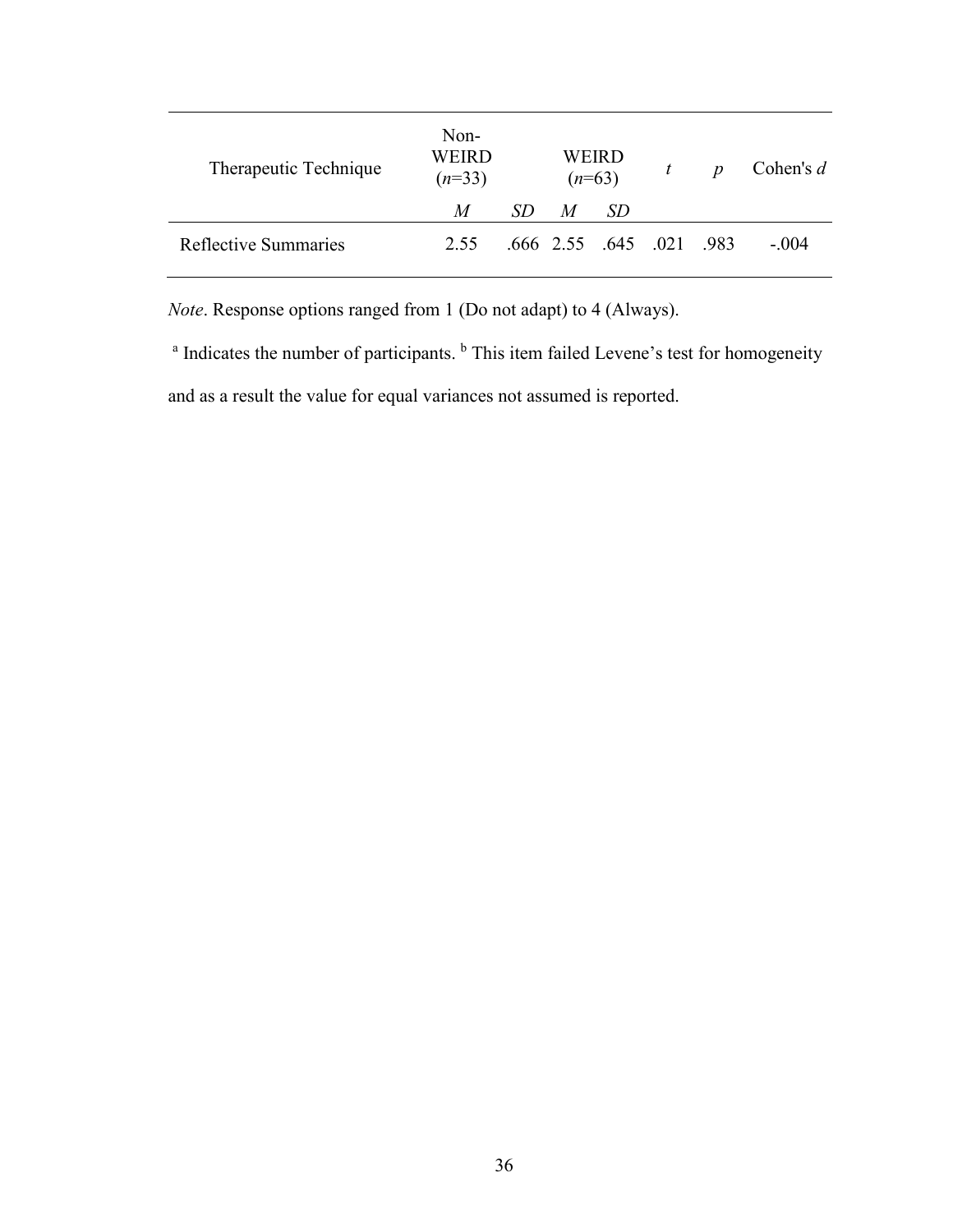| Therapeutic Technique | Non-WEIRD (*n*=33) | | WEIRD (*n*=63) | | *t* | *p* | Cohen's *d* |
|---|---|---|---|---|---|---|---|
| | *M* | *SD* | *M* | *SD* | | | |
| Reflective Summaries | 2.55 | .666 | 2.55 | .645 | .021 | .983 | -.004 |

*Note*. Response options ranged from 1 (Do not adapt) to 4 (Always).

[a] Indicates the number of participants. [b] This item failed Levene's test for homogeneity and as a result the value for equal variances not assumed is reported.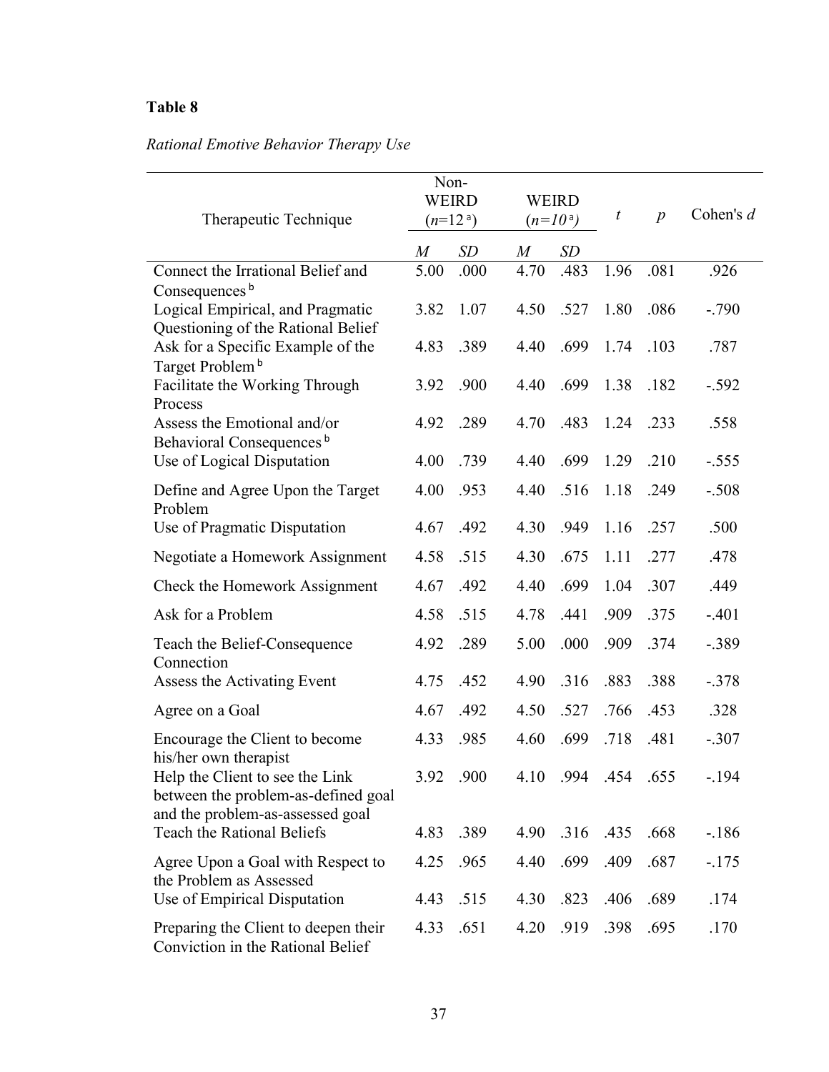**Table 8**

*Rational Emotive Behavior Therapy Use*

| Therapeutic Technique | Non-WEIRD ($n$=12 [a]) | | WEIRD ($n$=10 [a]) | | $t$ | $p$ | Cohen's $d$ |
|---|---|---|---|---|---|---|---|
| | $M$ | $SD$ | $M$ | $SD$ | | | |
| Connect the Irrational Belief and Consequences [b] | 5.00 | .000 | 4.70 | .483 | 1.96 | .081 | .926 |
| Logical Empirical, and Pragmatic Questioning of the Rational Belief | 3.82 | 1.07 | 4.50 | .527 | 1.80 | .086 | -.790 |
| Ask for a Specific Example of the Target Problem [b] | 4.83 | .389 | 4.40 | .699 | 1.74 | .103 | .787 |
| Facilitate the Working Through Process | 3.92 | .900 | 4.40 | .699 | 1.38 | .182 | -.592 |
| Assess the Emotional and/or Behavioral Consequences [b] | 4.92 | .289 | 4.70 | .483 | 1.24 | .233 | .558 |
| Use of Logical Disputation | 4.00 | .739 | 4.40 | .699 | 1.29 | .210 | -.555 |
| Define and Agree Upon the Target Problem | 4.00 | .953 | 4.40 | .516 | 1.18 | .249 | -.508 |
| Use of Pragmatic Disputation | 4.67 | .492 | 4.30 | .949 | 1.16 | .257 | .500 |
| Negotiate a Homework Assignment | 4.58 | .515 | 4.30 | .675 | 1.11 | .277 | .478 |
| Check the Homework Assignment | 4.67 | .492 | 4.40 | .699 | 1.04 | .307 | .449 |
| Ask for a Problem | 4.58 | .515 | 4.78 | .441 | .909 | .375 | -.401 |
| Teach the Belief-Consequence Connection | 4.92 | .289 | 5.00 | .000 | .909 | .374 | -.389 |
| Assess the Activating Event | 4.75 | .452 | 4.90 | .316 | .883 | .388 | -.378 |
| Agree on a Goal | 4.67 | .492 | 4.50 | .527 | .766 | .453 | .328 |
| Encourage the Client to become his/her own therapist | 4.33 | .985 | 4.60 | .699 | .718 | .481 | -.307 |
| Help the Client to see the Link between the problem-as-defined goal and the problem-as-assessed goal | 3.92 | .900 | 4.10 | .994 | .454 | .655 | -.194 |
| Teach the Rational Beliefs | 4.83 | .389 | 4.90 | .316 | .435 | .668 | -.186 |
| Agree Upon a Goal with Respect to the Problem as Assessed | 4.25 | .965 | 4.40 | .699 | .409 | .687 | -.175 |
| Use of Empirical Disputation | 4.43 | .515 | 4.30 | .823 | .406 | .689 | .174 |
| Preparing the Client to deepen their Conviction in the Rational Belief | 4.33 | .651 | 4.20 | .919 | .398 | .695 | .170 |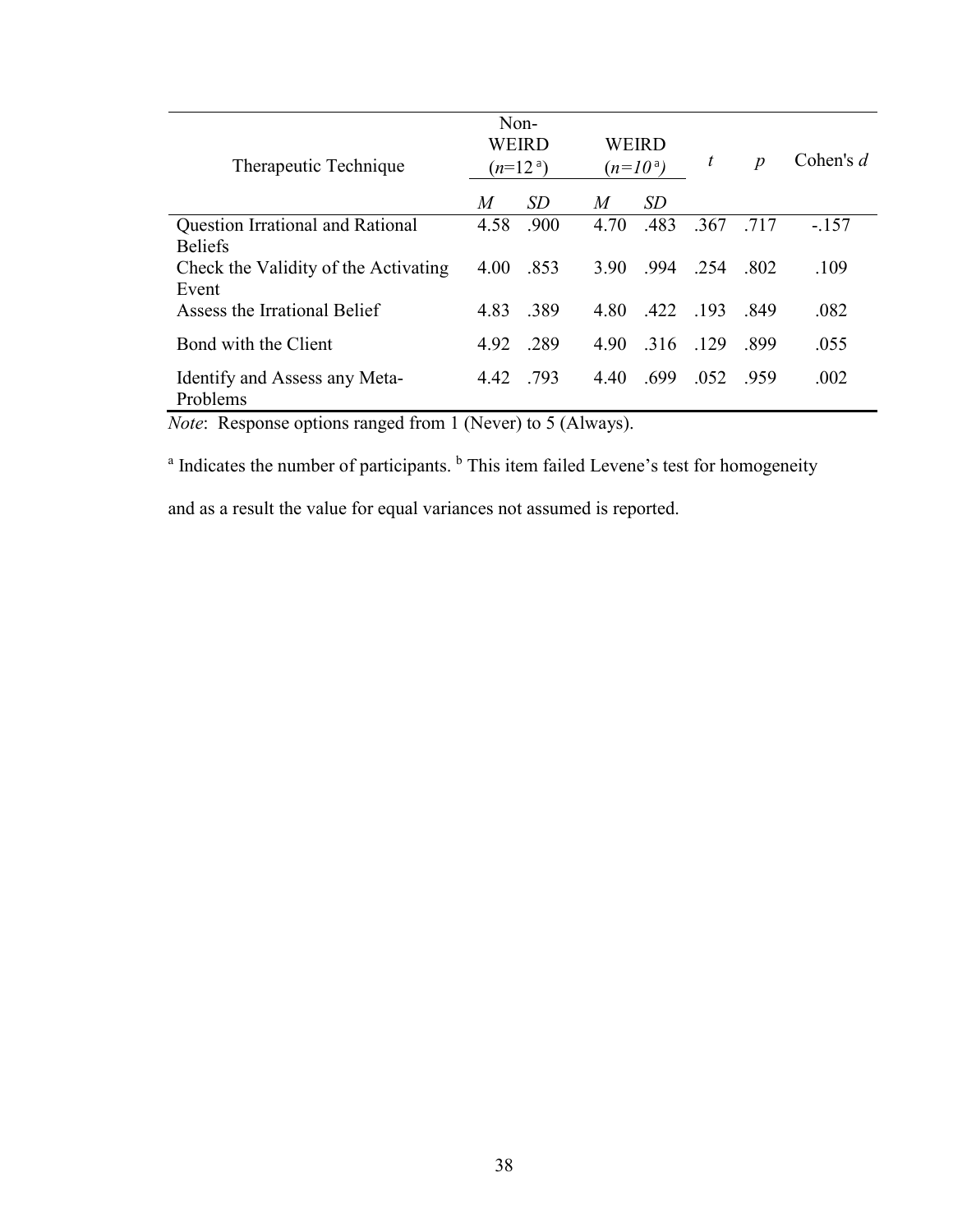| Therapeutic Technique | Non-WEIRD ($n$=12[a]) | | WEIRD ($n$=10[a]) | | $t$ | $p$ | Cohen's $d$ |
|---|---|---|---|---|---|---|---|
| | $M$ | $SD$ | $M$ | $SD$ | | | |
| Question Irrational and Rational Beliefs | 4.58 | .900 | 4.70 | .483 | .367 | .717 | -.157 |
| Check the Validity of the Activating Event | 4.00 | .853 | 3.90 | .994 | .254 | .802 | .109 |
| Assess the Irrational Belief | 4.83 | .389 | 4.80 | .422 | .193 | .849 | .082 |
| Bond with the Client | 4.92 | .289 | 4.90 | .316 | .129 | .899 | .055 |
| Identify and Assess any Meta-Problems | 4.42 | .793 | 4.40 | .699 | .052 | .959 | .002 |

*Note*: Response options ranged from 1 (Never) to 5 (Always).

[a] Indicates the number of participants. [b] This item failed Levene's test for homogeneity and as a result the value for equal variances not assumed is reported.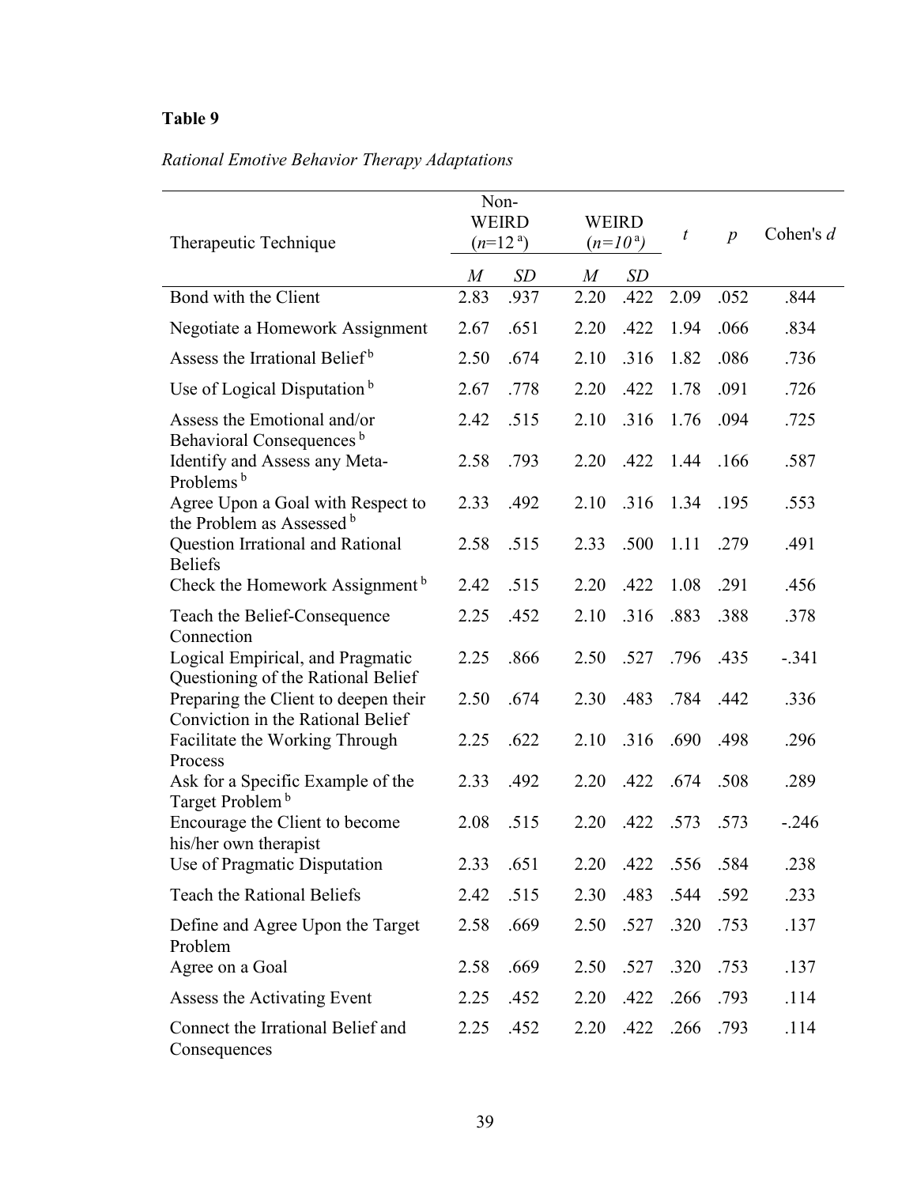**Table 9**

*Rational Emotive Behavior Therapy Adaptations*

| Therapeutic Technique | Non-WEIRD ($n$=12 [a]) | | WEIRD ($n$=10 [a]) | | $t$ | $p$ | Cohen's $d$ |
|---|---|---|---|---|---|---|---|
| | $M$ | $SD$ | $M$ | $SD$ | | | |
| Bond with the Client | 2.83 | .937 | 2.20 | .422 | 2.09 | .052 | .844 |
| Negotiate a Homework Assignment | 2.67 | .651 | 2.20 | .422 | 1.94 | .066 | .834 |
| Assess the Irrational Belief [b] | 2.50 | .674 | 2.10 | .316 | 1.82 | .086 | .736 |
| Use of Logical Disputation [b] | 2.67 | .778 | 2.20 | .422 | 1.78 | .091 | .726 |
| Assess the Emotional and/or Behavioral Consequences [b] | 2.42 | .515 | 2.10 | .316 | 1.76 | .094 | .725 |
| Identify and Assess any Meta-Problems [b] | 2.58 | .793 | 2.20 | .422 | 1.44 | .166 | .587 |
| Agree Upon a Goal with Respect to the Problem as Assessed [b] | 2.33 | .492 | 2.10 | .316 | 1.34 | .195 | .553 |
| Question Irrational and Rational Beliefs | 2.58 | .515 | 2.33 | .500 | 1.11 | .279 | .491 |
| Check the Homework Assignment [b] | 2.42 | .515 | 2.20 | .422 | 1.08 | .291 | .456 |
| Teach the Belief-Consequence Connection | 2.25 | .452 | 2.10 | .316 | .883 | .388 | .378 |
| Logical Empirical, and Pragmatic Questioning of the Rational Belief | 2.25 | .866 | 2.50 | .527 | .796 | .435 | -.341 |
| Preparing the Client to deepen their Conviction in the Rational Belief | 2.50 | .674 | 2.30 | .483 | .784 | .442 | .336 |
| Facilitate the Working Through Process | 2.25 | .622 | 2.10 | .316 | .690 | .498 | .296 |
| Ask for a Specific Example of the Target Problem [b] | 2.33 | .492 | 2.20 | .422 | .674 | .508 | .289 |
| Encourage the Client to become his/her own therapist | 2.08 | .515 | 2.20 | .422 | .573 | .573 | -.246 |
| Use of Pragmatic Disputation | 2.33 | .651 | 2.20 | .422 | .556 | .584 | .238 |
| Teach the Rational Beliefs | 2.42 | .515 | 2.30 | .483 | .544 | .592 | .233 |
| Define and Agree Upon the Target Problem | 2.58 | .669 | 2.50 | .527 | .320 | .753 | .137 |
| Agree on a Goal | 2.58 | .669 | 2.50 | .527 | .320 | .753 | .137 |
| Assess the Activating Event | 2.25 | .452 | 2.20 | .422 | .266 | .793 | .114 |
| Connect the Irrational Belief and Consequences | 2.25 | .452 | 2.20 | .422 | .266 | .793 | .114 |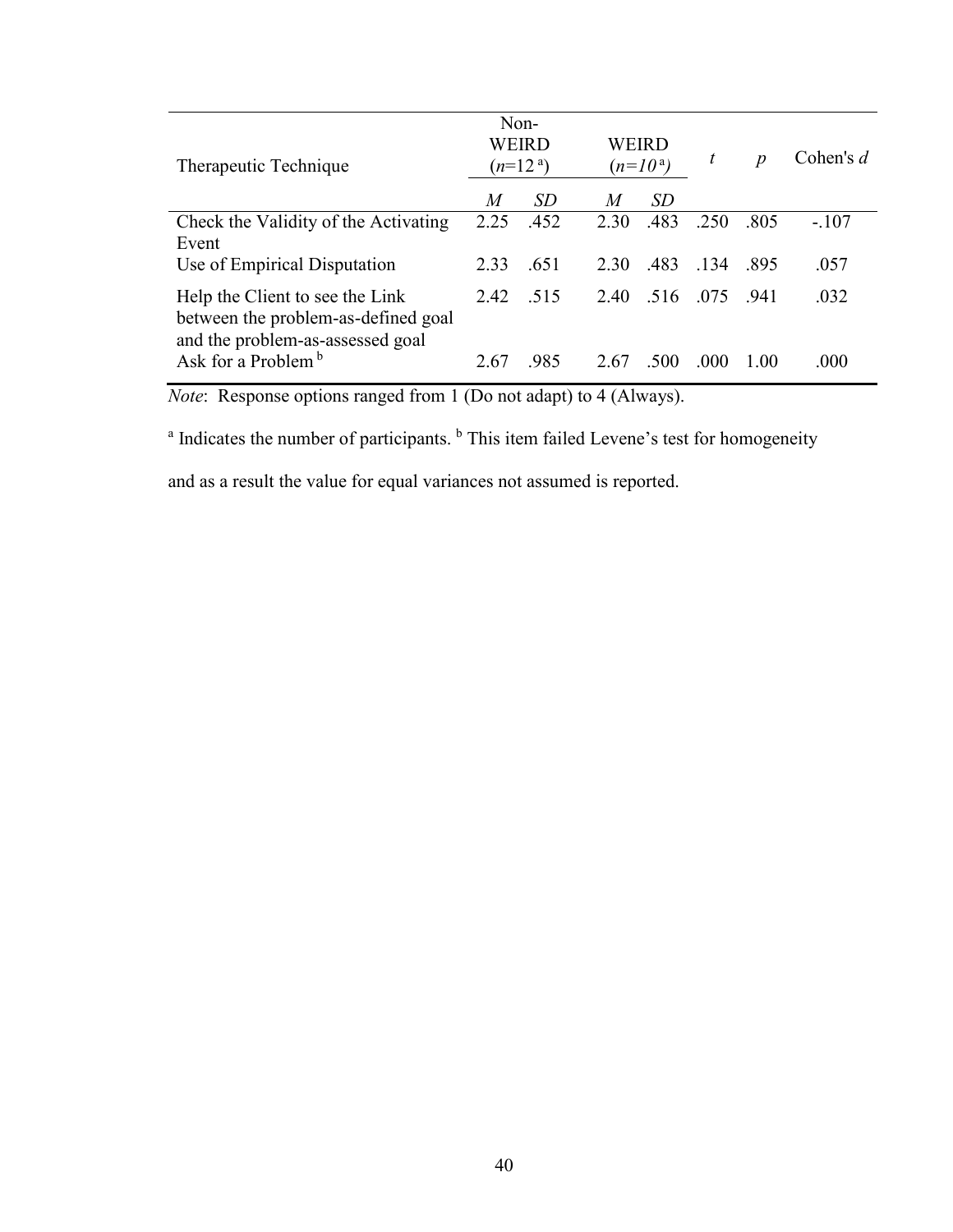| Therapeutic Technique | Non-WEIRD ($n$=12 [a]) | | WEIRD ($n$=10 [a]) | | $t$ | $p$ | Cohen's $d$ |
|---|---|---|---|---|---|---|---|
| | $M$ | $SD$ | $M$ | $SD$ | | | |
| Check the Validity of the Activating Event | 2.25 | .452 | 2.30 | .483 | .250 | .805 | -.107 |
| Use of Empirical Disputation | 2.33 | .651 | 2.30 | .483 | .134 | .895 | .057 |
| Help the Client to see the Link between the problem-as-defined goal and the problem-as-assessed goal | 2.42 | .515 | 2.40 | .516 | .075 | .941 | .032 |
| Ask for a Problem [b] | 2.67 | .985 | 2.67 | .500 | .000 | 1.00 | .000 |

*Note*: Response options ranged from 1 (Do not adapt) to 4 (Always).

[a] Indicates the number of participants. [b] This item failed Levene's test for homogeneity and as a result the value for equal variances not assumed is reported.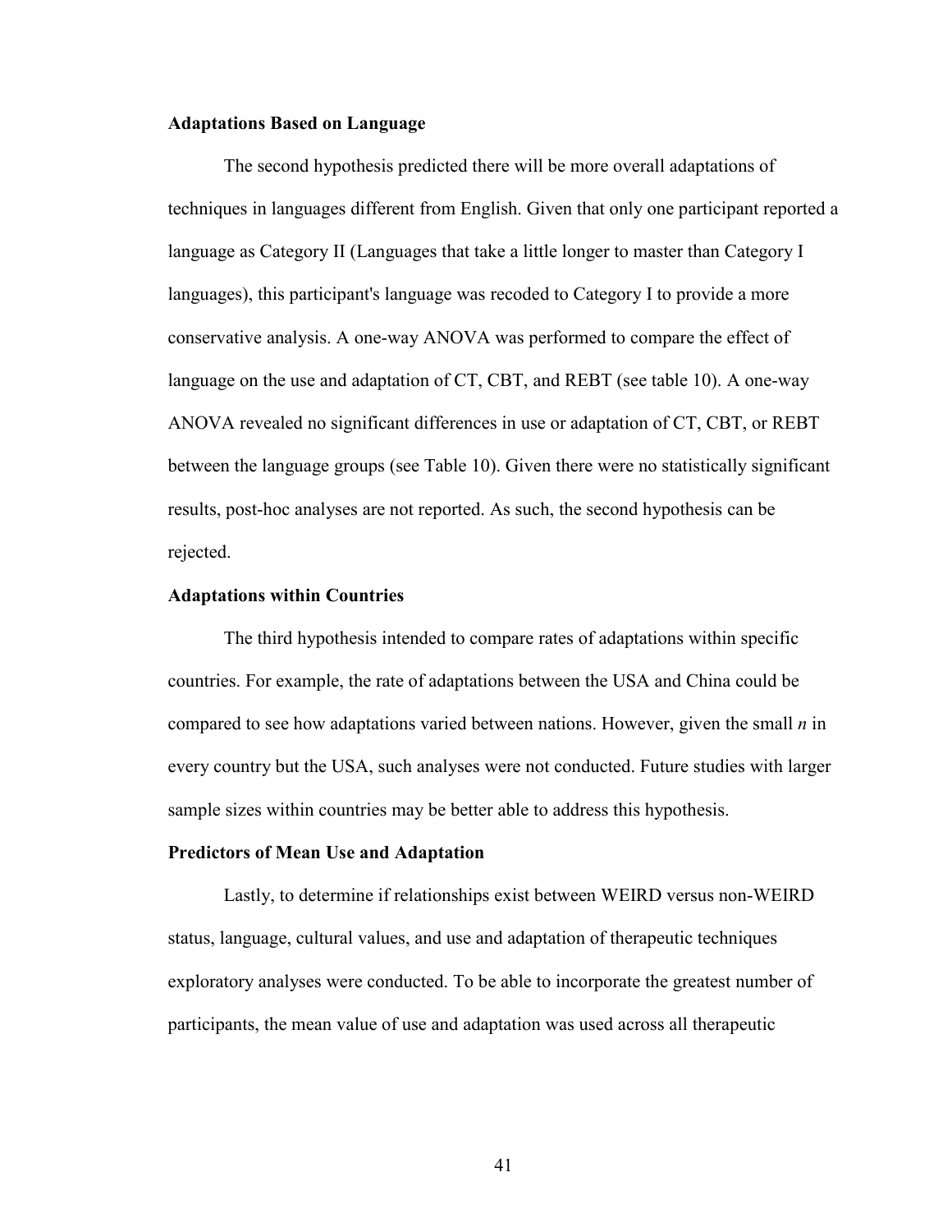**Adaptations Based on Language**

The second hypothesis predicted there will be more overall adaptations of techniques in languages different from English. Given that only one participant reported a language as Category II (Languages that take a little longer to master than Category I languages), this participant's language was recoded to Category I to provide a more conservative analysis. A one-way ANOVA was performed to compare the effect of language on the use and adaptation of CT, CBT, and REBT (see table 10). A one-way ANOVA revealed no significant differences in use or adaptation of CT, CBT, or REBT between the language groups (see Table 10). Given there were no statistically significant results, post-hoc analyses are not reported. As such, the second hypothesis can be rejected.

**Adaptations within Countries**

The third hypothesis intended to compare rates of adaptations within specific countries. For example, the rate of adaptations between the USA and China could be compared to see how adaptations varied between nations. However, given the small *n* in every country but the USA, such analyses were not conducted. Future studies with larger sample sizes within countries may be better able to address this hypothesis.

**Predictors of Mean Use and Adaptation**

Lastly, to determine if relationships exist between WEIRD versus non-WEIRD status, language, cultural values, and use and adaptation of therapeutic techniques exploratory analyses were conducted. To be able to incorporate the greatest number of participants, the mean value of use and adaptation was used across all therapeutic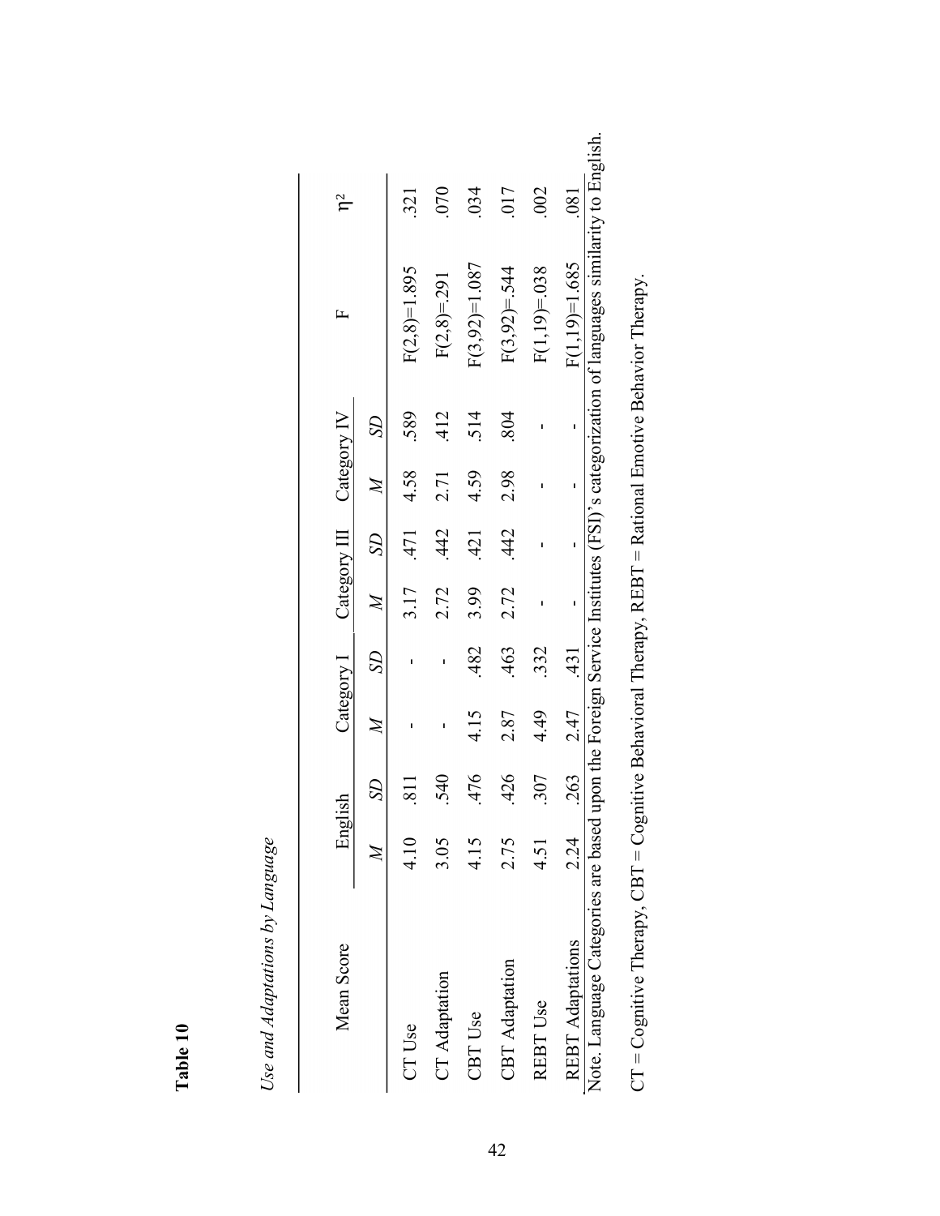**Table 10**

*Use and Adaptations by Language*

| Mean Score | English | | Category I | | Category III | | Category IV | | F | $\eta^2$ |
|---|---|---|---|---|---|---|---|---|---|---|
| | *M* | *SD* | *M* | *SD* | *M* | *SD* | *M* | *SD* | | |
| CT Use | 4.10 | .811 | - | - | 3.17 | .471 | 4.58 | .589 | $F(2,8)=1.895$ | .321 |
| CT Adaptation | 3.05 | .540 | - | - | 2.72 | .442 | 2.71 | .412 | $F(2,8)=.291$ | .070 |
| CBT Use | 4.15 | .476 | 4.15 | .482 | 3.99 | .421 | 4.59 | .514 | $F(3,92)=1.087$ | .034 |
| CBT Adaptation | 2.75 | .426 | 2.87 | .463 | 2.72 | .442 | 2.98 | .804 | $F(3,92)=.544$ | .017 |
| REBT Use | 4.51 | .307 | 4.49 | .332 | - | - | - | - | $F(1,19)=.038$ | .002 |
| REBT Adaptations | 2.24 | .263 | 2.47 | .431 | - | - | - | - | $F(1,19)=1.685$ | .081 |

Note. Language Categories are based upon the Foreign Service Institutes (FSI)'s categorization of languages similarity to English.

CT = Cognitive Therapy, CBT = Cognitive Behavioral Therapy, REBT = Rational Emotive Behavior Therapy.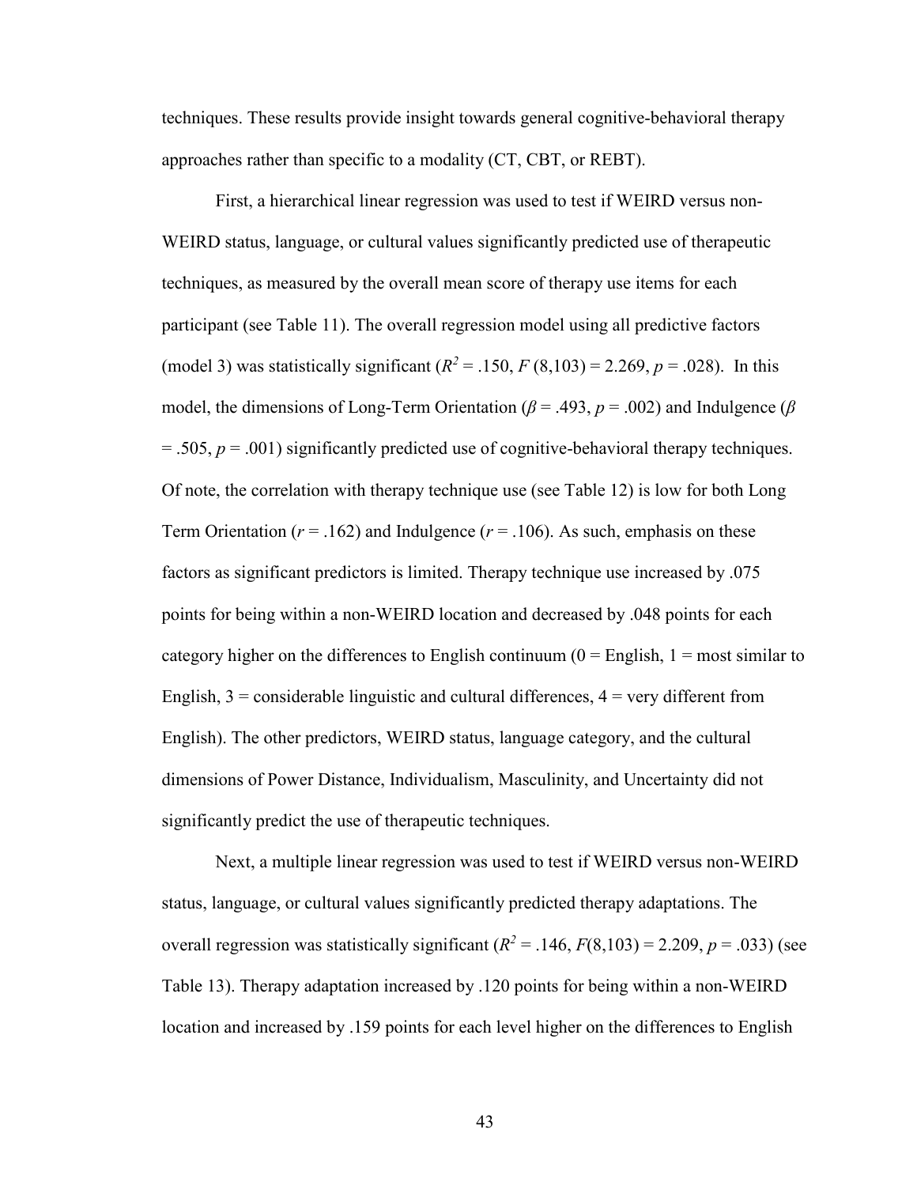techniques. These results provide insight towards general cognitive-behavioral therapy approaches rather than specific to a modality (CT, CBT, or REBT).

First, a hierarchical linear regression was used to test if WEIRD versus non-WEIRD status, language, or cultural values significantly predicted use of therapeutic techniques, as measured by the overall mean score of therapy use items for each participant (see Table 11). The overall regression model using all predictive factors (model 3) was statistically significant ($R^2 = .150$, $F(8,103) = 2.269$, $p = .028$). In this model, the dimensions of Long-Term Orientation ($\beta = .493$, $p = .002$) and Indulgence ($\beta = .505$, $p = .001$) significantly predicted use of cognitive-behavioral therapy techniques. Of note, the correlation with therapy technique use (see Table 12) is low for both Long Term Orientation ($r = .162$) and Indulgence ($r = .106$). As such, emphasis on these factors as significant predictors is limited. Therapy technique use increased by .075 points for being within a non-WEIRD location and decreased by .048 points for each category higher on the differences to English continuum (0 = English, 1 = most similar to English, 3 = considerable linguistic and cultural differences, 4 = very different from English). The other predictors, WEIRD status, language category, and the cultural dimensions of Power Distance, Individualism, Masculinity, and Uncertainty did not significantly predict the use of therapeutic techniques.

Next, a multiple linear regression was used to test if WEIRD versus non-WEIRD status, language, or cultural values significantly predicted therapy adaptations. The overall regression was statistically significant ($R^2 = .146$, $F(8,103) = 2.209$, $p = .033$) (see Table 13). Therapy adaptation increased by .120 points for being within a non-WEIRD location and increased by .159 points for each level higher on the differences to English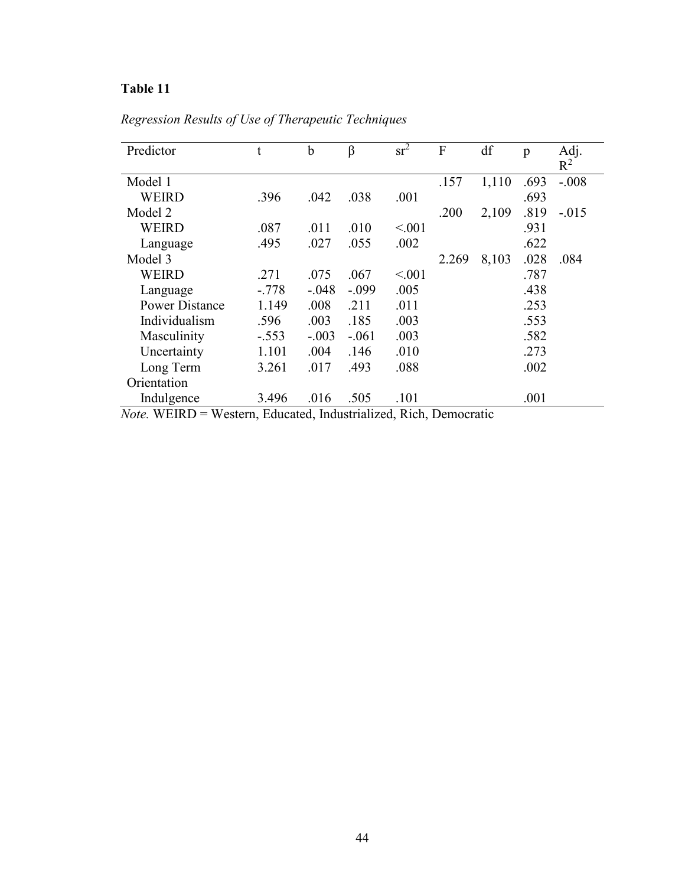**Table 11**

*Regression Results of Use of Therapeutic Techniques*

| Predictor | t | b | β | $sr^2$ | F | df | p | Adj. $R^2$ |
|---|---|---|---|---|---|---|---|---|
| Model 1 | | | | | .157 | 1,110 | .693 | -.008 |
| WEIRD | .396 | .042 | .038 | .001 | | | .693 | |
| Model 2 | | | | | .200 | 2,109 | .819 | -.015 |
| WEIRD | .087 | .011 | .010 | <.001 | | | .931 | |
| Language | .495 | .027 | .055 | .002 | | | .622 | |
| Model 3 | | | | | 2.269 | 8,103 | .028 | .084 |
| WEIRD | .271 | .075 | .067 | <.001 | | | .787 | |
| Language | -.778 | -.048 | -.099 | .005 | | | .438 | |
| Power Distance | 1.149 | .008 | .211 | .011 | | | .253 | |
| Individualism | .596 | .003 | .185 | .003 | | | .553 | |
| Masculinity | -.553 | -.003 | -.061 | .003 | | | .582 | |
| Uncertainty | 1.101 | .004 | .146 | .010 | | | .273 | |
| Long Term Orientation | 3.261 | .017 | .493 | .088 | | | .002 | |
| Indulgence | 3.496 | .016 | .505 | .101 | | | .001 | |

*Note.* WEIRD = Western, Educated, Industrialized, Rich, Democratic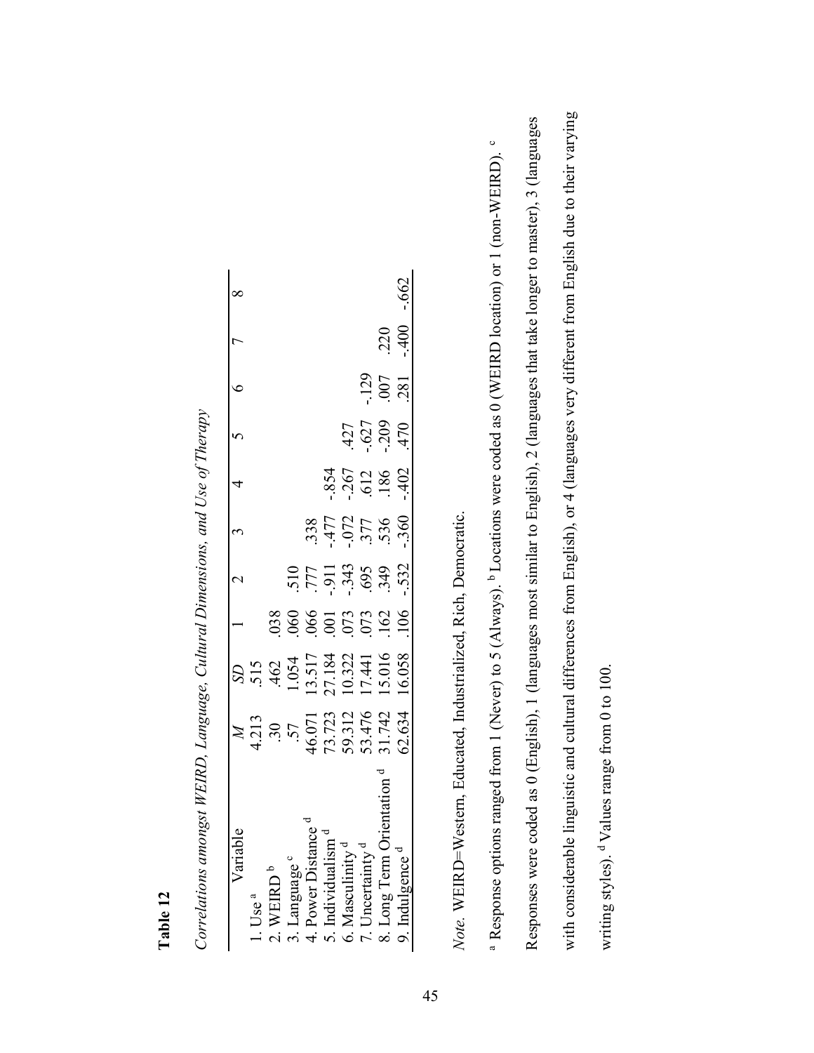**Table 12**

*Correlations amongst WEIRD, Language, Cultural Dimensions, and Use of Therapy*

| Variable | *M* | *SD* | 1 | 2 | 3 | 4 | 5 | 6 | 7 | 8 |
|---|---|---|---|---|---|---|---|---|---|---|
| 1. Use [a] | 4.213 | .515 | | | | | | | | |
| 2. WEIRD [b] | .30 | .462 | .038 | | | | | | | |
| 3. Language [c] | .57 | 1.054 | .060 | .510 | | | | | | |
| 4. Power Distance [d] | 46.071 | 13.517 | .066 | .777 | .338 | | | | | |
| 5. Individualism [d] | 73.723 | 27.184 | .001 | -.911 | -.477 | -.854 | | | | |
| 6. Masculinity [d] | 59.312 | 10.322 | .073 | -.343 | -.072 | -.267 | .427 | | | |
| 7. Uncertainty [d] | 53.476 | 17.441 | .073 | .695 | .377 | .612 | -.627 | -.129 | | |
| 8. Long Term Orientation [d] | 31.742 | 15.016 | .162 | .349 | .536 | .186 | -.209 | .007 | .220 | |
| 9. Indulgence [d] | 62.634 | 16.058 | .106 | -.532 | -.360 | -.402 | .470 | .281 | -.400 | -.662 |

*Note.* WEIRD=Western, Educated, Industrialized, Rich, Democratic.

[a] Response options ranged from 1 (Never) to 5 (Always). [b] Locations were coded as 0 (WEIRD location) or 1 (non-WEIRD). [c] Responses were coded as 0 (English), 1 (languages most similar to English), 2 (languages that take longer to master), 3 (languages with considerable linguistic and cultural differences from English), or 4 (languages very different from English due to their varying writing styles). [d] Values range from 0 to 100.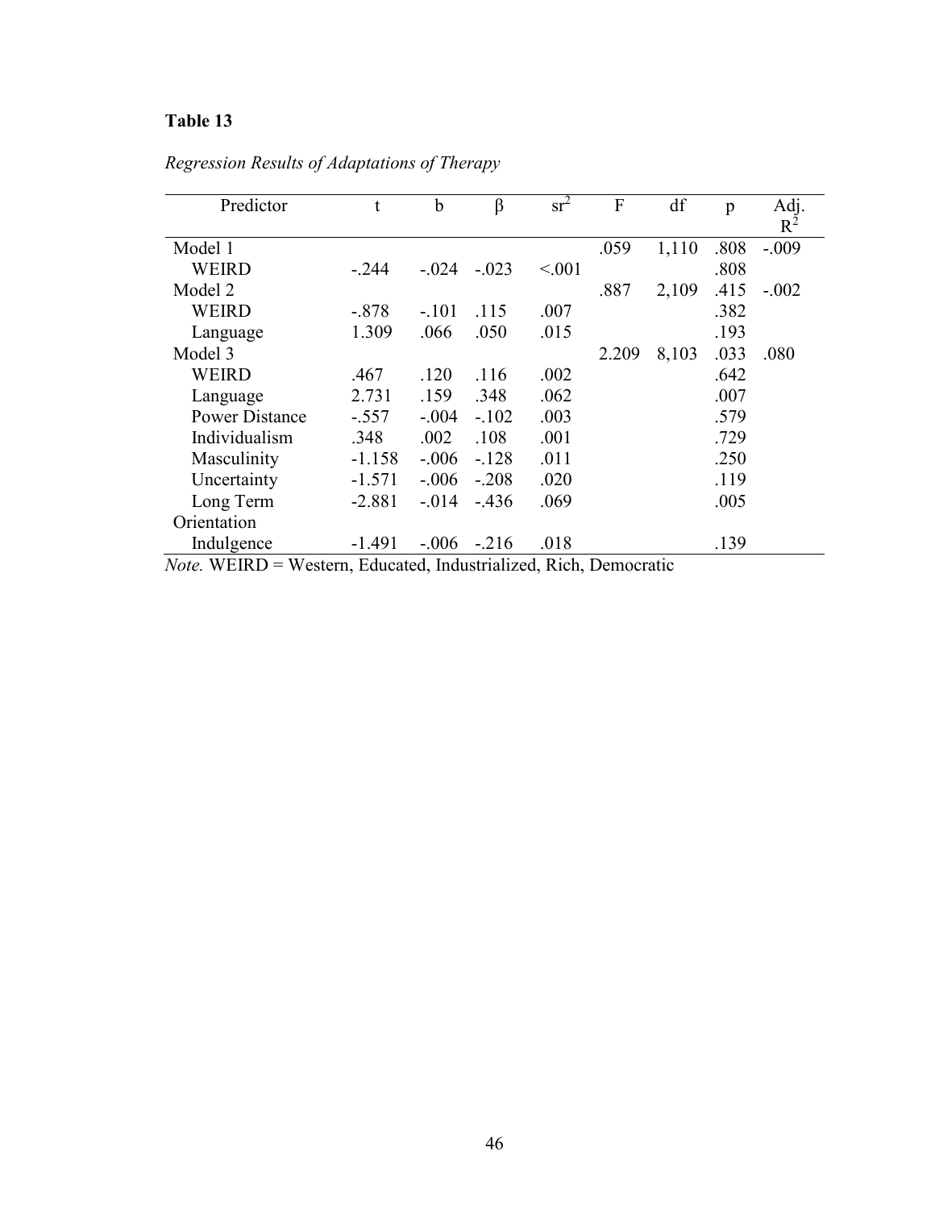**Table 13**

*Regression Results of Adaptations of Therapy*

| Predictor | t | b | β | $sr^2$ | F | df | p | Adj. $R^2$ |
|---|---|---|---|---|---|---|---|---|
| Model 1 | | | | | .059 | 1,110 | .808 | -.009 |
| WEIRD | -.244 | -.024 | -.023 | <.001 | | | .808 | |
| Model 2 | | | | | .887 | 2,109 | .415 | -.002 |
| WEIRD | -.878 | -.101 | .115 | .007 | | | .382 | |
| Language | 1.309 | .066 | .050 | .015 | | | .193 | |
| Model 3 | | | | | 2.209 | 8,103 | .033 | .080 |
| WEIRD | .467 | .120 | .116 | .002 | | | .642 | |
| Language | 2.731 | .159 | .348 | .062 | | | .007 | |
| Power Distance | -.557 | -.004 | -.102 | .003 | | | .579 | |
| Individualism | .348 | .002 | .108 | .001 | | | .729 | |
| Masculinity | -1.158 | -.006 | -.128 | .011 | | | .250 | |
| Uncertainty | -1.571 | -.006 | -.208 | .020 | | | .119 | |
| Long Term Orientation | -2.881 | -.014 | -.436 | .069 | | | .005 | |
| Indulgence | -1.491 | -.006 | -.216 | .018 | | | .139 | |

*Note.* WEIRD = Western, Educated, Industrialized, Rich, Democratic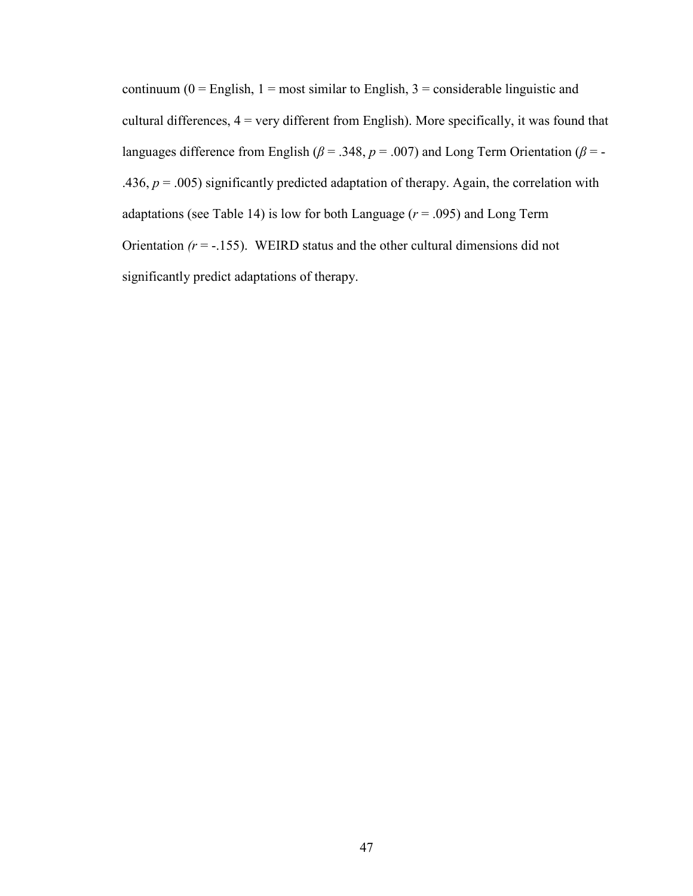continuum (0 = English, 1 = most similar to English, 3 = considerable linguistic and cultural differences, 4 = very different from English). More specifically, it was found that languages difference from English ($\beta = .348$, $p = .007$) and Long Term Orientation ($\beta = -.436$, $p = .005$) significantly predicted adaptation of therapy. Again, the correlation with adaptations (see Table 14) is low for both Language ($r = .095$) and Long Term Orientation ($r = -.155$). WEIRD status and the other cultural dimensions did not significantly predict adaptations of therapy.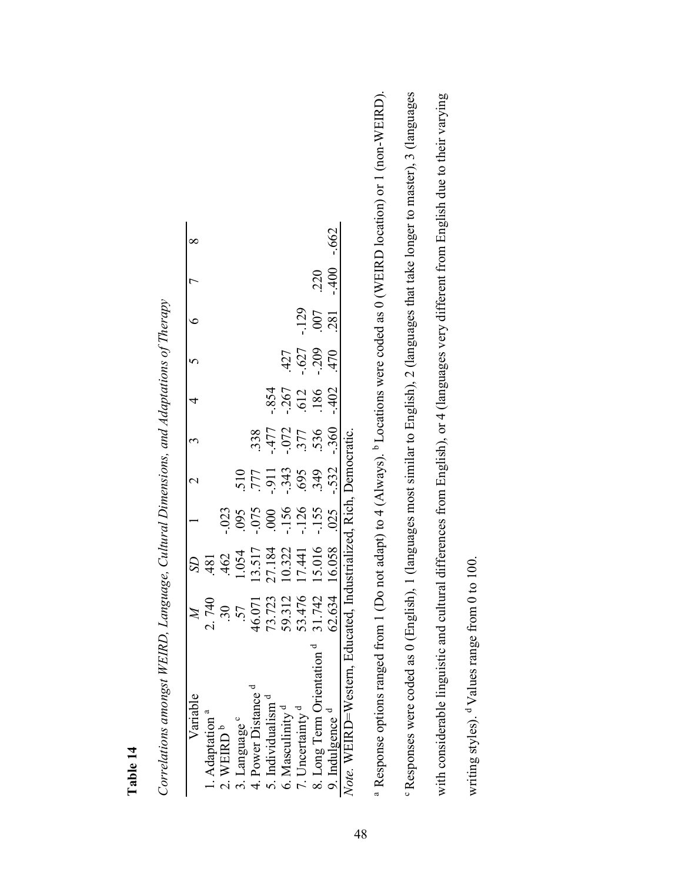**Table 14**

*Correlations amongst WEIRD, Language, Cultural Dimensions, and Adaptations of Therapy*

| Variable | *M* | *SD* | 1 | 2 | 3 | 4 | 5 | 6 | 7 | 8 |
|---|---|---|---|---|---|---|---|---|---|---|
| 1. Adaptation [a] | 2. 740 | .481 | | | | | | | | |
| 2. WEIRD [b] | .30 | .462 | -.023 | | | | | | | |
| 3. Language [c] | .57 | 1.054 | .095 | .510 | | | | | | |
| 4. Power Distance [d] | 46.071 | 13.517 | -.075 | .777 | .338 | | | | | |
| 5. Individualism [d] | 73.723 | 27.184 | .000 | -.911 | -.477 | -.854 | | | | |
| 6. Masculinity [d] | 59.312 | 10.322 | -.156 | -.343 | -.072 | -.267 | .427 | | | |
| 7. Uncertainty [d] | 53.476 | 17.441 | -.126 | .695 | .377 | .612 | -.627 | -.129 | | |
| 8. Long Term Orientation [d] | 31.742 | 15.016 | -.155 | .349 | .536 | .186 | -.209 | .007 | .220 | |
| 9. Indulgence [d] | 62.634 | 16.058 | .025 | -.532 | -.360 | -.402 | .470 | .281 | -.400 | -.662 |

*Note.* WEIRD=Western, Educated, Industrialized, Rich, Democratic.

[a] Response options ranged from 1 (Do not adapt) to 4 (Always). [b] Locations were coded as 0 (WEIRD location) or 1 (non-WEIRD).

[c] Responses were coded as 0 (English), 1 (languages most similar to English), 2 (languages that take longer to master), 3 (languages with considerable linguistic and cultural differences from English), or 4 (languages very different from English due to their varying writing styles). [d] Values range from 0 to 100.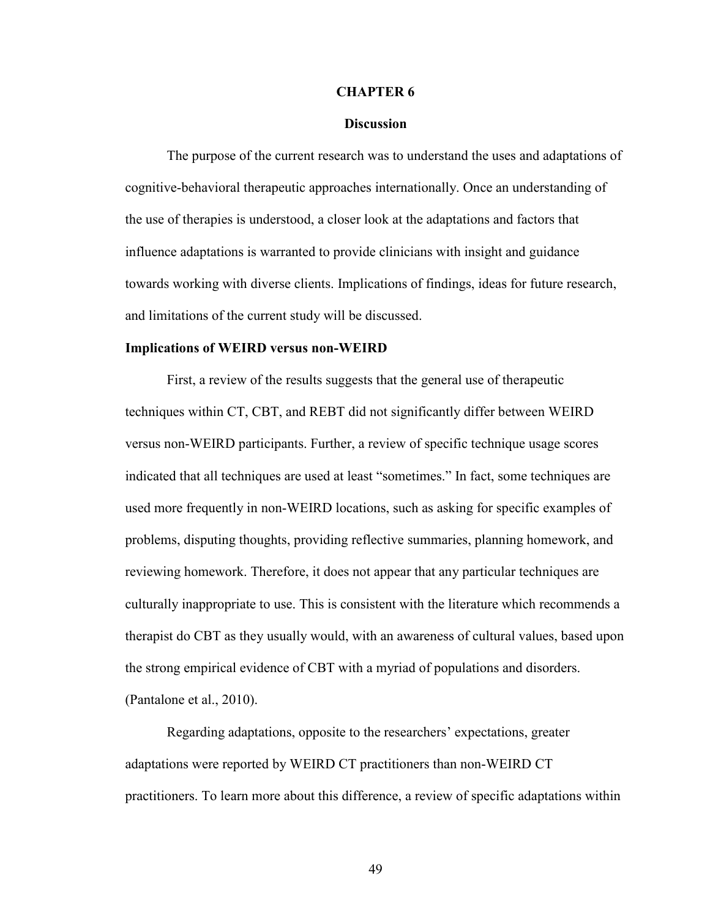# CHAPTER 6

## Discussion

The purpose of the current research was to understand the uses and adaptations of cognitive-behavioral therapeutic approaches internationally. Once an understanding of the use of therapies is understood, a closer look at the adaptations and factors that influence adaptations is warranted to provide clinicians with insight and guidance towards working with diverse clients. Implications of findings, ideas for future research, and limitations of the current study will be discussed.

### Implications of WEIRD versus non-WEIRD

First, a review of the results suggests that the general use of therapeutic techniques within CT, CBT, and REBT did not significantly differ between WEIRD versus non-WEIRD participants. Further, a review of specific technique usage scores indicated that all techniques are used at least "sometimes." In fact, some techniques are used more frequently in non-WEIRD locations, such as asking for specific examples of problems, disputing thoughts, providing reflective summaries, planning homework, and reviewing homework. Therefore, it does not appear that any particular techniques are culturally inappropriate to use. This is consistent with the literature which recommends a therapist do CBT as they usually would, with an awareness of cultural values, based upon the strong empirical evidence of CBT with a myriad of populations and disorders. (Pantalone et al., 2010).

Regarding adaptations, opposite to the researchers' expectations, greater adaptations were reported by WEIRD CT practitioners than non-WEIRD CT practitioners. To learn more about this difference, a review of specific adaptations within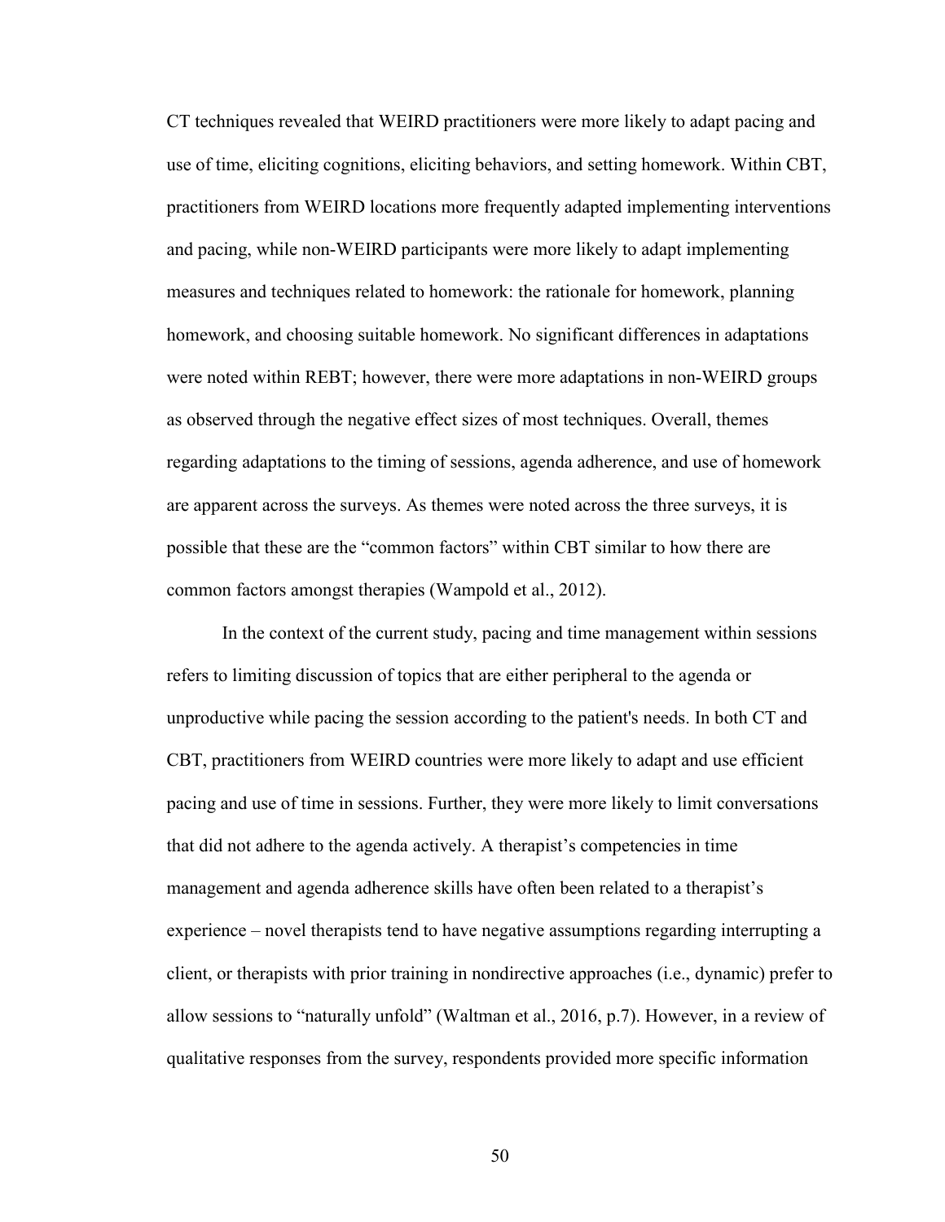CT techniques revealed that WEIRD practitioners were more likely to adapt pacing and use of time, eliciting cognitions, eliciting behaviors, and setting homework. Within CBT, practitioners from WEIRD locations more frequently adapted implementing interventions and pacing, while non-WEIRD participants were more likely to adapt implementing measures and techniques related to homework: the rationale for homework, planning homework, and choosing suitable homework. No significant differences in adaptations were noted within REBT; however, there were more adaptations in non-WEIRD groups as observed through the negative effect sizes of most techniques. Overall, themes regarding adaptations to the timing of sessions, agenda adherence, and use of homework are apparent across the surveys. As themes were noted across the three surveys, it is possible that these are the "common factors" within CBT similar to how there are common factors amongst therapies (Wampold et al., 2012).

In the context of the current study, pacing and time management within sessions refers to limiting discussion of topics that are either peripheral to the agenda or unproductive while pacing the session according to the patient's needs. In both CT and CBT, practitioners from WEIRD countries were more likely to adapt and use efficient pacing and use of time in sessions. Further, they were more likely to limit conversations that did not adhere to the agenda actively. A therapist's competencies in time management and agenda adherence skills have often been related to a therapist's experience – novel therapists tend to have negative assumptions regarding interrupting a client, or therapists with prior training in nondirective approaches (i.e., dynamic) prefer to allow sessions to "naturally unfold" (Waltman et al., 2016, p.7). However, in a review of qualitative responses from the survey, respondents provided more specific information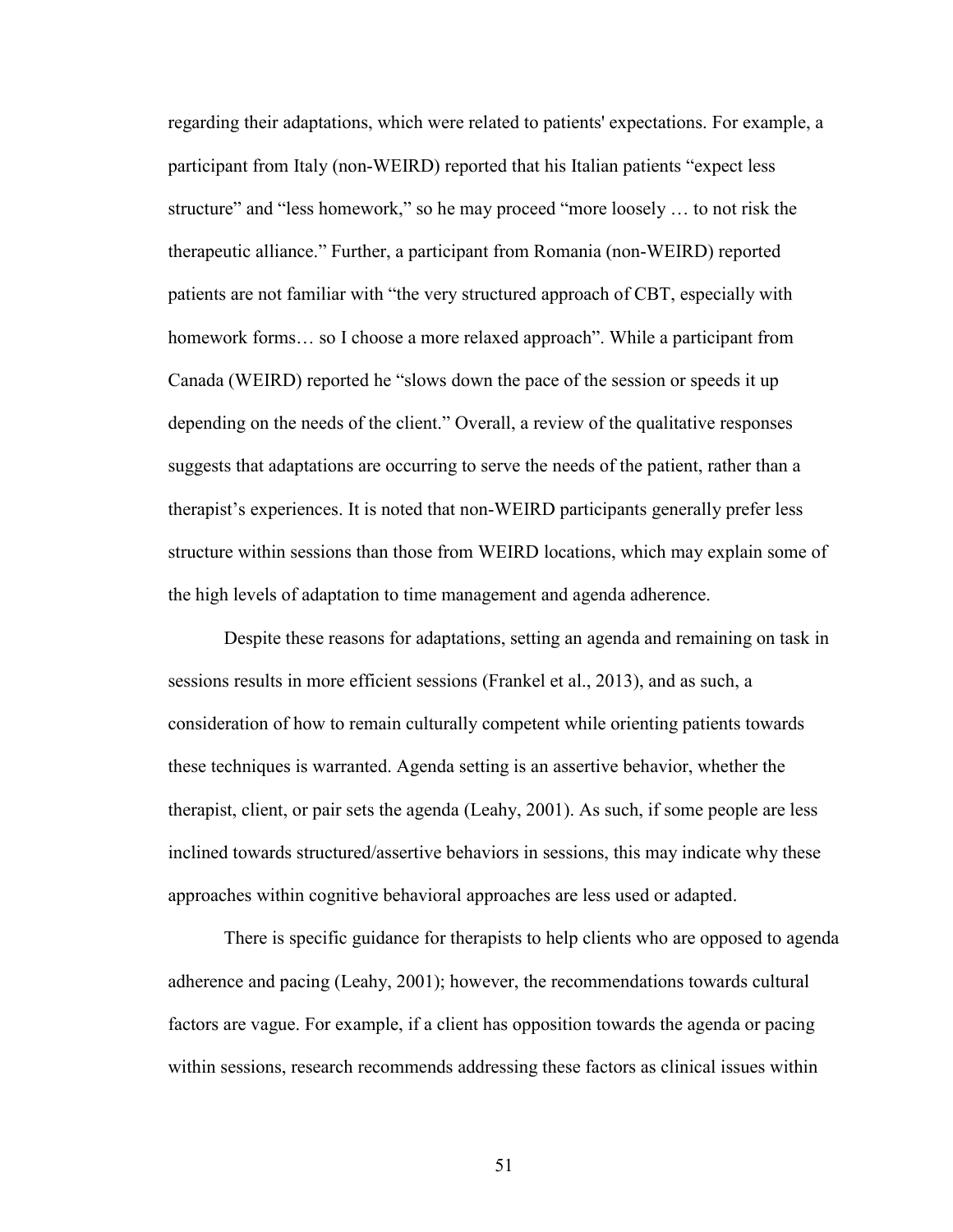regarding their adaptations, which were related to patients' expectations. For example, a participant from Italy (non-WEIRD) reported that his Italian patients "expect less structure" and "less homework," so he may proceed "more loosely … to not risk the therapeutic alliance." Further, a participant from Romania (non-WEIRD) reported patients are not familiar with "the very structured approach of CBT, especially with homework forms… so I choose a more relaxed approach". While a participant from Canada (WEIRD) reported he "slows down the pace of the session or speeds it up depending on the needs of the client." Overall, a review of the qualitative responses suggests that adaptations are occurring to serve the needs of the patient, rather than a therapist's experiences. It is noted that non-WEIRD participants generally prefer less structure within sessions than those from WEIRD locations, which may explain some of the high levels of adaptation to time management and agenda adherence.

Despite these reasons for adaptations, setting an agenda and remaining on task in sessions results in more efficient sessions (Frankel et al., 2013), and as such, a consideration of how to remain culturally competent while orienting patients towards these techniques is warranted. Agenda setting is an assertive behavior, whether the therapist, client, or pair sets the agenda (Leahy, 2001). As such, if some people are less inclined towards structured/assertive behaviors in sessions, this may indicate why these approaches within cognitive behavioral approaches are less used or adapted.

There is specific guidance for therapists to help clients who are opposed to agenda adherence and pacing (Leahy, 2001); however, the recommendations towards cultural factors are vague. For example, if a client has opposition towards the agenda or pacing within sessions, research recommends addressing these factors as clinical issues within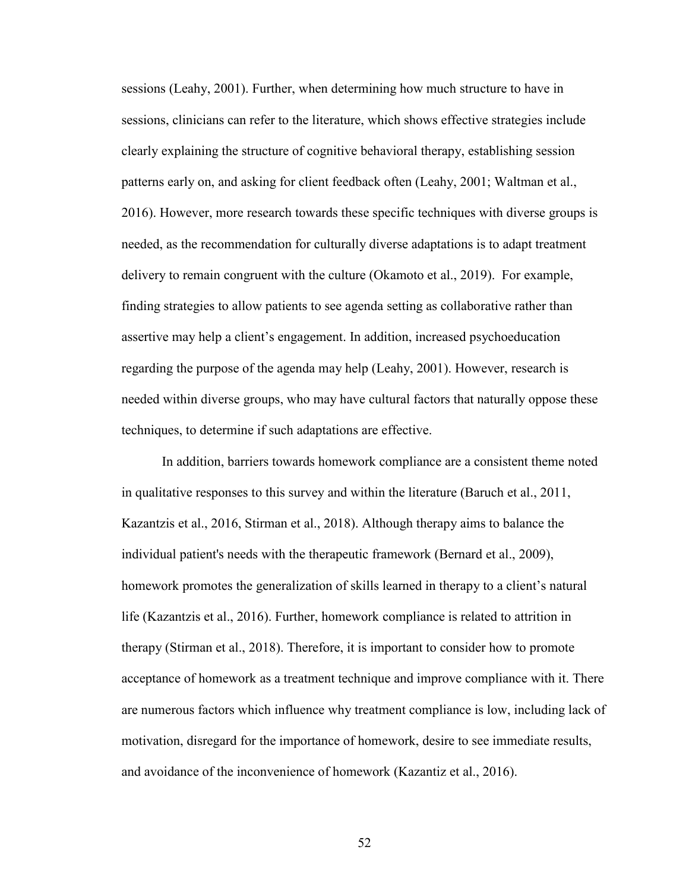sessions (Leahy, 2001). Further, when determining how much structure to have in sessions, clinicians can refer to the literature, which shows effective strategies include clearly explaining the structure of cognitive behavioral therapy, establishing session patterns early on, and asking for client feedback often (Leahy, 2001; Waltman et al., 2016). However, more research towards these specific techniques with diverse groups is needed, as the recommendation for culturally diverse adaptations is to adapt treatment delivery to remain congruent with the culture (Okamoto et al., 2019). For example, finding strategies to allow patients to see agenda setting as collaborative rather than assertive may help a client's engagement. In addition, increased psychoeducation regarding the purpose of the agenda may help (Leahy, 2001). However, research is needed within diverse groups, who may have cultural factors that naturally oppose these techniques, to determine if such adaptations are effective.

In addition, barriers towards homework compliance are a consistent theme noted in qualitative responses to this survey and within the literature (Baruch et al., 2011, Kazantzis et al., 2016, Stirman et al., 2018). Although therapy aims to balance the individual patient's needs with the therapeutic framework (Bernard et al., 2009), homework promotes the generalization of skills learned in therapy to a client's natural life (Kazantzis et al., 2016). Further, homework compliance is related to attrition in therapy (Stirman et al., 2018). Therefore, it is important to consider how to promote acceptance of homework as a treatment technique and improve compliance with it. There are numerous factors which influence why treatment compliance is low, including lack of motivation, disregard for the importance of homework, desire to see immediate results, and avoidance of the inconvenience of homework (Kazantiz et al., 2016).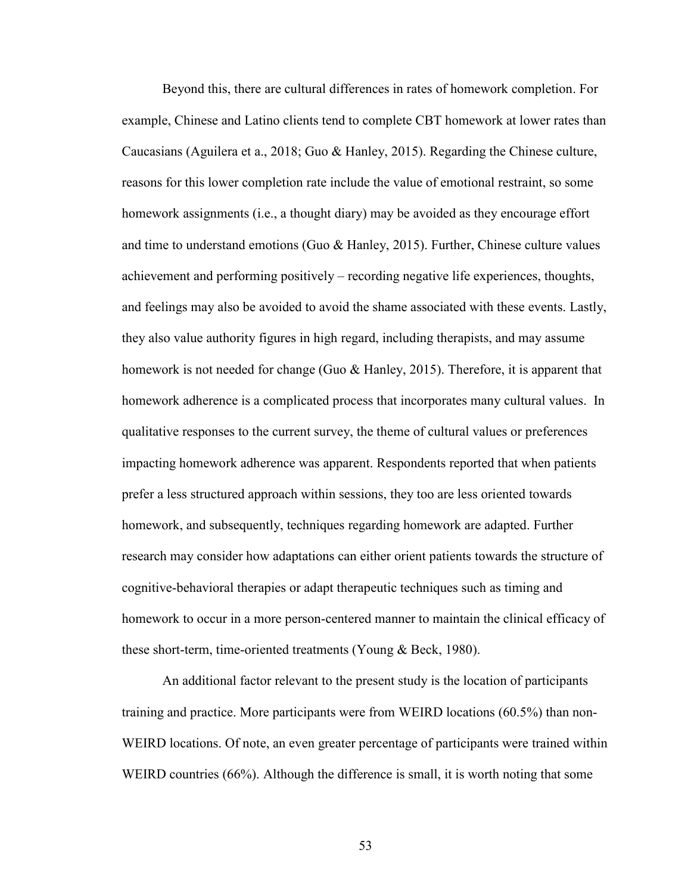Beyond this, there are cultural differences in rates of homework completion. For example, Chinese and Latino clients tend to complete CBT homework at lower rates than Caucasians (Aguilera et a., 2018; Guo & Hanley, 2015). Regarding the Chinese culture, reasons for this lower completion rate include the value of emotional restraint, so some homework assignments (i.e., a thought diary) may be avoided as they encourage effort and time to understand emotions (Guo & Hanley, 2015). Further, Chinese culture values achievement and performing positively – recording negative life experiences, thoughts, and feelings may also be avoided to avoid the shame associated with these events. Lastly, they also value authority figures in high regard, including therapists, and may assume homework is not needed for change (Guo & Hanley, 2015). Therefore, it is apparent that homework adherence is a complicated process that incorporates many cultural values. In qualitative responses to the current survey, the theme of cultural values or preferences impacting homework adherence was apparent. Respondents reported that when patients prefer a less structured approach within sessions, they too are less oriented towards homework, and subsequently, techniques regarding homework are adapted. Further research may consider how adaptations can either orient patients towards the structure of cognitive-behavioral therapies or adapt therapeutic techniques such as timing and homework to occur in a more person-centered manner to maintain the clinical efficacy of these short-term, time-oriented treatments (Young & Beck, 1980).

An additional factor relevant to the present study is the location of participants training and practice. More participants were from WEIRD locations (60.5%) than non-WEIRD locations. Of note, an even greater percentage of participants were trained within WEIRD countries (66%). Although the difference is small, it is worth noting that some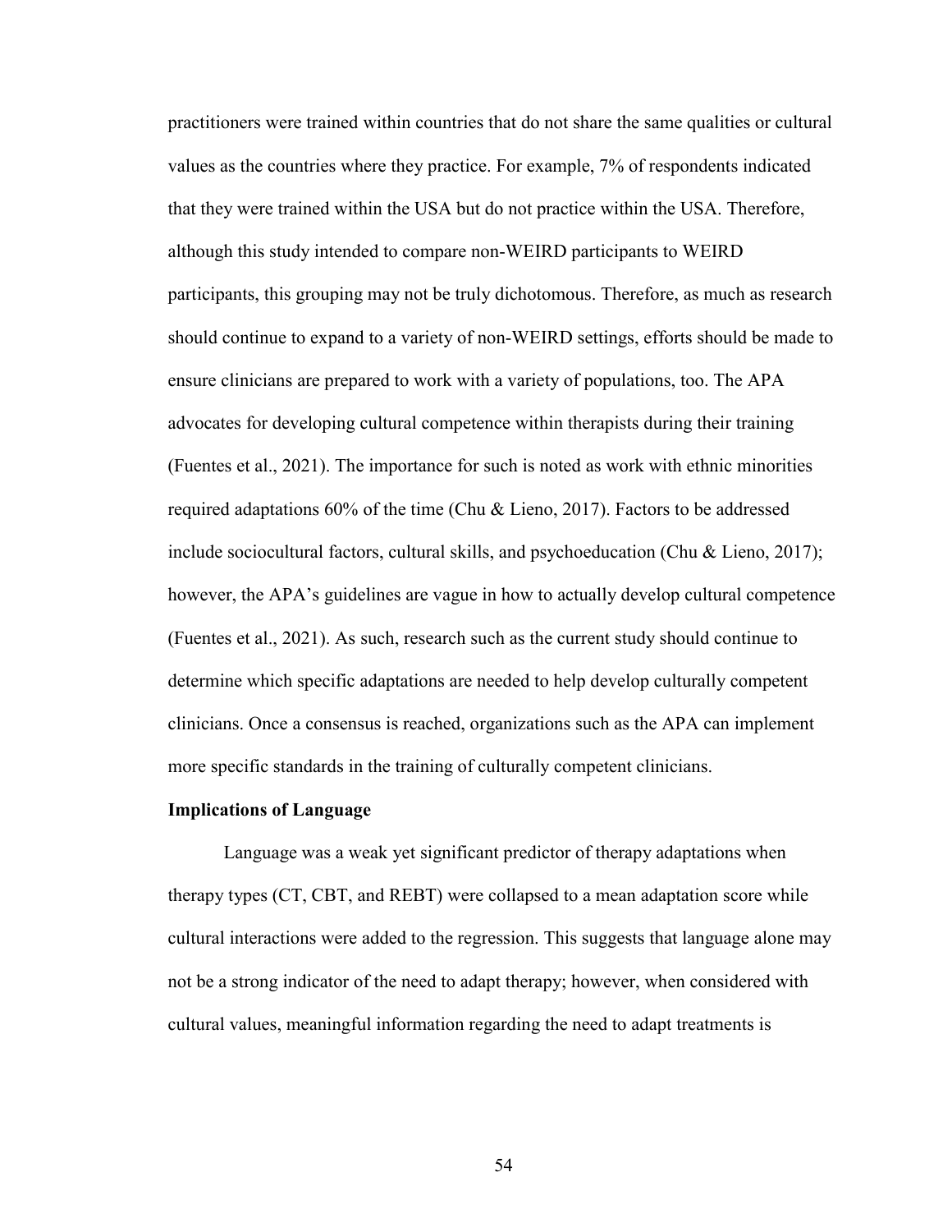practitioners were trained within countries that do not share the same qualities or cultural values as the countries where they practice. For example, 7% of respondents indicated that they were trained within the USA but do not practice within the USA. Therefore, although this study intended to compare non-WEIRD participants to WEIRD participants, this grouping may not be truly dichotomous. Therefore, as much as research should continue to expand to a variety of non-WEIRD settings, efforts should be made to ensure clinicians are prepared to work with a variety of populations, too. The APA advocates for developing cultural competence within therapists during their training (Fuentes et al., 2021). The importance for such is noted as work with ethnic minorities required adaptations 60% of the time (Chu & Lieno, 2017). Factors to be addressed include sociocultural factors, cultural skills, and psychoeducation (Chu & Lieno, 2017); however, the APA's guidelines are vague in how to actually develop cultural competence (Fuentes et al., 2021). As such, research such as the current study should continue to determine which specific adaptations are needed to help develop culturally competent clinicians. Once a consensus is reached, organizations such as the APA can implement more specific standards in the training of culturally competent clinicians.

**Implications of Language**

Language was a weak yet significant predictor of therapy adaptations when therapy types (CT, CBT, and REBT) were collapsed to a mean adaptation score while cultural interactions were added to the regression. This suggests that language alone may not be a strong indicator of the need to adapt therapy; however, when considered with cultural values, meaningful information regarding the need to adapt treatments is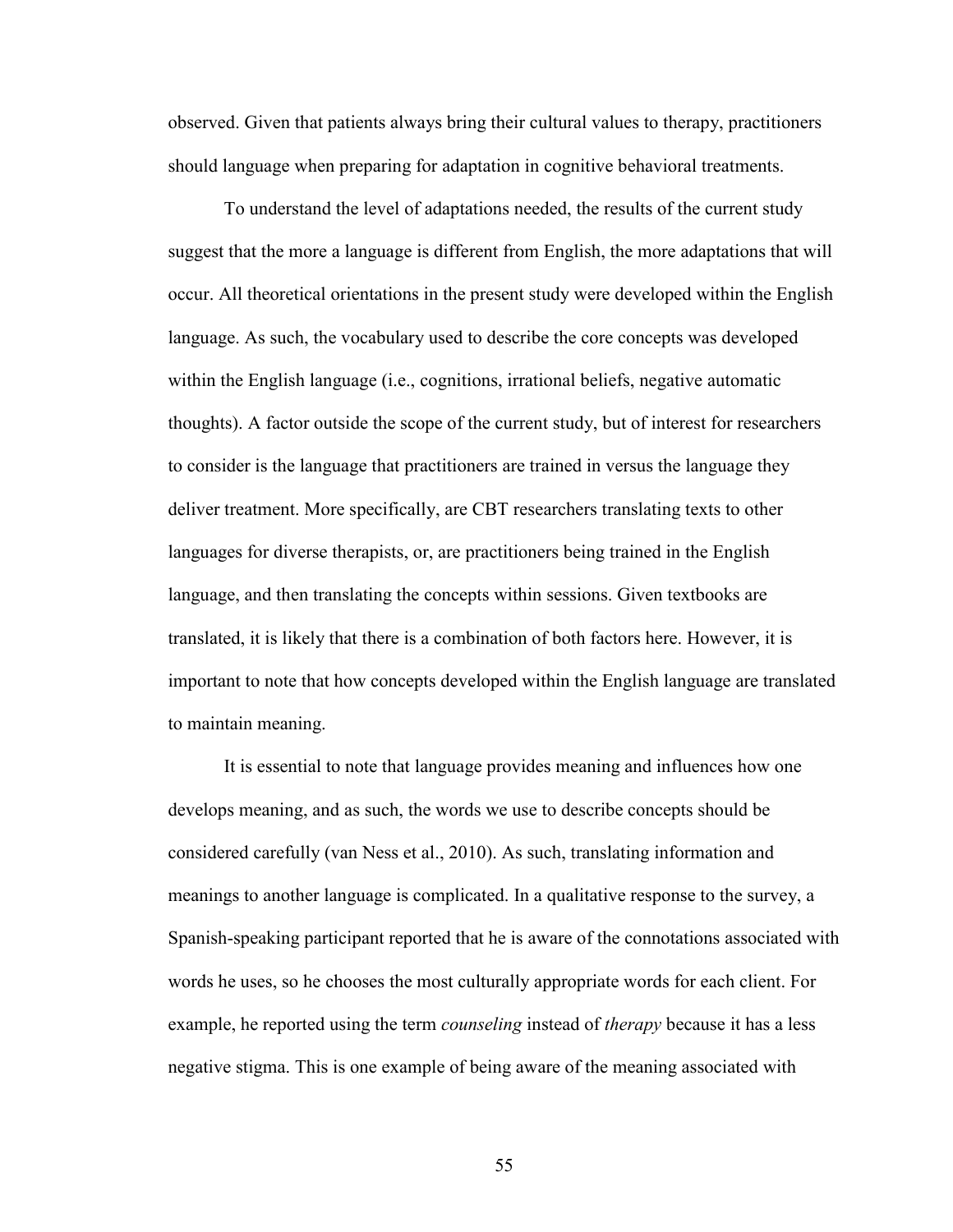observed. Given that patients always bring their cultural values to therapy, practitioners should language when preparing for adaptation in cognitive behavioral treatments.

To understand the level of adaptations needed, the results of the current study suggest that the more a language is different from English, the more adaptations that will occur. All theoretical orientations in the present study were developed within the English language. As such, the vocabulary used to describe the core concepts was developed within the English language (i.e., cognitions, irrational beliefs, negative automatic thoughts). A factor outside the scope of the current study, but of interest for researchers to consider is the language that practitioners are trained in versus the language they deliver treatment. More specifically, are CBT researchers translating texts to other languages for diverse therapists, or, are practitioners being trained in the English language, and then translating the concepts within sessions. Given textbooks are translated, it is likely that there is a combination of both factors here. However, it is important to note that how concepts developed within the English language are translated to maintain meaning.

It is essential to note that language provides meaning and influences how one develops meaning, and as such, the words we use to describe concepts should be considered carefully (van Ness et al., 2010). As such, translating information and meanings to another language is complicated. In a qualitative response to the survey, a Spanish-speaking participant reported that he is aware of the connotations associated with words he uses, so he chooses the most culturally appropriate words for each client. For example, he reported using the term *counseling* instead of *therapy* because it has a less negative stigma. This is one example of being aware of the meaning associated with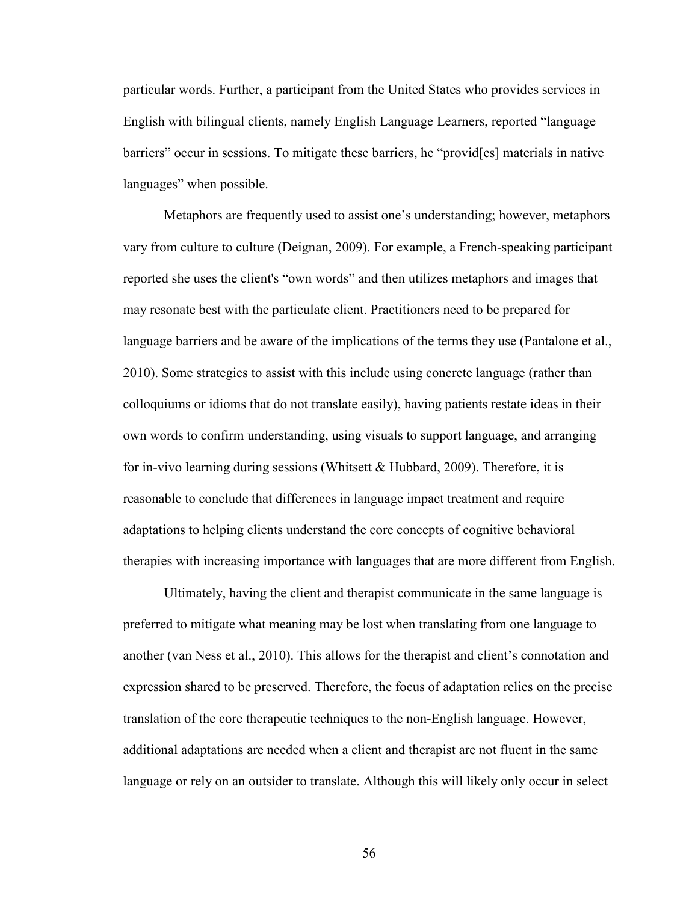particular words. Further, a participant from the United States who provides services in English with bilingual clients, namely English Language Learners, reported "language barriers" occur in sessions. To mitigate these barriers, he "provid[es] materials in native languages" when possible.

Metaphors are frequently used to assist one's understanding; however, metaphors vary from culture to culture (Deignan, 2009). For example, a French-speaking participant reported she uses the client's "own words" and then utilizes metaphors and images that may resonate best with the particulate client. Practitioners need to be prepared for language barriers and be aware of the implications of the terms they use (Pantalone et al., 2010). Some strategies to assist with this include using concrete language (rather than colloquiums or idioms that do not translate easily), having patients restate ideas in their own words to confirm understanding, using visuals to support language, and arranging for in-vivo learning during sessions (Whitsett & Hubbard, 2009). Therefore, it is reasonable to conclude that differences in language impact treatment and require adaptations to helping clients understand the core concepts of cognitive behavioral therapies with increasing importance with languages that are more different from English.

Ultimately, having the client and therapist communicate in the same language is preferred to mitigate what meaning may be lost when translating from one language to another (van Ness et al., 2010). This allows for the therapist and client's connotation and expression shared to be preserved. Therefore, the focus of adaptation relies on the precise translation of the core therapeutic techniques to the non-English language. However, additional adaptations are needed when a client and therapist are not fluent in the same language or rely on an outsider to translate. Although this will likely only occur in select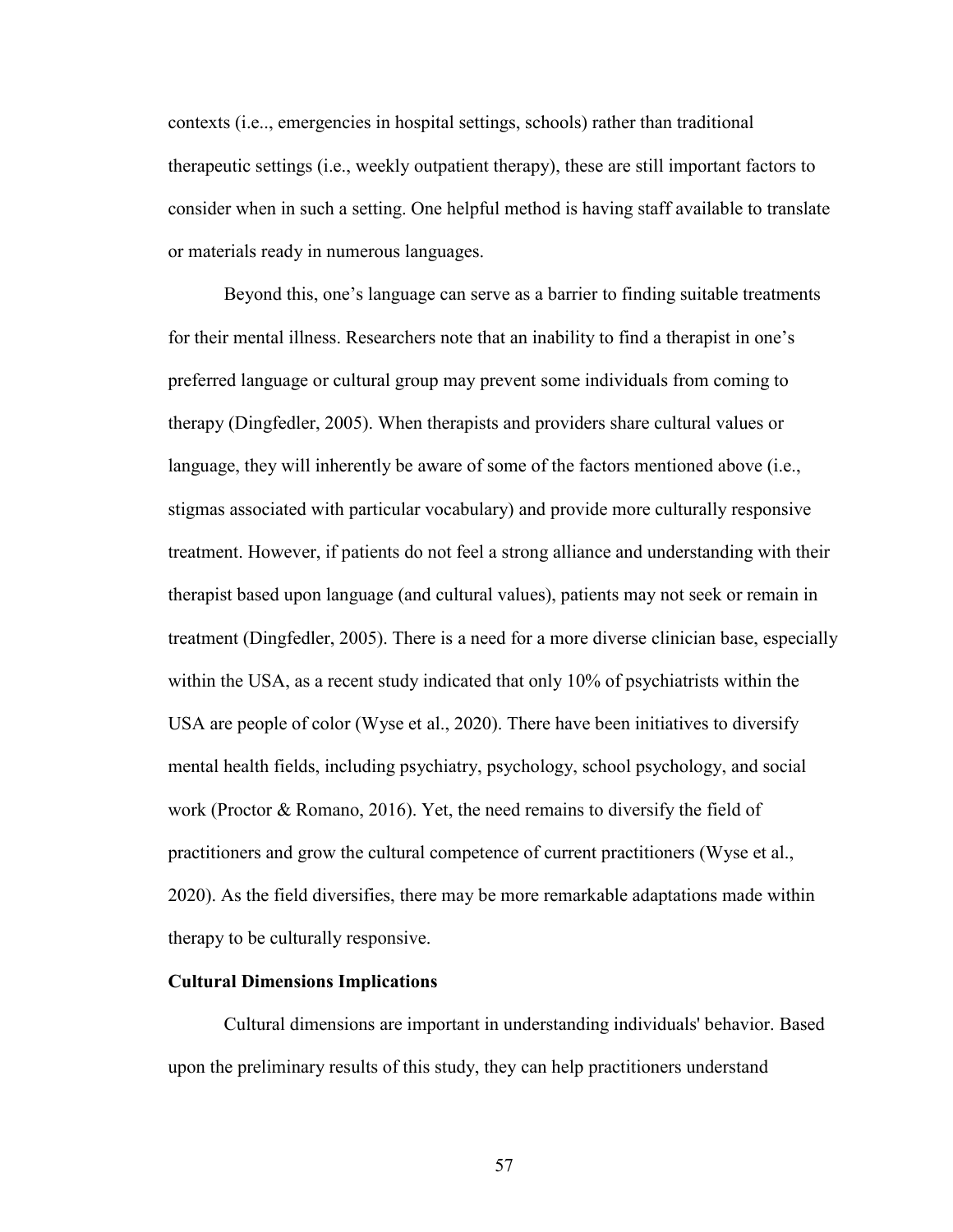contexts (i.e.., emergencies in hospital settings, schools) rather than traditional therapeutic settings (i.e., weekly outpatient therapy), these are still important factors to consider when in such a setting. One helpful method is having staff available to translate or materials ready in numerous languages.

Beyond this, one's language can serve as a barrier to finding suitable treatments for their mental illness. Researchers note that an inability to find a therapist in one's preferred language or cultural group may prevent some individuals from coming to therapy (Dingfedler, 2005). When therapists and providers share cultural values or language, they will inherently be aware of some of the factors mentioned above (i.e., stigmas associated with particular vocabulary) and provide more culturally responsive treatment. However, if patients do not feel a strong alliance and understanding with their therapist based upon language (and cultural values), patients may not seek or remain in treatment (Dingfedler, 2005). There is a need for a more diverse clinician base, especially within the USA, as a recent study indicated that only 10% of psychiatrists within the USA are people of color (Wyse et al., 2020). There have been initiatives to diversify mental health fields, including psychiatry, psychology, school psychology, and social work (Proctor & Romano, 2016). Yet, the need remains to diversify the field of practitioners and grow the cultural competence of current practitioners (Wyse et al., 2020). As the field diversifies, there may be more remarkable adaptations made within therapy to be culturally responsive.

**Cultural Dimensions Implications**

Cultural dimensions are important in understanding individuals' behavior. Based upon the preliminary results of this study, they can help practitioners understand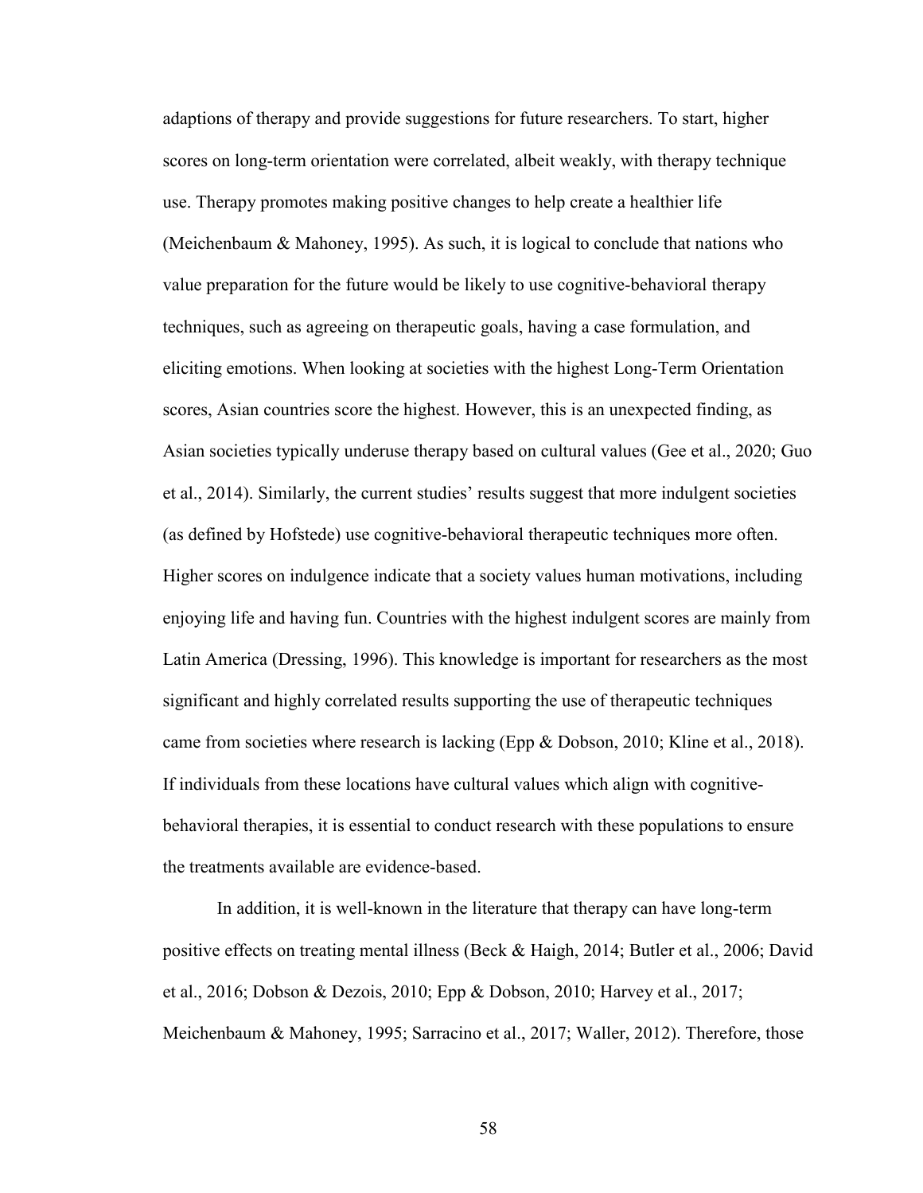adaptions of therapy and provide suggestions for future researchers. To start, higher scores on long-term orientation were correlated, albeit weakly, with therapy technique use. Therapy promotes making positive changes to help create a healthier life (Meichenbaum & Mahoney, 1995). As such, it is logical to conclude that nations who value preparation for the future would be likely to use cognitive-behavioral therapy techniques, such as agreeing on therapeutic goals, having a case formulation, and eliciting emotions. When looking at societies with the highest Long-Term Orientation scores, Asian countries score the highest. However, this is an unexpected finding, as Asian societies typically underuse therapy based on cultural values (Gee et al., 2020; Guo et al., 2014). Similarly, the current studies' results suggest that more indulgent societies (as defined by Hofstede) use cognitive-behavioral therapeutic techniques more often. Higher scores on indulgence indicate that a society values human motivations, including enjoying life and having fun. Countries with the highest indulgent scores are mainly from Latin America (Dressing, 1996). This knowledge is important for researchers as the most significant and highly correlated results supporting the use of therapeutic techniques came from societies where research is lacking (Epp & Dobson, 2010; Kline et al., 2018). If individuals from these locations have cultural values which align with cognitive-behavioral therapies, it is essential to conduct research with these populations to ensure the treatments available are evidence-based.

In addition, it is well-known in the literature that therapy can have long-term positive effects on treating mental illness (Beck & Haigh, 2014; Butler et al., 2006; David et al., 2016; Dobson & Dezois, 2010; Epp & Dobson, 2010; Harvey et al., 2017; Meichenbaum & Mahoney, 1995; Sarracino et al., 2017; Waller, 2012). Therefore, those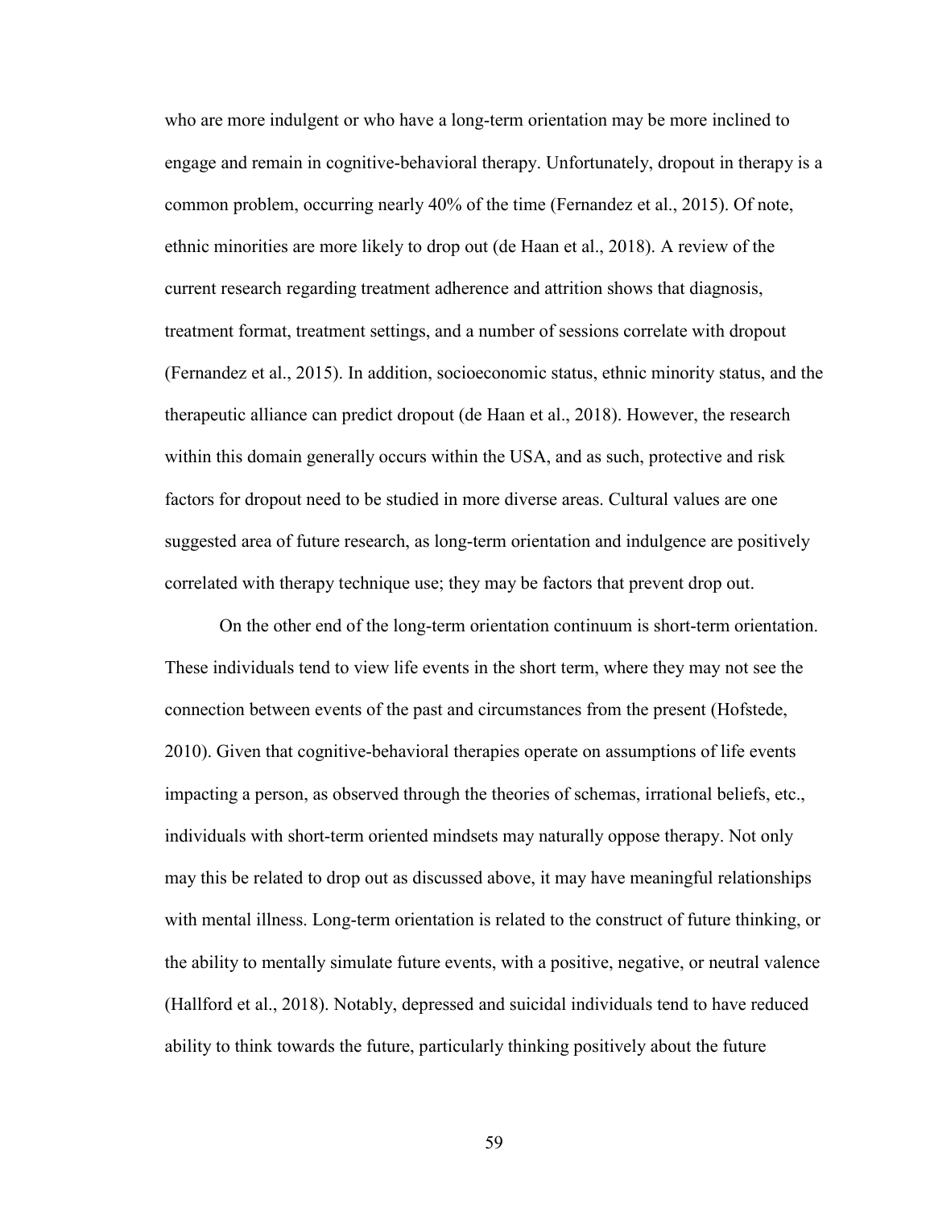who are more indulgent or who have a long-term orientation may be more inclined to engage and remain in cognitive-behavioral therapy. Unfortunately, dropout in therapy is a common problem, occurring nearly 40% of the time (Fernandez et al., 2015). Of note, ethnic minorities are more likely to drop out (de Haan et al., 2018). A review of the current research regarding treatment adherence and attrition shows that diagnosis, treatment format, treatment settings, and a number of sessions correlate with dropout (Fernandez et al., 2015). In addition, socioeconomic status, ethnic minority status, and the therapeutic alliance can predict dropout (de Haan et al., 2018). However, the research within this domain generally occurs within the USA, and as such, protective and risk factors for dropout need to be studied in more diverse areas. Cultural values are one suggested area of future research, as long-term orientation and indulgence are positively correlated with therapy technique use; they may be factors that prevent drop out.

On the other end of the long-term orientation continuum is short-term orientation. These individuals tend to view life events in the short term, where they may not see the connection between events of the past and circumstances from the present (Hofstede, 2010). Given that cognitive-behavioral therapies operate on assumptions of life events impacting a person, as observed through the theories of schemas, irrational beliefs, etc., individuals with short-term oriented mindsets may naturally oppose therapy. Not only may this be related to drop out as discussed above, it may have meaningful relationships with mental illness. Long-term orientation is related to the construct of future thinking, or the ability to mentally simulate future events, with a positive, negative, or neutral valence (Hallford et al., 2018). Notably, depressed and suicidal individuals tend to have reduced ability to think towards the future, particularly thinking positively about the future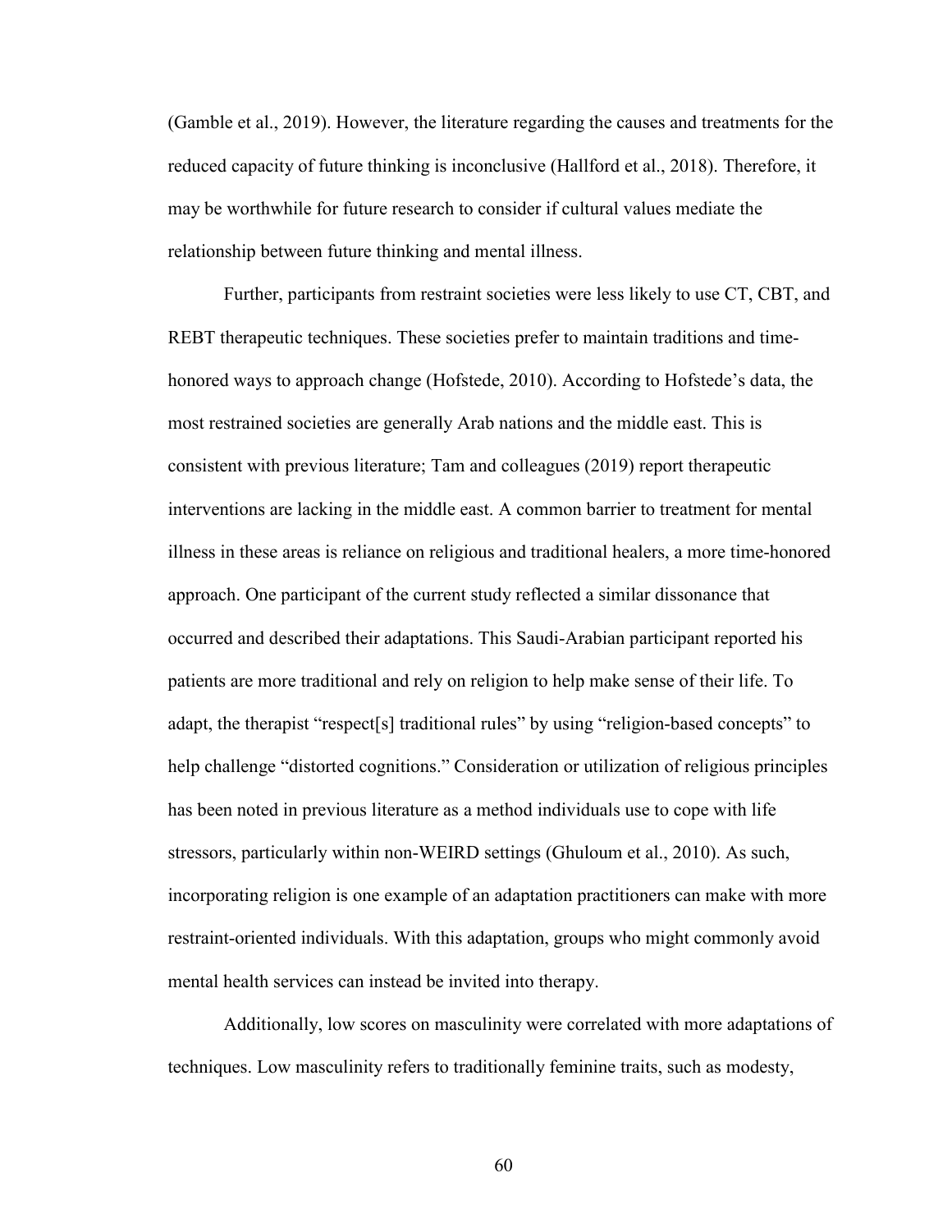(Gamble et al., 2019). However, the literature regarding the causes and treatments for the reduced capacity of future thinking is inconclusive (Hallford et al., 2018). Therefore, it may be worthwhile for future research to consider if cultural values mediate the relationship between future thinking and mental illness.

Further, participants from restraint societies were less likely to use CT, CBT, and REBT therapeutic techniques. These societies prefer to maintain traditions and time-honored ways to approach change (Hofstede, 2010). According to Hofstede's data, the most restrained societies are generally Arab nations and the middle east. This is consistent with previous literature; Tam and colleagues (2019) report therapeutic interventions are lacking in the middle east. A common barrier to treatment for mental illness in these areas is reliance on religious and traditional healers, a more time-honored approach. One participant of the current study reflected a similar dissonance that occurred and described their adaptations. This Saudi-Arabian participant reported his patients are more traditional and rely on religion to help make sense of their life. To adapt, the therapist "respect[s] traditional rules" by using "religion-based concepts" to help challenge "distorted cognitions." Consideration or utilization of religious principles has been noted in previous literature as a method individuals use to cope with life stressors, particularly within non-WEIRD settings (Ghuloum et al., 2010). As such, incorporating religion is one example of an adaptation practitioners can make with more restraint-oriented individuals. With this adaptation, groups who might commonly avoid mental health services can instead be invited into therapy.

Additionally, low scores on masculinity were correlated with more adaptations of techniques. Low masculinity refers to traditionally feminine traits, such as modesty,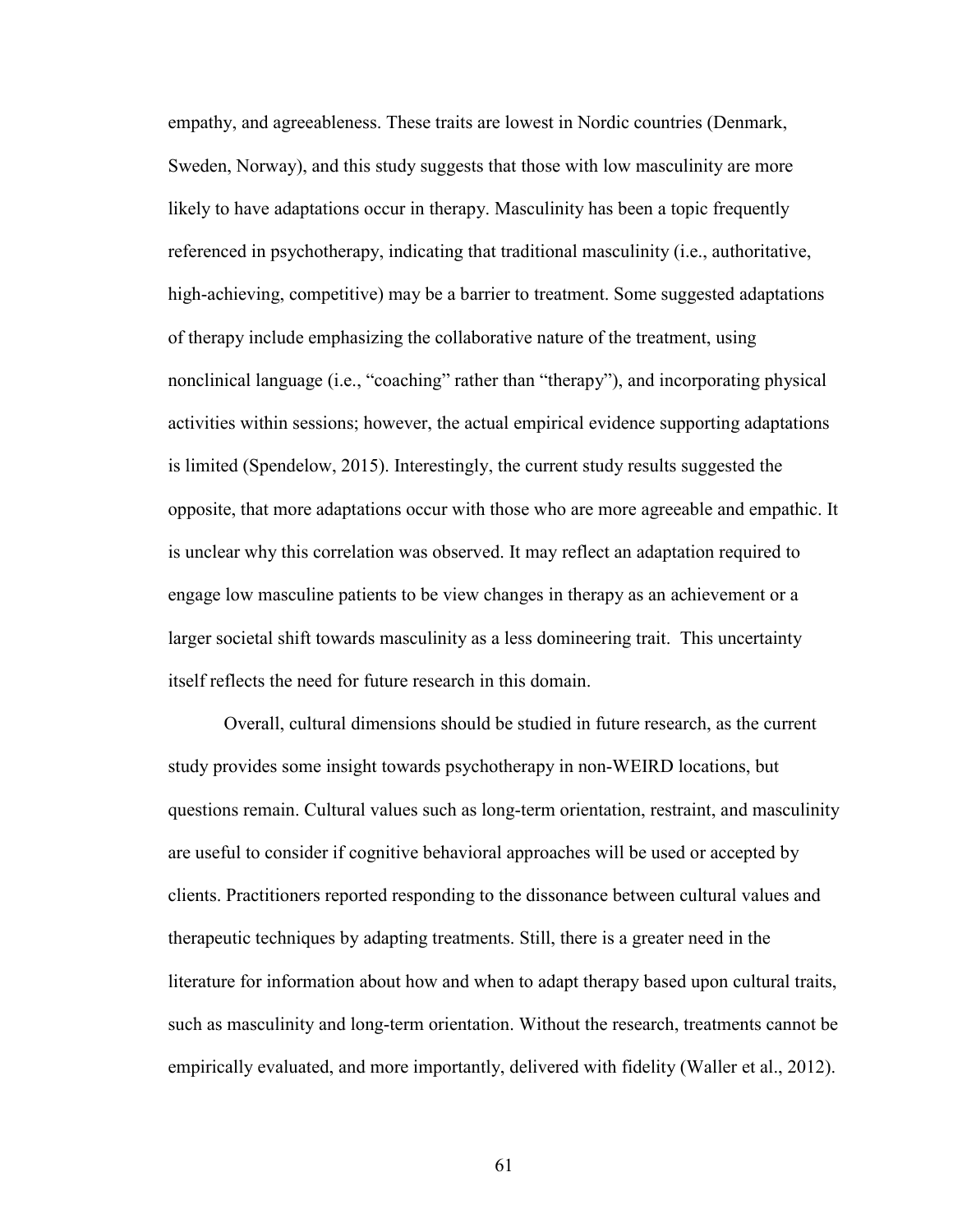empathy, and agreeableness. These traits are lowest in Nordic countries (Denmark, Sweden, Norway), and this study suggests that those with low masculinity are more likely to have adaptations occur in therapy. Masculinity has been a topic frequently referenced in psychotherapy, indicating that traditional masculinity (i.e., authoritative, high-achieving, competitive) may be a barrier to treatment. Some suggested adaptations of therapy include emphasizing the collaborative nature of the treatment, using nonclinical language (i.e., "coaching" rather than "therapy"), and incorporating physical activities within sessions; however, the actual empirical evidence supporting adaptations is limited (Spendelow, 2015). Interestingly, the current study results suggested the opposite, that more adaptations occur with those who are more agreeable and empathic. It is unclear why this correlation was observed. It may reflect an adaptation required to engage low masculine patients to be view changes in therapy as an achievement or a larger societal shift towards masculinity as a less domineering trait.  This uncertainty itself reflects the need for future research in this domain.

Overall, cultural dimensions should be studied in future research, as the current study provides some insight towards psychotherapy in non-WEIRD locations, but questions remain. Cultural values such as long-term orientation, restraint, and masculinity are useful to consider if cognitive behavioral approaches will be used or accepted by clients. Practitioners reported responding to the dissonance between cultural values and therapeutic techniques by adapting treatments. Still, there is a greater need in the literature for information about how and when to adapt therapy based upon cultural traits, such as masculinity and long-term orientation. Without the research, treatments cannot be empirically evaluated, and more importantly, delivered with fidelity (Waller et al., 2012).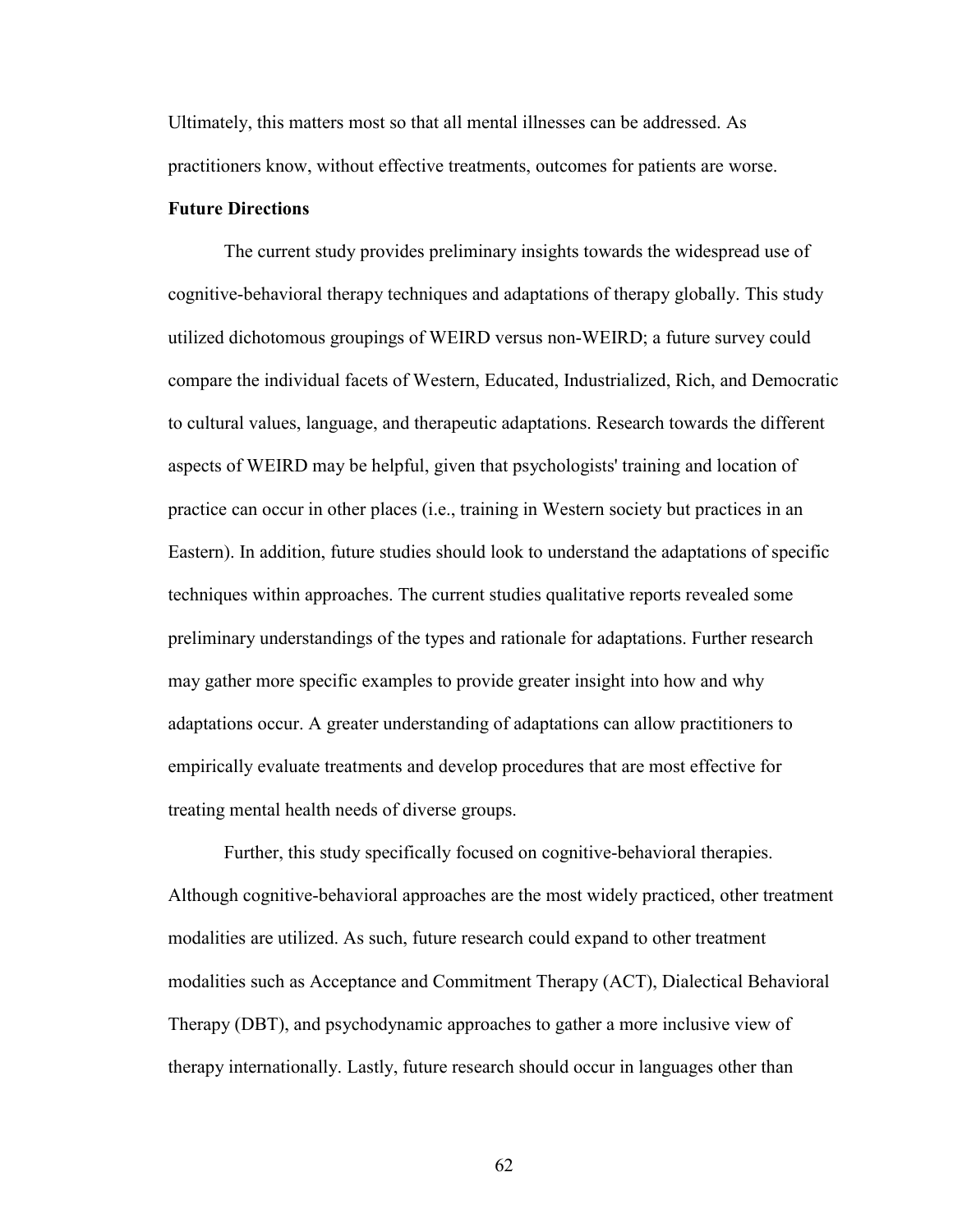Ultimately, this matters most so that all mental illnesses can be addressed. As practitioners know, without effective treatments, outcomes for patients are worse.

**Future Directions**

The current study provides preliminary insights towards the widespread use of cognitive-behavioral therapy techniques and adaptations of therapy globally. This study utilized dichotomous groupings of WEIRD versus non-WEIRD; a future survey could compare the individual facets of Western, Educated, Industrialized, Rich, and Democratic to cultural values, language, and therapeutic adaptations. Research towards the different aspects of WEIRD may be helpful, given that psychologists' training and location of practice can occur in other places (i.e., training in Western society but practices in an Eastern). In addition, future studies should look to understand the adaptations of specific techniques within approaches. The current studies qualitative reports revealed some preliminary understandings of the types and rationale for adaptations. Further research may gather more specific examples to provide greater insight into how and why adaptations occur. A greater understanding of adaptations can allow practitioners to empirically evaluate treatments and develop procedures that are most effective for treating mental health needs of diverse groups.

Further, this study specifically focused on cognitive-behavioral therapies. Although cognitive-behavioral approaches are the most widely practiced, other treatment modalities are utilized. As such, future research could expand to other treatment modalities such as Acceptance and Commitment Therapy (ACT), Dialectical Behavioral Therapy (DBT), and psychodynamic approaches to gather a more inclusive view of therapy internationally. Lastly, future research should occur in languages other than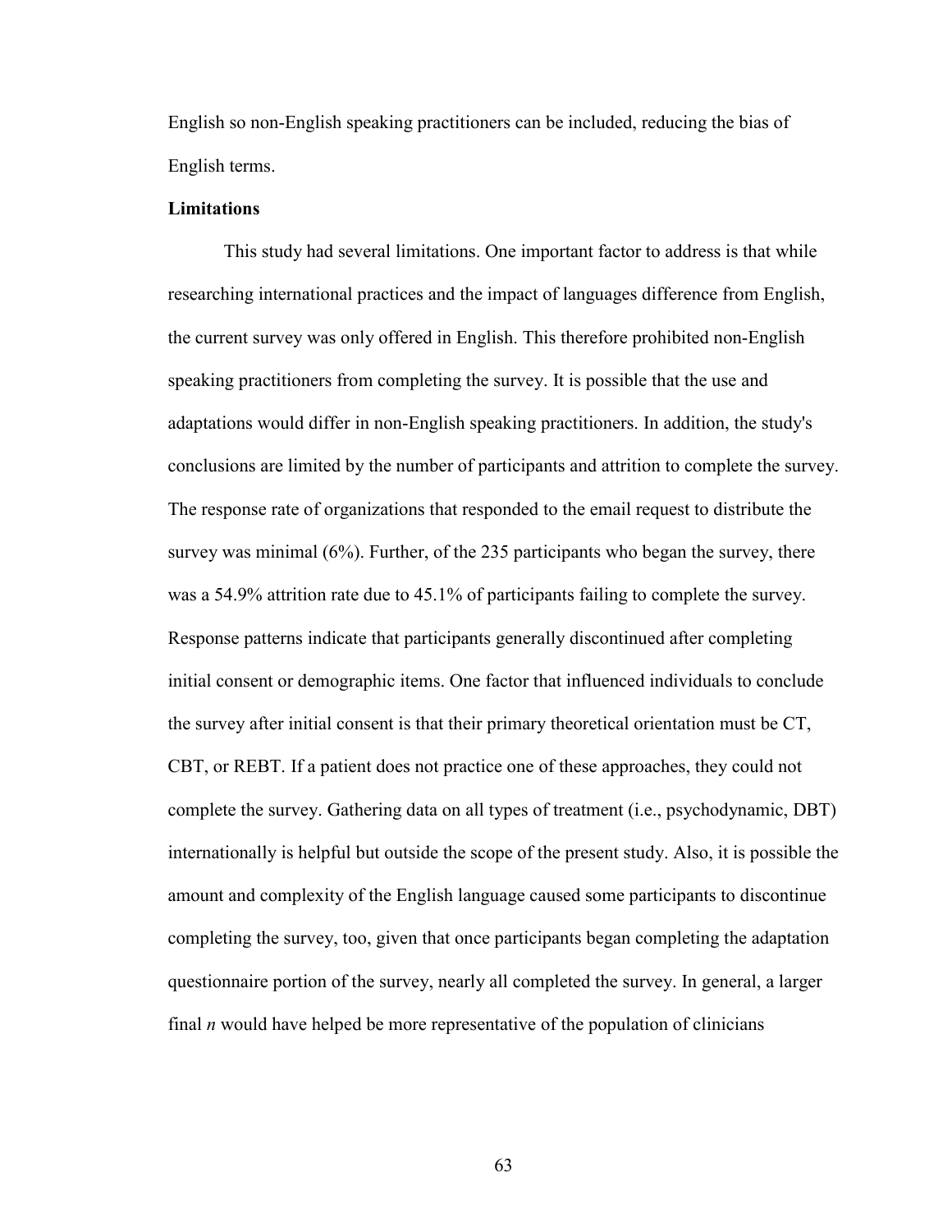English so non-English speaking practitioners can be included, reducing the bias of English terms.

**Limitations**

This study had several limitations. One important factor to address is that while researching international practices and the impact of languages difference from English, the current survey was only offered in English. This therefore prohibited non-English speaking practitioners from completing the survey. It is possible that the use and adaptations would differ in non-English speaking practitioners. In addition, the study's conclusions are limited by the number of participants and attrition to complete the survey. The response rate of organizations that responded to the email request to distribute the survey was minimal (6%). Further, of the 235 participants who began the survey, there was a 54.9% attrition rate due to 45.1% of participants failing to complete the survey. Response patterns indicate that participants generally discontinued after completing initial consent or demographic items. One factor that influenced individuals to conclude the survey after initial consent is that their primary theoretical orientation must be CT, CBT, or REBT. If a patient does not practice one of these approaches, they could not complete the survey. Gathering data on all types of treatment (i.e., psychodynamic, DBT) internationally is helpful but outside the scope of the present study. Also, it is possible the amount and complexity of the English language caused some participants to discontinue completing the survey, too, given that once participants began completing the adaptation questionnaire portion of the survey, nearly all completed the survey. In general, a larger final *n* would have helped be more representative of the population of clinicians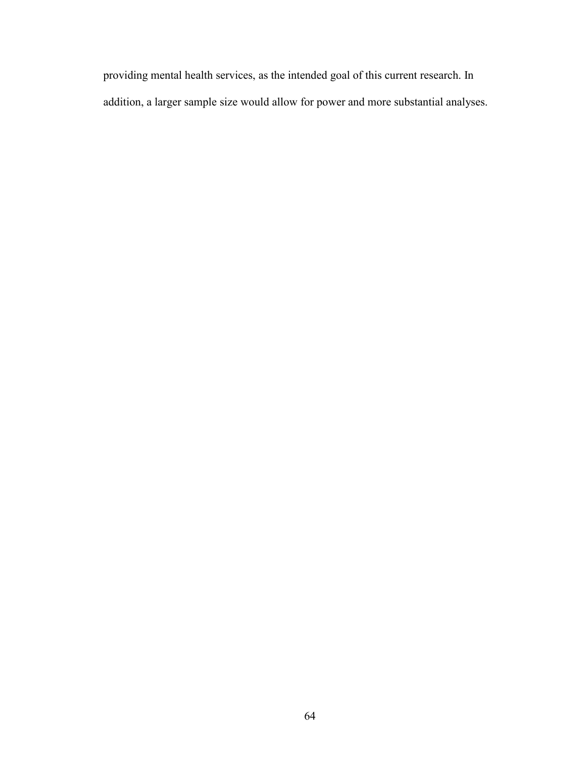providing mental health services, as the intended goal of this current research. In addition, a larger sample size would allow for power and more substantial analyses.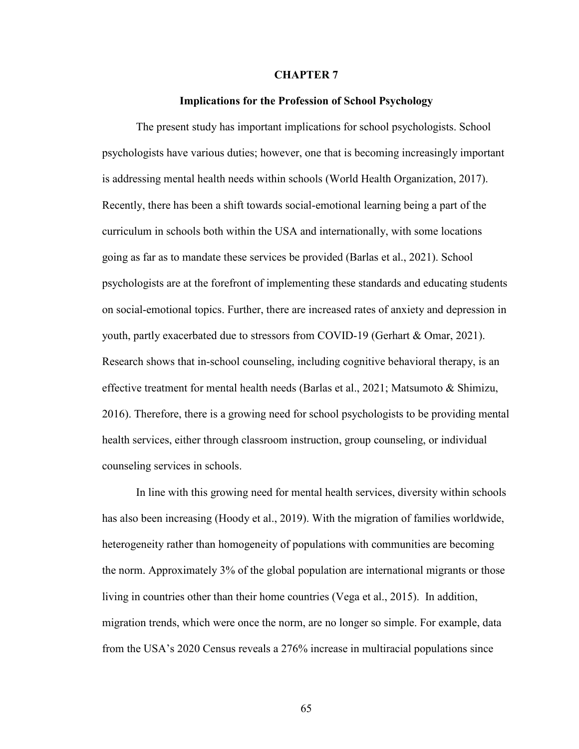# CHAPTER 7

## Implications for the Profession of School Psychology

The present study has important implications for school psychologists. School psychologists have various duties; however, one that is becoming increasingly important is addressing mental health needs within schools (World Health Organization, 2017). Recently, there has been a shift towards social-emotional learning being a part of the curriculum in schools both within the USA and internationally, with some locations going as far as to mandate these services be provided (Barlas et al., 2021). School psychologists are at the forefront of implementing these standards and educating students on social-emotional topics. Further, there are increased rates of anxiety and depression in youth, partly exacerbated due to stressors from COVID-19 (Gerhart & Omar, 2021). Research shows that in-school counseling, including cognitive behavioral therapy, is an effective treatment for mental health needs (Barlas et al., 2021; Matsumoto & Shimizu, 2016). Therefore, there is a growing need for school psychologists to be providing mental health services, either through classroom instruction, group counseling, or individual counseling services in schools.

In line with this growing need for mental health services, diversity within schools has also been increasing (Hoody et al., 2019). With the migration of families worldwide, heterogeneity rather than homogeneity of populations with communities are becoming the norm. Approximately 3% of the global population are international migrants or those living in countries other than their home countries (Vega et al., 2015). In addition, migration trends, which were once the norm, are no longer so simple. For example, data from the USA's 2020 Census reveals a 276% increase in multiracial populations since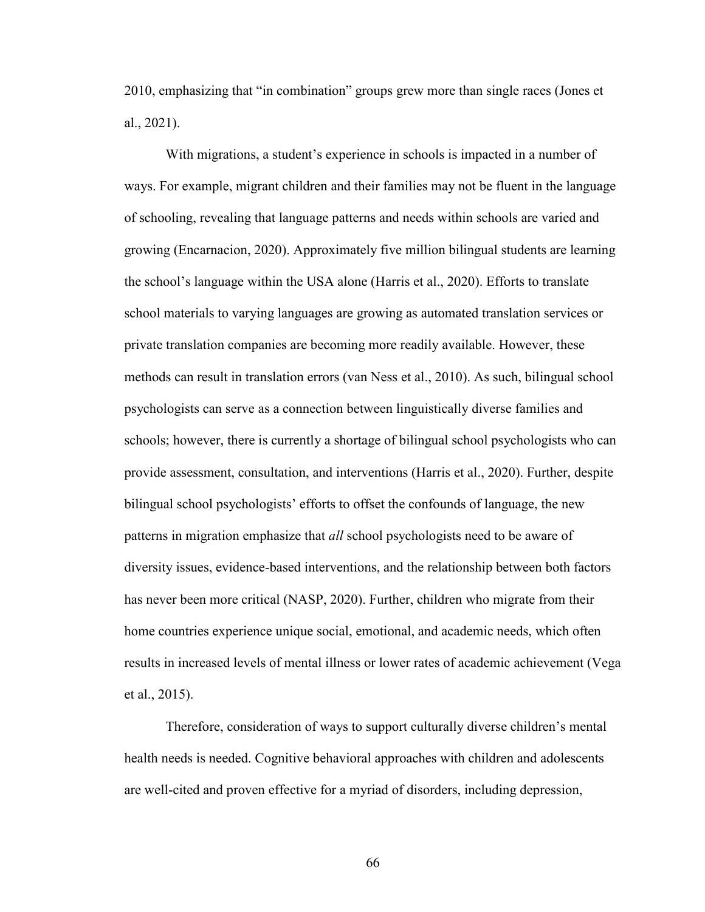2010, emphasizing that "in combination" groups grew more than single races (Jones et al., 2021).

With migrations, a student's experience in schools is impacted in a number of ways. For example, migrant children and their families may not be fluent in the language of schooling, revealing that language patterns and needs within schools are varied and growing (Encarnacion, 2020). Approximately five million bilingual students are learning the school's language within the USA alone (Harris et al., 2020). Efforts to translate school materials to varying languages are growing as automated translation services or private translation companies are becoming more readily available. However, these methods can result in translation errors (van Ness et al., 2010). As such, bilingual school psychologists can serve as a connection between linguistically diverse families and schools; however, there is currently a shortage of bilingual school psychologists who can provide assessment, consultation, and interventions (Harris et al., 2020). Further, despite bilingual school psychologists' efforts to offset the confounds of language, the new patterns in migration emphasize that *all* school psychologists need to be aware of diversity issues, evidence-based interventions, and the relationship between both factors has never been more critical (NASP, 2020). Further, children who migrate from their home countries experience unique social, emotional, and academic needs, which often results in increased levels of mental illness or lower rates of academic achievement (Vega et al., 2015).

Therefore, consideration of ways to support culturally diverse children's mental health needs is needed. Cognitive behavioral approaches with children and adolescents are well-cited and proven effective for a myriad of disorders, including depression,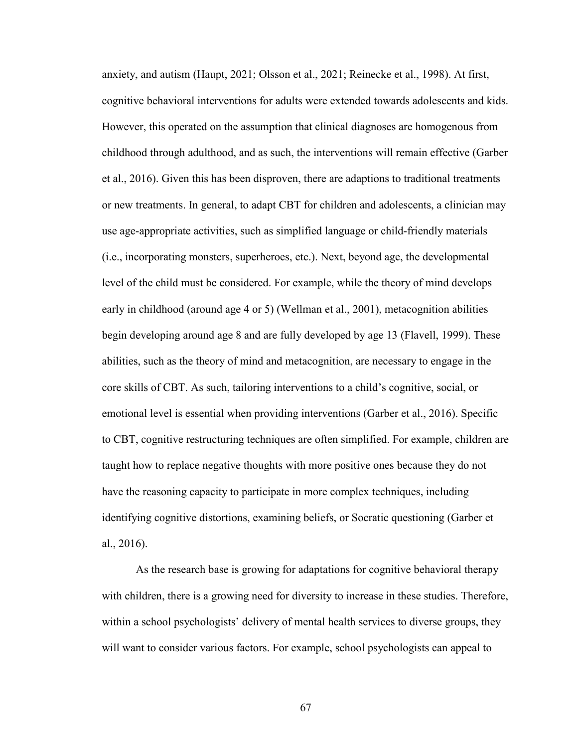anxiety, and autism (Haupt, 2021; Olsson et al., 2021; Reinecke et al., 1998). At first, cognitive behavioral interventions for adults were extended towards adolescents and kids. However, this operated on the assumption that clinical diagnoses are homogenous from childhood through adulthood, and as such, the interventions will remain effective (Garber et al., 2016). Given this has been disproven, there are adaptions to traditional treatments or new treatments. In general, to adapt CBT for children and adolescents, a clinician may use age-appropriate activities, such as simplified language or child-friendly materials (i.e., incorporating monsters, superheroes, etc.). Next, beyond age, the developmental level of the child must be considered. For example, while the theory of mind develops early in childhood (around age 4 or 5) (Wellman et al., 2001), metacognition abilities begin developing around age 8 and are fully developed by age 13 (Flavell, 1999). These abilities, such as the theory of mind and metacognition, are necessary to engage in the core skills of CBT. As such, tailoring interventions to a child's cognitive, social, or emotional level is essential when providing interventions (Garber et al., 2016). Specific to CBT, cognitive restructuring techniques are often simplified. For example, children are taught how to replace negative thoughts with more positive ones because they do not have the reasoning capacity to participate in more complex techniques, including identifying cognitive distortions, examining beliefs, or Socratic questioning (Garber et al., 2016).

As the research base is growing for adaptations for cognitive behavioral therapy with children, there is a growing need for diversity to increase in these studies. Therefore, within a school psychologists' delivery of mental health services to diverse groups, they will want to consider various factors. For example, school psychologists can appeal to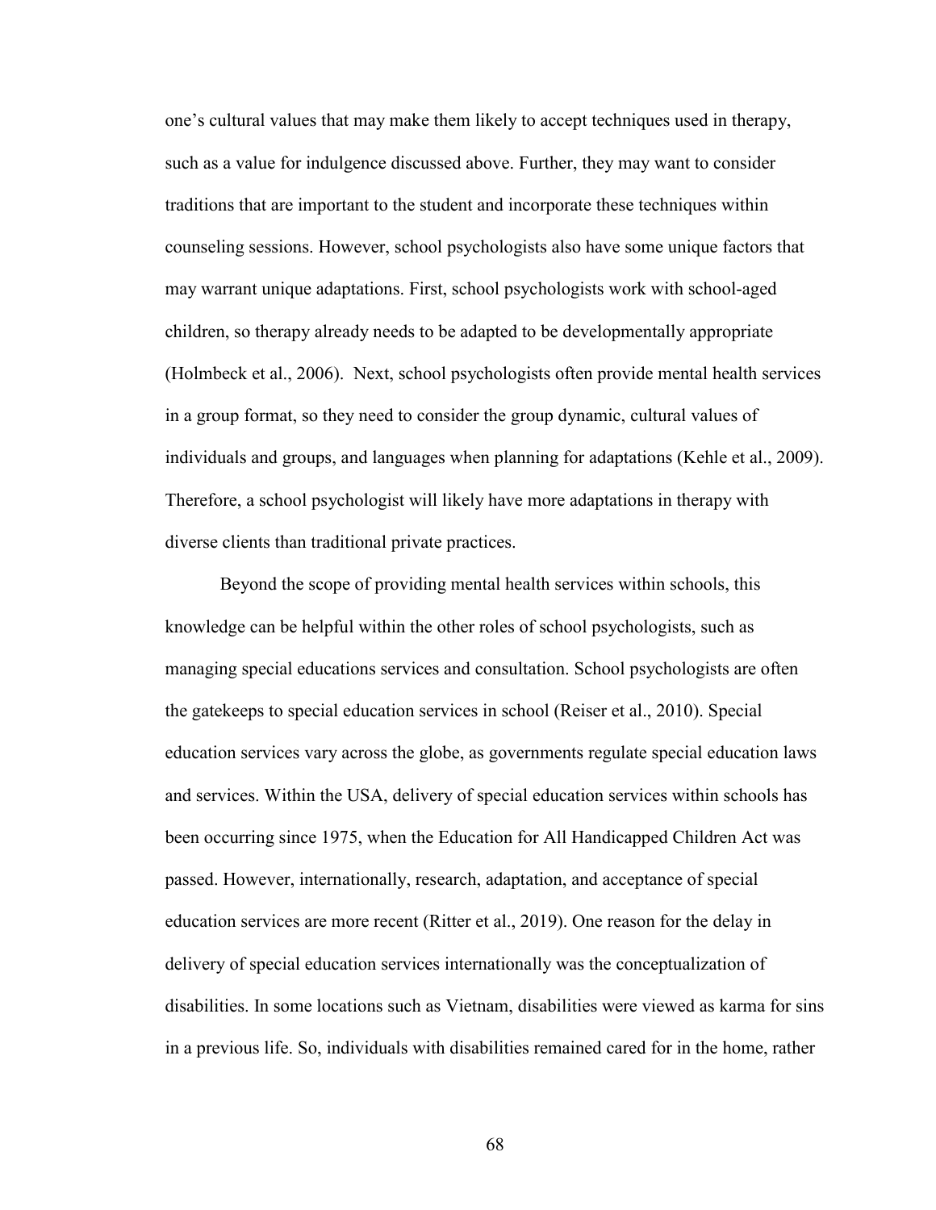one's cultural values that may make them likely to accept techniques used in therapy, such as a value for indulgence discussed above. Further, they may want to consider traditions that are important to the student and incorporate these techniques within counseling sessions. However, school psychologists also have some unique factors that may warrant unique adaptations. First, school psychologists work with school-aged children, so therapy already needs to be adapted to be developmentally appropriate (Holmbeck et al., 2006). Next, school psychologists often provide mental health services in a group format, so they need to consider the group dynamic, cultural values of individuals and groups, and languages when planning for adaptations (Kehle et al., 2009). Therefore, a school psychologist will likely have more adaptations in therapy with diverse clients than traditional private practices.

Beyond the scope of providing mental health services within schools, this knowledge can be helpful within the other roles of school psychologists, such as managing special educations services and consultation. School psychologists are often the gatekeeps to special education services in school (Reiser et al., 2010). Special education services vary across the globe, as governments regulate special education laws and services. Within the USA, delivery of special education services within schools has been occurring since 1975, when the Education for All Handicapped Children Act was passed. However, internationally, research, adaptation, and acceptance of special education services are more recent (Ritter et al., 2019). One reason for the delay in delivery of special education services internationally was the conceptualization of disabilities. In some locations such as Vietnam, disabilities were viewed as karma for sins in a previous life. So, individuals with disabilities remained cared for in the home, rather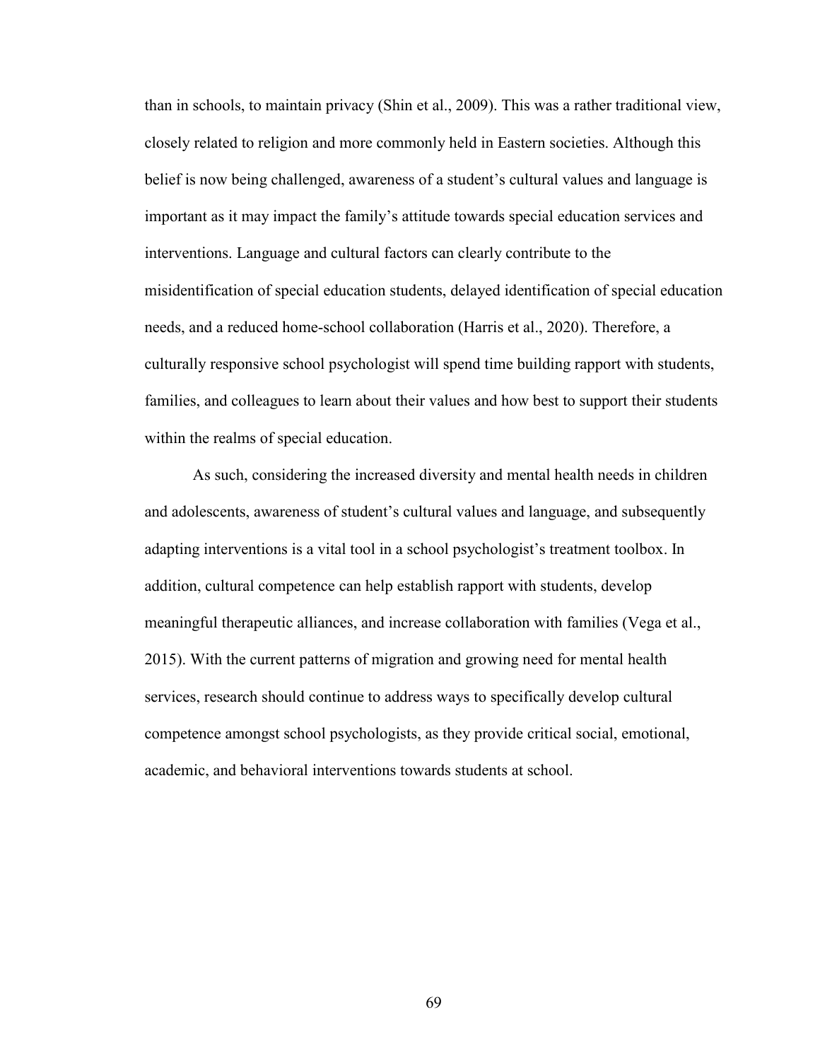than in schools, to maintain privacy (Shin et al., 2009). This was a rather traditional view, closely related to religion and more commonly held in Eastern societies. Although this belief is now being challenged, awareness of a student's cultural values and language is important as it may impact the family's attitude towards special education services and interventions. Language and cultural factors can clearly contribute to the misidentification of special education students, delayed identification of special education needs, and a reduced home-school collaboration (Harris et al., 2020). Therefore, a culturally responsive school psychologist will spend time building rapport with students, families, and colleagues to learn about their values and how best to support their students within the realms of special education.

As such, considering the increased diversity and mental health needs in children and adolescents, awareness of student's cultural values and language, and subsequently adapting interventions is a vital tool in a school psychologist's treatment toolbox. In addition, cultural competence can help establish rapport with students, develop meaningful therapeutic alliances, and increase collaboration with families (Vega et al., 2015). With the current patterns of migration and growing need for mental health services, research should continue to address ways to specifically develop cultural competence amongst school psychologists, as they provide critical social, emotional, academic, and behavioral interventions towards students at school.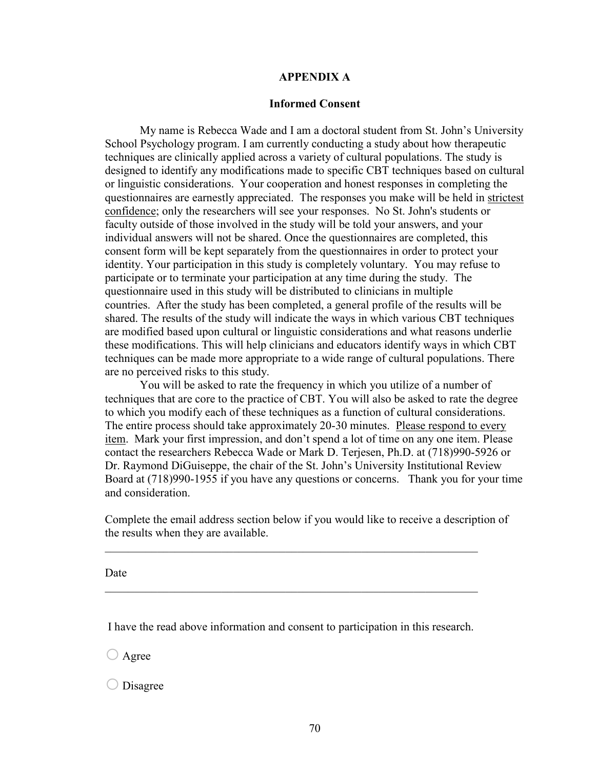# APPENDIX A

## Informed Consent

My name is Rebecca Wade and I am a doctoral student from St. John's University School Psychology program. I am currently conducting a study about how therapeutic techniques are clinically applied across a variety of cultural populations. The study is designed to identify any modifications made to specific CBT techniques based on cultural or linguistic considerations. Your cooperation and honest responses in completing the questionnaires are earnestly appreciated. The responses you make will be held in <u>strictest confidence</u>; only the researchers will see your responses. No St. John's students or faculty outside of those involved in the study will be told your answers, and your individual answers will not be shared. Once the questionnaires are completed, this consent form will be kept separately from the questionnaires in order to protect your identity. Your participation in this study is completely voluntary. You may refuse to participate or to terminate your participation at any time during the study. The questionnaire used in this study will be distributed to clinicians in multiple countries. After the study has been completed, a general profile of the results will be shared. The results of the study will indicate the ways in which various CBT techniques are modified based upon cultural or linguistic considerations and what reasons underlie these modifications. This will help clinicians and educators identify ways in which CBT techniques can be made more appropriate to a wide range of cultural populations. There are no perceived risks to this study.

You will be asked to rate the frequency in which you utilize of a number of techniques that are core to the practice of CBT. You will also be asked to rate the degree to which you modify each of these techniques as a function of cultural considerations. The entire process should take approximately 20-30 minutes. <u>Please respond to every item</u>. Mark your first impression, and don't spend a lot of time on any one item. Please contact the researchers Rebecca Wade or Mark D. Terjesen, Ph.D. at (718)990-5926 or Dr. Raymond DiGuiseppe, the chair of the St. John's University Institutional Review Board at (718)990-1955 if you have any questions or concerns. Thank you for your time and consideration.

Complete the email address section below if you would like to receive a description of the results when they are available.

\_\_\_\_\_\_\_\_\_\_\_\_\_\_\_\_\_\_\_\_\_\_\_\_\_\_\_\_\_\_\_\_\_\_\_\_\_\_\_\_\_\_\_\_\_\_\_\_\_\_\_\_\_\_\_\_\_\_\_\_\_\_

Date

\_\_\_\_\_\_\_\_\_\_\_\_\_\_\_\_\_\_\_\_\_\_\_\_\_\_\_\_\_\_\_\_\_\_\_\_\_\_\_\_\_\_\_\_\_\_\_\_\_\_\_\_\_\_\_\_\_\_\_\_\_\_

I have the read above information and consent to participation in this research.

○ Agree

○ Disagree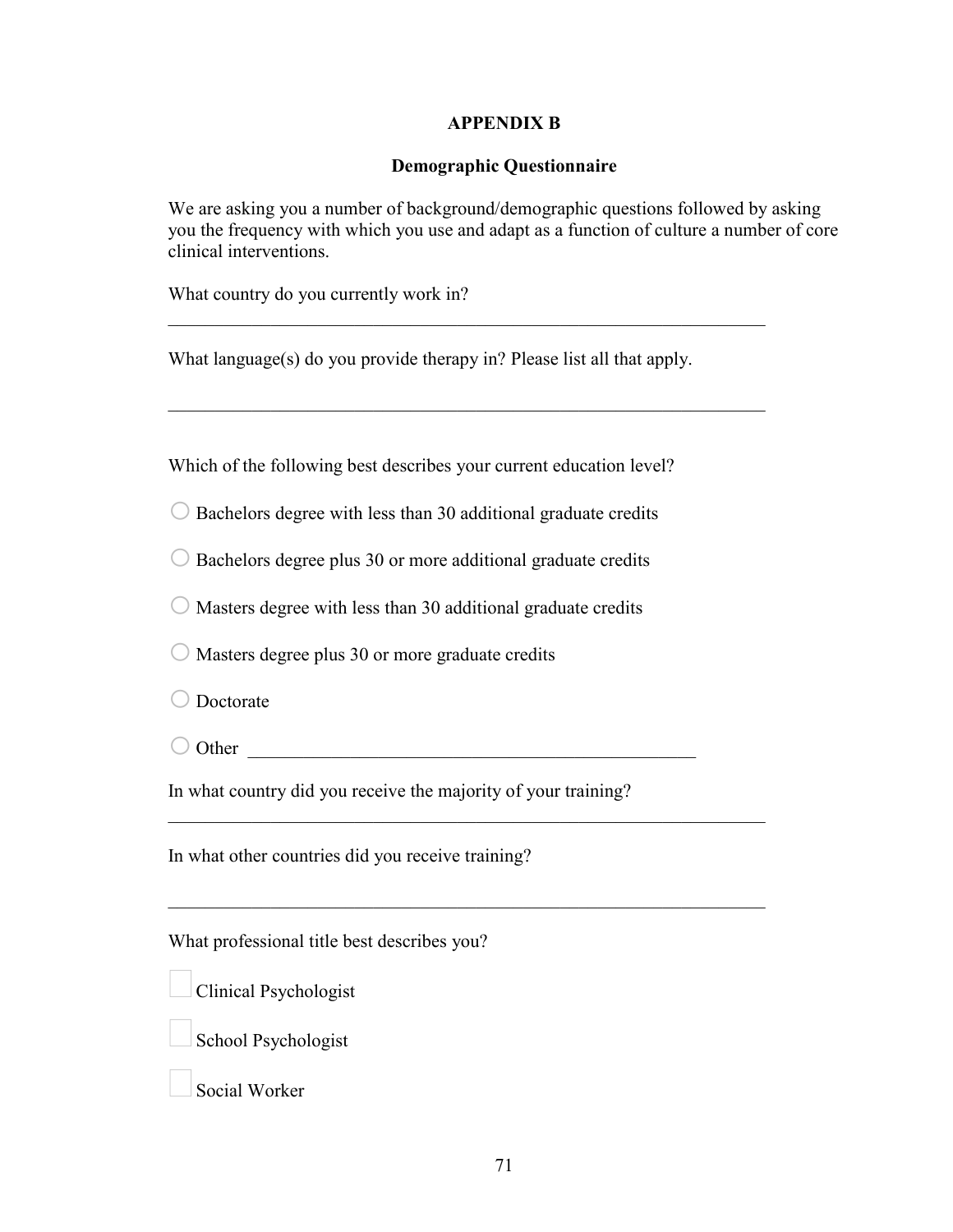# APPENDIX B

## Demographic Questionnaire

We are asking you a number of background/demographic questions followed by asking you the frequency with which you use and adapt as a function of culture a number of core clinical interventions.

What country do you currently work in?

_________________________________________________________________

What language(s) do you provide therapy in? Please list all that apply.

_________________________________________________________________

Which of the following best describes your current education level?

○ Bachelors degree with less than 30 additional graduate credits

○ Bachelors degree plus 30 or more additional graduate credits

○ Masters degree with less than 30 additional graduate credits

○ Masters degree plus 30 or more graduate credits

○ Doctorate

○ Other ______________________________________________

In what country did you receive the majority of your training?

_________________________________________________________________

In what other countries did you receive training?

_________________________________________________________________

What professional title best describes you?

☐ Clinical Psychologist

☐ School Psychologist

☐ Social Worker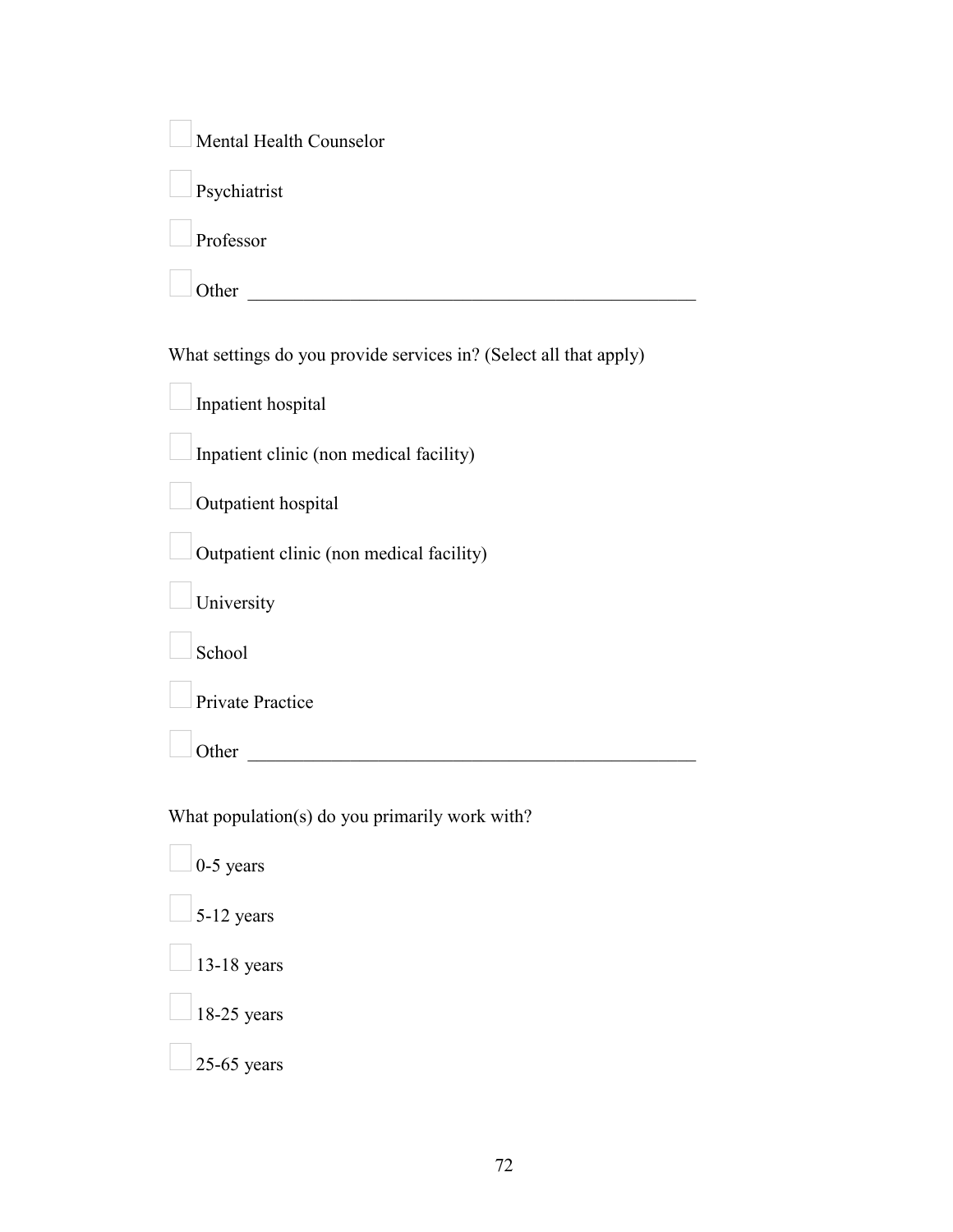- [ ] Mental Health Counselor
- [ ] Psychiatrist
- [ ] Professor
- [ ] Other \_\_\_\_\_\_\_\_\_\_\_\_\_\_\_\_\_\_\_\_\_\_\_\_\_\_\_\_\_\_\_\_\_\_\_\_\_\_\_\_\_\_\_\_\_\_

What settings do you provide services in? (Select all that apply)

- [ ] Inpatient hospital
- [ ] Inpatient clinic (non medical facility)
- [ ] Outpatient hospital
- [ ] Outpatient clinic (non medical facility)
- [ ] University
- [ ] School
- [ ] Private Practice
- [ ] Other \_\_\_\_\_\_\_\_\_\_\_\_\_\_\_\_\_\_\_\_\_\_\_\_\_\_\_\_\_\_\_\_\_\_\_\_\_\_\_\_\_\_\_\_\_\_

What population(s) do you primarily work with?

- [ ] 0-5 years
- [ ] 5-12 years
- [ ] 13-18 years
- [ ] 18-25 years
- [ ] 25-65 years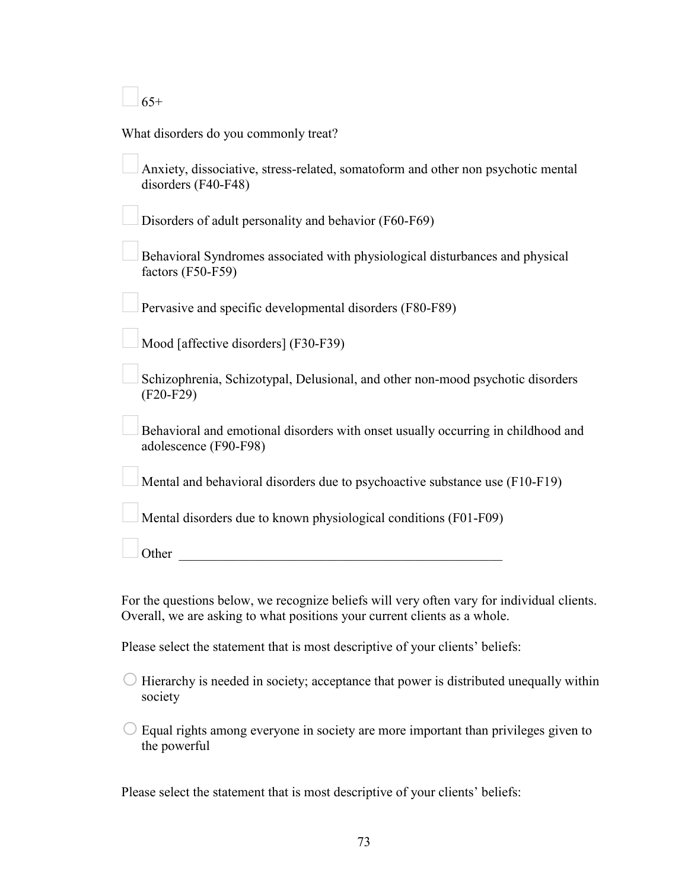- [ ] 65+

What disorders do you commonly treat?

- [ ] Anxiety, dissociative, stress-related, somatoform and other non psychotic mental disorders (F40-F48)
- [ ] Disorders of adult personality and behavior (F60-F69)
- [ ] Behavioral Syndromes associated with physiological disturbances and physical factors (F50-F59)
- [ ] Pervasive and specific developmental disorders (F80-F89)
- [ ] Mood [affective disorders] (F30-F39)
- [ ] Schizophrenia, Schizotypal, Delusional, and other non-mood psychotic disorders (F20-F29)
- [ ] Behavioral and emotional disorders with onset usually occurring in childhood and adolescence (F90-F98)
- [ ] Mental and behavioral disorders due to psychoactive substance use (F10-F19)
- [ ] Mental disorders due to known physiological conditions (F01-F09)
- [ ] Other __________________________________________________

For the questions below, we recognize beliefs will very often vary for individual clients. Overall, we are asking to what positions your current clients as a whole.

Please select the statement that is most descriptive of your clients' beliefs:

○ Hierarchy is needed in society; acceptance that power is distributed unequally within society

○ Equal rights among everyone in society are more important than privileges given to the powerful

Please select the statement that is most descriptive of your clients' beliefs: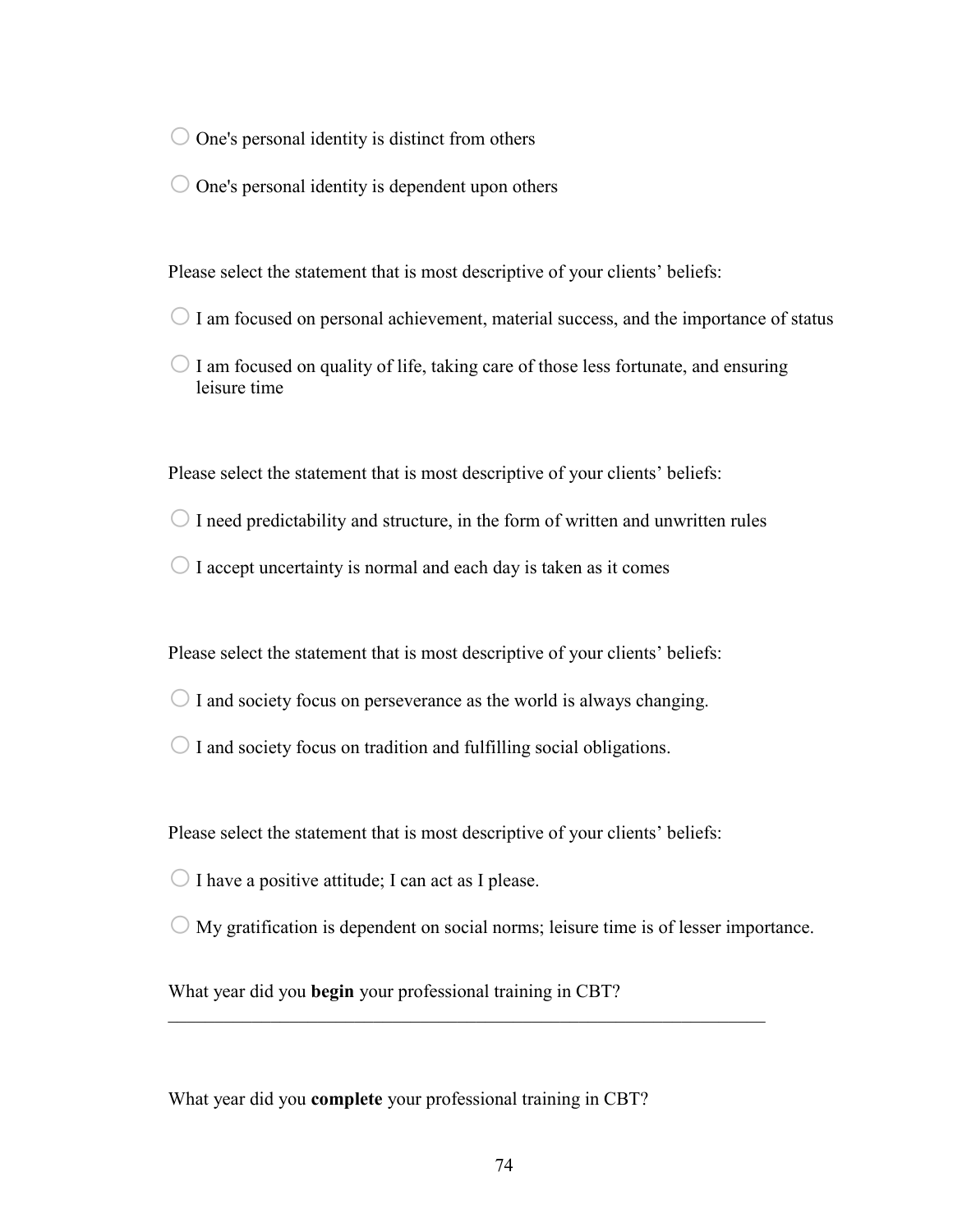○ One's personal identity is distinct from others

○ One's personal identity is dependent upon others

Please select the statement that is most descriptive of your clients' beliefs:

○ I am focused on personal achievement, material success, and the importance of status

○ I am focused on quality of life, taking care of those less fortunate, and ensuring leisure time

Please select the statement that is most descriptive of your clients' beliefs:

○ I need predictability and structure, in the form of written and unwritten rules

○ I accept uncertainty is normal and each day is taken as it comes

Please select the statement that is most descriptive of your clients' beliefs:

○ I and society focus on perseverance as the world is always changing.

○ I and society focus on tradition and fulfilling social obligations.

Please select the statement that is most descriptive of your clients' beliefs:

○ I have a positive attitude; I can act as I please.

○ My gratification is dependent on social norms; leisure time is of lesser importance.

What year did you **begin** your professional training in CBT?

________________________________________________________________

What year did you **complete** your professional training in CBT?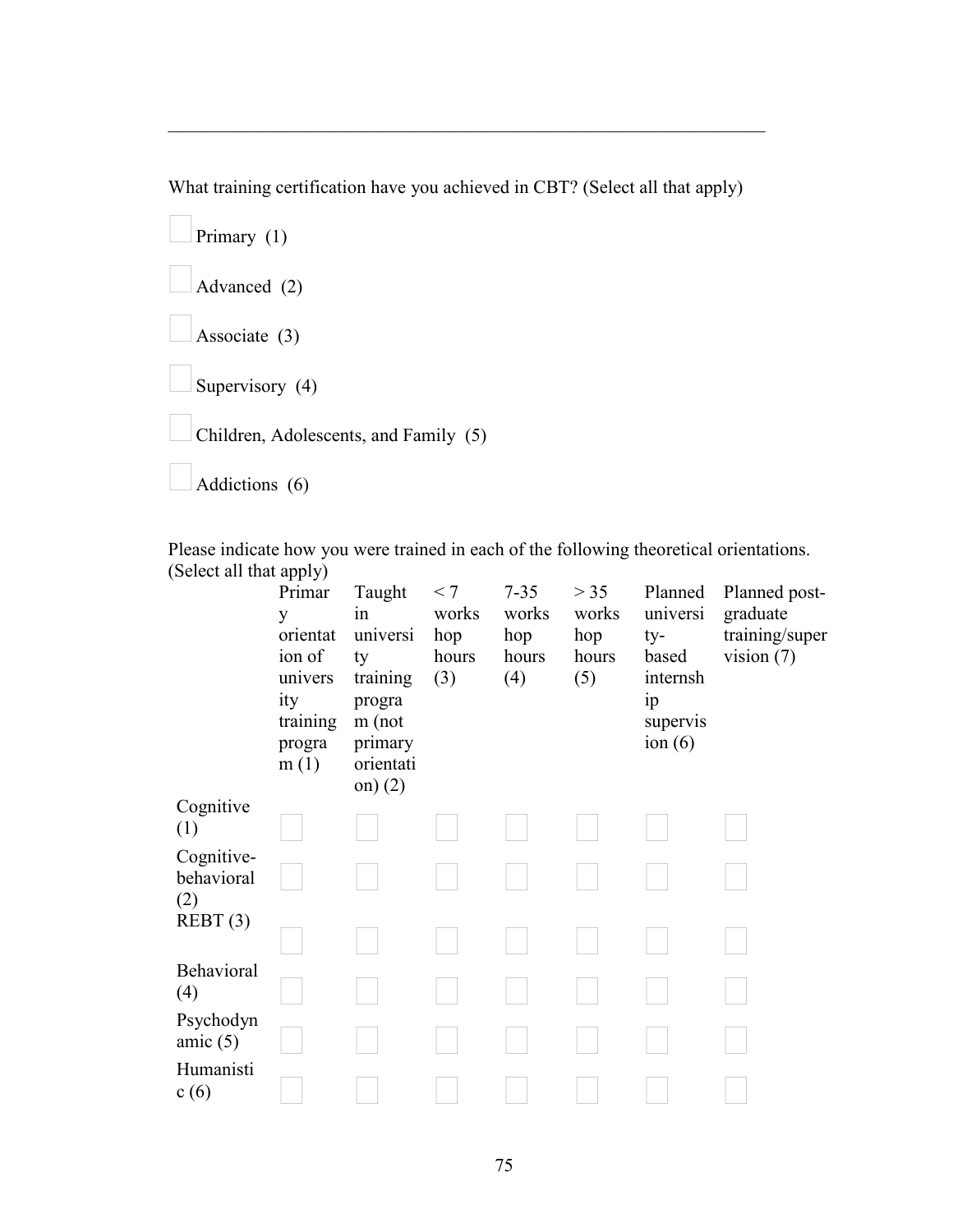\_\_\_\_\_\_\_\_\_\_\_\_\_\_\_\_\_\_\_\_\_\_\_\_\_\_\_\_\_\_\_\_\_\_\_\_\_\_\_\_\_\_\_\_\_\_\_\_\_\_\_\_\_\_\_\_\_\_\_\_\_\_\_\_

What training certification have you achieved in CBT? (Select all that apply)

☐ Primary (1)

☐ Advanced (2)

☐ Associate (3)

☐ Supervisory (4)

☐ Children, Adolescents, and Family (5)

☐ Addictions (6)

Please indicate how you were trained in each of the following theoretical orientations. (Select all that apply)

| | Primary orientation of university training program (1) | Taught in university training program (not primary orientation) (2) | < 7 workshop hours (3) | 7-35 workshop hours (4) | > 35 workshop hours (5) | Planned university-based internship supervision (6) | Planned post-graduate training/supervision (7) |
|---|---|---|---|---|---|---|---|
| Cognitive (1) | ☐ | ☐ | ☐ | ☐ | ☐ | ☐ | ☐ |
| Cognitive-behavioral (2) | ☐ | ☐ | ☐ | ☐ | ☐ | ☐ | ☐ |
| REBT (3) | ☐ | ☐ | ☐ | ☐ | ☐ | ☐ | ☐ |
| Behavioral (4) | ☐ | ☐ | ☐ | ☐ | ☐ | ☐ | ☐ |
| Psychodynamic (5) | ☐ | ☐ | ☐ | ☐ | ☐ | ☐ | ☐ |
| Humanistic (6) | ☐ | ☐ | ☐ | ☐ | ☐ | ☐ | ☐ |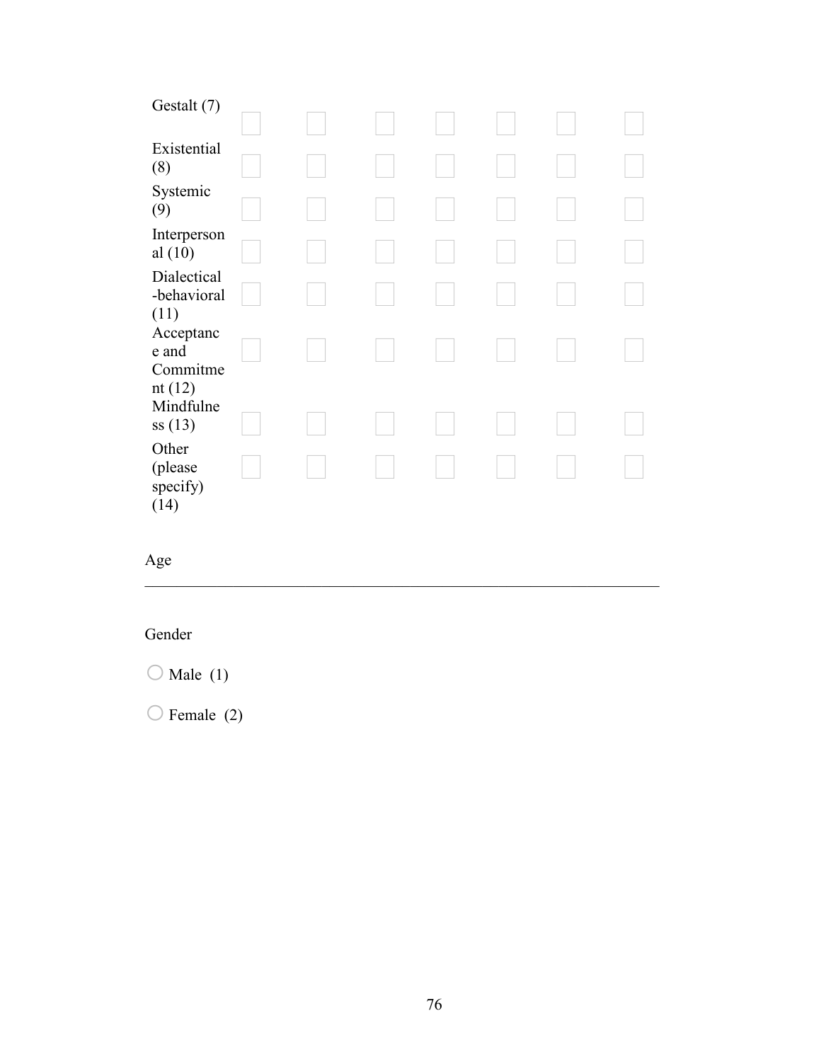| | | | | | | | |
|---|---|---|---|---|---|---|---|
| Gestalt (7) | ☐ | ☐ | ☐ | ☐ | ☐ | ☐ | ☐ |
| Existential (8) | ☐ | ☐ | ☐ | ☐ | ☐ | ☐ | ☐ |
| Systemic (9) | ☐ | ☐ | ☐ | ☐ | ☐ | ☐ | ☐ |
| Interpersonal (10) | ☐ | ☐ | ☐ | ☐ | ☐ | ☐ | ☐ |
| Dialectical-behavioral (11) | ☐ | ☐ | ☐ | ☐ | ☐ | ☐ | ☐ |
| Acceptance and Commitment (12) | ☐ | ☐ | ☐ | ☐ | ☐ | ☐ | ☐ |
| Mindfulness (13) | ☐ | ☐ | ☐ | ☐ | ☐ | ☐ | ☐ |
| Other (please specify) (14) | ☐ | ☐ | ☐ | ☐ | ☐ | ☐ | ☐ |

Age

________________________________________________________________

Gender

○ Male (1)

○ Female (2)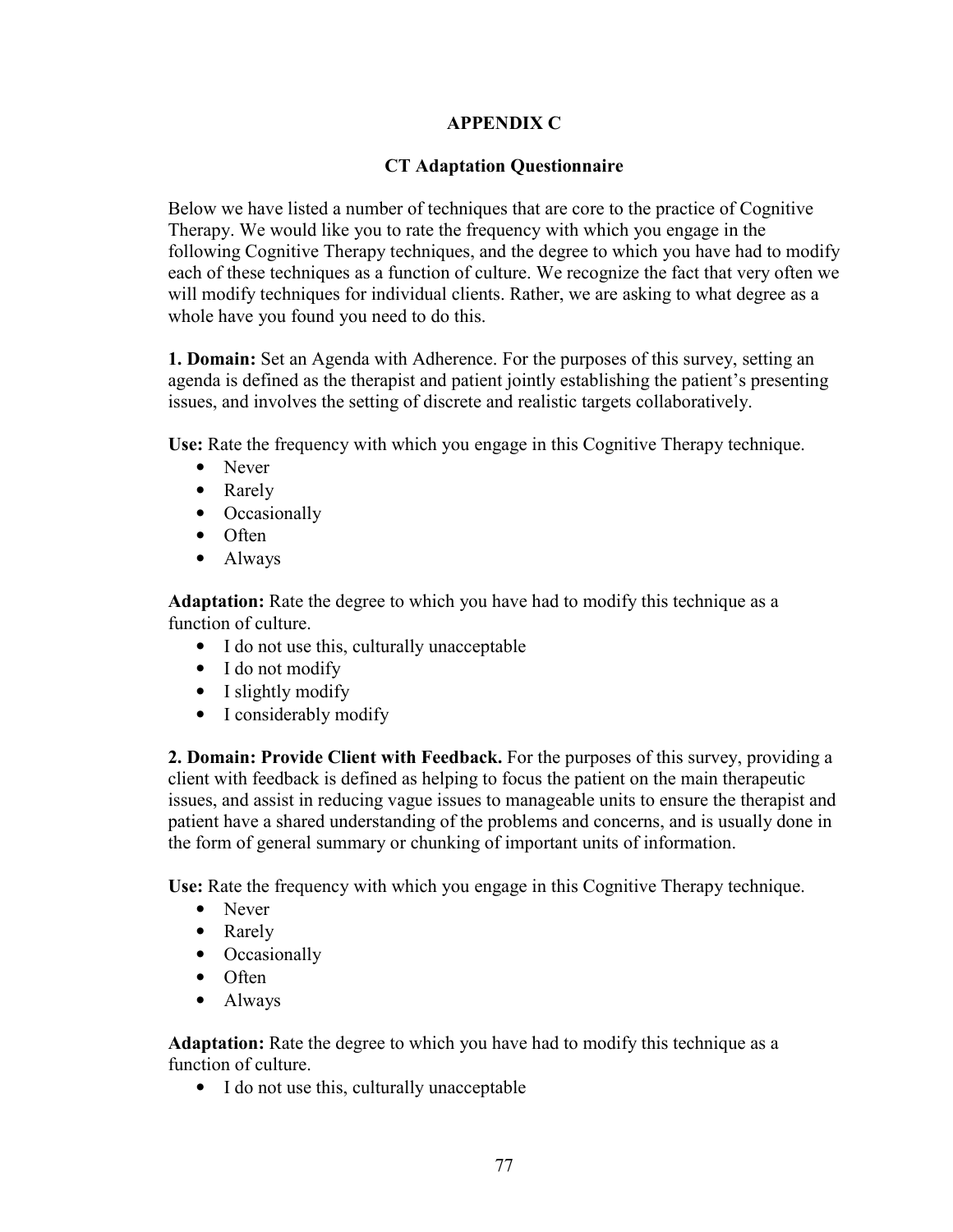## APPENDIX C

### CT Adaptation Questionnaire

Below we have listed a number of techniques that are core to the practice of Cognitive Therapy. We would like you to rate the frequency with which you engage in the following Cognitive Therapy techniques, and the degree to which you have had to modify each of these techniques as a function of culture. We recognize the fact that very often we will modify techniques for individual clients. Rather, we are asking to what degree as a whole have you found you need to do this.

**1. Domain:** Set an Agenda with Adherence. For the purposes of this survey, setting an agenda is defined as the therapist and patient jointly establishing the patient's presenting issues, and involves the setting of discrete and realistic targets collaboratively.

**Use:** Rate the frequency with which you engage in this Cognitive Therapy technique.

- Never
- Rarely
- Occasionally
- Often
- Always

**Adaptation:** Rate the degree to which you have had to modify this technique as a function of culture.

- I do not use this, culturally unacceptable
- I do not modify
- I slightly modify
- I considerably modify

**2. Domain: Provide Client with Feedback.** For the purposes of this survey, providing a client with feedback is defined as helping to focus the patient on the main therapeutic issues, and assist in reducing vague issues to manageable units to ensure the therapist and patient have a shared understanding of the problems and concerns, and is usually done in the form of general summary or chunking of important units of information.

**Use:** Rate the frequency with which you engage in this Cognitive Therapy technique.

- Never
- Rarely
- Occasionally
- Often
- Always

**Adaptation:** Rate the degree to which you have had to modify this technique as a function of culture.

- I do not use this, culturally unacceptable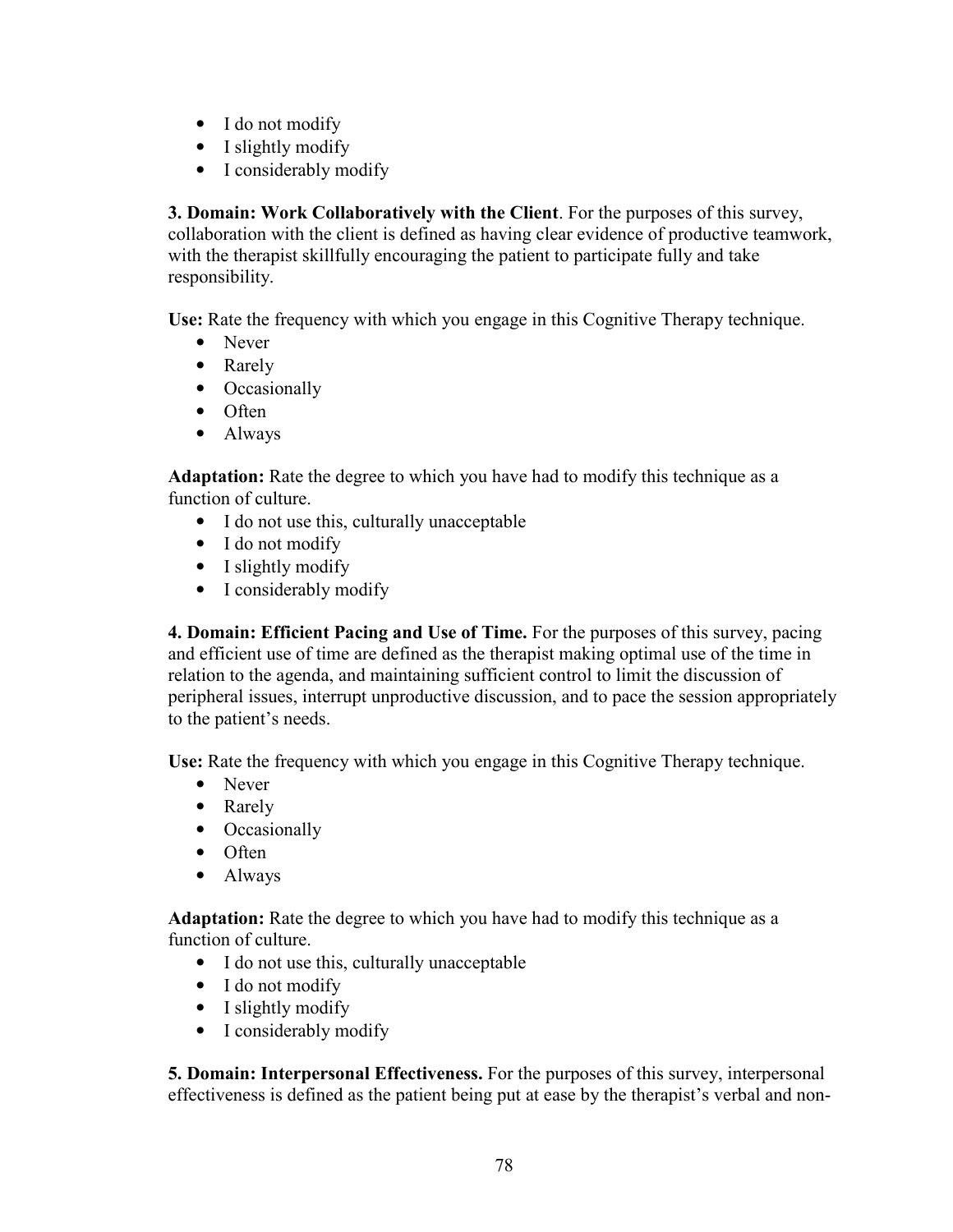- I do not modify
- I slightly modify
- I considerably modify

**3. Domain: Work Collaboratively with the Client**. For the purposes of this survey, collaboration with the client is defined as having clear evidence of productive teamwork, with the therapist skillfully encouraging the patient to participate fully and take responsibility.

**Use:** Rate the frequency with which you engage in this Cognitive Therapy technique.

- Never
- Rarely
- Occasionally
- Often
- Always

**Adaptation:** Rate the degree to which you have had to modify this technique as a function of culture.

- I do not use this, culturally unacceptable
- I do not modify
- I slightly modify
- I considerably modify

**4. Domain: Efficient Pacing and Use of Time.** For the purposes of this survey, pacing and efficient use of time are defined as the therapist making optimal use of the time in relation to the agenda, and maintaining sufficient control to limit the discussion of peripheral issues, interrupt unproductive discussion, and to pace the session appropriately to the patient's needs.

**Use:** Rate the frequency with which you engage in this Cognitive Therapy technique.

- Never
- Rarely
- Occasionally
- Often
- Always

**Adaptation:** Rate the degree to which you have had to modify this technique as a function of culture.

- I do not use this, culturally unacceptable
- I do not modify
- I slightly modify
- I considerably modify

**5. Domain: Interpersonal Effectiveness.** For the purposes of this survey, interpersonal effectiveness is defined as the patient being put at ease by the therapist's verbal and non-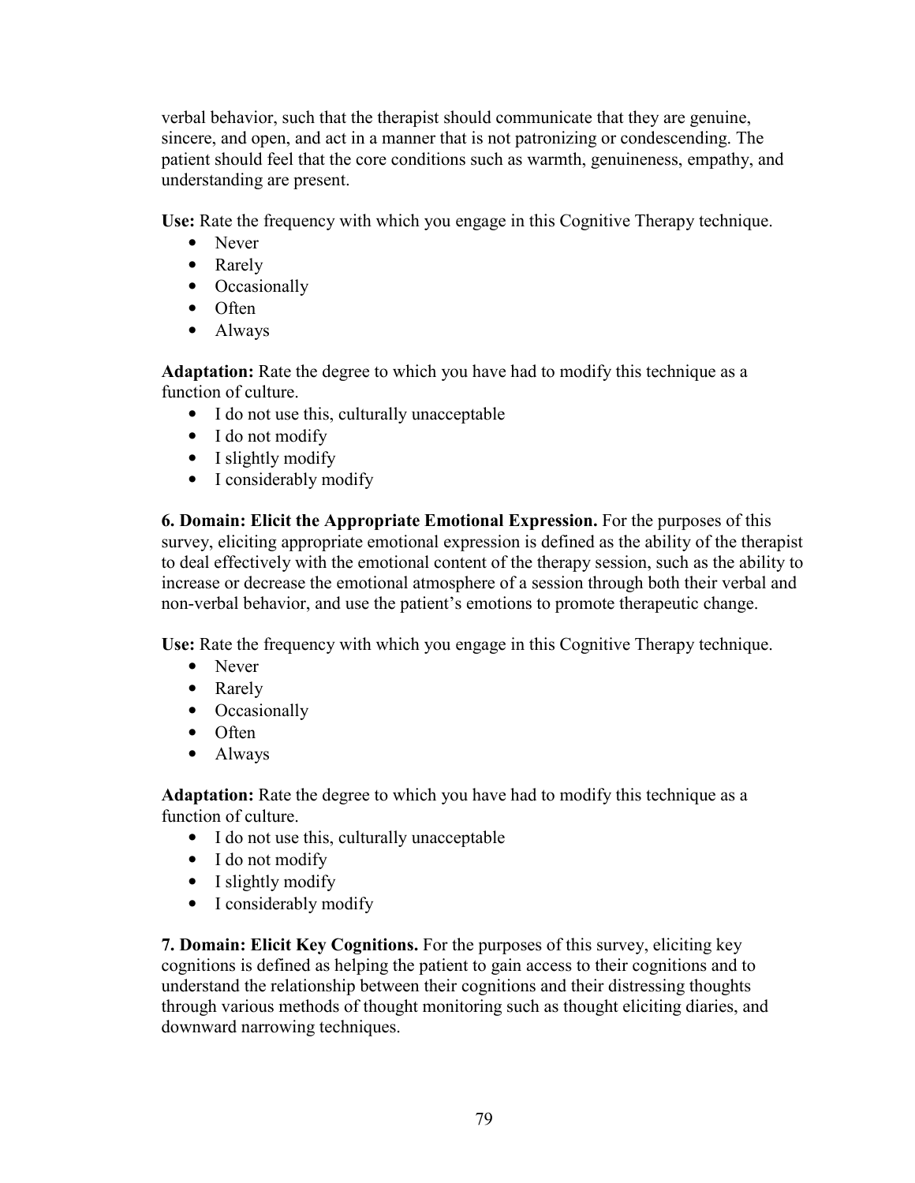verbal behavior, such that the therapist should communicate that they are genuine, sincere, and open, and act in a manner that is not patronizing or condescending. The patient should feel that the core conditions such as warmth, genuineness, empathy, and understanding are present.

**Use:** Rate the frequency with which you engage in this Cognitive Therapy technique.

- Never
- Rarely
- Occasionally
- Often
- Always

**Adaptation:** Rate the degree to which you have had to modify this technique as a function of culture.

- I do not use this, culturally unacceptable
- I do not modify
- I slightly modify
- I considerably modify

**6. Domain: Elicit the Appropriate Emotional Expression.** For the purposes of this survey, eliciting appropriate emotional expression is defined as the ability of the therapist to deal effectively with the emotional content of the therapy session, such as the ability to increase or decrease the emotional atmosphere of a session through both their verbal and non-verbal behavior, and use the patient's emotions to promote therapeutic change.

**Use:** Rate the frequency with which you engage in this Cognitive Therapy technique.

- Never
- Rarely
- Occasionally
- Often
- Always

**Adaptation:** Rate the degree to which you have had to modify this technique as a function of culture.

- I do not use this, culturally unacceptable
- I do not modify
- I slightly modify
- I considerably modify

**7. Domain: Elicit Key Cognitions.** For the purposes of this survey, eliciting key cognitions is defined as helping the patient to gain access to their cognitions and to understand the relationship between their cognitions and their distressing thoughts through various methods of thought monitoring such as thought eliciting diaries, and downward narrowing techniques.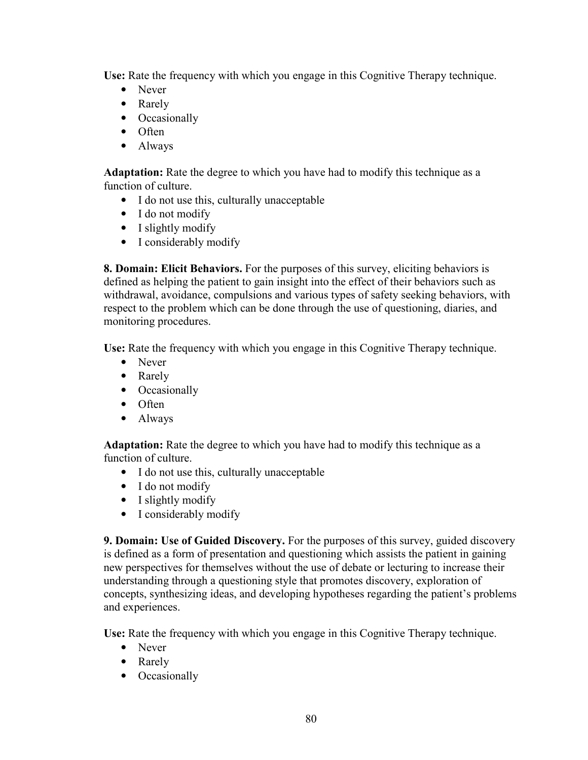**Use:** Rate the frequency with which you engage in this Cognitive Therapy technique.

- Never
- Rarely
- Occasionally
- Often
- Always

**Adaptation:** Rate the degree to which you have had to modify this technique as a function of culture.

- I do not use this, culturally unacceptable
- I do not modify
- I slightly modify
- I considerably modify

**8. Domain: Elicit Behaviors.** For the purposes of this survey, eliciting behaviors is defined as helping the patient to gain insight into the effect of their behaviors such as withdrawal, avoidance, compulsions and various types of safety seeking behaviors, with respect to the problem which can be done through the use of questioning, diaries, and monitoring procedures.

**Use:** Rate the frequency with which you engage in this Cognitive Therapy technique.

- Never
- Rarely
- Occasionally
- Often
- Always

**Adaptation:** Rate the degree to which you have had to modify this technique as a function of culture.

- I do not use this, culturally unacceptable
- I do not modify
- I slightly modify
- I considerably modify

**9. Domain: Use of Guided Discovery.** For the purposes of this survey, guided discovery is defined as a form of presentation and questioning which assists the patient in gaining new perspectives for themselves without the use of debate or lecturing to increase their understanding through a questioning style that promotes discovery, exploration of concepts, synthesizing ideas, and developing hypotheses regarding the patient's problems and experiences.

**Use:** Rate the frequency with which you engage in this Cognitive Therapy technique.

- Never
- Rarely
- Occasionally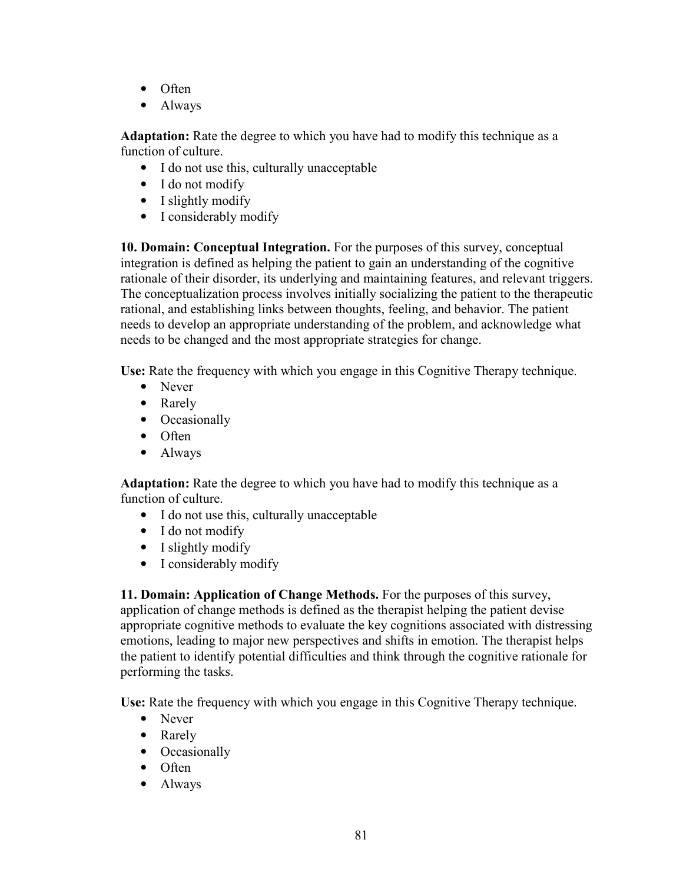- Often
- Always

**Adaptation:** Rate the degree to which you have had to modify this technique as a function of culture.

- I do not use this, culturally unacceptable
- I do not modify
- I slightly modify
- I considerably modify

**10. Domain: Conceptual Integration.** For the purposes of this survey, conceptual integration is defined as helping the patient to gain an understanding of the cognitive rationale of their disorder, its underlying and maintaining features, and relevant triggers. The conceptualization process involves initially socializing the patient to the therapeutic rational, and establishing links between thoughts, feeling, and behavior. The patient needs to develop an appropriate understanding of the problem, and acknowledge what needs to be changed and the most appropriate strategies for change.

**Use:** Rate the frequency with which you engage in this Cognitive Therapy technique.

- Never
- Rarely
- Occasionally
- Often
- Always

**Adaptation:** Rate the degree to which you have had to modify this technique as a function of culture.

- I do not use this, culturally unacceptable
- I do not modify
- I slightly modify
- I considerably modify

**11. Domain: Application of Change Methods.** For the purposes of this survey, application of change methods is defined as the therapist helping the patient devise appropriate cognitive methods to evaluate the key cognitions associated with distressing emotions, leading to major new perspectives and shifts in emotion. The therapist helps the patient to identify potential difficulties and think through the cognitive rationale for performing the tasks.

**Use:** Rate the frequency with which you engage in this Cognitive Therapy technique.

- Never
- Rarely
- Occasionally
- Often
- Always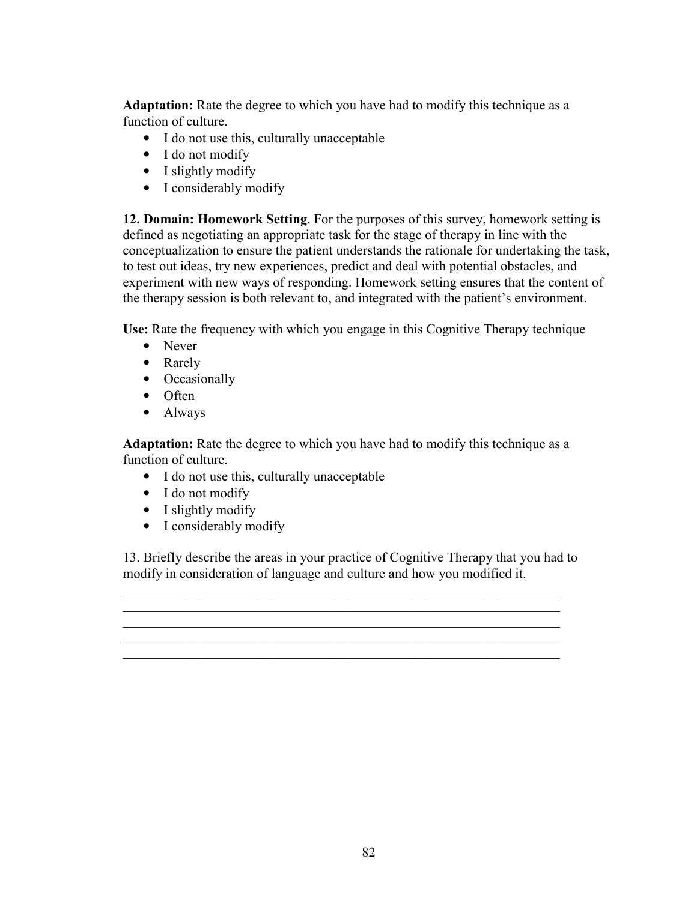**Adaptation:** Rate the degree to which you have had to modify this technique as a function of culture.

- I do not use this, culturally unacceptable
- I do not modify
- I slightly modify
- I considerably modify

**12. Domain: Homework Setting**. For the purposes of this survey, homework setting is defined as negotiating an appropriate task for the stage of therapy in line with the conceptualization to ensure the patient understands the rationale for undertaking the task, to test out ideas, try new experiences, predict and deal with potential obstacles, and experiment with new ways of responding. Homework setting ensures that the content of the therapy session is both relevant to, and integrated with the patient's environment.

**Use:** Rate the frequency with which you engage in this Cognitive Therapy technique

- Never
- Rarely
- Occasionally
- Often
- Always

**Adaptation:** Rate the degree to which you have had to modify this technique as a function of culture.

- I do not use this, culturally unacceptable
- I do not modify
- I slightly modify
- I considerably modify

13. Briefly describe the areas in your practice of Cognitive Therapy that you had to modify in consideration of language and culture and how you modified it.

\_\_\_\_\_\_\_\_\_\_\_\_\_\_\_\_\_\_\_\_\_\_\_\_\_\_\_\_\_\_\_\_\_\_\_\_\_\_\_\_\_\_\_\_\_\_\_\_\_\_\_\_\_\_\_\_\_\_\_\_\_\_\_\_
\_\_\_\_\_\_\_\_\_\_\_\_\_\_\_\_\_\_\_\_\_\_\_\_\_\_\_\_\_\_\_\_\_\_\_\_\_\_\_\_\_\_\_\_\_\_\_\_\_\_\_\_\_\_\_\_\_\_\_\_\_\_\_\_
\_\_\_\_\_\_\_\_\_\_\_\_\_\_\_\_\_\_\_\_\_\_\_\_\_\_\_\_\_\_\_\_\_\_\_\_\_\_\_\_\_\_\_\_\_\_\_\_\_\_\_\_\_\_\_\_\_\_\_\_\_\_\_\_
\_\_\_\_\_\_\_\_\_\_\_\_\_\_\_\_\_\_\_\_\_\_\_\_\_\_\_\_\_\_\_\_\_\_\_\_\_\_\_\_\_\_\_\_\_\_\_\_\_\_\_\_\_\_\_\_\_\_\_\_\_\_\_\_
\_\_\_\_\_\_\_\_\_\_\_\_\_\_\_\_\_\_\_\_\_\_\_\_\_\_\_\_\_\_\_\_\_\_\_\_\_\_\_\_\_\_\_\_\_\_\_\_\_\_\_\_\_\_\_\_\_\_\_\_\_\_\_\_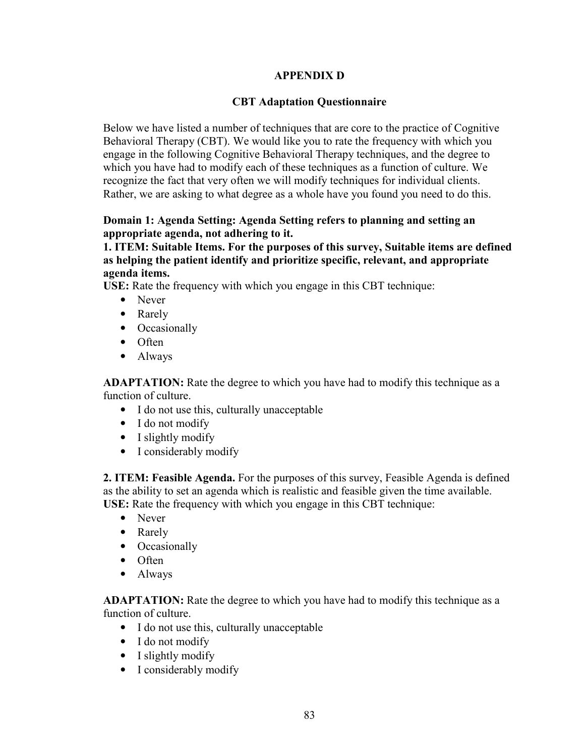# APPENDIX D

## CBT Adaptation Questionnaire

Below we have listed a number of techniques that are core to the practice of Cognitive Behavioral Therapy (CBT). We would like you to rate the frequency with which you engage in the following Cognitive Behavioral Therapy techniques, and the degree to which you have had to modify each of these techniques as a function of culture. We recognize the fact that very often we will modify techniques for individual clients. Rather, we are asking to what degree as a whole have you found you need to do this.

**Domain 1: Agenda Setting: Agenda Setting refers to planning and setting an appropriate agenda, not adhering to it.**

**1. ITEM: Suitable Items. For the purposes of this survey, Suitable items are defined as helping the patient identify and prioritize specific, relevant, and appropriate agenda items.**

**USE:** Rate the frequency with which you engage in this CBT technique:

- Never
- Rarely
- Occasionally
- Often
- Always

**ADAPTATION:** Rate the degree to which you have had to modify this technique as a function of culture.

- I do not use this, culturally unacceptable
- I do not modify
- I slightly modify
- I considerably modify

**2. ITEM: Feasible Agenda.** For the purposes of this survey, Feasible Agenda is defined as the ability to set an agenda which is realistic and feasible given the time available.

**USE:** Rate the frequency with which you engage in this CBT technique:

- Never
- Rarely
- Occasionally
- Often
- Always

**ADAPTATION:** Rate the degree to which you have had to modify this technique as a function of culture.

- I do not use this, culturally unacceptable
- I do not modify
- I slightly modify
- I considerably modify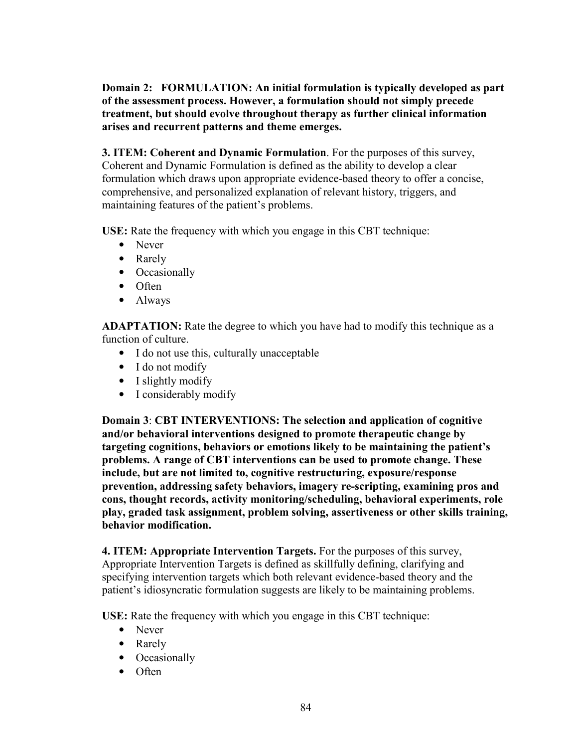**Domain 2: FORMULATION: An initial formulation is typically developed as part of the assessment process. However, a formulation should not simply precede treatment, but should evolve throughout therapy as further clinical information arises and recurrent patterns and theme emerges.**

**3. ITEM: Coherent and Dynamic Formulation**. For the purposes of this survey, Coherent and Dynamic Formulation is defined as the ability to develop a clear formulation which draws upon appropriate evidence-based theory to offer a concise, comprehensive, and personalized explanation of relevant history, triggers, and maintaining features of the patient's problems.

**USE:** Rate the frequency with which you engage in this CBT technique:

- Never
- Rarely
- Occasionally
- Often
- Always

**ADAPTATION:** Rate the degree to which you have had to modify this technique as a function of culture.

- I do not use this, culturally unacceptable
- I do not modify
- I slightly modify
- I considerably modify

**Domain 3**: **CBT INTERVENTIONS: The selection and application of cognitive and/or behavioral interventions designed to promote therapeutic change by targeting cognitions, behaviors or emotions likely to be maintaining the patient's problems. A range of CBT interventions can be used to promote change. These include, but are not limited to, cognitive restructuring, exposure/response prevention, addressing safety behaviors, imagery re-scripting, examining pros and cons, thought records, activity monitoring/scheduling, behavioral experiments, role play, graded task assignment, problem solving, assertiveness or other skills training, behavior modification.**

**4. ITEM: Appropriate Intervention Targets.** For the purposes of this survey, Appropriate Intervention Targets is defined as skillfully defining, clarifying and specifying intervention targets which both relevant evidence-based theory and the patient's idiosyncratic formulation suggests are likely to be maintaining problems.

**USE:** Rate the frequency with which you engage in this CBT technique:

- Never
- Rarely
- Occasionally
- Often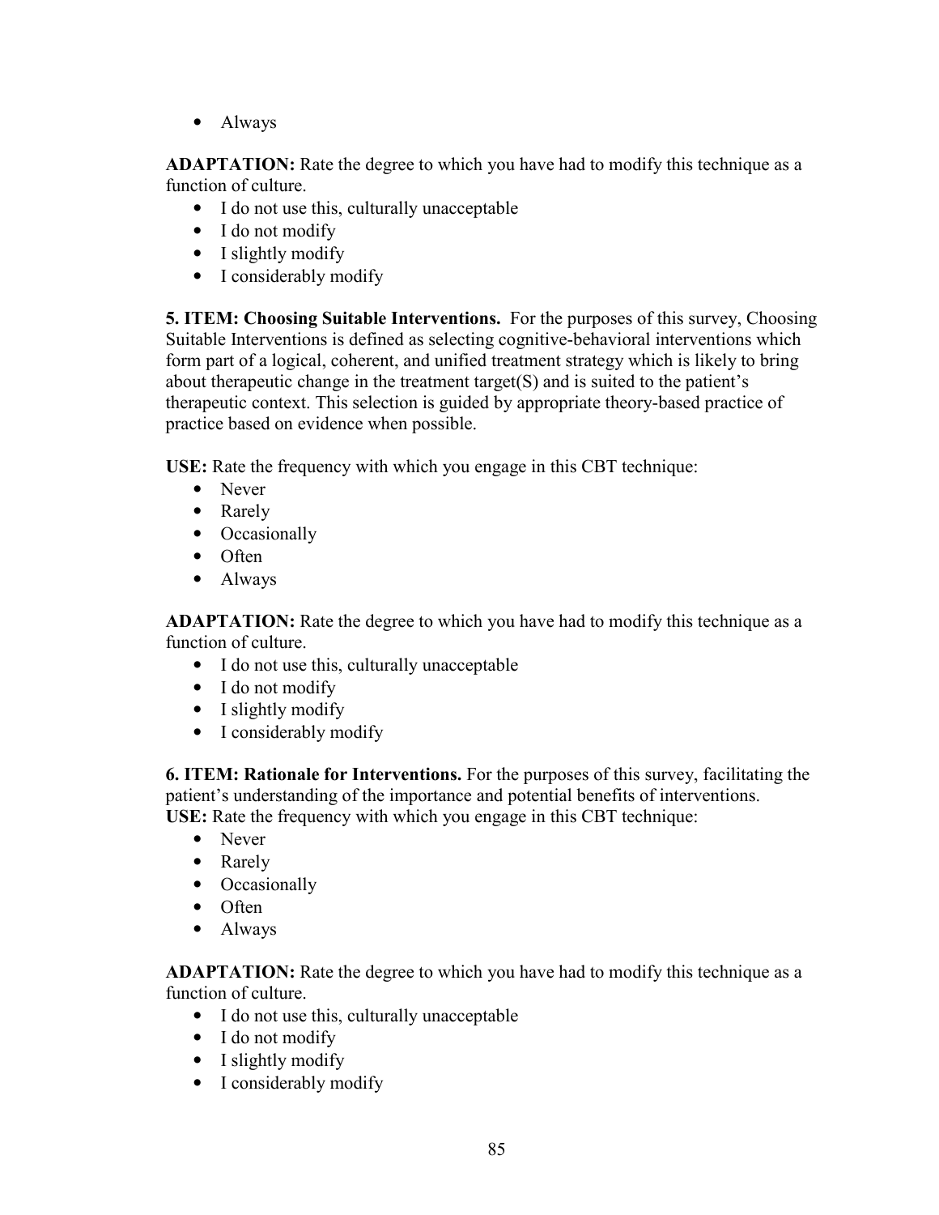- Always

**ADAPTATION:** Rate the degree to which you have had to modify this technique as a function of culture.

- I do not use this, culturally unacceptable
- I do not modify
- I slightly modify
- I considerably modify

**5. ITEM: Choosing Suitable Interventions.** For the purposes of this survey, Choosing Suitable Interventions is defined as selecting cognitive-behavioral interventions which form part of a logical, coherent, and unified treatment strategy which is likely to bring about therapeutic change in the treatment target(S) and is suited to the patient's therapeutic context. This selection is guided by appropriate theory-based practice of practice based on evidence when possible.

**USE:** Rate the frequency with which you engage in this CBT technique:

- Never
- Rarely
- Occasionally
- Often
- Always

**ADAPTATION:** Rate the degree to which you have had to modify this technique as a function of culture.

- I do not use this, culturally unacceptable
- I do not modify
- I slightly modify
- I considerably modify

**6. ITEM: Rationale for Interventions.** For the purposes of this survey, facilitating the patient's understanding of the importance and potential benefits of interventions.
**USE:** Rate the frequency with which you engage in this CBT technique:

- Never
- Rarely
- Occasionally
- Often
- Always

**ADAPTATION:** Rate the degree to which you have had to modify this technique as a function of culture.

- I do not use this, culturally unacceptable
- I do not modify
- I slightly modify
- I considerably modify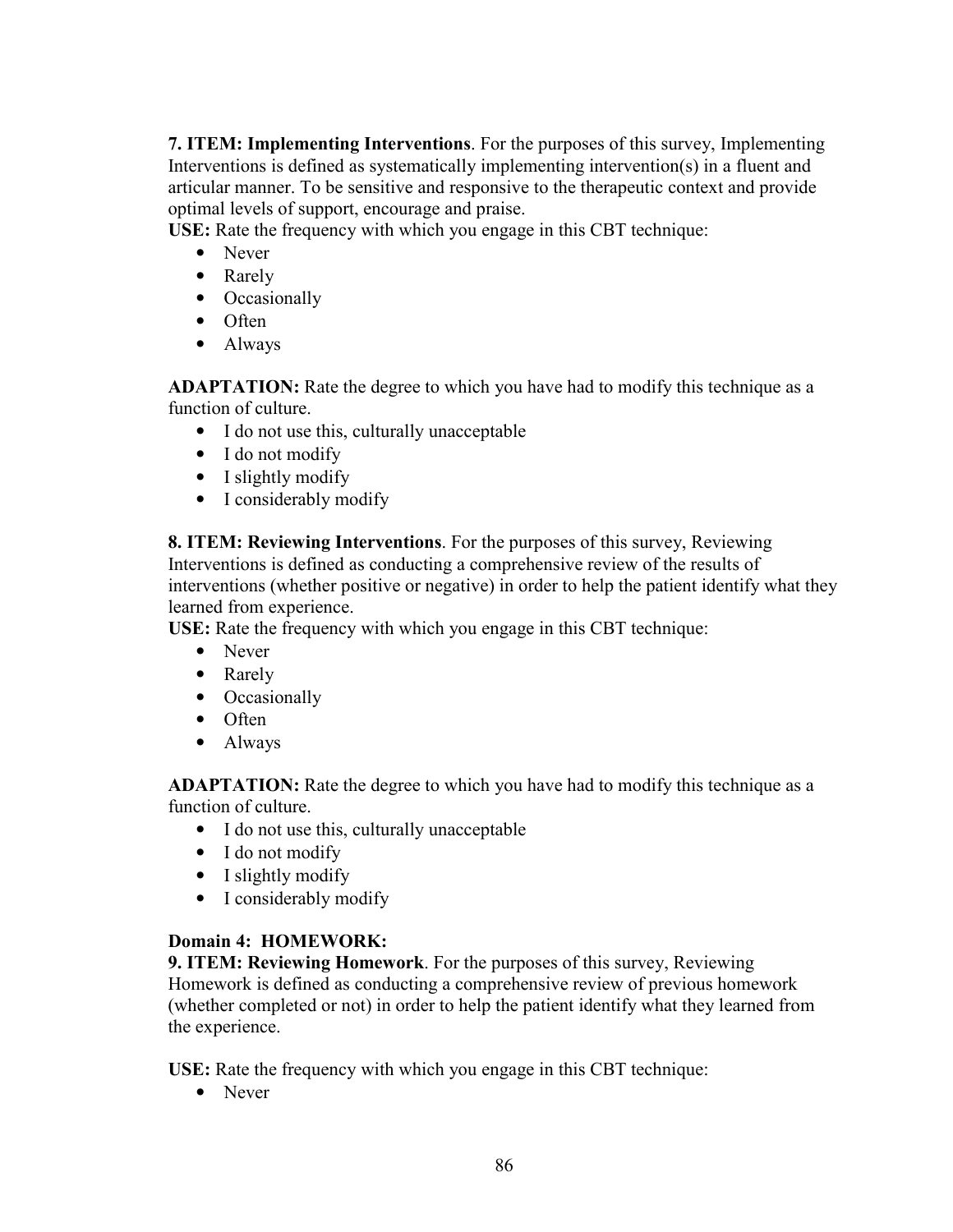**7. ITEM: Implementing Interventions**. For the purposes of this survey, Implementing Interventions is defined as systematically implementing intervention(s) in a fluent and articular manner. To be sensitive and responsive to the therapeutic context and provide optimal levels of support, encourage and praise.

**USE:** Rate the frequency with which you engage in this CBT technique:

- Never
- Rarely
- Occasionally
- Often
- Always

**ADAPTATION:** Rate the degree to which you have had to modify this technique as a function of culture.

- I do not use this, culturally unacceptable
- I do not modify
- I slightly modify
- I considerably modify

**8. ITEM: Reviewing Interventions**. For the purposes of this survey, Reviewing Interventions is defined as conducting a comprehensive review of the results of interventions (whether positive or negative) in order to help the patient identify what they learned from experience.

**USE:** Rate the frequency with which you engage in this CBT technique:

- Never
- Rarely
- Occasionally
- Often
- Always

**ADAPTATION:** Rate the degree to which you have had to modify this technique as a function of culture.

- I do not use this, culturally unacceptable
- I do not modify
- I slightly modify
- I considerably modify

**Domain 4: HOMEWORK:**

**9. ITEM: Reviewing Homework**. For the purposes of this survey, Reviewing Homework is defined as conducting a comprehensive review of previous homework (whether completed or not) in order to help the patient identify what they learned from the experience.

**USE:** Rate the frequency with which you engage in this CBT technique:

- Never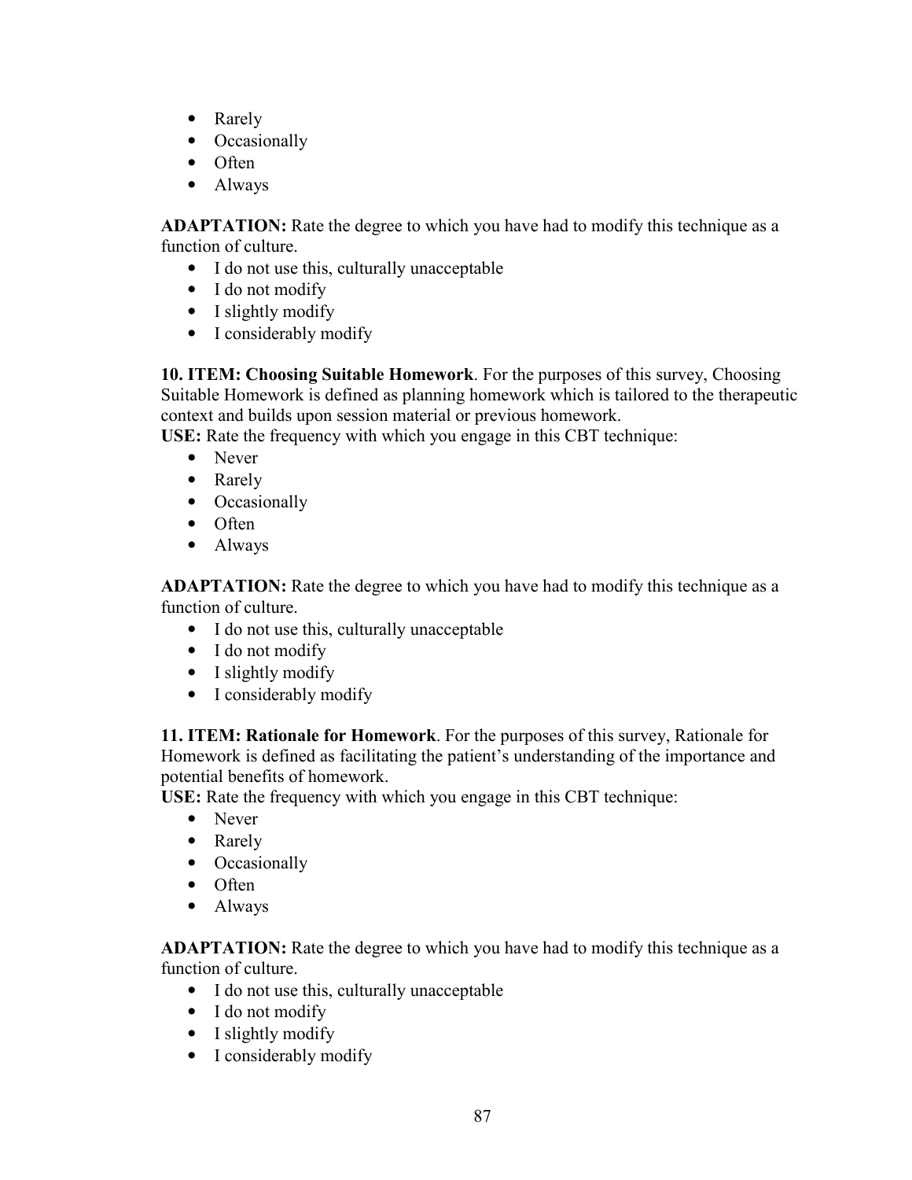- Rarely
- Occasionally
- Often
- Always

**ADAPTATION:** Rate the degree to which you have had to modify this technique as a function of culture.

- I do not use this, culturally unacceptable
- I do not modify
- I slightly modify
- I considerably modify

**10. ITEM: Choosing Suitable Homework**. For the purposes of this survey, Choosing Suitable Homework is defined as planning homework which is tailored to the therapeutic context and builds upon session material or previous homework.

**USE:** Rate the frequency with which you engage in this CBT technique:

- Never
- Rarely
- Occasionally
- Often
- Always

**ADAPTATION:** Rate the degree to which you have had to modify this technique as a function of culture.

- I do not use this, culturally unacceptable
- I do not modify
- I slightly modify
- I considerably modify

**11. ITEM: Rationale for Homework**. For the purposes of this survey, Rationale for Homework is defined as facilitating the patient's understanding of the importance and potential benefits of homework.

**USE:** Rate the frequency with which you engage in this CBT technique:

- Never
- Rarely
- Occasionally
- Often
- Always

**ADAPTATION:** Rate the degree to which you have had to modify this technique as a function of culture.

- I do not use this, culturally unacceptable
- I do not modify
- I slightly modify
- I considerably modify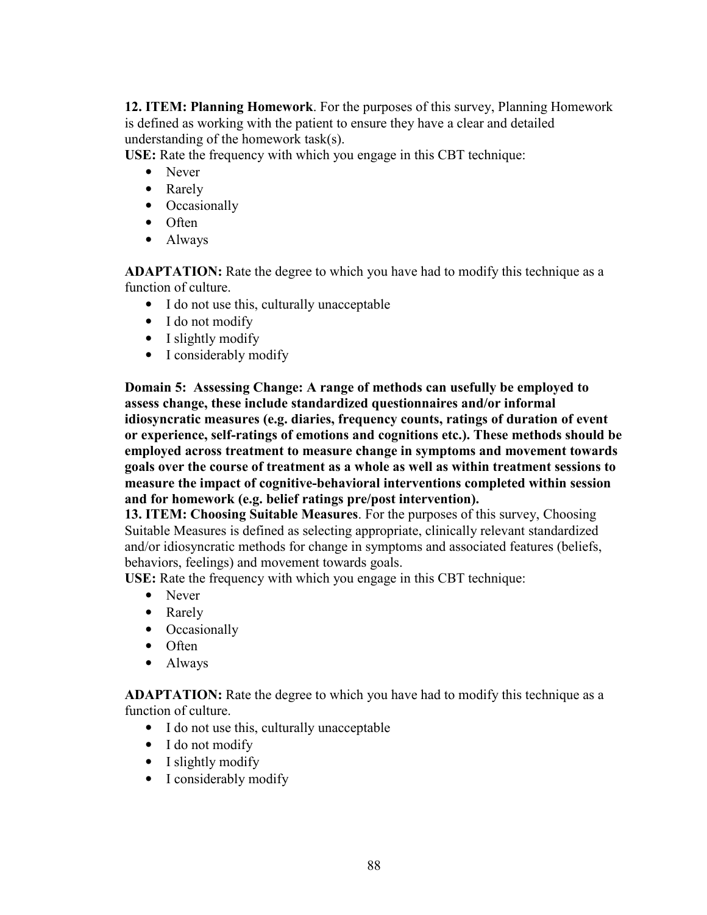**12. ITEM: Planning Homework**. For the purposes of this survey, Planning Homework is defined as working with the patient to ensure they have a clear and detailed understanding of the homework task(s).

**USE:** Rate the frequency with which you engage in this CBT technique:

- Never
- Rarely
- Occasionally
- Often
- Always

**ADAPTATION:** Rate the degree to which you have had to modify this technique as a function of culture.

- I do not use this, culturally unacceptable
- I do not modify
- I slightly modify
- I considerably modify

**Domain 5: Assessing Change: A range of methods can usefully be employed to assess change, these include standardized questionnaires and/or informal idiosyncratic measures (e.g. diaries, frequency counts, ratings of duration of event or experience, self-ratings of emotions and cognitions etc.). These methods should be employed across treatment to measure change in symptoms and movement towards goals over the course of treatment as a whole as well as within treatment sessions to measure the impact of cognitive-behavioral interventions completed within session and for homework (e.g. belief ratings pre/post intervention).**

**13. ITEM: Choosing Suitable Measures**. For the purposes of this survey, Choosing Suitable Measures is defined as selecting appropriate, clinically relevant standardized and/or idiosyncratic methods for change in symptoms and associated features (beliefs, behaviors, feelings) and movement towards goals.

**USE:** Rate the frequency with which you engage in this CBT technique:

- Never
- Rarely
- Occasionally
- Often
- Always

**ADAPTATION:** Rate the degree to which you have had to modify this technique as a function of culture.

- I do not use this, culturally unacceptable
- I do not modify
- I slightly modify
- I considerably modify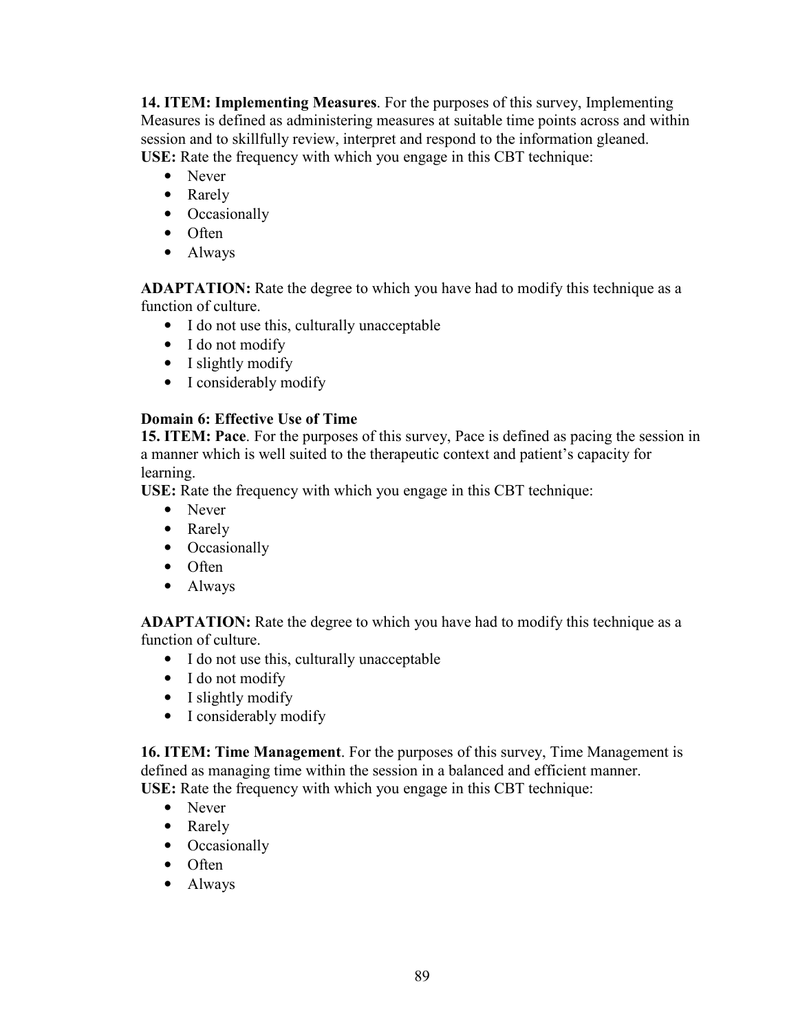**14. ITEM: Implementing Measures**. For the purposes of this survey, Implementing Measures is defined as administering measures at suitable time points across and within session and to skillfully review, interpret and respond to the information gleaned.
**USE:** Rate the frequency with which you engage in this CBT technique:

- Never
- Rarely
- Occasionally
- Often
- Always

**ADAPTATION:** Rate the degree to which you have had to modify this technique as a function of culture.

- I do not use this, culturally unacceptable
- I do not modify
- I slightly modify
- I considerably modify

**Domain 6: Effective Use of Time**

**15. ITEM: Pace**. For the purposes of this survey, Pace is defined as pacing the session in a manner which is well suited to the therapeutic context and patient's capacity for learning.
**USE:** Rate the frequency with which you engage in this CBT technique:

- Never
- Rarely
- Occasionally
- Often
- Always

**ADAPTATION:** Rate the degree to which you have had to modify this technique as a function of culture.

- I do not use this, culturally unacceptable
- I do not modify
- I slightly modify
- I considerably modify

**16. ITEM: Time Management**. For the purposes of this survey, Time Management is defined as managing time within the session in a balanced and efficient manner.
**USE:** Rate the frequency with which you engage in this CBT technique:

- Never
- Rarely
- Occasionally
- Often
- Always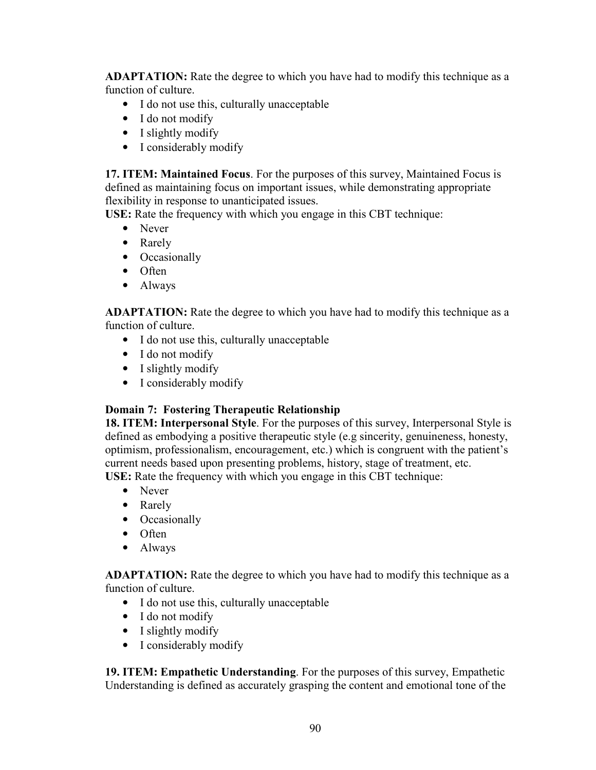**ADAPTATION:** Rate the degree to which you have had to modify this technique as a function of culture.

- I do not use this, culturally unacceptable
- I do not modify
- I slightly modify
- I considerably modify

**17. ITEM: Maintained Focus**. For the purposes of this survey, Maintained Focus is defined as maintaining focus on important issues, while demonstrating appropriate flexibility in response to unanticipated issues.
**USE:** Rate the frequency with which you engage in this CBT technique:

- Never
- Rarely
- Occasionally
- Often
- Always

**ADAPTATION:** Rate the degree to which you have had to modify this technique as a function of culture.

- I do not use this, culturally unacceptable
- I do not modify
- I slightly modify
- I considerably modify

**Domain 7: Fostering Therapeutic Relationship**

**18. ITEM: Interpersonal Style**. For the purposes of this survey, Interpersonal Style is defined as embodying a positive therapeutic style (e.g sincerity, genuineness, honesty, optimism, professionalism, encouragement, etc.) which is congruent with the patient's current needs based upon presenting problems, history, stage of treatment, etc.
**USE:** Rate the frequency with which you engage in this CBT technique:

- Never
- Rarely
- Occasionally
- Often
- Always

**ADAPTATION:** Rate the degree to which you have had to modify this technique as a function of culture.

- I do not use this, culturally unacceptable
- I do not modify
- I slightly modify
- I considerably modify

**19. ITEM: Empathetic Understanding**. For the purposes of this survey, Empathetic Understanding is defined as accurately grasping the content and emotional tone of the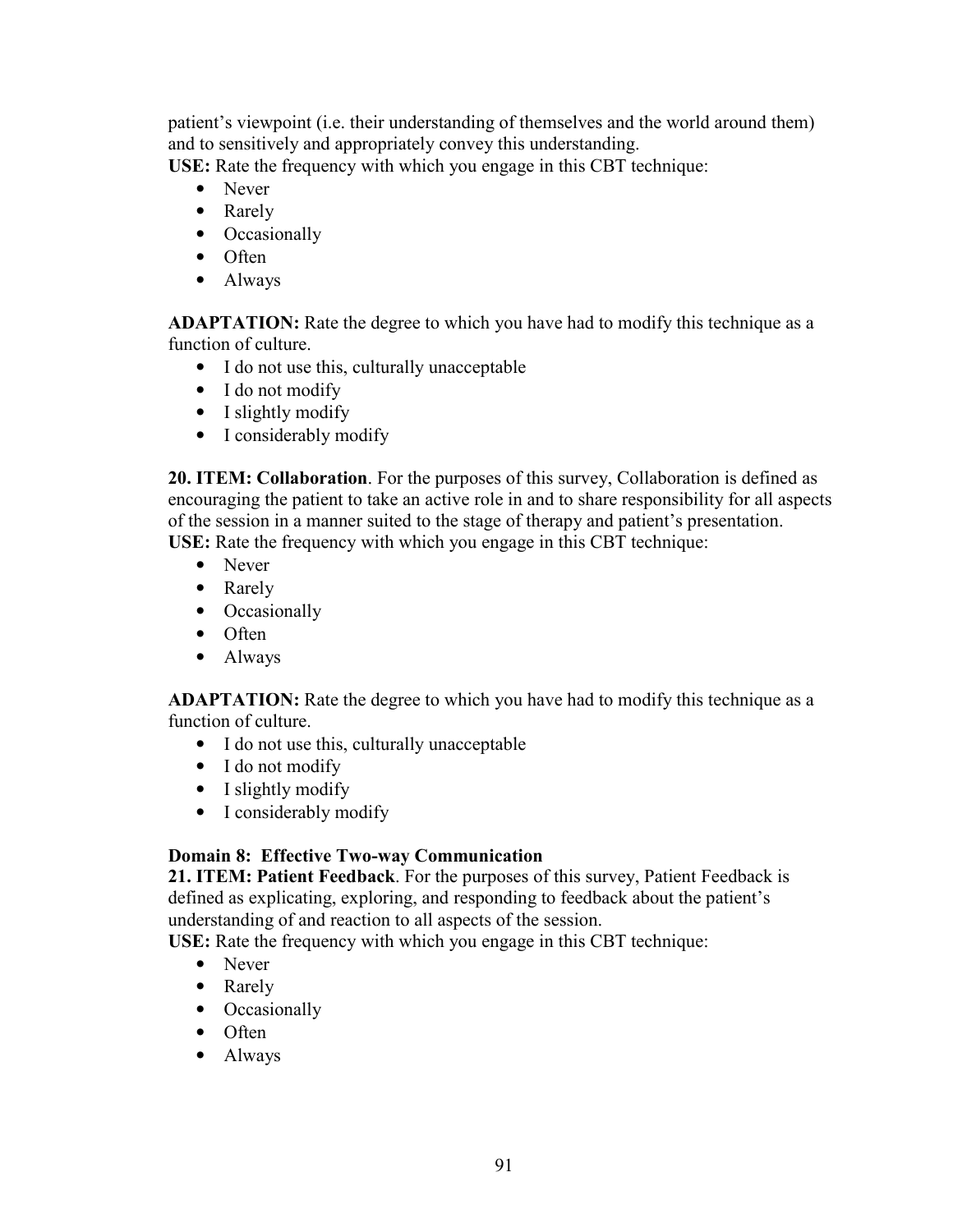patient's viewpoint (i.e. their understanding of themselves and the world around them) and to sensitively and appropriately convey this understanding.
**USE:** Rate the frequency with which you engage in this CBT technique:

- Never
- Rarely
- Occasionally
- Often
- Always

**ADAPTATION:** Rate the degree to which you have had to modify this technique as a function of culture.

- I do not use this, culturally unacceptable
- I do not modify
- I slightly modify
- I considerably modify

**20. ITEM: Collaboration**. For the purposes of this survey, Collaboration is defined as encouraging the patient to take an active role in and to share responsibility for all aspects of the session in a manner suited to the stage of therapy and patient's presentation.
**USE:** Rate the frequency with which you engage in this CBT technique:

- Never
- Rarely
- Occasionally
- Often
- Always

**ADAPTATION:** Rate the degree to which you have had to modify this technique as a function of culture.

- I do not use this, culturally unacceptable
- I do not modify
- I slightly modify
- I considerably modify

**Domain 8: Effective Two-way Communication**

**21. ITEM: Patient Feedback**. For the purposes of this survey, Patient Feedback is defined as explicating, exploring, and responding to feedback about the patient's understanding of and reaction to all aspects of the session.
**USE:** Rate the frequency with which you engage in this CBT technique:

- Never
- Rarely
- Occasionally
- Often
- Always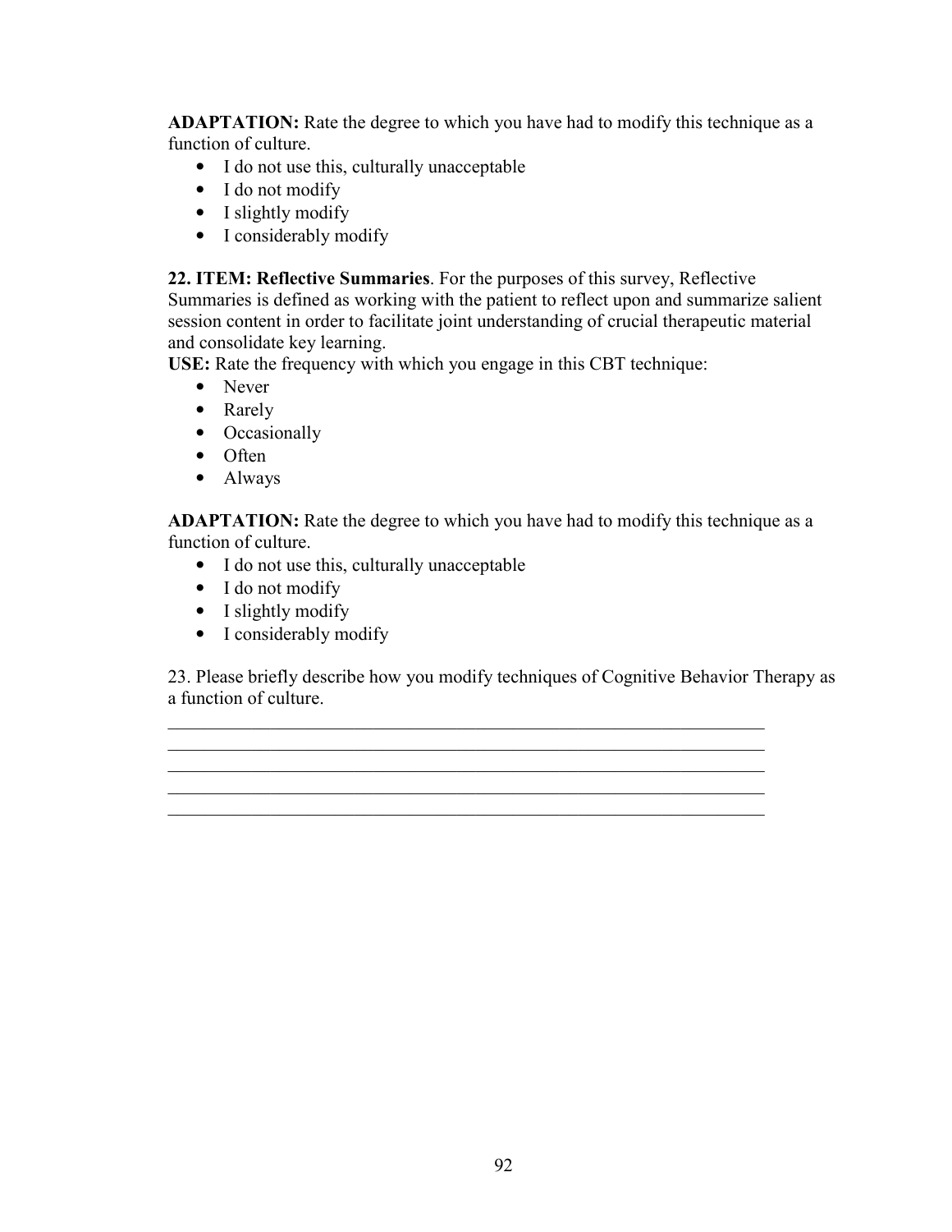**ADAPTATION:** Rate the degree to which you have had to modify this technique as a function of culture.

- I do not use this, culturally unacceptable
- I do not modify
- I slightly modify
- I considerably modify

**22. ITEM: Reflective Summaries**. For the purposes of this survey, Reflective Summaries is defined as working with the patient to reflect upon and summarize salient session content in order to facilitate joint understanding of crucial therapeutic material and consolidate key learning.

**USE:** Rate the frequency with which you engage in this CBT technique:

- Never
- Rarely
- Occasionally
- Often
- Always

**ADAPTATION:** Rate the degree to which you have had to modify this technique as a function of culture.

- I do not use this, culturally unacceptable
- I do not modify
- I slightly modify
- I considerably modify

23. Please briefly describe how you modify techniques of Cognitive Behavior Therapy as a function of culture.

\_\_\_\_\_\_\_\_\_\_\_\_\_\_\_\_\_\_\_\_\_\_\_\_\_\_\_\_\_\_\_\_\_\_\_\_\_\_\_\_\_\_\_\_\_\_\_\_\_\_\_\_\_\_\_\_\_\_\_\_\_\_\_\_

\_\_\_\_\_\_\_\_\_\_\_\_\_\_\_\_\_\_\_\_\_\_\_\_\_\_\_\_\_\_\_\_\_\_\_\_\_\_\_\_\_\_\_\_\_\_\_\_\_\_\_\_\_\_\_\_\_\_\_\_\_\_\_\_

\_\_\_\_\_\_\_\_\_\_\_\_\_\_\_\_\_\_\_\_\_\_\_\_\_\_\_\_\_\_\_\_\_\_\_\_\_\_\_\_\_\_\_\_\_\_\_\_\_\_\_\_\_\_\_\_\_\_\_\_\_\_\_\_

\_\_\_\_\_\_\_\_\_\_\_\_\_\_\_\_\_\_\_\_\_\_\_\_\_\_\_\_\_\_\_\_\_\_\_\_\_\_\_\_\_\_\_\_\_\_\_\_\_\_\_\_\_\_\_\_\_\_\_\_\_\_\_\_

\_\_\_\_\_\_\_\_\_\_\_\_\_\_\_\_\_\_\_\_\_\_\_\_\_\_\_\_\_\_\_\_\_\_\_\_\_\_\_\_\_\_\_\_\_\_\_\_\_\_\_\_\_\_\_\_\_\_\_\_\_\_\_\_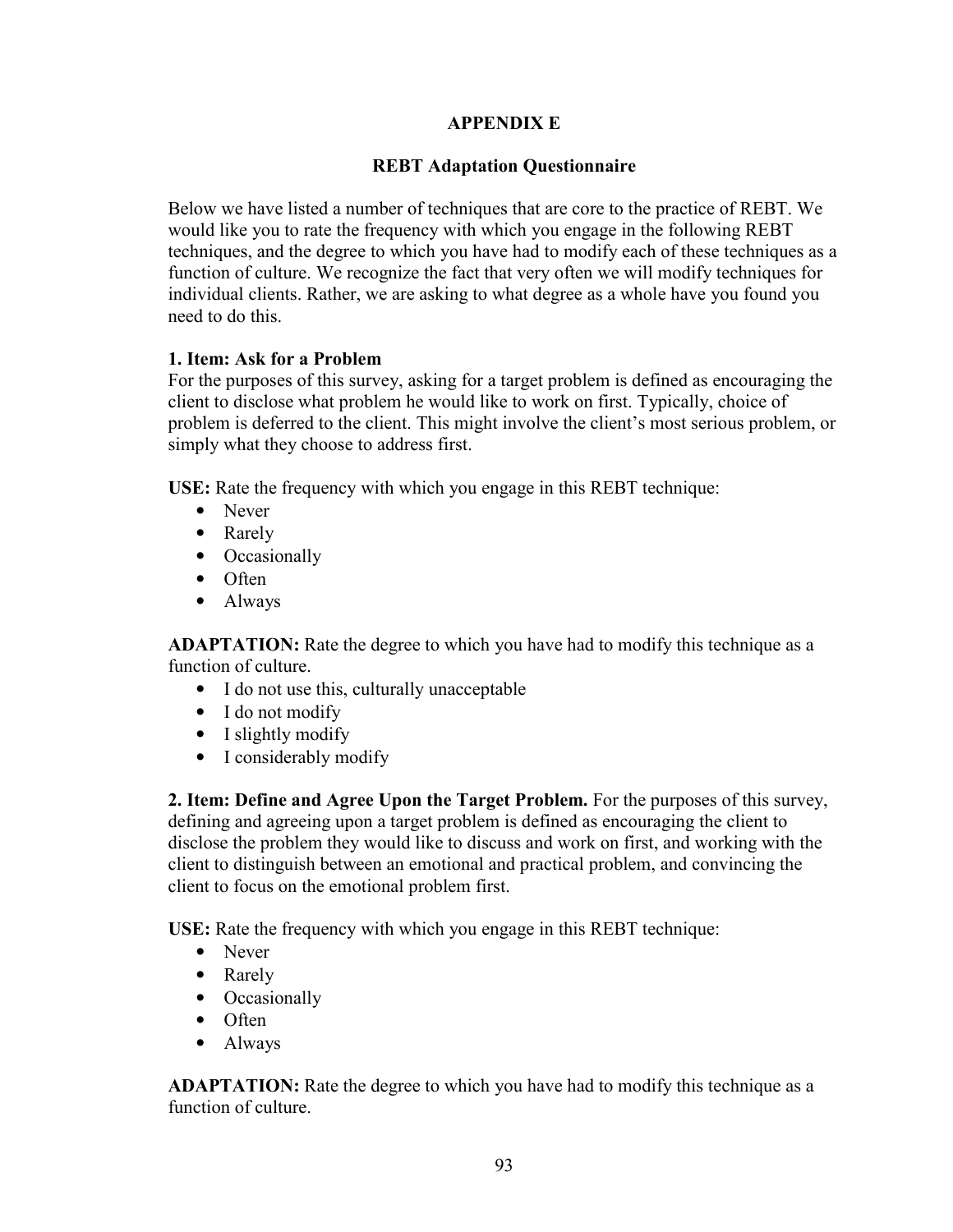# APPENDIX E

## REBT Adaptation Questionnaire

Below we have listed a number of techniques that are core to the practice of REBT. We would like you to rate the frequency with which you engage in the following REBT techniques, and the degree to which you have had to modify each of these techniques as a function of culture. We recognize the fact that very often we will modify techniques for individual clients. Rather, we are asking to what degree as a whole have you found you need to do this.

**1. Item: Ask for a Problem**
For the purposes of this survey, asking for a target problem is defined as encouraging the client to disclose what problem he would like to work on first. Typically, choice of problem is deferred to the client. This might involve the client's most serious problem, or simply what they choose to address first.

**USE:** Rate the frequency with which you engage in this REBT technique:

- Never
- Rarely
- Occasionally
- Often
- Always

**ADAPTATION:** Rate the degree to which you have had to modify this technique as a function of culture.

- I do not use this, culturally unacceptable
- I do not modify
- I slightly modify
- I considerably modify

**2. Item: Define and Agree Upon the Target Problem.** For the purposes of this survey, defining and agreeing upon a target problem is defined as encouraging the client to disclose the problem they would like to discuss and work on first, and working with the client to distinguish between an emotional and practical problem, and convincing the client to focus on the emotional problem first.

**USE:** Rate the frequency with which you engage in this REBT technique:

- Never
- Rarely
- Occasionally
- Often
- Always

**ADAPTATION:** Rate the degree to which you have had to modify this technique as a function of culture.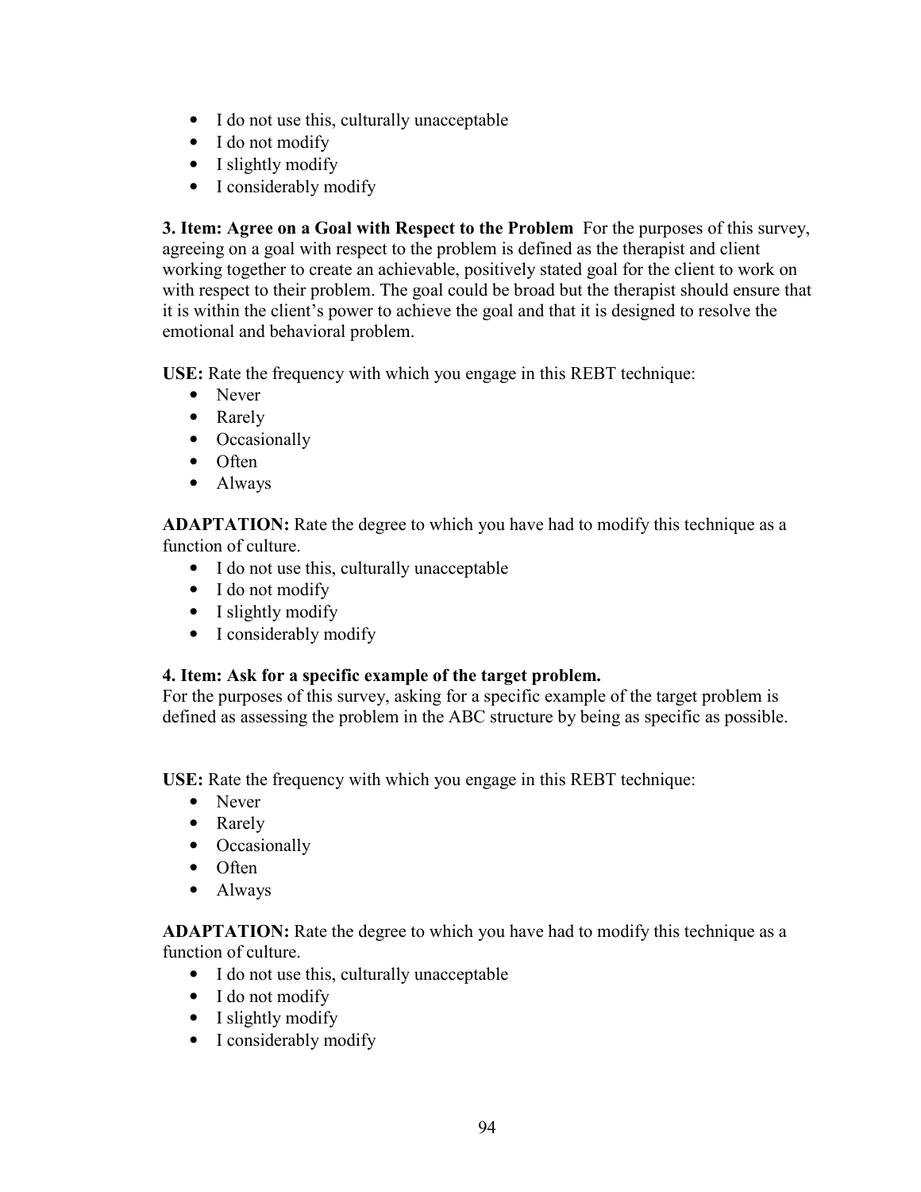- I do not use this, culturally unacceptable
- I do not modify
- I slightly modify
- I considerably modify

**3. Item: Agree on a Goal with Respect to the Problem** For the purposes of this survey, agreeing on a goal with respect to the problem is defined as the therapist and client working together to create an achievable, positively stated goal for the client to work on with respect to their problem. The goal could be broad but the therapist should ensure that it is within the client's power to achieve the goal and that it is designed to resolve the emotional and behavioral problem.

**USE:** Rate the frequency with which you engage in this REBT technique:

- Never
- Rarely
- Occasionally
- Often
- Always

**ADAPTATION:** Rate the degree to which you have had to modify this technique as a function of culture.

- I do not use this, culturally unacceptable
- I do not modify
- I slightly modify
- I considerably modify

**4. Item: Ask for a specific example of the target problem.**
For the purposes of this survey, asking for a specific example of the target problem is defined as assessing the problem in the ABC structure by being as specific as possible.

**USE:** Rate the frequency with which you engage in this REBT technique:

- Never
- Rarely
- Occasionally
- Often
- Always

**ADAPTATION:** Rate the degree to which you have had to modify this technique as a function of culture.

- I do not use this, culturally unacceptable
- I do not modify
- I slightly modify
- I considerably modify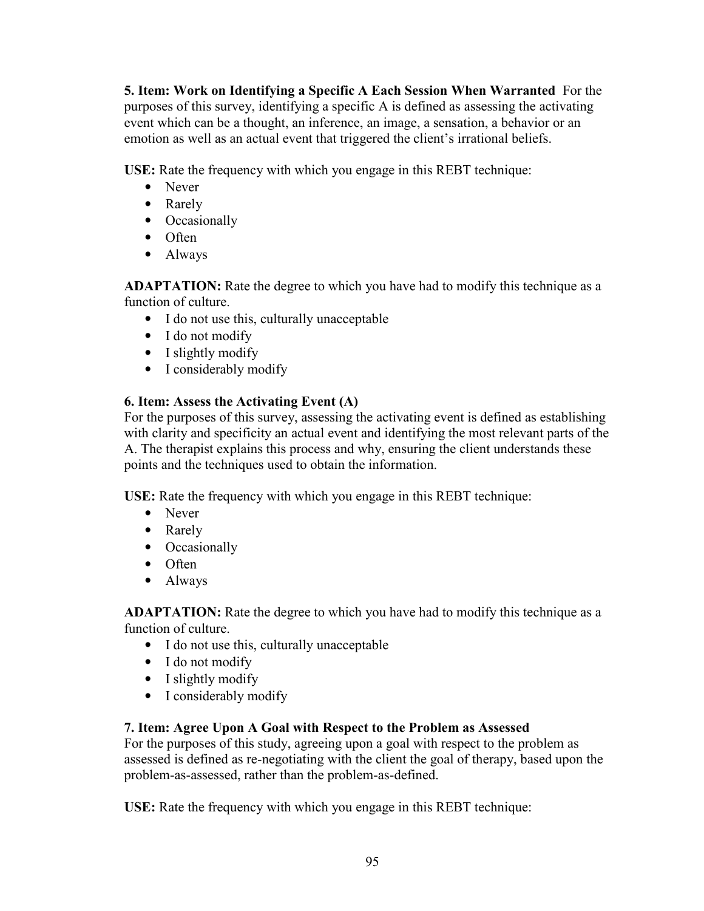**5. Item: Work on Identifying a Specific A Each Session When Warranted** For the purposes of this survey, identifying a specific A is defined as assessing the activating event which can be a thought, an inference, an image, a sensation, a behavior or an emotion as well as an actual event that triggered the client's irrational beliefs.

**USE:** Rate the frequency with which you engage in this REBT technique:

- Never
- Rarely
- Occasionally
- Often
- Always

**ADAPTATION:** Rate the degree to which you have had to modify this technique as a function of culture.

- I do not use this, culturally unacceptable
- I do not modify
- I slightly modify
- I considerably modify

**6. Item: Assess the Activating Event (A)**
For the purposes of this survey, assessing the activating event is defined as establishing with clarity and specificity an actual event and identifying the most relevant parts of the A. The therapist explains this process and why, ensuring the client understands these points and the techniques used to obtain the information.

**USE:** Rate the frequency with which you engage in this REBT technique:

- Never
- Rarely
- Occasionally
- Often
- Always

**ADAPTATION:** Rate the degree to which you have had to modify this technique as a function of culture.

- I do not use this, culturally unacceptable
- I do not modify
- I slightly modify
- I considerably modify

**7. Item: Agree Upon A Goal with Respect to the Problem as Assessed**
For the purposes of this study, agreeing upon a goal with respect to the problem as assessed is defined as re-negotiating with the client the goal of therapy, based upon the problem-as-assessed, rather than the problem-as-defined.

**USE:** Rate the frequency with which you engage in this REBT technique: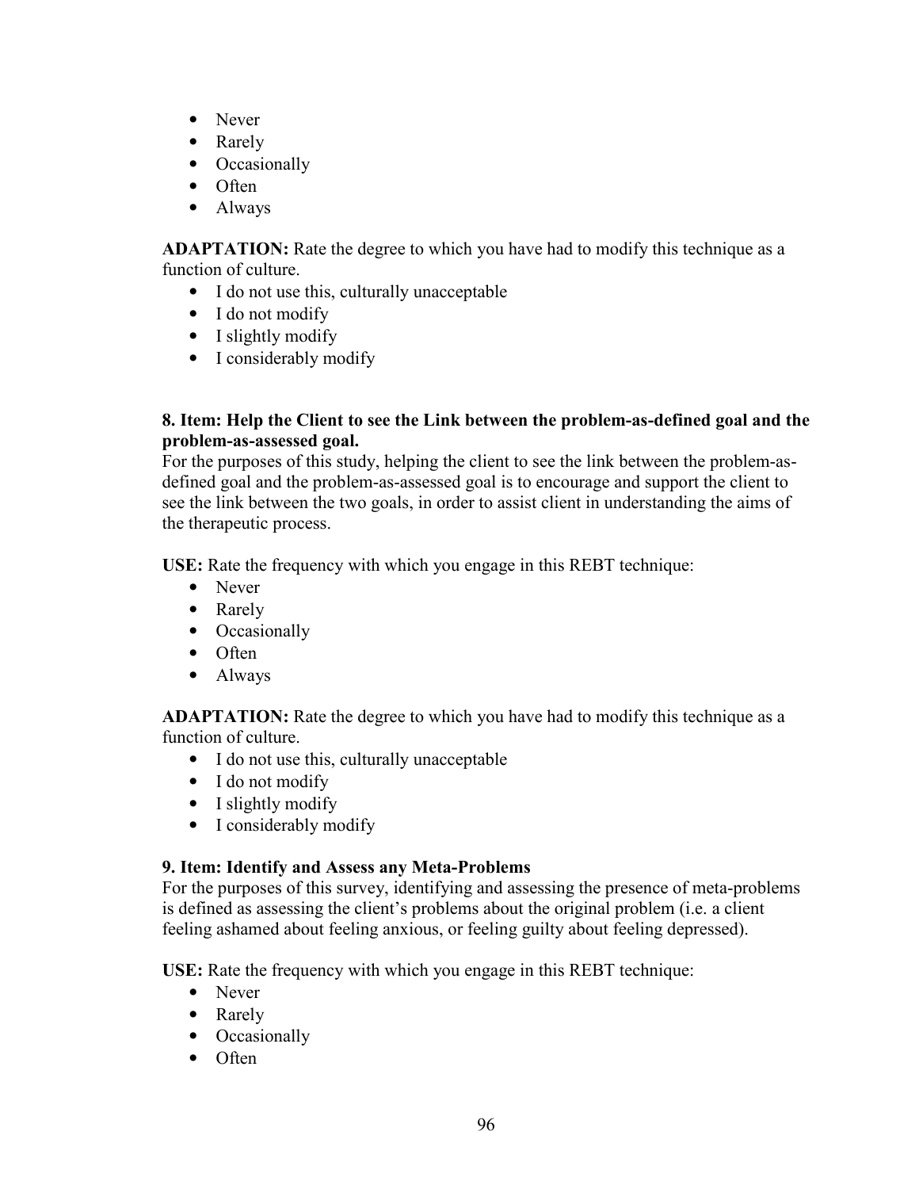- Never
- Rarely
- Occasionally
- Often
- Always

**ADAPTATION:** Rate the degree to which you have had to modify this technique as a function of culture.

- I do not use this, culturally unacceptable
- I do not modify
- I slightly modify
- I considerably modify

**8. Item: Help the Client to see the Link between the problem-as-defined goal and the problem-as-assessed goal.**

For the purposes of this study, helping the client to see the link between the problem-as-defined goal and the problem-as-assessed goal is to encourage and support the client to see the link between the two goals, in order to assist client in understanding the aims of the therapeutic process.

**USE:** Rate the frequency with which you engage in this REBT technique:

- Never
- Rarely
- Occasionally
- Often
- Always

**ADAPTATION:** Rate the degree to which you have had to modify this technique as a function of culture.

- I do not use this, culturally unacceptable
- I do not modify
- I slightly modify
- I considerably modify

**9. Item: Identify and Assess any Meta-Problems**

For the purposes of this survey, identifying and assessing the presence of meta-problems is defined as assessing the client's problems about the original problem (i.e. a client feeling ashamed about feeling anxious, or feeling guilty about feeling depressed).

**USE:** Rate the frequency with which you engage in this REBT technique:

- Never
- Rarely
- Occasionally
- Often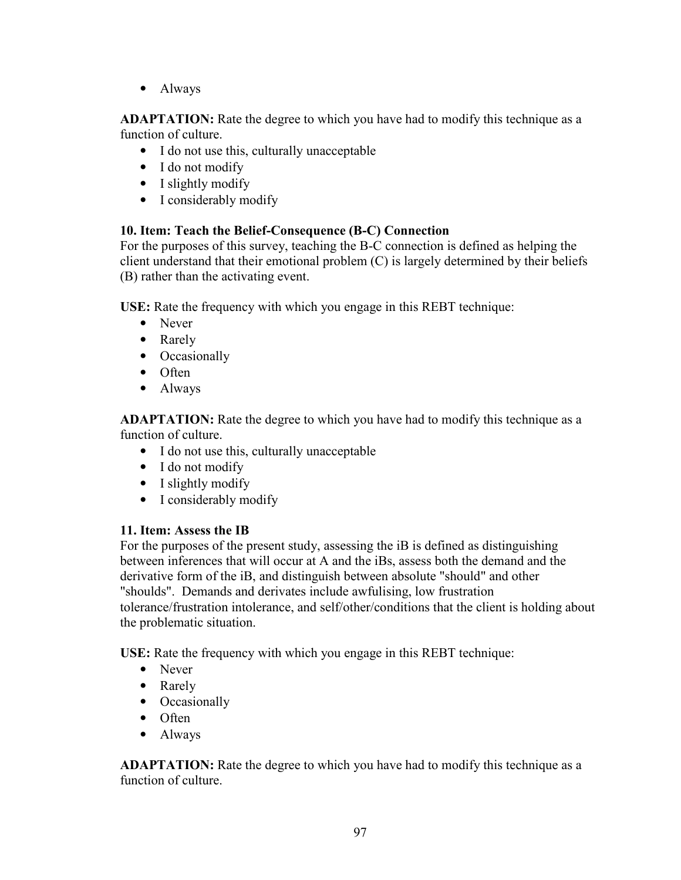- Always

**ADAPTATION:** Rate the degree to which you have had to modify this technique as a function of culture.

- I do not use this, culturally unacceptable
- I do not modify
- I slightly modify
- I considerably modify

**10. Item: Teach the Belief-Consequence (B-C) Connection**

For the purposes of this survey, teaching the B-C connection is defined as helping the client understand that their emotional problem (C) is largely determined by their beliefs (B) rather than the activating event.

**USE:** Rate the frequency with which you engage in this REBT technique:

- Never
- Rarely
- Occasionally
- Often
- Always

**ADAPTATION:** Rate the degree to which you have had to modify this technique as a function of culture.

- I do not use this, culturally unacceptable
- I do not modify
- I slightly modify
- I considerably modify

**11. Item: Assess the IB**

For the purposes of the present study, assessing the iB is defined as distinguishing between inferences that will occur at A and the iBs, assess both the demand and the derivative form of the iB, and distinguish between absolute "should" and other "shoulds". Demands and derivates include awfulising, low frustration tolerance/frustration intolerance, and self/other/conditions that the client is holding about the problematic situation.

**USE:** Rate the frequency with which you engage in this REBT technique:

- Never
- Rarely
- Occasionally
- Often
- Always

**ADAPTATION:** Rate the degree to which you have had to modify this technique as a function of culture.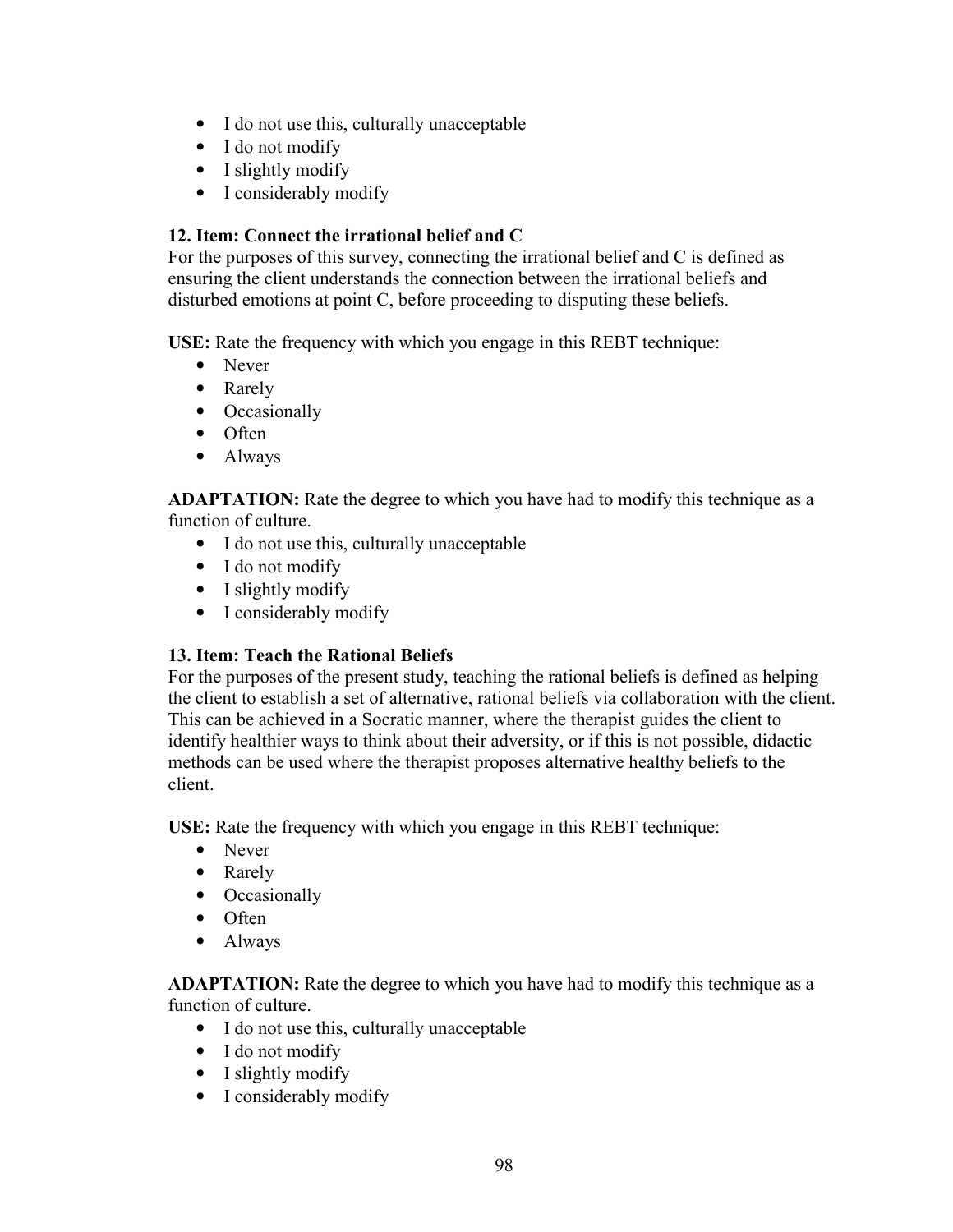- I do not use this, culturally unacceptable
- I do not modify
- I slightly modify
- I considerably modify

**12. Item: Connect the irrational belief and C**

For the purposes of this survey, connecting the irrational belief and C is defined as ensuring the client understands the connection between the irrational beliefs and disturbed emotions at point C, before proceeding to disputing these beliefs.

**USE:** Rate the frequency with which you engage in this REBT technique:

- Never
- Rarely
- Occasionally
- Often
- Always

**ADAPTATION:** Rate the degree to which you have had to modify this technique as a function of culture.

- I do not use this, culturally unacceptable
- I do not modify
- I slightly modify
- I considerably modify

**13. Item: Teach the Rational Beliefs**

For the purposes of the present study, teaching the rational beliefs is defined as helping the client to establish a set of alternative, rational beliefs via collaboration with the client. This can be achieved in a Socratic manner, where the therapist guides the client to identify healthier ways to think about their adversity, or if this is not possible, didactic methods can be used where the therapist proposes alternative healthy beliefs to the client.

**USE:** Rate the frequency with which you engage in this REBT technique:

- Never
- Rarely
- Occasionally
- Often
- Always

**ADAPTATION:** Rate the degree to which you have had to modify this technique as a function of culture.

- I do not use this, culturally unacceptable
- I do not modify
- I slightly modify
- I considerably modify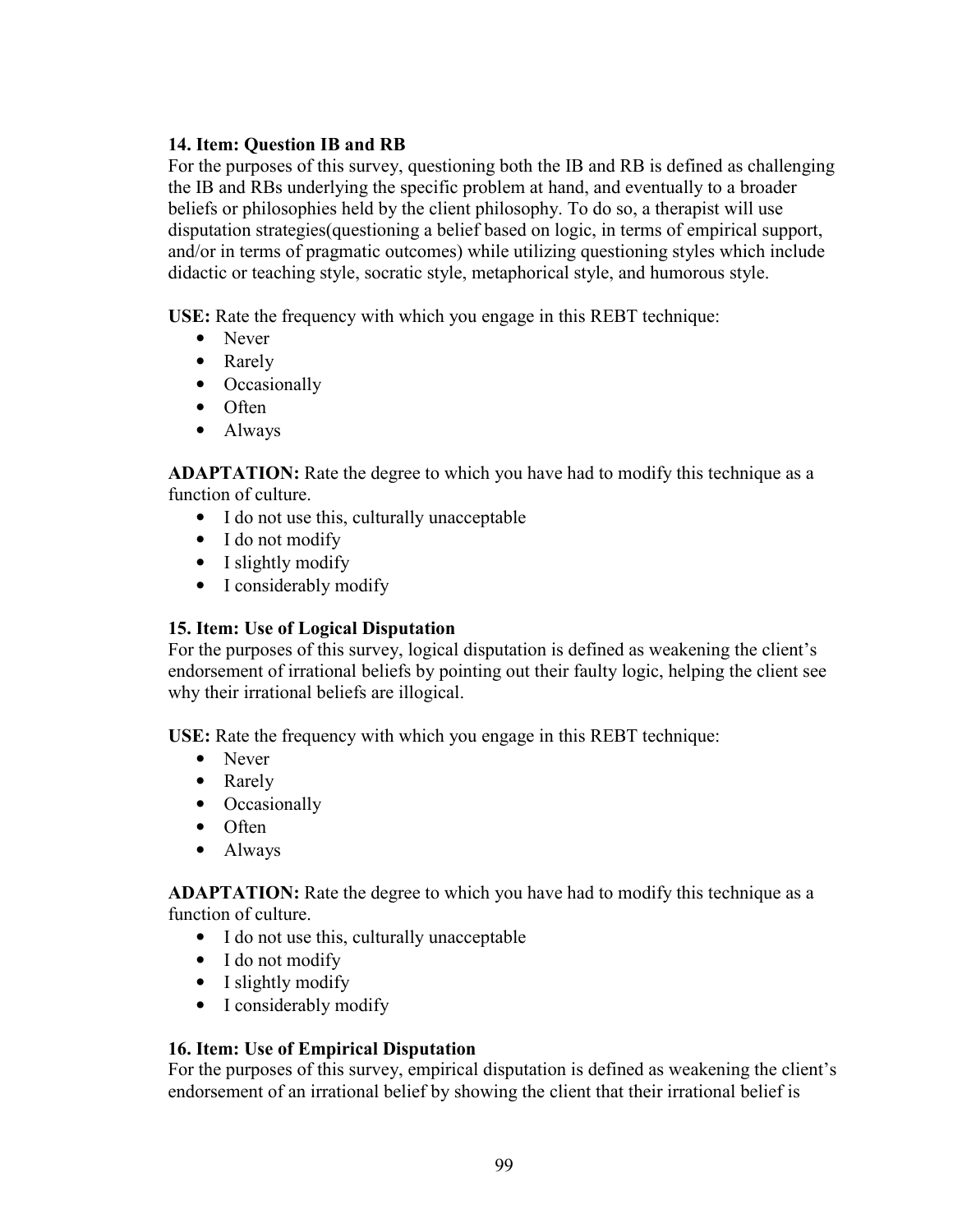**14. Item: Question IB and RB**

For the purposes of this survey, questioning both the IB and RB is defined as challenging the IB and RBs underlying the specific problem at hand, and eventually to a broader beliefs or philosophies held by the client philosophy. To do so, a therapist will use disputation strategies(questioning a belief based on logic, in terms of empirical support, and/or in terms of pragmatic outcomes) while utilizing questioning styles which include didactic or teaching style, socratic style, metaphorical style, and humorous style.

**USE:** Rate the frequency with which you engage in this REBT technique:

- Never
- Rarely
- Occasionally
- Often
- Always

**ADAPTATION:** Rate the degree to which you have had to modify this technique as a function of culture.

- I do not use this, culturally unacceptable
- I do not modify
- I slightly modify
- I considerably modify

**15. Item: Use of Logical Disputation**

For the purposes of this survey, logical disputation is defined as weakening the client's endorsement of irrational beliefs by pointing out their faulty logic, helping the client see why their irrational beliefs are illogical.

**USE:** Rate the frequency with which you engage in this REBT technique:

- Never
- Rarely
- Occasionally
- Often
- Always

**ADAPTATION:** Rate the degree to which you have had to modify this technique as a function of culture.

- I do not use this, culturally unacceptable
- I do not modify
- I slightly modify
- I considerably modify

**16. Item: Use of Empirical Disputation**

For the purposes of this survey, empirical disputation is defined as weakening the client's endorsement of an irrational belief by showing the client that their irrational belief is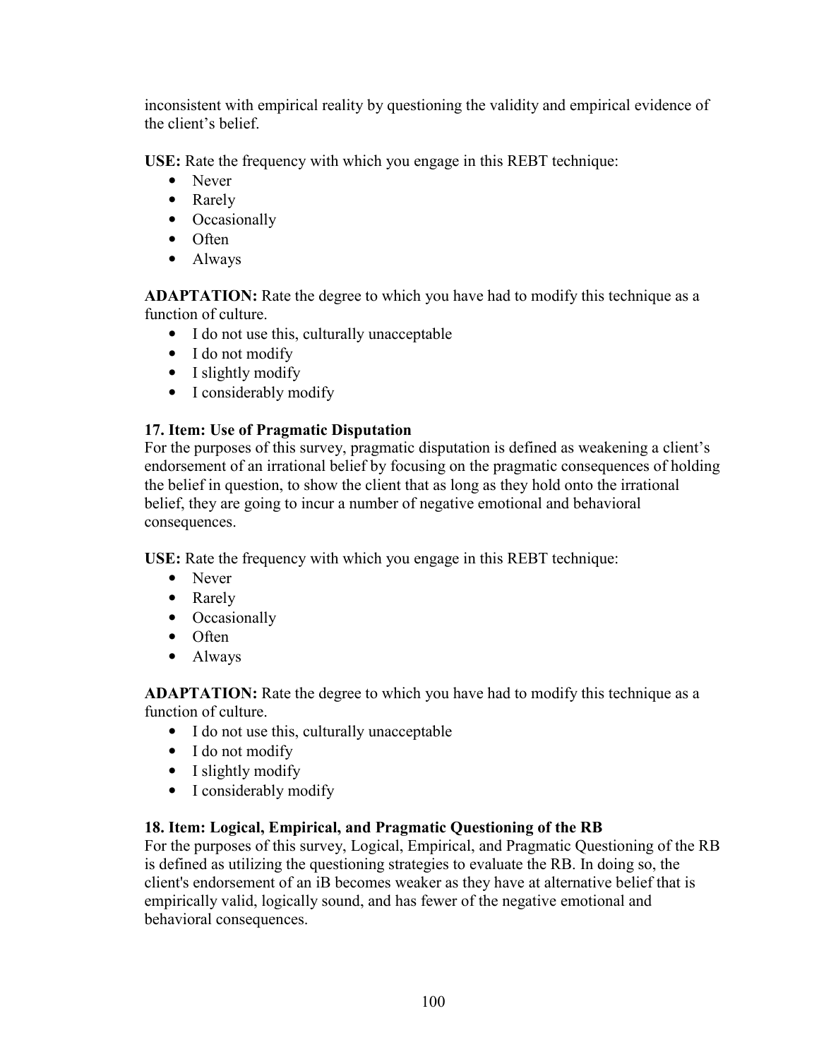inconsistent with empirical reality by questioning the validity and empirical evidence of the client's belief.

**USE:** Rate the frequency with which you engage in this REBT technique:

- Never
- Rarely
- Occasionally
- Often
- Always

**ADAPTATION:** Rate the degree to which you have had to modify this technique as a function of culture.

- I do not use this, culturally unacceptable
- I do not modify
- I slightly modify
- I considerably modify

**17. Item: Use of Pragmatic Disputation**

For the purposes of this survey, pragmatic disputation is defined as weakening a client's endorsement of an irrational belief by focusing on the pragmatic consequences of holding the belief in question, to show the client that as long as they hold onto the irrational belief, they are going to incur a number of negative emotional and behavioral consequences.

**USE:** Rate the frequency with which you engage in this REBT technique:

- Never
- Rarely
- Occasionally
- Often
- Always

**ADAPTATION:** Rate the degree to which you have had to modify this technique as a function of culture.

- I do not use this, culturally unacceptable
- I do not modify
- I slightly modify
- I considerably modify

**18. Item: Logical, Empirical, and Pragmatic Questioning of the RB**

For the purposes of this survey, Logical, Empirical, and Pragmatic Questioning of the RB is defined as utilizing the questioning strategies to evaluate the RB. In doing so, the client's endorsement of an iB becomes weaker as they have at alternative belief that is empirically valid, logically sound, and has fewer of the negative emotional and behavioral consequences.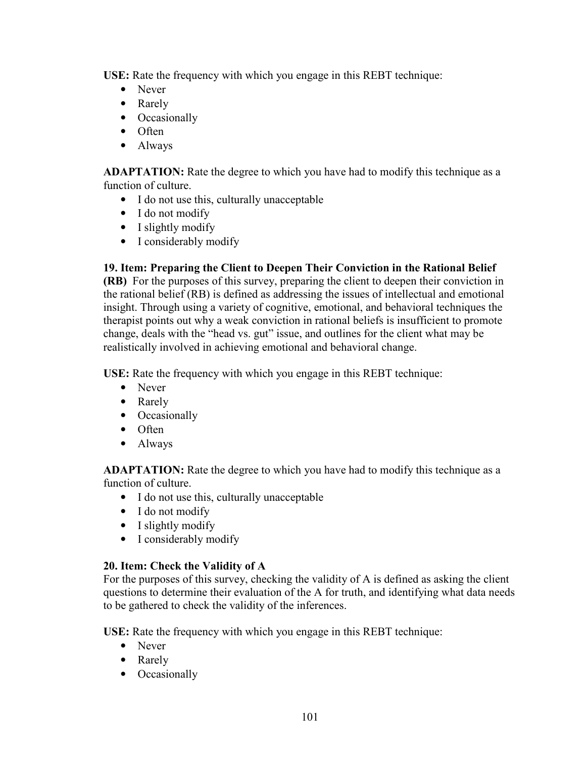**USE:** Rate the frequency with which you engage in this REBT technique:

- Never
- Rarely
- Occasionally
- Often
- Always

**ADAPTATION:** Rate the degree to which you have had to modify this technique as a function of culture.

- I do not use this, culturally unacceptable
- I do not modify
- I slightly modify
- I considerably modify

**19. Item: Preparing the Client to Deepen Their Conviction in the Rational Belief (RB)** For the purposes of this survey, preparing the client to deepen their conviction in the rational belief (RB) is defined as addressing the issues of intellectual and emotional insight. Through using a variety of cognitive, emotional, and behavioral techniques the therapist points out why a weak conviction in rational beliefs is insufficient to promote change, deals with the "head vs. gut" issue, and outlines for the client what may be realistically involved in achieving emotional and behavioral change.

**USE:** Rate the frequency with which you engage in this REBT technique:

- Never
- Rarely
- Occasionally
- Often
- Always

**ADAPTATION:** Rate the degree to which you have had to modify this technique as a function of culture.

- I do not use this, culturally unacceptable
- I do not modify
- I slightly modify
- I considerably modify

**20. Item: Check the Validity of A**

For the purposes of this survey, checking the validity of A is defined as asking the client questions to determine their evaluation of the A for truth, and identifying what data needs to be gathered to check the validity of the inferences.

**USE:** Rate the frequency with which you engage in this REBT technique:

- Never
- Rarely
- Occasionally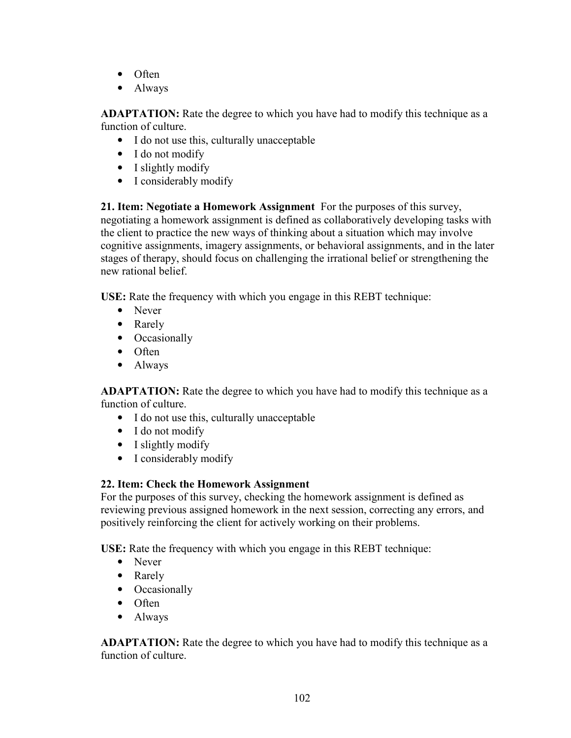- Often
- Always

**ADAPTATION:** Rate the degree to which you have had to modify this technique as a function of culture.

- I do not use this, culturally unacceptable
- I do not modify
- I slightly modify
- I considerably modify

**21. Item: Negotiate a Homework Assignment** For the purposes of this survey, negotiating a homework assignment is defined as collaboratively developing tasks with the client to practice the new ways of thinking about a situation which may involve cognitive assignments, imagery assignments, or behavioral assignments, and in the later stages of therapy, should focus on challenging the irrational belief or strengthening the new rational belief.

**USE:** Rate the frequency with which you engage in this REBT technique:

- Never
- Rarely
- Occasionally
- Often
- Always

**ADAPTATION:** Rate the degree to which you have had to modify this technique as a function of culture.

- I do not use this, culturally unacceptable
- I do not modify
- I slightly modify
- I considerably modify

**22. Item: Check the Homework Assignment**
For the purposes of this survey, checking the homework assignment is defined as reviewing previous assigned homework in the next session, correcting any errors, and positively reinforcing the client for actively working on their problems.

**USE:** Rate the frequency with which you engage in this REBT technique:

- Never
- Rarely
- Occasionally
- Often
- Always

**ADAPTATION:** Rate the degree to which you have had to modify this technique as a function of culture.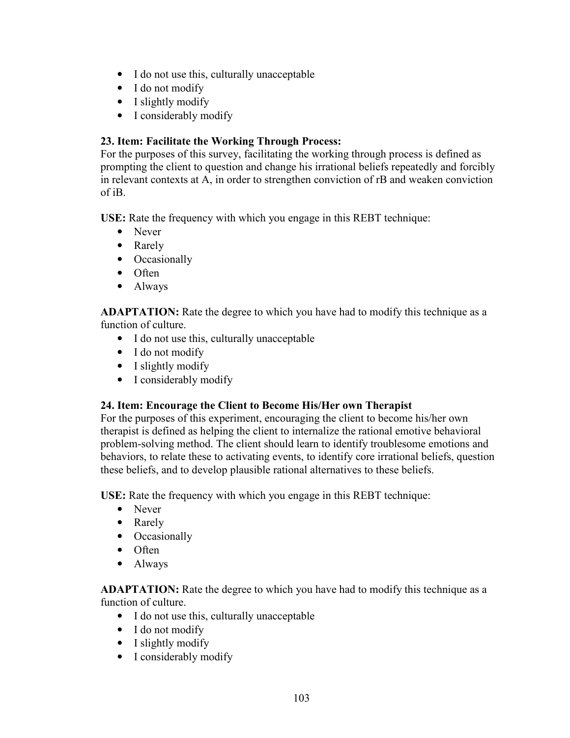- I do not use this, culturally unacceptable
- I do not modify
- I slightly modify
- I considerably modify

**23. Item: Facilitate the Working Through Process:**
For the purposes of this survey, facilitating the working through process is defined as prompting the client to question and change his irrational beliefs repeatedly and forcibly in relevant contexts at A, in order to strengthen conviction of rB and weaken conviction of iB.

**USE:** Rate the frequency with which you engage in this REBT technique:

- Never
- Rarely
- Occasionally
- Often
- Always

**ADAPTATION:** Rate the degree to which you have had to modify this technique as a function of culture.

- I do not use this, culturally unacceptable
- I do not modify
- I slightly modify
- I considerably modify

**24. Item: Encourage the Client to Become His/Her own Therapist**
For the purposes of this experiment, encouraging the client to become his/her own therapist is defined as helping the client to internalize the rational emotive behavioral problem-solving method. The client should learn to identify troublesome emotions and behaviors, to relate these to activating events, to identify core irrational beliefs, question these beliefs, and to develop plausible rational alternatives to these beliefs.

**USE:** Rate the frequency with which you engage in this REBT technique:

- Never
- Rarely
- Occasionally
- Often
- Always

**ADAPTATION:** Rate the degree to which you have had to modify this technique as a function of culture.

- I do not use this, culturally unacceptable
- I do not modify
- I slightly modify
- I considerably modify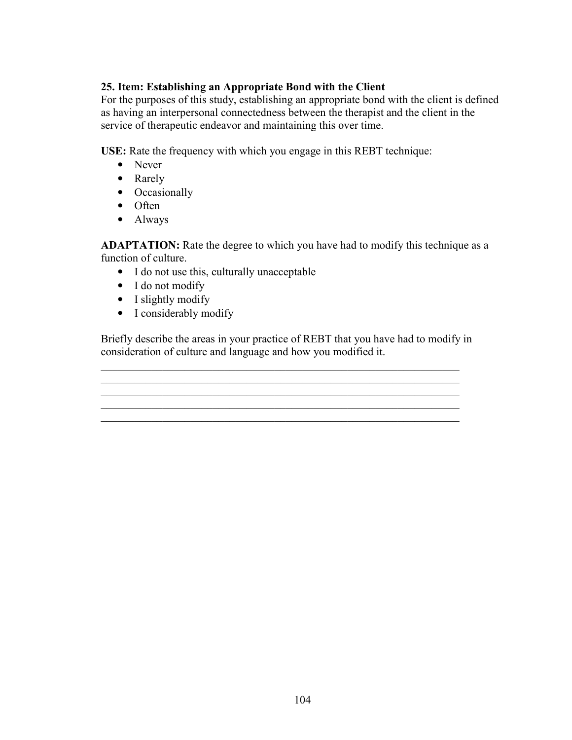**25. Item: Establishing an Appropriate Bond with the Client**
For the purposes of this study, establishing an appropriate bond with the client is defined as having an interpersonal connectedness between the therapist and the client in the service of therapeutic endeavor and maintaining this over time.

**USE:** Rate the frequency with which you engage in this REBT technique:

- Never
- Rarely
- Occasionally
- Often
- Always

**ADAPTATION:** Rate the degree to which you have had to modify this technique as a function of culture.

- I do not use this, culturally unacceptable
- I do not modify
- I slightly modify
- I considerably modify

Briefly describe the areas in your practice of REBT that you have had to modify in consideration of culture and language and how you modified it.

\_\_\_\_\_\_\_\_\_\_\_\_\_\_\_\_\_\_\_\_\_\_\_\_\_\_\_\_\_\_\_\_\_\_\_\_\_\_\_\_\_\_\_\_\_\_\_\_\_\_\_\_\_\_\_\_\_\_\_\_\_\_\_\_
\_\_\_\_\_\_\_\_\_\_\_\_\_\_\_\_\_\_\_\_\_\_\_\_\_\_\_\_\_\_\_\_\_\_\_\_\_\_\_\_\_\_\_\_\_\_\_\_\_\_\_\_\_\_\_\_\_\_\_\_\_\_\_\_
\_\_\_\_\_\_\_\_\_\_\_\_\_\_\_\_\_\_\_\_\_\_\_\_\_\_\_\_\_\_\_\_\_\_\_\_\_\_\_\_\_\_\_\_\_\_\_\_\_\_\_\_\_\_\_\_\_\_\_\_\_\_\_\_
\_\_\_\_\_\_\_\_\_\_\_\_\_\_\_\_\_\_\_\_\_\_\_\_\_\_\_\_\_\_\_\_\_\_\_\_\_\_\_\_\_\_\_\_\_\_\_\_\_\_\_\_\_\_\_\_\_\_\_\_\_\_\_\_
\_\_\_\_\_\_\_\_\_\_\_\_\_\_\_\_\_\_\_\_\_\_\_\_\_\_\_\_\_\_\_\_\_\_\_\_\_\_\_\_\_\_\_\_\_\_\_\_\_\_\_\_\_\_\_\_\_\_\_\_\_\_\_\_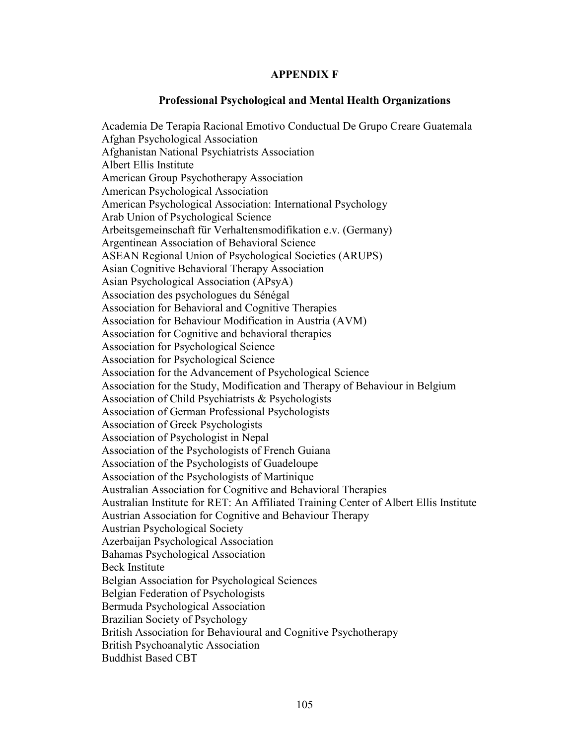**APPENDIX F**

**Professional Psychological and Mental Health Organizations**

Academia De Terapia Racional Emotivo Conductual De Grupo Creare Guatemala
Afghan Psychological Association
Afghanistan National Psychiatrists Association
Albert Ellis Institute
American Group Psychotherapy Association
American Psychological Association
American Psychological Association: International Psychology
Arab Union of Psychological Science
Arbeitsgemeinschaft für Verhaltensmodifikation e.v. (Germany)
Argentinean Association of Behavioral Science
ASEAN Regional Union of Psychological Societies (ARUPS)
Asian Cognitive Behavioral Therapy Association
Asian Psychological Association (APsyA)
Association des psychologues du Sénégal
Association for Behavioral and Cognitive Therapies
Association for Behaviour Modification in Austria (AVM)
Association for Cognitive and behavioral therapies
Association for Psychological Science
Association for Psychological Science
Association for the Advancement of Psychological Science
Association for the Study, Modification and Therapy of Behaviour in Belgium
Association of Child Psychiatrists & Psychologists
Association of German Professional Psychologists
Association of Greek Psychologists
Association of Psychologist in Nepal
Association of the Psychologists of French Guiana
Association of the Psychologists of Guadeloupe
Association of the Psychologists of Martinique
Australian Association for Cognitive and Behavioral Therapies
Australian Institute for RET: An Affiliated Training Center of Albert Ellis Institute
Austrian Association for Cognitive and Behaviour Therapy
Austrian Psychological Society
Azerbaijan Psychological Association
Bahamas Psychological Association
Beck Institute
Belgian Association for Psychological Sciences
Belgian Federation of Psychologists
Bermuda Psychological Association
Brazilian Society of Psychology
British Association for Behavioural and Cognitive Psychotherapy
British Psychoanalytic Association
Buddhist Based CBT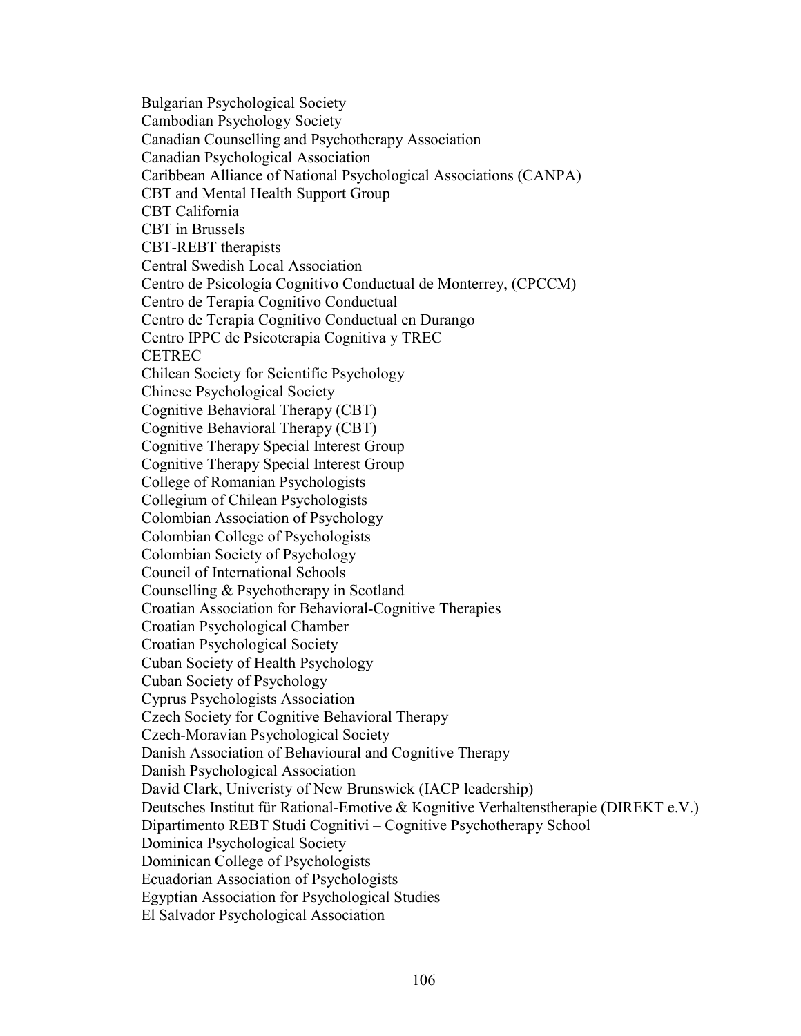Bulgarian Psychological Society
Cambodian Psychology Society
Canadian Counselling and Psychotherapy Association
Canadian Psychological Association
Caribbean Alliance of National Psychological Associations (CANPA)
CBT and Mental Health Support Group
CBT California
CBT in Brussels
CBT-REBT therapists
Central Swedish Local Association
Centro de Psicología Cognitivo Conductual de Monterrey, (CPCCM)
Centro de Terapia Cognitivo Conductual
Centro de Terapia Cognitivo Conductual en Durango
Centro IPPC de Psicoterapia Cognitiva y TREC
CETREC
Chilean Society for Scientific Psychology
Chinese Psychological Society
Cognitive Behavioral Therapy (CBT)
Cognitive Behavioral Therapy (CBT)
Cognitive Therapy Special Interest Group
Cognitive Therapy Special Interest Group
College of Romanian Psychologists
Collegium of Chilean Psychologists
Colombian Association of Psychology
Colombian College of Psychologists
Colombian Society of Psychology
Council of International Schools
Counselling & Psychotherapy in Scotland
Croatian Association for Behavioral-Cognitive Therapies
Croatian Psychological Chamber
Croatian Psychological Society
Cuban Society of Health Psychology
Cuban Society of Psychology
Cyprus Psychologists Association
Czech Society for Cognitive Behavioral Therapy
Czech-Moravian Psychological Society
Danish Association of Behavioural and Cognitive Therapy
Danish Psychological Association
David Clark, Univeristy of New Brunswick (IACP leadership)
Deutsches Institut für Rational-Emotive & Kognitive Verhaltenstherapie (DIREKT e.V.)
Dipartimento REBT Studi Cognitivi – Cognitive Psychotherapy School
Dominica Psychological Society
Dominican College of Psychologists
Ecuadorian Association of Psychologists
Egyptian Association for Psychological Studies
El Salvador Psychological Association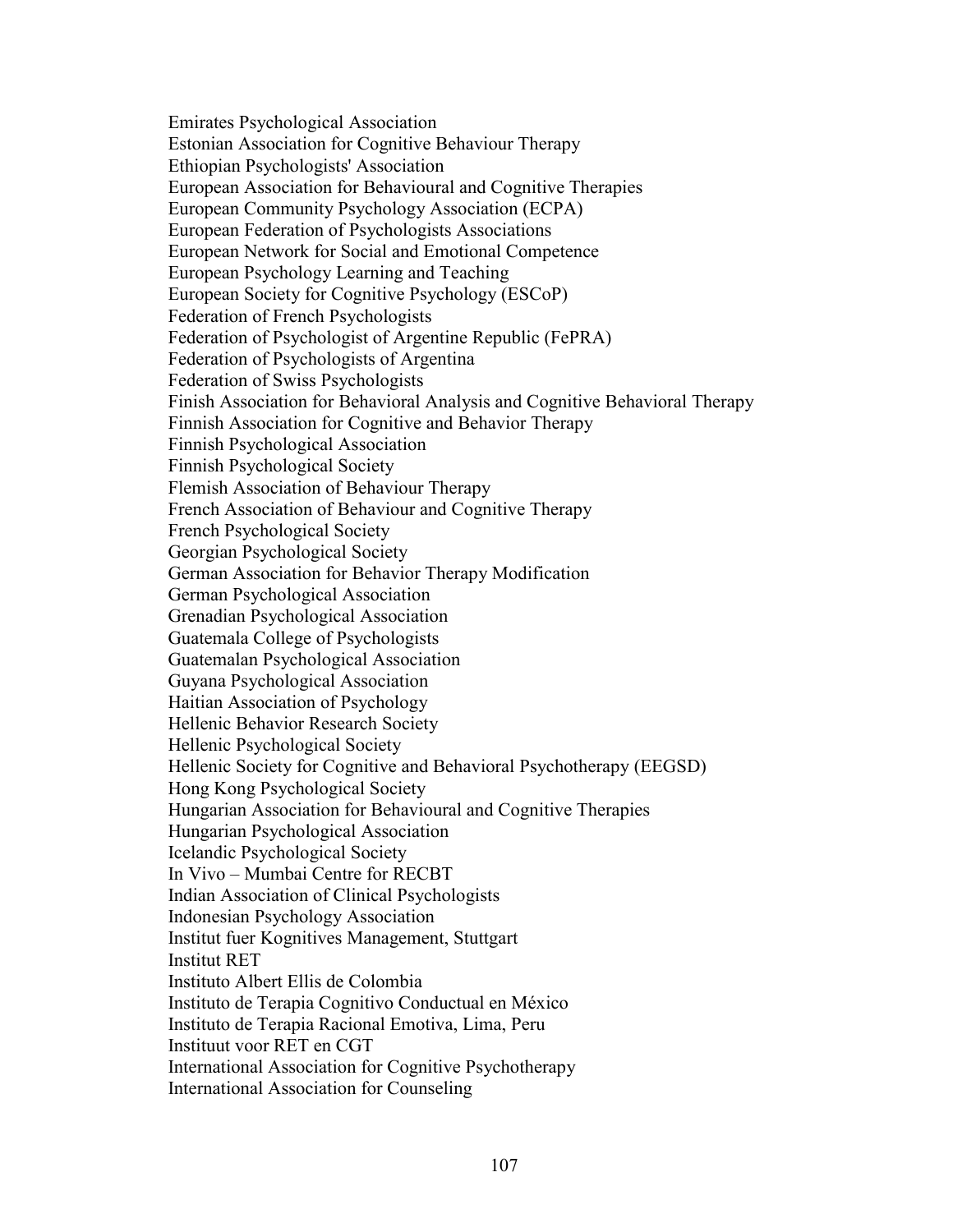Emirates Psychological Association
Estonian Association for Cognitive Behaviour Therapy
Ethiopian Psychologists' Association
European Association for Behavioural and Cognitive Therapies
European Community Psychology Association (ECPA)
European Federation of Psychologists Associations
European Network for Social and Emotional Competence
European Psychology Learning and Teaching
European Society for Cognitive Psychology (ESCoP)
Federation of French Psychologists
Federation of Psychologist of Argentine Republic (FePRA)
Federation of Psychologists of Argentina
Federation of Swiss Psychologists
Finish Association for Behavioral Analysis and Cognitive Behavioral Therapy
Finnish Association for Cognitive and Behavior Therapy
Finnish Psychological Association
Finnish Psychological Society
Flemish Association of Behaviour Therapy
French Association of Behaviour and Cognitive Therapy
French Psychological Society
Georgian Psychological Society
German Association for Behavior Therapy Modification
German Psychological Association
Grenadian Psychological Association
Guatemala College of Psychologists
Guatemalan Psychological Association
Guyana Psychological Association
Haitian Association of Psychology
Hellenic Behavior Research Society
Hellenic Psychological Society
Hellenic Society for Cognitive and Behavioral Psychotherapy (EEGSD)
Hong Kong Psychological Society
Hungarian Association for Behavioural and Cognitive Therapies
Hungarian Psychological Association
Icelandic Psychological Society
In Vivo – Mumbai Centre for RECBT
Indian Association of Clinical Psychologists
Indonesian Psychology Association
Institut fuer Kognitives Management, Stuttgart
Institut RET
Instituto Albert Ellis de Colombia
Instituto de Terapia Cognitivo Conductual en México
Instituto de Terapia Racional Emotiva, Lima, Peru
Instituut voor RET en CGT
International Association for Cognitive Psychotherapy
International Association for Counseling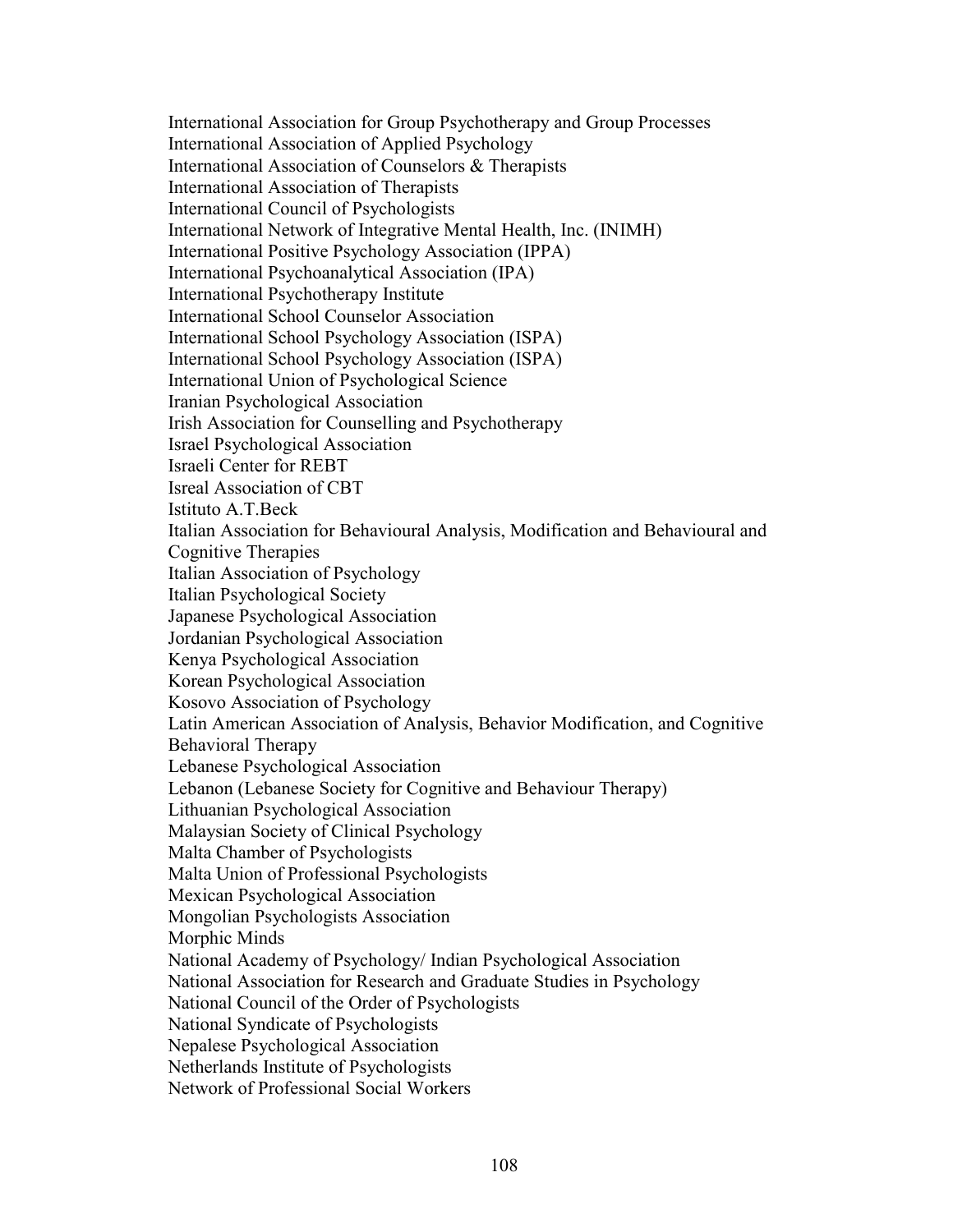International Association for Group Psychotherapy and Group Processes
International Association of Applied Psychology
International Association of Counselors & Therapists
International Association of Therapists
International Council of Psychologists
International Network of Integrative Mental Health, Inc. (INIMH)
International Positive Psychology Association (IPPA)
International Psychoanalytical Association (IPA)
International Psychotherapy Institute
International School Counselor Association
International School Psychology Association (ISPA)
International School Psychology Association (ISPA)
International Union of Psychological Science
Iranian Psychological Association
Irish Association for Counselling and Psychotherapy
Israel Psychological Association
Israeli Center for REBT
Isreal Association of CBT
Istituto A.T.Beck
Italian Association for Behavioural Analysis, Modification and Behavioural and Cognitive Therapies
Italian Association of Psychology
Italian Psychological Society
Japanese Psychological Association
Jordanian Psychological Association
Kenya Psychological Association
Korean Psychological Association
Kosovo Association of Psychology
Latin American Association of Analysis, Behavior Modification, and Cognitive Behavioral Therapy
Lebanese Psychological Association
Lebanon (Lebanese Society for Cognitive and Behaviour Therapy)
Lithuanian Psychological Association
Malaysian Society of Clinical Psychology
Malta Chamber of Psychologists
Malta Union of Professional Psychologists
Mexican Psychological Association
Mongolian Psychologists Association
Morphic Minds
National Academy of Psychology/ Indian Psychological Association
National Association for Research and Graduate Studies in Psychology
National Council of the Order of Psychologists
National Syndicate of Psychologists
Nepalese Psychological Association
Netherlands Institute of Psychologists
Network of Professional Social Workers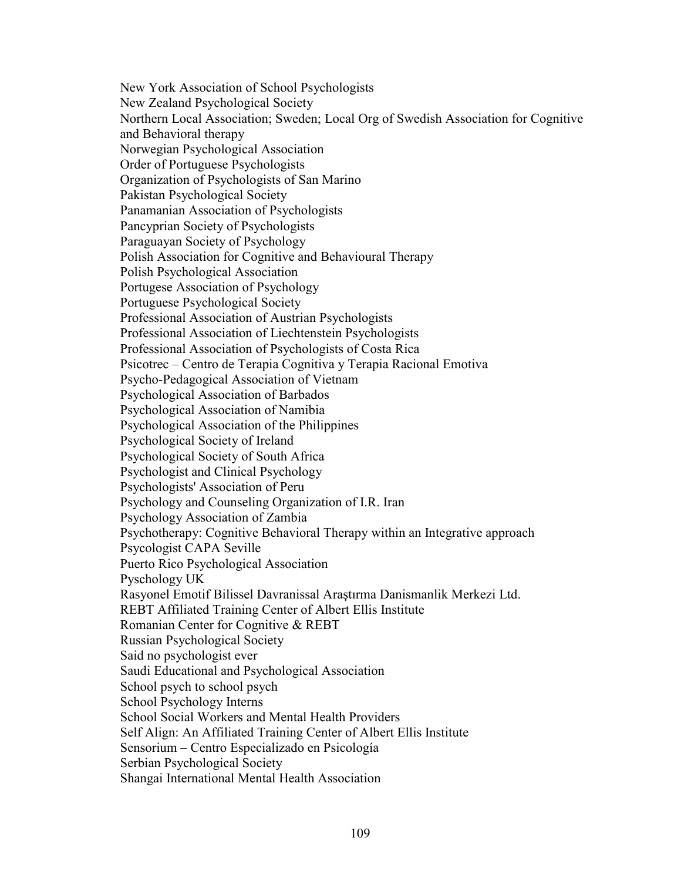New York Association of School Psychologists
New Zealand Psychological Society
Northern Local Association; Sweden; Local Org of Swedish Association for Cognitive and Behavioral therapy
Norwegian Psychological Association
Order of Portuguese Psychologists
Organization of Psychologists of San Marino
Pakistan Psychological Society
Panamanian Association of Psychologists
Pancyprian Society of Psychologists
Paraguayan Society of Psychology
Polish Association for Cognitive and Behavioural Therapy
Polish Psychological Association
Portugese Association of Psychology
Portuguese Psychological Society
Professional Association of Austrian Psychologists
Professional Association of Liechtenstein Psychologists
Professional Association of Psychologists of Costa Rica
Psicotrec – Centro de Terapia Cognitiva y Terapia Racional Emotiva
Psycho-Pedagogical Association of Vietnam
Psychological Association of Barbados
Psychological Association of Namibia
Psychological Association of the Philippines
Psychological Society of Ireland
Psychological Society of South Africa
Psychologist and Clinical Psychology
Psychologists' Association of Peru
Psychology and Counseling Organization of I.R. Iran
Psychology Association of Zambia
Psychotherapy: Cognitive Behavioral Therapy within an Integrative approach
Psycologist CAPA Seville
Puerto Rico Psychological Association
Pyschology UK
Rasyonel Emotif Bilissel Davranissal Araştırma Danismanlik Merkezi Ltd.
REBT Affiliated Training Center of Albert Ellis Institute
Romanian Center for Cognitive & REBT
Russian Psychological Society
Said no psychologist ever
Saudi Educational and Psychological Association
School psych to school psych
School Psychology Interns
School Social Workers and Mental Health Providers
Self Align: An Affiliated Training Center of Albert Ellis Institute
Sensorium – Centro Especializado en Psicología
Serbian Psychological Society
Shangai International Mental Health Association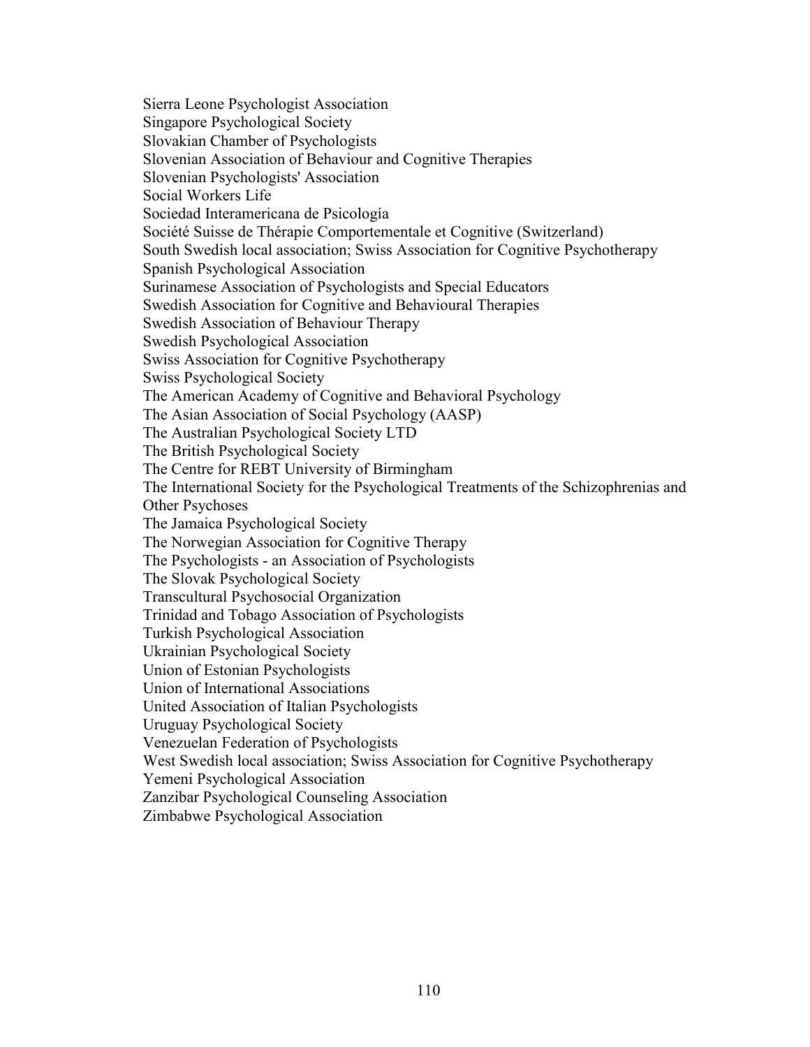Sierra Leone Psychologist Association
Singapore Psychological Society
Slovakian Chamber of Psychologists
Slovenian Association of Behaviour and Cognitive Therapies
Slovenian Psychologists' Association
Social Workers Life
Sociedad Interamericana de Psicología
Société Suisse de Thérapie Comportementale et Cognitive (Switzerland)
South Swedish local association; Swiss Association for Cognitive Psychotherapy
Spanish Psychological Association
Surinamese Association of Psychologists and Special Educators
Swedish Association for Cognitive and Behavioural Therapies
Swedish Association of Behaviour Therapy
Swedish Psychological Association
Swiss Association for Cognitive Psychotherapy
Swiss Psychological Society
The American Academy of Cognitive and Behavioral Psychology
The Asian Association of Social Psychology (AASP)
The Australian Psychological Society LTD
The British Psychological Society
The Centre for REBT University of Birmingham
The International Society for the Psychological Treatments of the Schizophrenias and Other Psychoses
The Jamaica Psychological Society
The Norwegian Association for Cognitive Therapy
The Psychologists - an Association of Psychologists
The Slovak Psychological Society
Transcultural Psychosocial Organization
Trinidad and Tobago Association of Psychologists
Turkish Psychological Association
Ukrainian Psychological Society
Union of Estonian Psychologists
Union of International Associations
United Association of Italian Psychologists
Uruguay Psychological Society
Venezuelan Federation of Psychologists
West Swedish local association; Swiss Association for Cognitive Psychotherapy
Yemeni Psychological Association
Zanzibar Psychological Counseling Association
Zimbabwe Psychological Association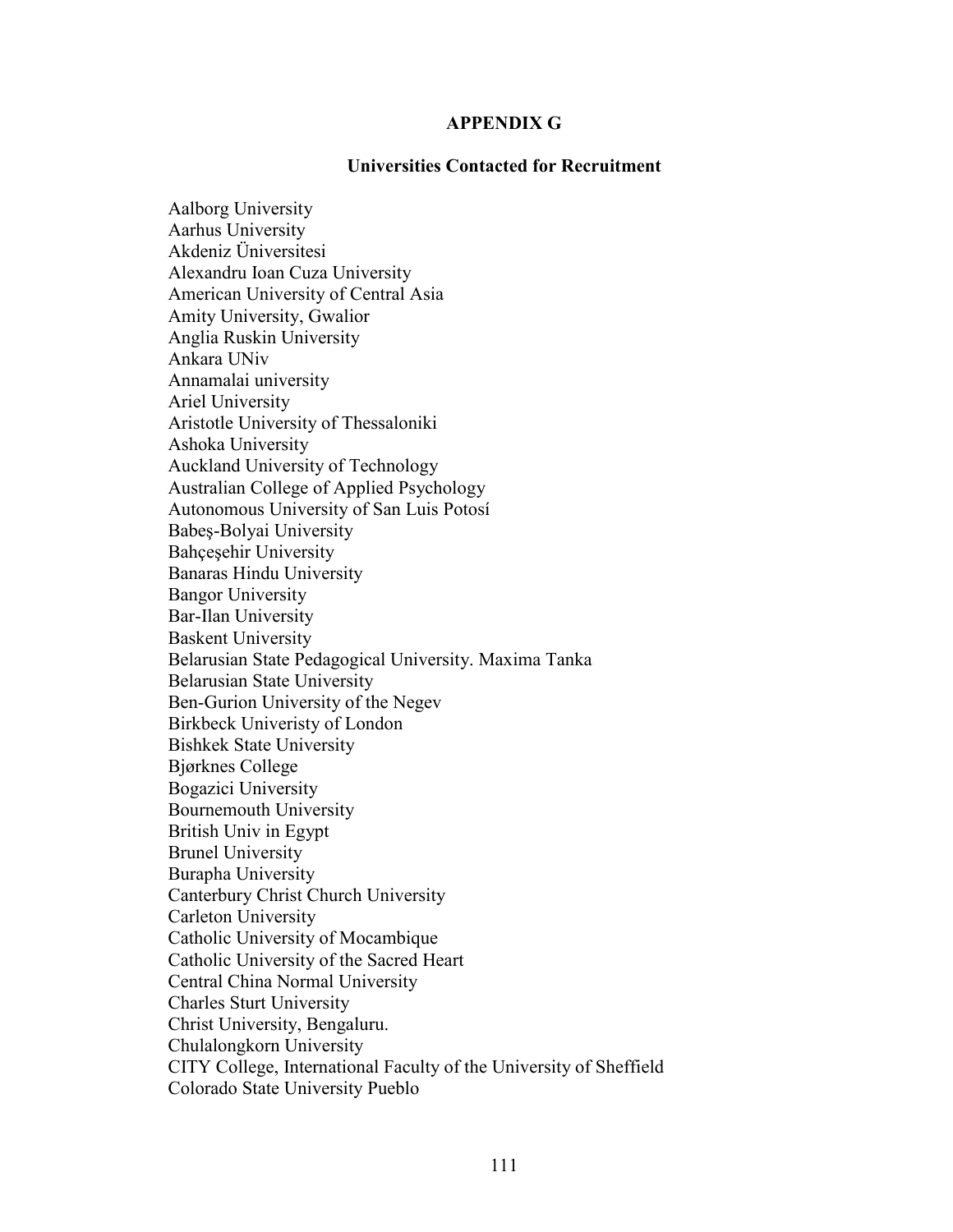# APPENDIX G

## Universities Contacted for Recruitment

Aalborg University
Aarhus University
Akdeniz Üniversitesi
Alexandru Ioan Cuza University
American University of Central Asia
Amity University, Gwalior
Anglia Ruskin University
Ankara UNiv
Annamalai university
Ariel University
Aristotle University of Thessaloniki
Ashoka University
Auckland University of Technology
Australian College of Applied Psychology
Autonomous University of San Luis Potosí
Babeş-Bolyai University
Bahçeşehir University
Banaras Hindu University
Bangor University
Bar-Ilan University
Baskent University
Belarusian State Pedagogical University. Maxima Tanka
Belarusian State University
Ben-Gurion University of the Negev
Birkbeck Univeristy of London
Bishkek State University
Bjørknes College
Bogazici University
Bournemouth University
British Univ in Egypt
Brunel University
Burapha University
Canterbury Christ Church University
Carleton University
Catholic University of Mocambique
Catholic University of the Sacred Heart
Central China Normal University
Charles Sturt University
Christ University, Bengaluru.
Chulalongkorn University
CITY College, International Faculty of the University of Sheffield
Colorado State University Pueblo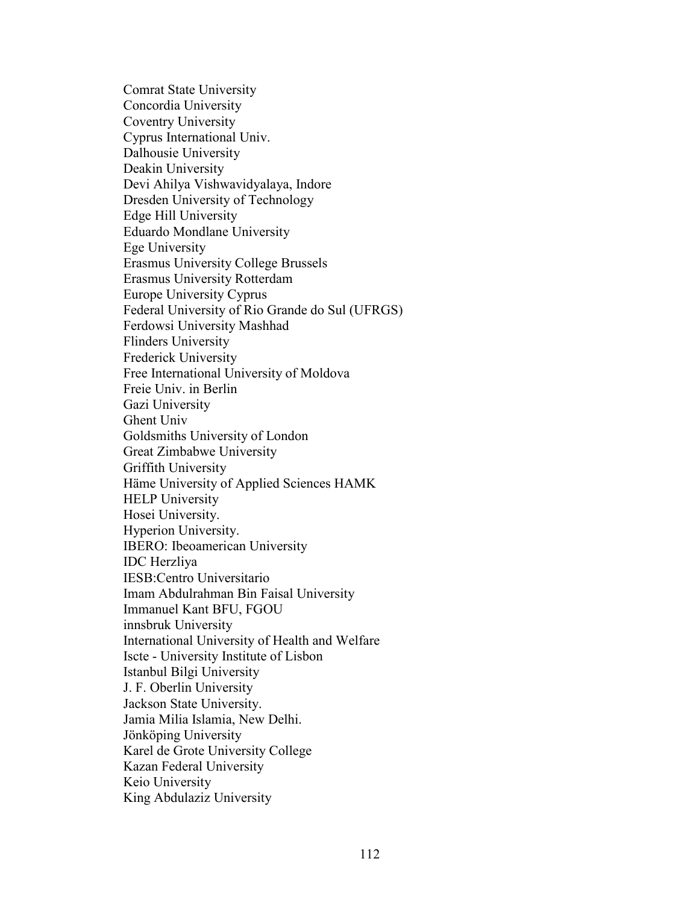Comrat State University
Concordia University
Coventry University
Cyprus International Univ.
Dalhousie University
Deakin University
Devi Ahilya Vishwavidyalaya, Indore
Dresden University of Technology
Edge Hill University
Eduardo Mondlane University
Ege University
Erasmus University College Brussels
Erasmus University Rotterdam
Europe University Cyprus
Federal University of Rio Grande do Sul (UFRGS)
Ferdowsi University Mashhad
Flinders University
Frederick University
Free International University of Moldova
Freie Univ. in Berlin
Gazi University
Ghent Univ
Goldsmiths University of London
Great Zimbabwe University
Griffith University
Häme University of Applied Sciences HAMK
HELP University
Hosei University.
Hyperion University.
IBERO: Ibeoamerican University
IDC Herzliya
IESB:Centro Universitario
Imam Abdulrahman Bin Faisal University
Immanuel Kant BFU, FGOU
innsbruk University
International University of Health and Welfare
Iscte - University Institute of Lisbon
Istanbul Bilgi University
J. F. Oberlin University
Jackson State University.
Jamia Milia Islamia, New Delhi.
Jönköping University
Karel de Grote University College
Kazan Federal University
Keio University
King Abdulaziz University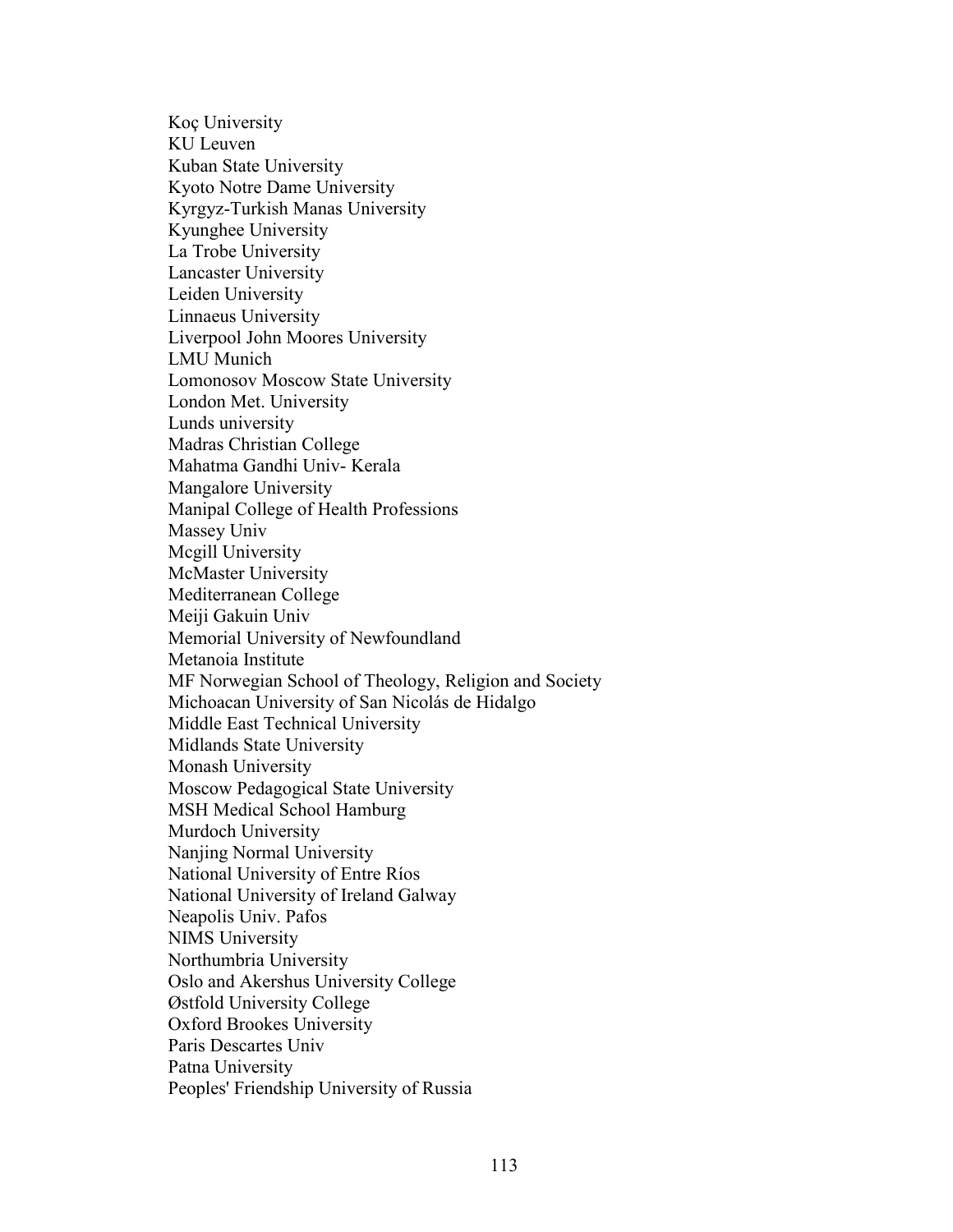Koç University
KU Leuven
Kuban State University
Kyoto Notre Dame University
Kyrgyz-Turkish Manas University
Kyunghee University
La Trobe University
Lancaster University
Leiden University
Linnaeus University
Liverpool John Moores University
LMU Munich
Lomonosov Moscow State University
London Met. University
Lunds university
Madras Christian College
Mahatma Gandhi Univ- Kerala
Mangalore University
Manipal College of Health Professions
Massey Univ
Mcgill University
McMaster University
Mediterranean College
Meiji Gakuin Univ
Memorial University of Newfoundland
Metanoia Institute
MF Norwegian School of Theology, Religion and Society
Michoacan University of San Nicolás de Hidalgo
Middle East Technical University
Midlands State University
Monash University
Moscow Pedagogical State University
MSH Medical School Hamburg
Murdoch University
Nanjing Normal University
National University of Entre Ríos
National University of Ireland Galway
Neapolis Univ. Pafos
NIMS University
Northumbria University
Oslo and Akershus University College
Østfold University College
Oxford Brookes University
Paris Descartes Univ
Patna University
Peoples' Friendship University of Russia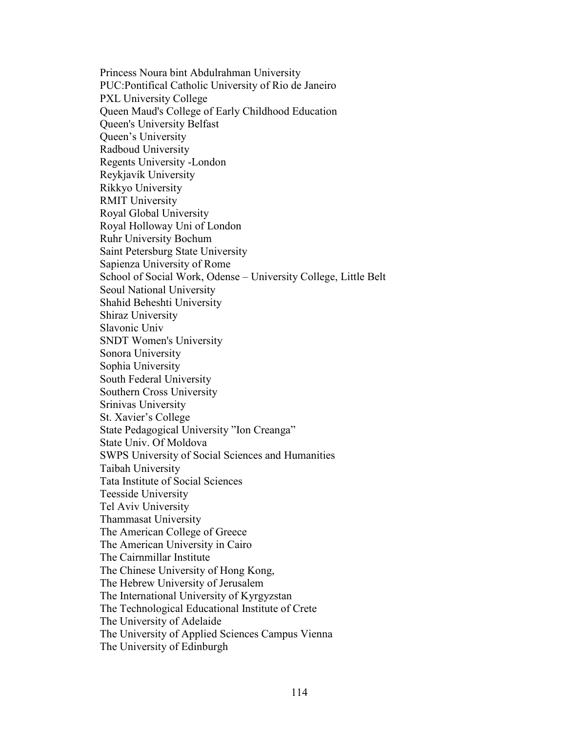Princess Noura bint Abdulrahman University
PUC:Pontifical Catholic University of Rio de Janeiro
PXL University College
Queen Maud's College of Early Childhood Education
Queen's University Belfast
Queen’s University
Radboud University
Regents University -London
Reykjavík University
Rikkyo University
RMIT University
Royal Global University
Royal Holloway Uni of London
Ruhr University Bochum
Saint Petersburg State University
Sapienza University of Rome
School of Social Work, Odense – University College, Little Belt
Seoul National University
Shahid Beheshti University
Shiraz University
Slavonic Univ
SNDT Women's University
Sonora University
Sophia University
South Federal University
Southern Cross University
Srinivas University
St. Xavier’s College
State Pedagogical University ”Ion Creanga”
State Univ. Of Moldova
SWPS University of Social Sciences and Humanities
Taibah University
Tata Institute of Social Sciences
Teesside University
Tel Aviv University
Thammasat University
The American College of Greece
The American University in Cairo
The Cairnmillar Institute
The Chinese University of Hong Kong,
The Hebrew University of Jerusalem
The International University of Kyrgyzstan
The Technological Educational Institute of Crete
The University of Adelaide
The University of Applied Sciences Campus Vienna
The University of Edinburgh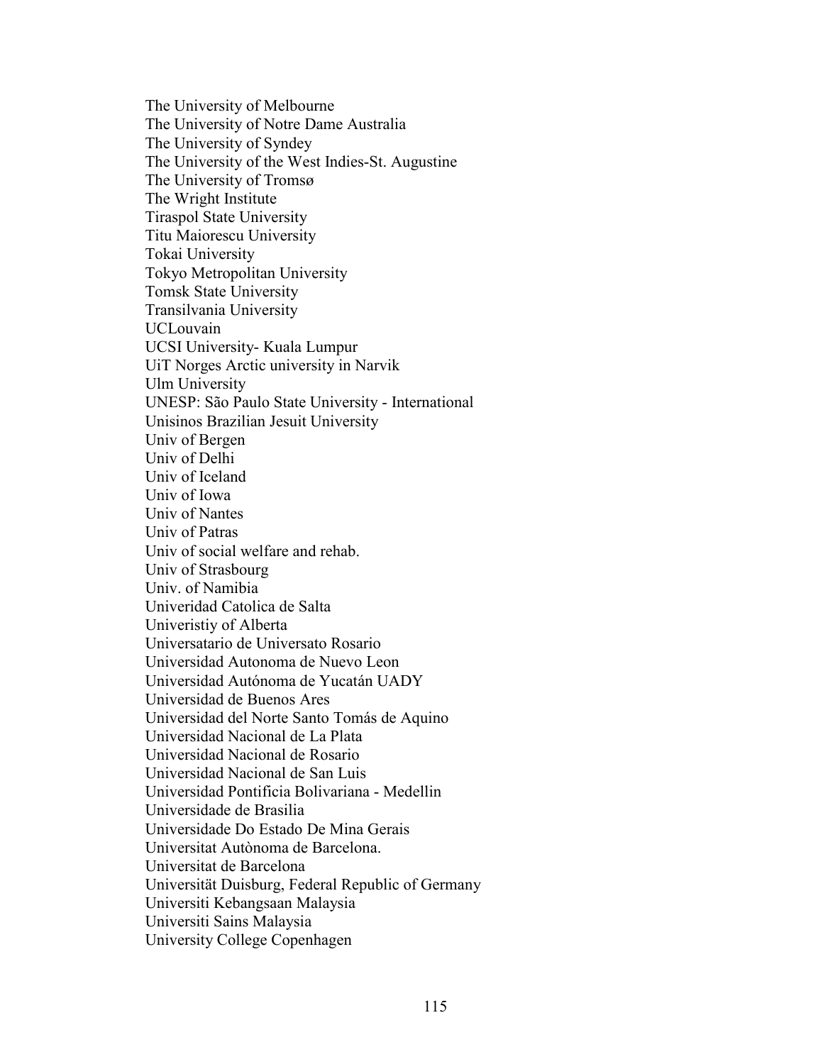The University of Melbourne
The University of Notre Dame Australia
The University of Syndey
The University of the West Indies-St. Augustine
The University of Tromsø
The Wright Institute
Tiraspol State University
Titu Maiorescu University
Tokai University
Tokyo Metropolitan University
Tomsk State University
Transilvania University
UCLouvain
UCSI University- Kuala Lumpur
UiT Norges Arctic university in Narvik
Ulm University
UNESP: São Paulo State University - International
Unisinos Brazilian Jesuit University
Univ of Bergen
Univ of Delhi
Univ of Iceland
Univ of Iowa
Univ of Nantes
Univ of Patras
Univ of social welfare and rehab.
Univ of Strasbourg
Univ. of Namibia
Univeridad Catolica de Salta
Univeristiy of Alberta
Universatario de Universato Rosario
Universidad Autonoma de Nuevo Leon
Universidad Autónoma de Yucatán UADY
Universidad de Buenos Ares
Universidad del Norte Santo Tomás de Aquino
Universidad Nacional de La Plata
Universidad Nacional de Rosario
Universidad Nacional de San Luis
Universidad Pontificia Bolivariana - Medellin
Universidade de Brasilia
Universidade Do Estado De Mina Gerais
Universitat Autònoma de Barcelona.
Universitat de Barcelona
Universität Duisburg, Federal Republic of Germany
Universiti Kebangsaan Malaysia
Universiti Sains Malaysia
University College Copenhagen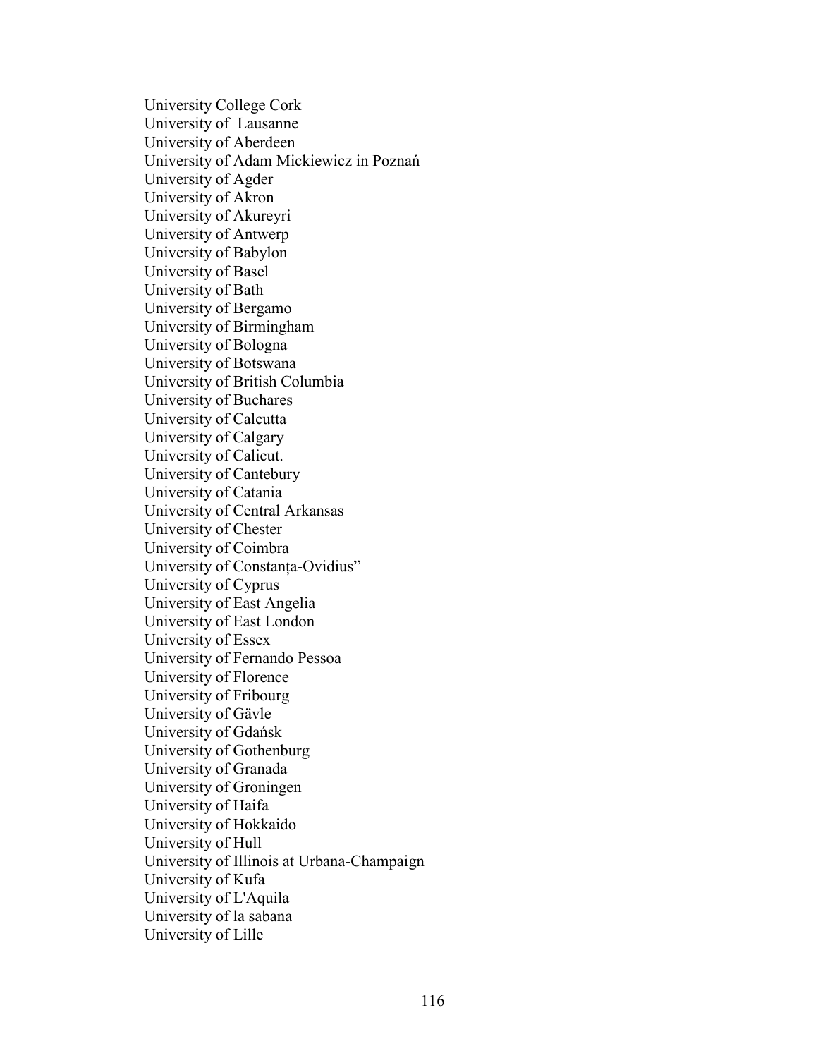University College Cork
University of  Lausanne
University of Aberdeen
University of Adam Mickiewicz in Poznań
University of Agder
University of Akron
University of Akureyri
University of Antwerp
University of Babylon
University of Basel
University of Bath
University of Bergamo
University of Birmingham
University of Bologna
University of Botswana
University of British Columbia
University of Buchares
University of Calcutta
University of Calgary
University of Calicut.
University of Cantebury
University of Catania
University of Central Arkansas
University of Chester
University of Coimbra
University of Constanța-Ovidius"
University of Cyprus
University of East Angelia
University of East London
University of Essex
University of Fernando Pessoa
University of Florence
University of Fribourg
University of Gävle
University of Gdańsk
University of Gothenburg
University of Granada
University of Groningen
University of Haifa
University of Hokkaido
University of Hull
University of Illinois at Urbana-Champaign
University of Kufa
University of L'Aquila
University of la sabana
University of Lille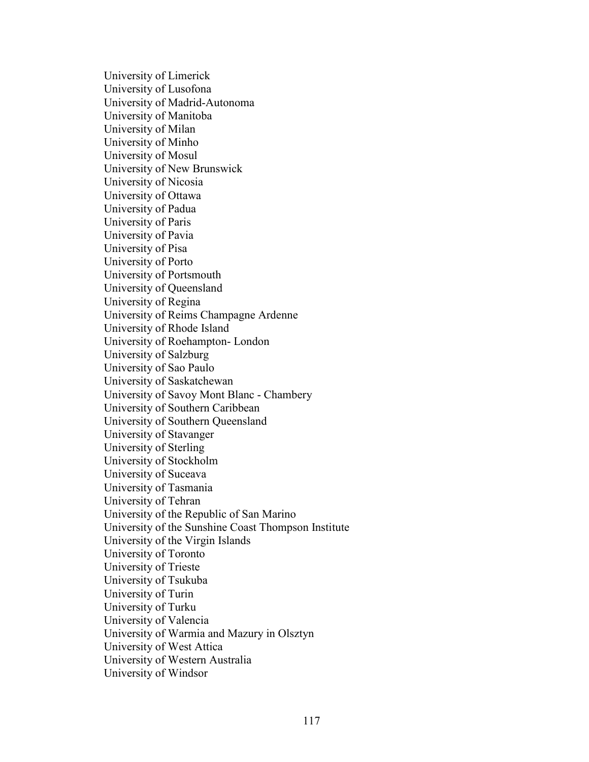University of Limerick
University of Lusofona
University of Madrid-Autonoma
University of Manitoba
University of Milan
University of Minho
University of Mosul
University of New Brunswick
University of Nicosia
University of Ottawa
University of Padua
University of Paris
University of Pavia
University of Pisa
University of Porto
University of Portsmouth
University of Queensland
University of Regina
University of Reims Champagne Ardenne
University of Rhode Island
University of Roehampton- London
University of Salzburg
University of Sao Paulo
University of Saskatchewan
University of Savoy Mont Blanc - Chambery
University of Southern Caribbean
University of Southern Queensland
University of Stavanger
University of Sterling
University of Stockholm
University of Suceava
University of Tasmania
University of Tehran
University of the Republic of San Marino
University of the Sunshine Coast Thompson Institute
University of the Virgin Islands
University of Toronto
University of Trieste
University of Tsukuba
University of Turin
University of Turku
University of Valencia
University of Warmia and Mazury in Olsztyn
University of West Attica
University of Western Australia
University of Windsor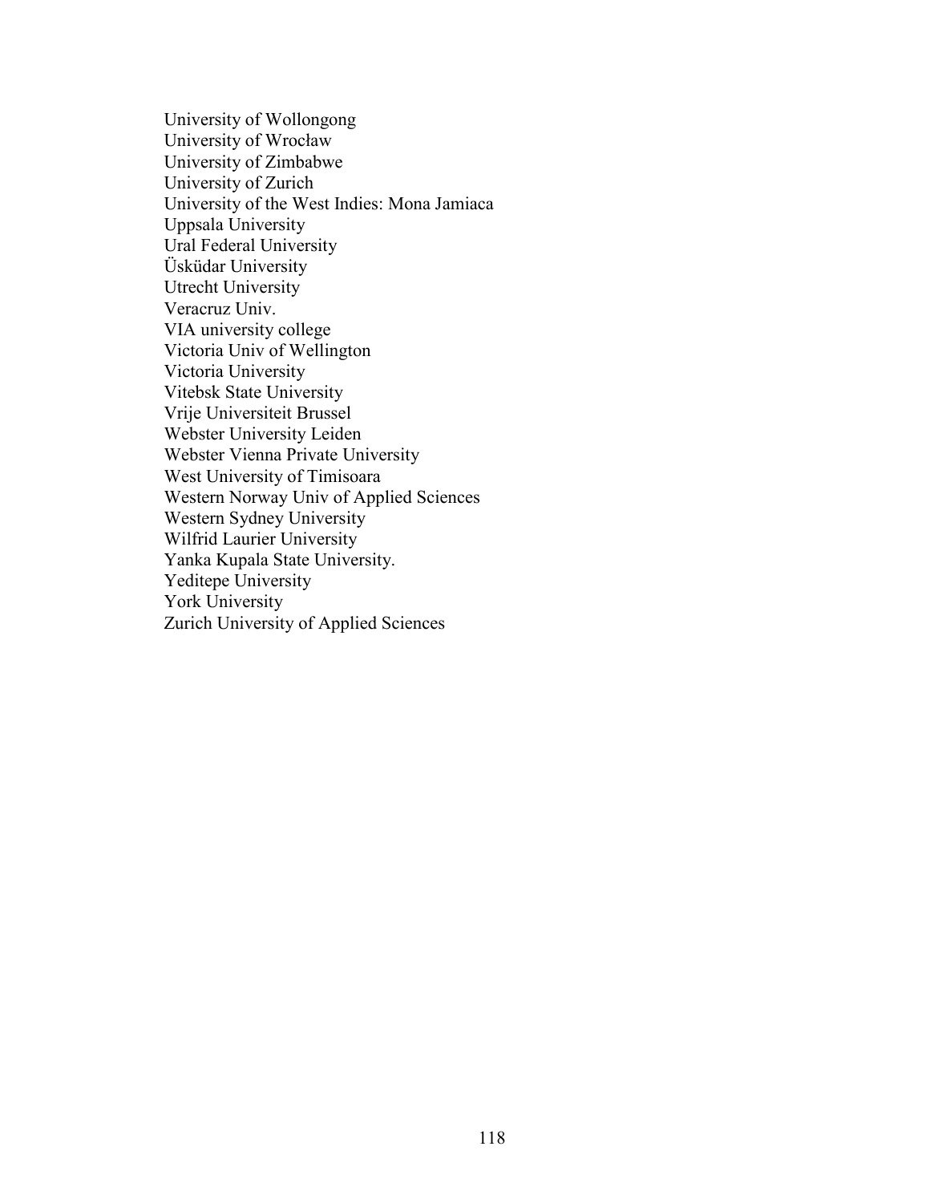University of Wollongong
University of Wrocław
University of Zimbabwe
University of Zurich
University of the West Indies: Mona Jamiaca
Uppsala University
Ural Federal University
Üsküdar University
Utrecht University
Veracruz Univ.
VIA university college
Victoria Univ of Wellington
Victoria University
Vitebsk State University
Vrije Universiteit Brussel
Webster University Leiden
Webster Vienna Private University
West University of Timisoara
Western Norway Univ of Applied Sciences
Western Sydney University
Wilfrid Laurier University
Yanka Kupala State University.
Yeditepe University
York University
Zurich University of Applied Sciences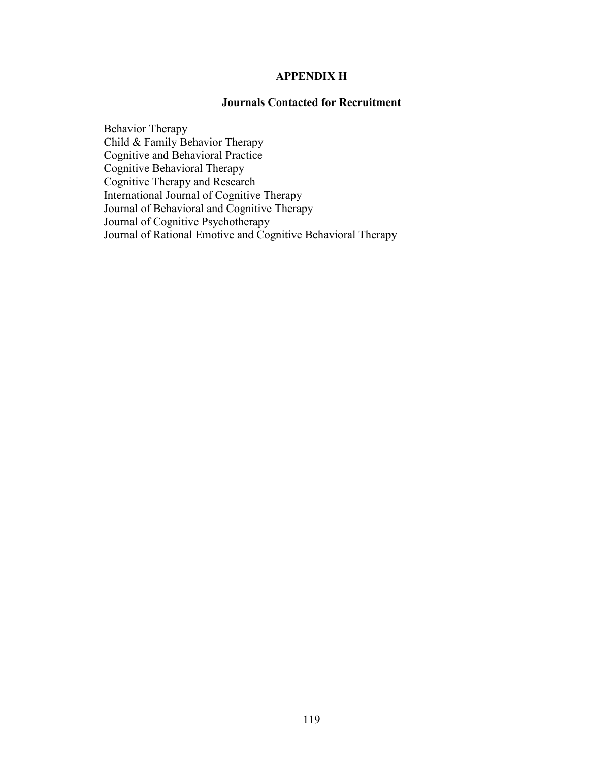# APPENDIX H

## Journals Contacted for Recruitment

Behavior Therapy
Child & Family Behavior Therapy
Cognitive and Behavioral Practice
Cognitive Behavioral Therapy
Cognitive Therapy and Research
International Journal of Cognitive Therapy
Journal of Behavioral and Cognitive Therapy
Journal of Cognitive Psychotherapy
Journal of Rational Emotive and Cognitive Behavioral Therapy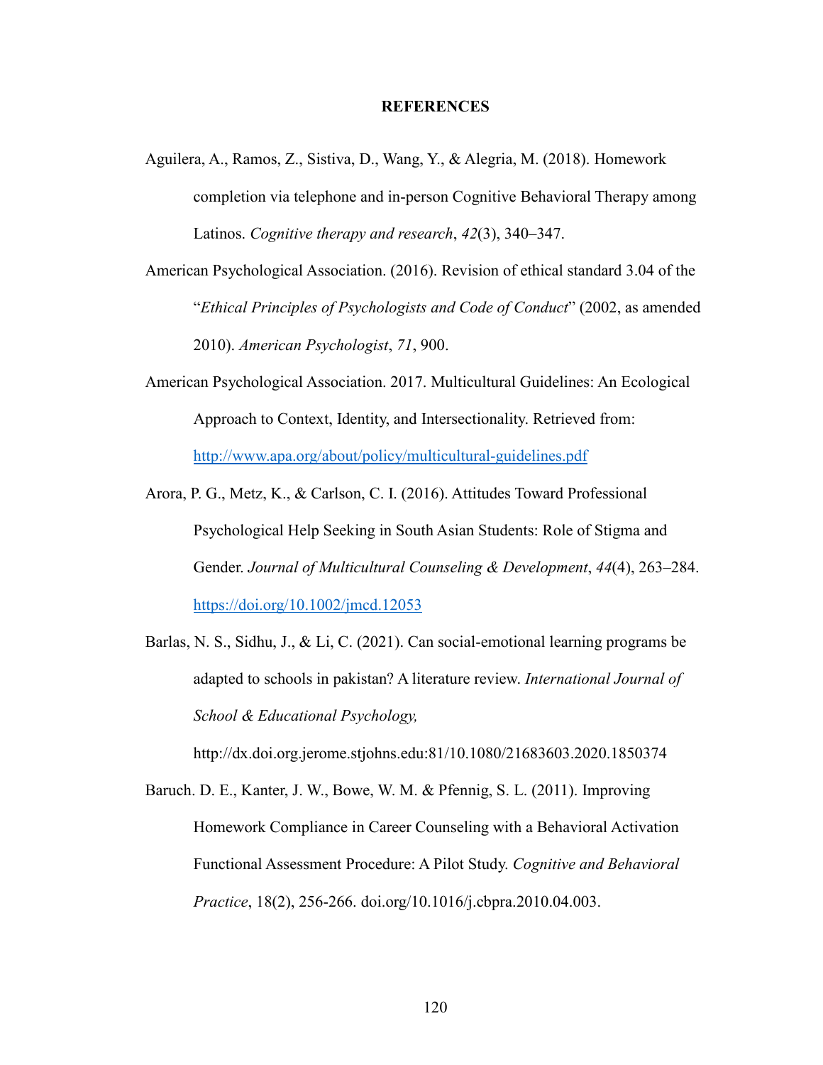# REFERENCES

Aguilera, A., Ramos, Z., Sistiva, D., Wang, Y., & Alegria, M. (2018). Homework completion via telephone and in-person Cognitive Behavioral Therapy among Latinos. *Cognitive therapy and research*, *42*(3), 340–347.

American Psychological Association. (2016). Revision of ethical standard 3.04 of the "*Ethical Principles of Psychologists and Code of Conduct*" (2002, as amended 2010). *American Psychologist*, *71*, 900.

American Psychological Association. 2017. Multicultural Guidelines: An Ecological Approach to Context, Identity, and Intersectionality. Retrieved from: http://www.apa.org/about/policy/multicultural-guidelines.pdf

Arora, P. G., Metz, K., & Carlson, C. I. (2016). Attitudes Toward Professional Psychological Help Seeking in South Asian Students: Role of Stigma and Gender. *Journal of Multicultural Counseling & Development*, *44*(4), 263–284. https://doi.org/10.1002/jmcd.12053

Barlas, N. S., Sidhu, J., & Li, C. (2021). Can social-emotional learning programs be adapted to schools in pakistan? A literature review. *International Journal of School & Educational Psychology,* http://dx.doi.org.jerome.stjohns.edu:81/10.1080/21683603.2020.1850374

Baruch. D. E., Kanter, J. W., Bowe, W. M. & Pfennig, S. L. (2011). Improving Homework Compliance in Career Counseling with a Behavioral Activation Functional Assessment Procedure: A Pilot Study. *Cognitive and Behavioral Practice*, 18(2), 256-266. doi.org/10.1016/j.cbpra.2010.04.003.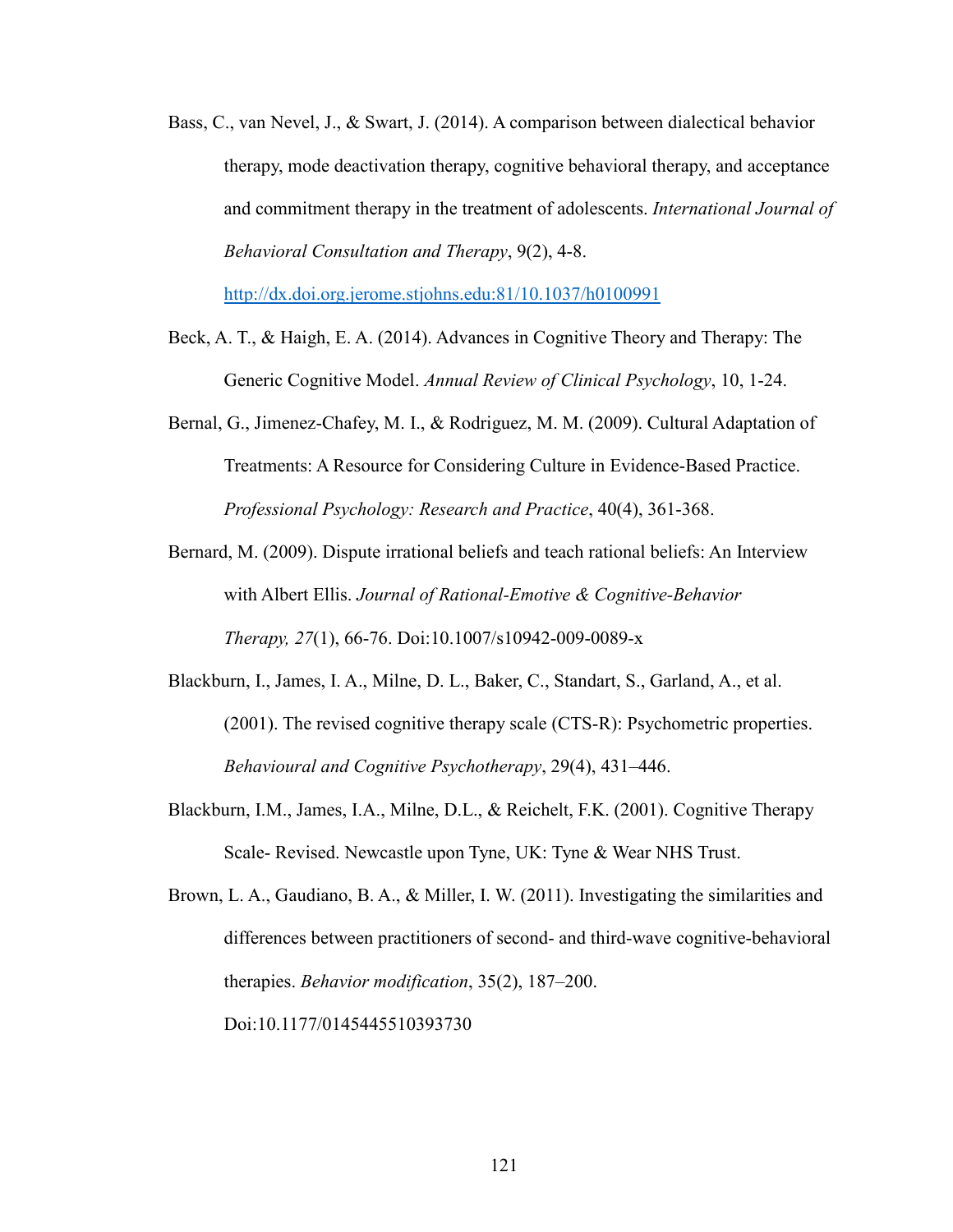Bass, C., van Nevel, J., & Swart, J. (2014). A comparison between dialectical behavior therapy, mode deactivation therapy, cognitive behavioral therapy, and acceptance and commitment therapy in the treatment of adolescents. *International Journal of Behavioral Consultation and Therapy*, 9(2), 4-8. http://dx.doi.org.jerome.stjohns.edu:81/10.1037/h0100991

Beck, A. T., & Haigh, E. A. (2014). Advances in Cognitive Theory and Therapy: The Generic Cognitive Model. *Annual Review of Clinical Psychology*, 10, 1-24.

Bernal, G., Jimenez-Chafey, M. I., & Rodriguez, M. M. (2009). Cultural Adaptation of Treatments: A Resource for Considering Culture in Evidence-Based Practice. *Professional Psychology: Research and Practice*, 40(4), 361-368.

Bernard, M. (2009). Dispute irrational beliefs and teach rational beliefs: An Interview with Albert Ellis. *Journal of Rational-Emotive & Cognitive-Behavior Therapy, 27*(1), 66-76. Doi:10.1007/s10942-009-0089-x

Blackburn, I., James, I. A., Milne, D. L., Baker, C., Standart, S., Garland, A., et al. (2001). The revised cognitive therapy scale (CTS-R): Psychometric properties. *Behavioural and Cognitive Psychotherapy*, 29(4), 431–446.

Blackburn, I.M., James, I.A., Milne, D.L., & Reichelt, F.K. (2001). Cognitive Therapy Scale- Revised. Newcastle upon Tyne, UK: Tyne & Wear NHS Trust.

Brown, L. A., Gaudiano, B. A., & Miller, I. W. (2011). Investigating the similarities and differences between practitioners of second- and third-wave cognitive-behavioral therapies. *Behavior modification*, 35(2), 187–200. Doi:10.1177/0145445510393730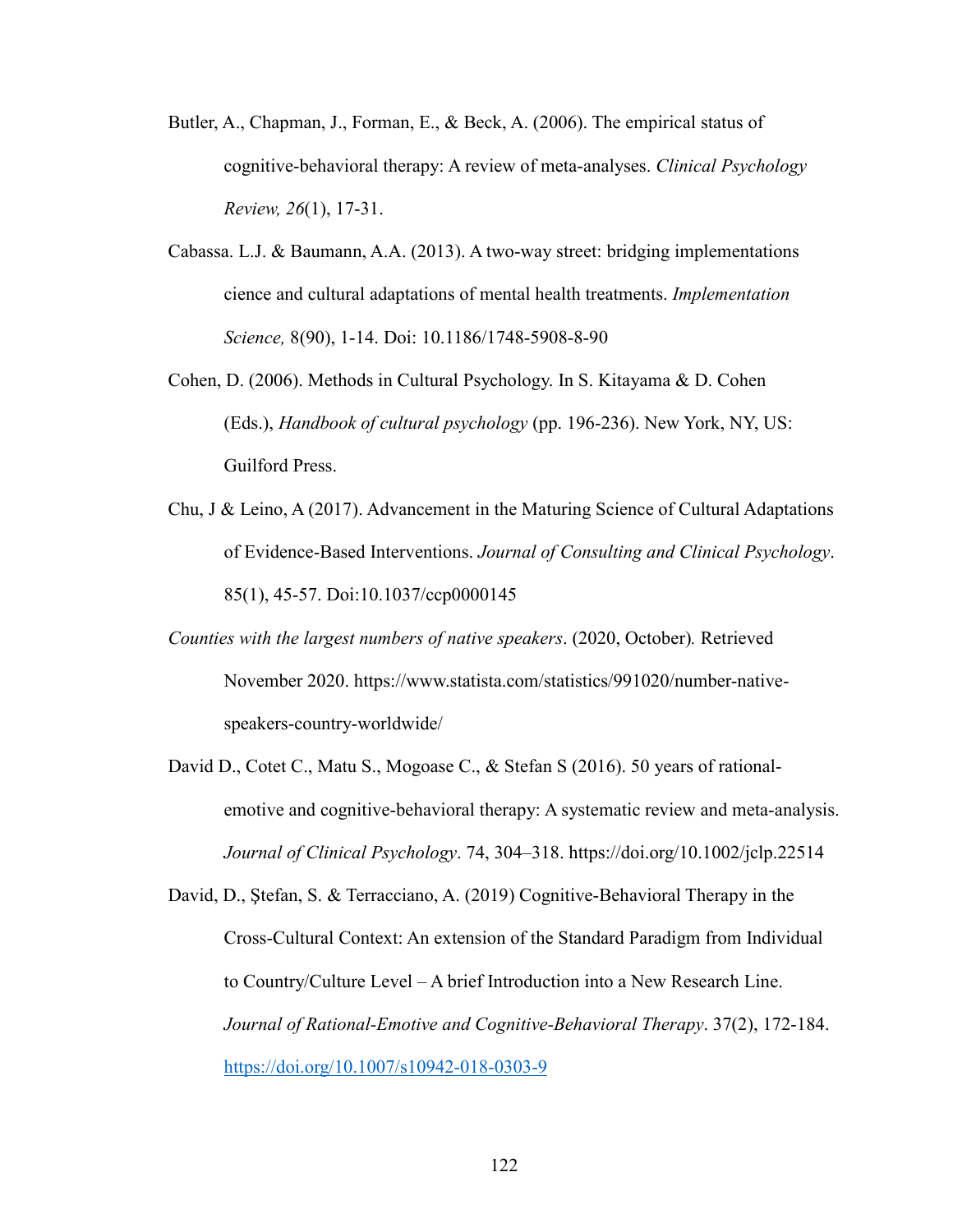Butler, A., Chapman, J., Forman, E., & Beck, A. (2006). The empirical status of cognitive-behavioral therapy: A review of meta-analyses. *Clinical Psychology Review, 26*(1), 17-31.

Cabassa. L.J. & Baumann, A.A. (2013). A two-way street: bridging implementations cience and cultural adaptations of mental health treatments. *Implementation Science,* 8(90), 1-14. Doi: 10.1186/1748-5908-8-90

Cohen, D. (2006). Methods in Cultural Psychology. In S. Kitayama & D. Cohen (Eds.), *Handbook of cultural psychology* (pp. 196-236). New York, NY, US: Guilford Press.

Chu, J & Leino, A (2017). Advancement in the Maturing Science of Cultural Adaptations of Evidence-Based Interventions. *Journal of Consulting and Clinical Psychology*. 85(1), 45-57. Doi:10.1037/ccp0000145

*Counties with the largest numbers of native speakers*. (2020, October). Retrieved November 2020. https://www.statista.com/statistics/991020/number-native-speakers-country-worldwide/

David D., Cotet C., Matu S., Mogoase C., & Stefan S (2016). 50 years of rational-emotive and cognitive-behavioral therapy: A systematic review and meta-analysis. *Journal of Clinical Psychology*. 74, 304–318. https://doi.org/10.1002/jclp.22514

David, D., Ştefan, S. & Terracciano, A. (2019) Cognitive-Behavioral Therapy in the Cross-Cultural Context: An extension of the Standard Paradigm from Individual to Country/Culture Level – A brief Introduction into a New Research Line. *Journal of Rational-Emotive and Cognitive-Behavioral Therapy*. 37(2), 172-184. https://doi.org/10.1007/s10942-018-0303-9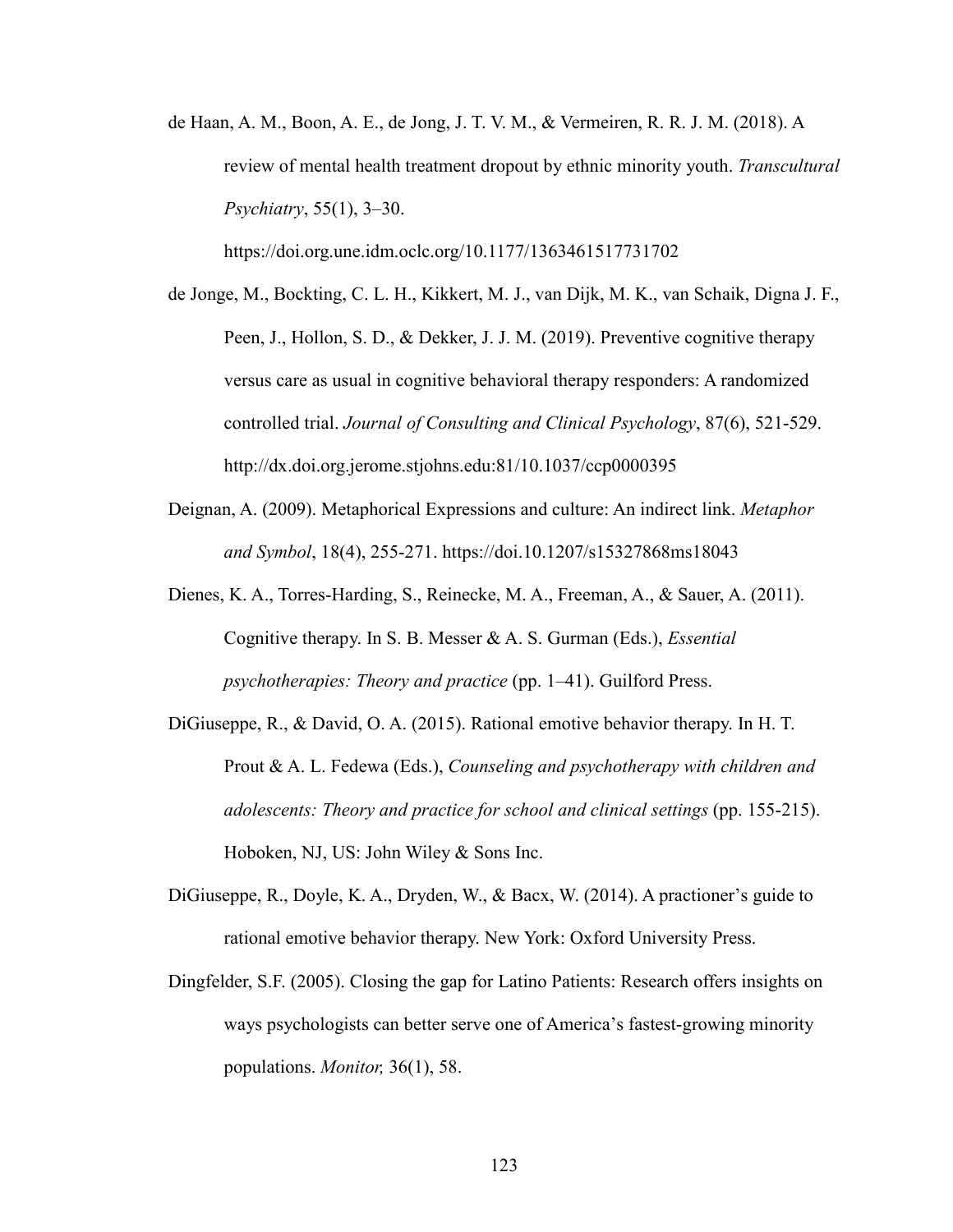de Haan, A. M., Boon, A. E., de Jong, J. T. V. M., & Vermeiren, R. R. J. M. (2018). A review of mental health treatment dropout by ethnic minority youth. *Transcultural Psychiatry*, 55(1), 3–30. https://doi.org.une.idm.oclc.org/10.1177/1363461517731702

de Jonge, M., Bockting, C. L. H., Kikkert, M. J., van Dijk, M. K., van Schaik, Digna J. F., Peen, J., Hollon, S. D., & Dekker, J. J. M. (2019). Preventive cognitive therapy versus care as usual in cognitive behavioral therapy responders: A randomized controlled trial. *Journal of Consulting and Clinical Psychology*, 87(6), 521-529. http://dx.doi.org.jerome.stjohns.edu:81/10.1037/ccp0000395

Deignan, A. (2009). Metaphorical Expressions and culture: An indirect link. *Metaphor and Symbol*, 18(4), 255-271. https://doi.10.1207/s15327868ms18043

Dienes, K. A., Torres-Harding, S., Reinecke, M. A., Freeman, A., & Sauer, A. (2011). Cognitive therapy. In S. B. Messer & A. S. Gurman (Eds.), *Essential psychotherapies: Theory and practice* (pp. 1–41). Guilford Press.

DiGiuseppe, R., & David, O. A. (2015). Rational emotive behavior therapy. In H. T. Prout & A. L. Fedewa (Eds.), *Counseling and psychotherapy with children and adolescents: Theory and practice for school and clinical settings* (pp. 155-215). Hoboken, NJ, US: John Wiley & Sons Inc.

DiGiuseppe, R., Doyle, K. A., Dryden, W., & Bacx, W. (2014). A practioner's guide to rational emotive behavior therapy. New York: Oxford University Press.

Dingfelder, S.F. (2005). Closing the gap for Latino Patients: Research offers insights on ways psychologists can better serve one of America's fastest-growing minority populations. *Monitor,* 36(1), 58.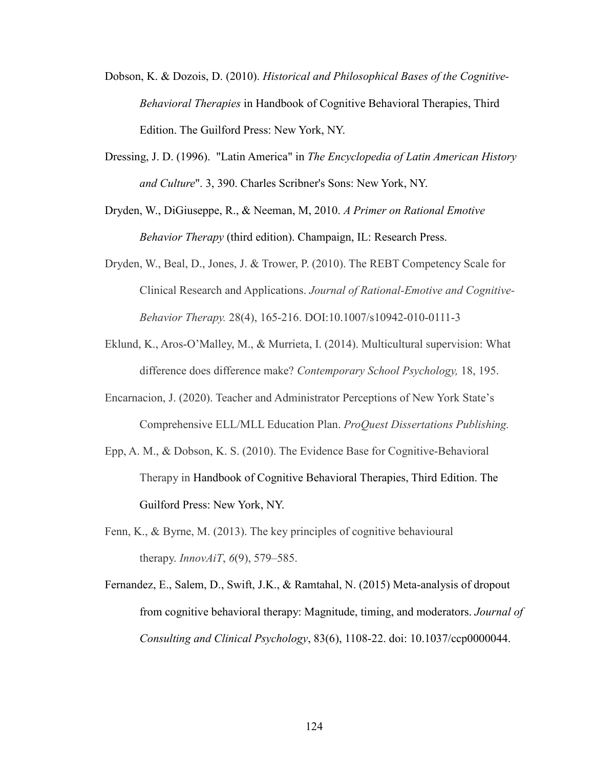Dobson, K. & Dozois, D. (2010). *Historical and Philosophical Bases of the Cognitive-Behavioral Therapies* in Handbook of Cognitive Behavioral Therapies, Third Edition. The Guilford Press: New York, NY.

Dressing, J. D. (1996). "Latin America" in *The Encyclopedia of Latin American History and Culture*". 3, 390. Charles Scribner's Sons: New York, NY.

Dryden, W., DiGiuseppe, R., & Neeman, M, 2010. *A Primer on Rational Emotive Behavior Therapy* (third edition). Champaign, IL: Research Press.

Dryden, W., Beal, D., Jones, J. & Trower, P. (2010). The REBT Competency Scale for Clinical Research and Applications. *Journal of Rational-Emotive and Cognitive-Behavior Therapy.* 28(4), 165-216. DOI:10.1007/s10942-010-0111-3

Eklund, K., Aros-O'Malley, M., & Murrieta, I. (2014). Multicultural supervision: What difference does difference make? *Contemporary School Psychology,* 18, 195.

Encarnacion, J. (2020). Teacher and Administrator Perceptions of New York State's Comprehensive ELL/MLL Education Plan. *ProQuest Dissertations Publishing.*

Epp, A. M., & Dobson, K. S. (2010). The Evidence Base for Cognitive-Behavioral Therapy in Handbook of Cognitive Behavioral Therapies, Third Edition. The Guilford Press: New York, NY.

Fenn, K., & Byrne, M. (2013). The key principles of cognitive behavioural therapy. *InnovAiT*, *6*(9), 579–585.

Fernandez, E., Salem, D., Swift, J.K., & Ramtahal, N. (2015) Meta-analysis of dropout from cognitive behavioral therapy: Magnitude, timing, and moderators. *Journal of Consulting and Clinical Psychology*, 83(6), 1108-22. doi: 10.1037/ccp0000044.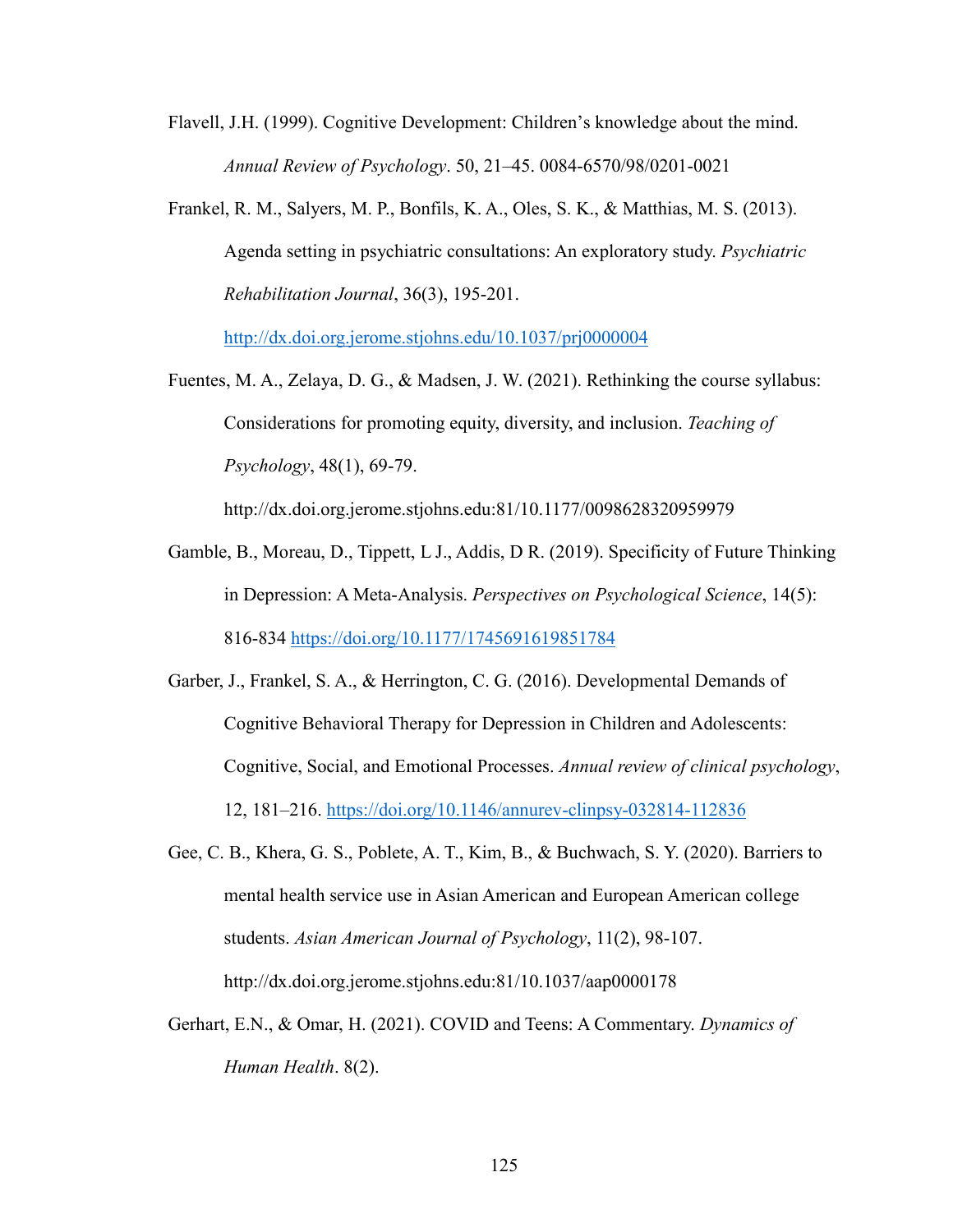Flavell, J.H. (1999). Cognitive Development: Children's knowledge about the mind. *Annual Review of Psychology*. 50, 21–45. 0084-6570/98/0201-0021

Frankel, R. M., Salyers, M. P., Bonfils, K. A., Oles, S. K., & Matthias, M. S. (2013). Agenda setting in psychiatric consultations: An exploratory study. *Psychiatric Rehabilitation Journal*, 36(3), 195-201. http://dx.doi.org.jerome.stjohns.edu/10.1037/prj0000004

Fuentes, M. A., Zelaya, D. G., & Madsen, J. W. (2021). Rethinking the course syllabus: Considerations for promoting equity, diversity, and inclusion. *Teaching of Psychology*, 48(1), 69-79. http://dx.doi.org.jerome.stjohns.edu:81/10.1177/0098628320959979

Gamble, B., Moreau, D., Tippett, L J., Addis, D R. (2019). Specificity of Future Thinking in Depression: A Meta-Analysis. *Perspectives on Psychological Science*, 14(5): 816-834 https://doi.org/10.1177/1745691619851784

Garber, J., Frankel, S. A., & Herrington, C. G. (2016). Developmental Demands of Cognitive Behavioral Therapy for Depression in Children and Adolescents: Cognitive, Social, and Emotional Processes. *Annual review of clinical psychology*, 12, 181–216. https://doi.org/10.1146/annurev-clinpsy-032814-112836

Gee, C. B., Khera, G. S., Poblete, A. T., Kim, B., & Buchwach, S. Y. (2020). Barriers to mental health service use in Asian American and European American college students. *Asian American Journal of Psychology*, 11(2), 98-107. http://dx.doi.org.jerome.stjohns.edu:81/10.1037/aap0000178

Gerhart, E.N., & Omar, H. (2021). COVID and Teens: A Commentary. *Dynamics of Human Health*. 8(2).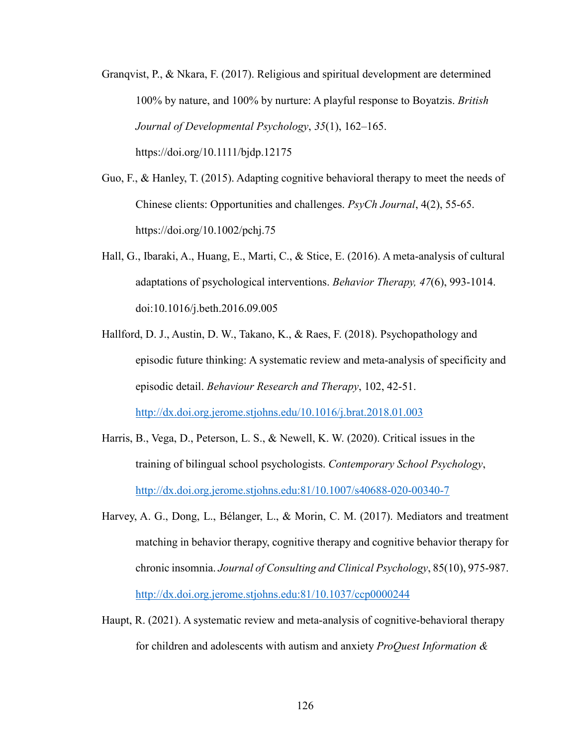Granqvist, P., & Nkara, F. (2017). Religious and spiritual development are determined 100% by nature, and 100% by nurture: A playful response to Boyatzis. *British Journal of Developmental Psychology*, *35*(1), 162–165. https://doi.org/10.1111/bjdp.12175

Guo, F., & Hanley, T. (2015). Adapting cognitive behavioral therapy to meet the needs of Chinese clients: Opportunities and challenges. *PsyCh Journal*, 4(2), 55-65. https://doi.org/10.1002/pchj.75

Hall, G., Ibaraki, A., Huang, E., Marti, C., & Stice, E. (2016). A meta-analysis of cultural adaptations of psychological interventions. *Behavior Therapy, 47*(6), 993-1014. doi:10.1016/j.beth.2016.09.005

Hallford, D. J., Austin, D. W., Takano, K., & Raes, F. (2018). Psychopathology and episodic future thinking: A systematic review and meta-analysis of specificity and episodic detail. *Behaviour Research and Therapy*, 102, 42-51. http://dx.doi.org.jerome.stjohns.edu/10.1016/j.brat.2018.01.003

Harris, B., Vega, D., Peterson, L. S., & Newell, K. W. (2020). Critical issues in the training of bilingual school psychologists. *Contemporary School Psychology*, http://dx.doi.org.jerome.stjohns.edu:81/10.1007/s40688-020-00340-7

Harvey, A. G., Dong, L., Bélanger, L., & Morin, C. M. (2017). Mediators and treatment matching in behavior therapy, cognitive therapy and cognitive behavior therapy for chronic insomnia. *Journal of Consulting and Clinical Psychology*, 85(10), 975-987. http://dx.doi.org.jerome.stjohns.edu:81/10.1037/ccp0000244

Haupt, R. (2021). A systematic review and meta-analysis of cognitive-behavioral therapy for children and adolescents with autism and anxiety *ProQuest Information &*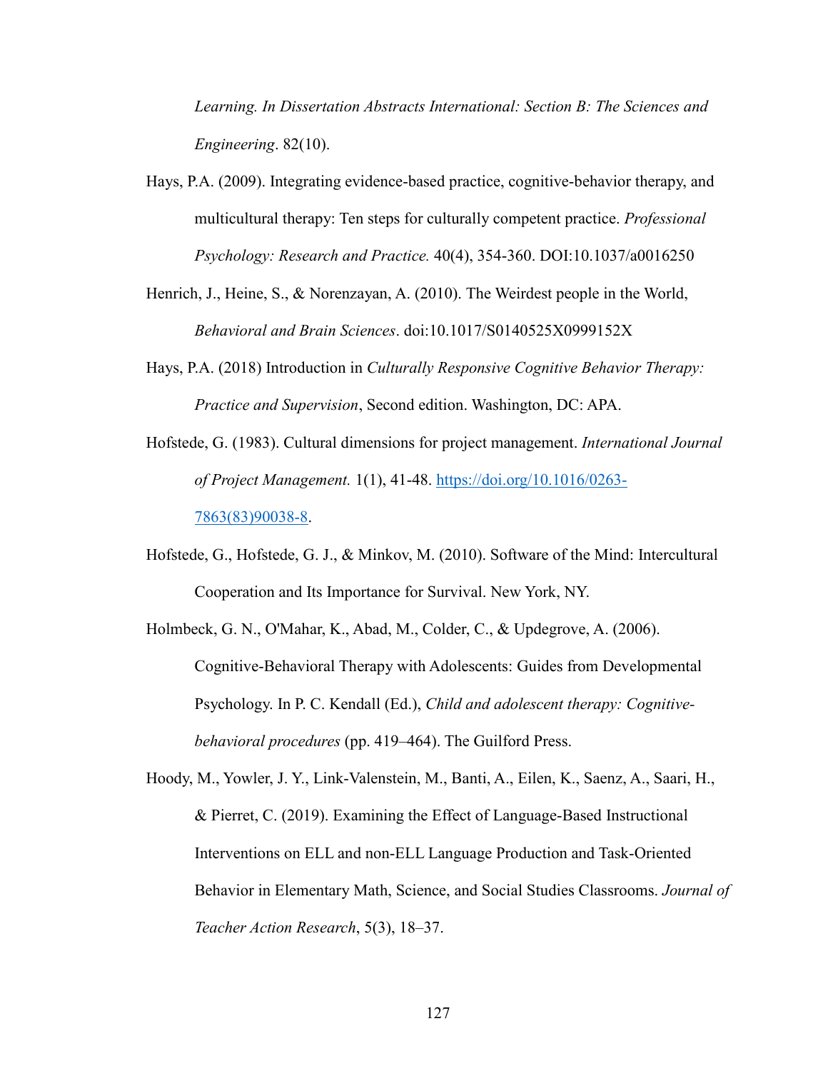*Learning. In Dissertation Abstracts International: Section B: The Sciences and Engineering*. 82(10).

Hays, P.A. (2009). Integrating evidence-based practice, cognitive-behavior therapy, and multicultural therapy: Ten steps for culturally competent practice. *Professional Psychology: Research and Practice.* 40(4), 354-360. DOI:10.1037/a0016250

Henrich, J., Heine, S., & Norenzayan, A. (2010). The Weirdest people in the World, *Behavioral and Brain Sciences*. doi:10.1017/S0140525X0999152X

Hays, P.A. (2018) Introduction in *Culturally Responsive Cognitive Behavior Therapy: Practice and Supervision*, Second edition. Washington, DC: APA.

Hofstede, G. (1983). Cultural dimensions for project management. *International Journal of Project Management.* 1(1), 41-48. [https://doi.org/10.1016/0263-7863(83)90038-8](https://doi.org/10.1016/0263-7863(83)90038-8).

Hofstede, G., Hofstede, G. J., & Minkov, M. (2010). Software of the Mind: Intercultural Cooperation and Its Importance for Survival. New York, NY.

Holmbeck, G. N., O'Mahar, K., Abad, M., Colder, C., & Updegrove, A. (2006). Cognitive-Behavioral Therapy with Adolescents: Guides from Developmental Psychology. In P. C. Kendall (Ed.), *Child and adolescent therapy: Cognitive-behavioral procedures* (pp. 419–464). The Guilford Press.

Hoody, M., Yowler, J. Y., Link-Valenstein, M., Banti, A., Eilen, K., Saenz, A., Saari, H., & Pierret, C. (2019). Examining the Effect of Language-Based Instructional Interventions on ELL and non-ELL Language Production and Task-Oriented Behavior in Elementary Math, Science, and Social Studies Classrooms. *Journal of Teacher Action Research*, 5(3), 18–37.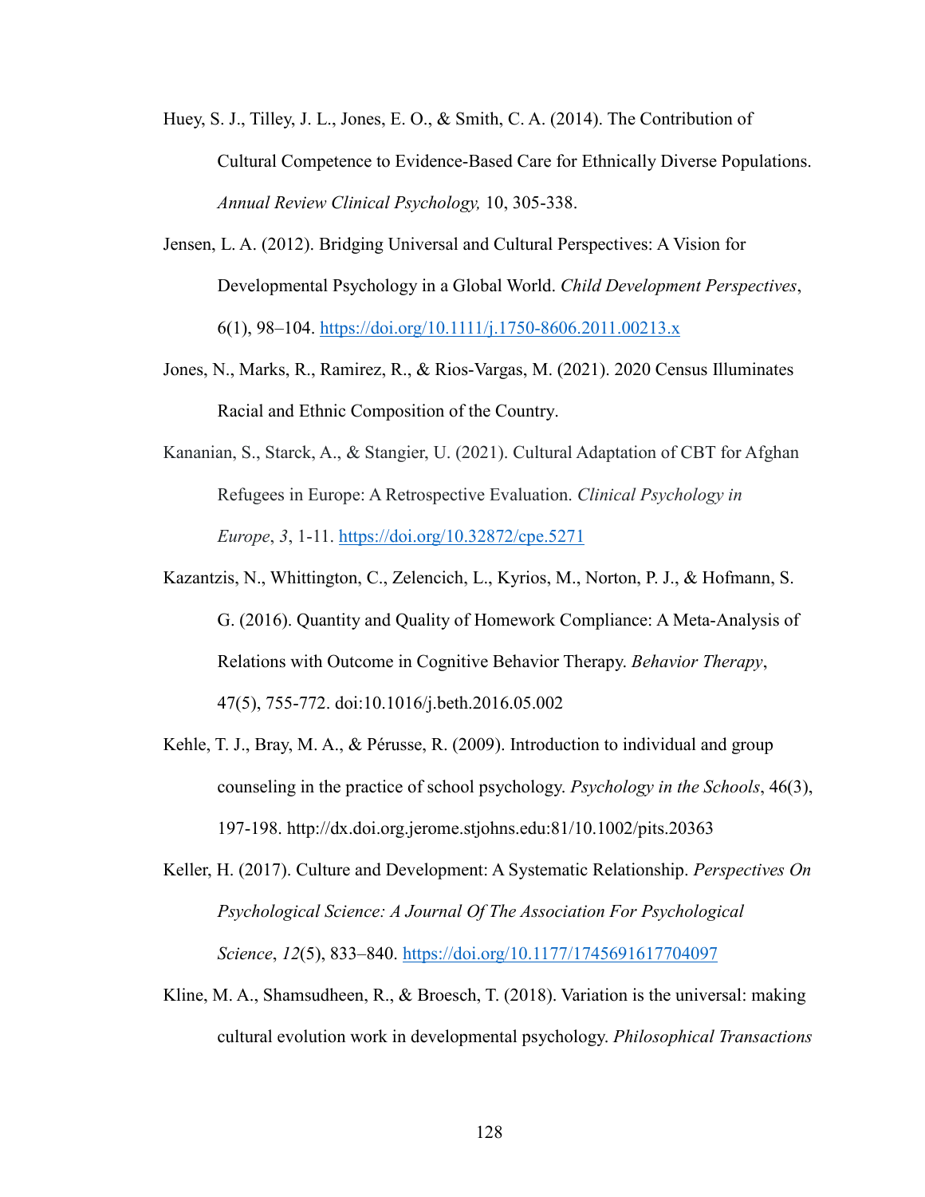Huey, S. J., Tilley, J. L., Jones, E. O., & Smith, C. A. (2014). The Contribution of Cultural Competence to Evidence-Based Care for Ethnically Diverse Populations. *Annual Review Clinical Psychology,* 10, 305-338.

Jensen, L. A. (2012). Bridging Universal and Cultural Perspectives: A Vision for Developmental Psychology in a Global World. *Child Development Perspectives*, 6(1), 98–104. https://doi.org/10.1111/j.1750-8606.2011.00213.x

Jones, N., Marks, R., Ramirez, R., & Rios-Vargas, M. (2021). 2020 Census Illuminates Racial and Ethnic Composition of the Country.

Kananian, S., Starck, A., & Stangier, U. (2021). Cultural Adaptation of CBT for Afghan Refugees in Europe: A Retrospective Evaluation. *Clinical Psychology in Europe*, *3*, 1-11. https://doi.org/10.32872/cpe.5271

Kazantzis, N., Whittington, C., Zelencich, L., Kyrios, M., Norton, P. J., & Hofmann, S. G. (2016). Quantity and Quality of Homework Compliance: A Meta-Analysis of Relations with Outcome in Cognitive Behavior Therapy. *Behavior Therapy*, 47(5), 755-772. doi:10.1016/j.beth.2016.05.002

Kehle, T. J., Bray, M. A., & Pérusse, R. (2009). Introduction to individual and group counseling in the practice of school psychology. *Psychology in the Schools*, 46(3), 197-198. http://dx.doi.org.jerome.stjohns.edu:81/10.1002/pits.20363

Keller, H. (2017). Culture and Development: A Systematic Relationship. *Perspectives On Psychological Science: A Journal Of The Association For Psychological Science*, *12*(5), 833–840. https://doi.org/10.1177/1745691617704097

Kline, M. A., Shamsudheen, R., & Broesch, T. (2018). Variation is the universal: making cultural evolution work in developmental psychology. *Philosophical Transactions*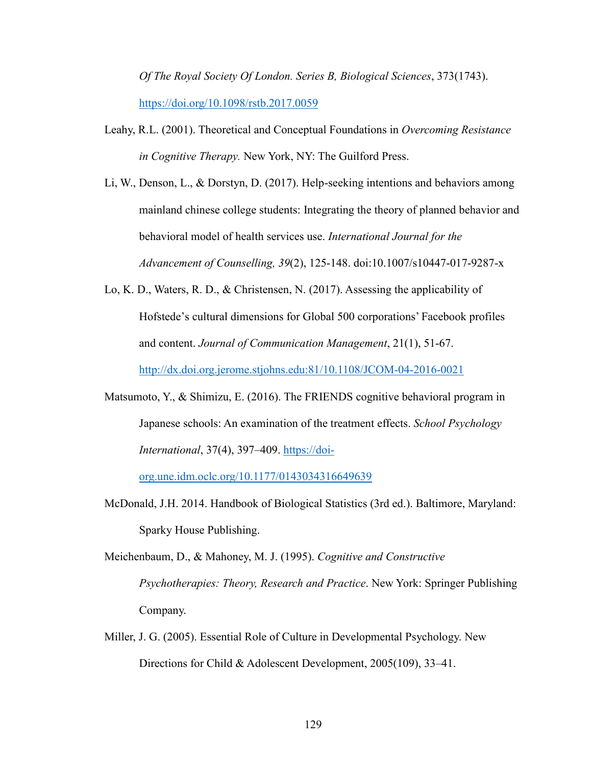*Of The Royal Society Of London. Series B, Biological Sciences*, 373(1743). https://doi.org/10.1098/rstb.2017.0059

Leahy, R.L. (2001). Theoretical and Conceptual Foundations in *Overcoming Resistance in Cognitive Therapy.* New York, NY: The Guilford Press.

Li, W., Denson, L., & Dorstyn, D. (2017). Help-seeking intentions and behaviors among mainland chinese college students: Integrating the theory of planned behavior and behavioral model of health services use. *International Journal for the Advancement of Counselling, 39*(2), 125-148. doi:10.1007/s10447-017-9287-x

Lo, K. D., Waters, R. D., & Christensen, N. (2017). Assessing the applicability of Hofstede's cultural dimensions for Global 500 corporations' Facebook profiles and content. *Journal of Communication Management*, 21(1), 51-67. http://dx.doi.org.jerome.stjohns.edu:81/10.1108/JCOM-04-2016-0021

Matsumoto, Y., & Shimizu, E. (2016). The FRIENDS cognitive behavioral program in Japanese schools: An examination of the treatment effects. *School Psychology International*, 37(4), 397–409. https://doi-org.une.idm.oclc.org/10.1177/0143034316649639

McDonald, J.H. 2014. Handbook of Biological Statistics (3rd ed.). Baltimore, Maryland: Sparky House Publishing.

Meichenbaum, D., & Mahoney, M. J. (1995). *Cognitive and Constructive Psychotherapies: Theory, Research and Practice*. New York: Springer Publishing Company.

Miller, J. G. (2005). Essential Role of Culture in Developmental Psychology. New Directions for Child & Adolescent Development, 2005(109), 33–41.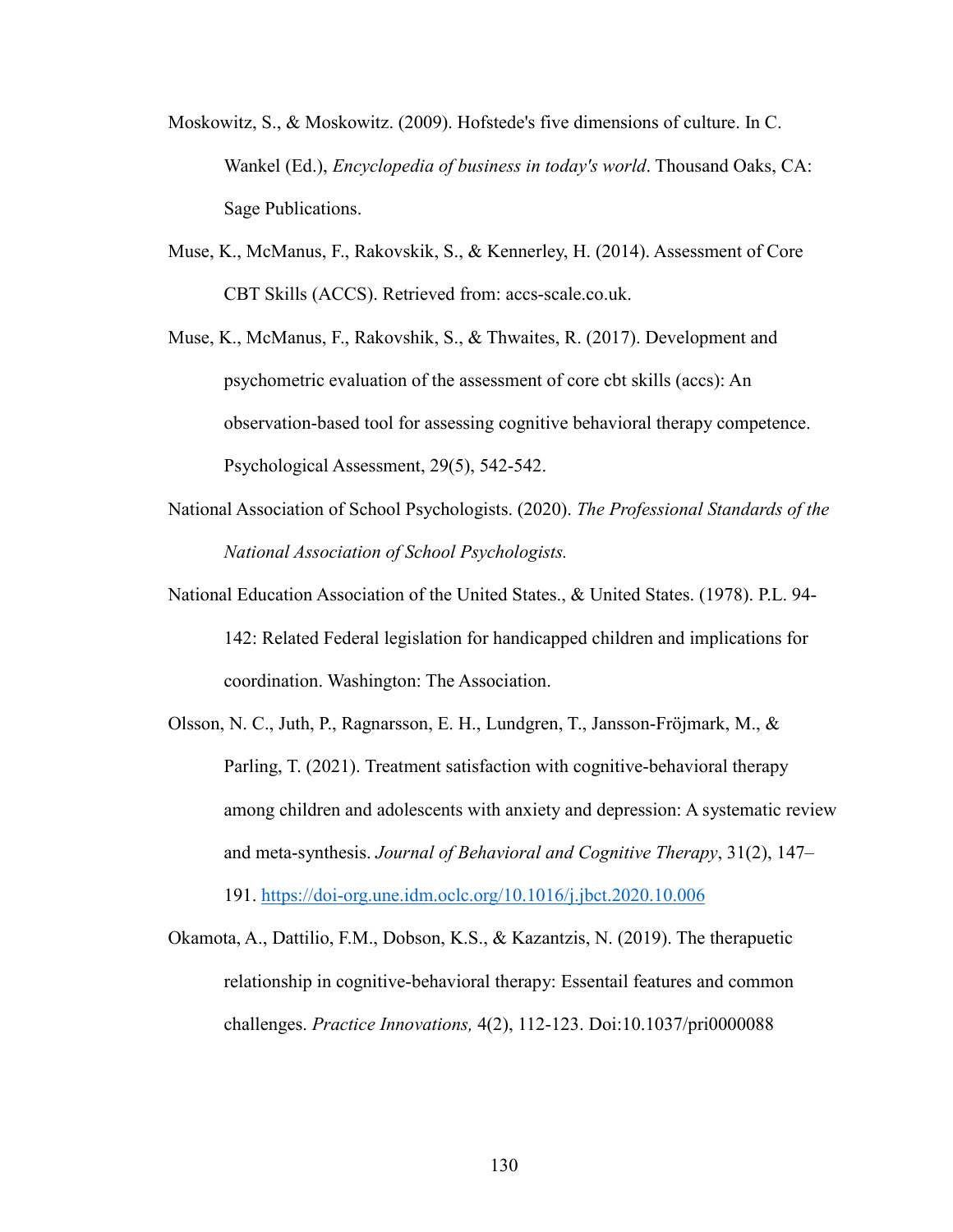Moskowitz, S., & Moskowitz. (2009). Hofstede's five dimensions of culture. In C. Wankel (Ed.), *Encyclopedia of business in today's world*. Thousand Oaks, CA: Sage Publications.

Muse, K., McManus, F., Rakovskik, S., & Kennerley, H. (2014). Assessment of Core CBT Skills (ACCS). Retrieved from: accs-scale.co.uk.

Muse, K., McManus, F., Rakovshik, S., & Thwaites, R. (2017). Development and psychometric evaluation of the assessment of core cbt skills (accs): An observation-based tool for assessing cognitive behavioral therapy competence. Psychological Assessment, 29(5), 542-542.

National Association of School Psychologists. (2020). *The Professional Standards of the National Association of School Psychologists.*

National Education Association of the United States., & United States. (1978). P.L. 94-142: Related Federal legislation for handicapped children and implications for coordination. Washington: The Association.

Olsson, N. C., Juth, P., Ragnarsson, E. H., Lundgren, T., Jansson-Fröjmark, M., & Parling, T. (2021). Treatment satisfaction with cognitive-behavioral therapy among children and adolescents with anxiety and depression: A systematic review and meta-synthesis. *Journal of Behavioral and Cognitive Therapy*, 31(2), 147–191. https://doi-org.une.idm.oclc.org/10.1016/j.jbct.2020.10.006

Okamota, A., Dattilio, F.M., Dobson, K.S., & Kazantzis, N. (2019). The therapuetic relationship in cognitive-behavioral therapy: Essentail features and common challenges. *Practice Innovations,* 4(2), 112-123. Doi:10.1037/pri0000088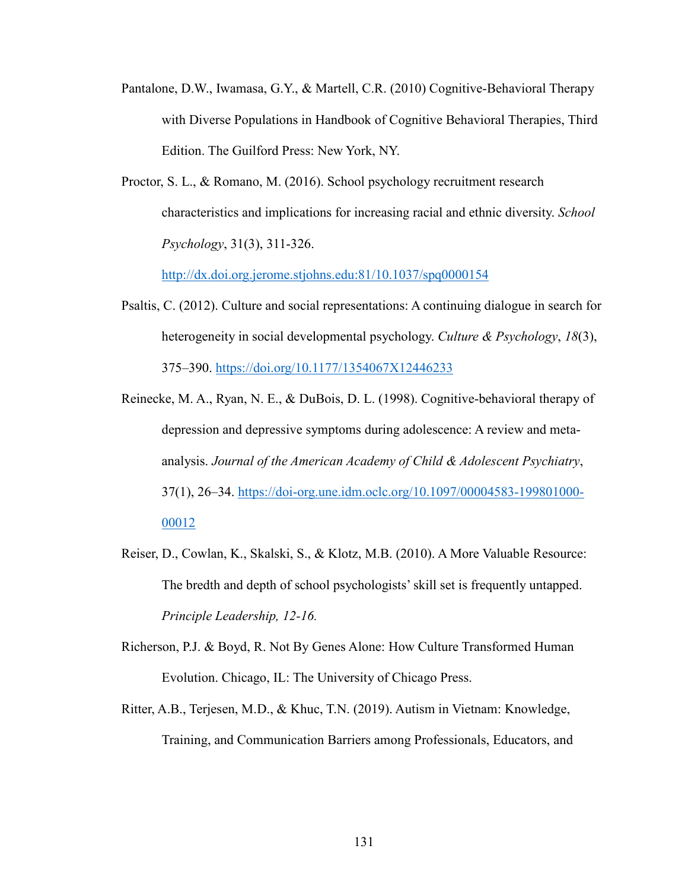Pantalone, D.W., Iwamasa, G.Y., & Martell, C.R. (2010) Cognitive-Behavioral Therapy with Diverse Populations in Handbook of Cognitive Behavioral Therapies, Third Edition. The Guilford Press: New York, NY.

Proctor, S. L., & Romano, M. (2016). School psychology recruitment research characteristics and implications for increasing racial and ethnic diversity. *School Psychology*, 31(3), 311-326. http://dx.doi.org.jerome.stjohns.edu:81/10.1037/spq0000154

Psaltis, C. (2012). Culture and social representations: A continuing dialogue in search for heterogeneity in social developmental psychology. *Culture & Psychology*, *18*(3), 375–390. https://doi.org/10.1177/1354067X12446233

Reinecke, M. A., Ryan, N. E., & DuBois, D. L. (1998). Cognitive-behavioral therapy of depression and depressive symptoms during adolescence: A review and meta-analysis. *Journal of the American Academy of Child & Adolescent Psychiatry*, 37(1), 26–34. https://doi-org.une.idm.oclc.org/10.1097/00004583-199801000-00012

Reiser, D., Cowlan, K., Skalski, S., & Klotz, M.B. (2010). A More Valuable Resource: The bredth and depth of school psychologists' skill set is frequently untapped. *Principle Leadership, 12-16.*

Richerson, P.J. & Boyd, R. Not By Genes Alone: How Culture Transformed Human Evolution. Chicago, IL: The University of Chicago Press.

Ritter, A.B., Terjesen, M.D., & Khuc, T.N. (2019). Autism in Vietnam: Knowledge, Training, and Communication Barriers among Professionals, Educators, and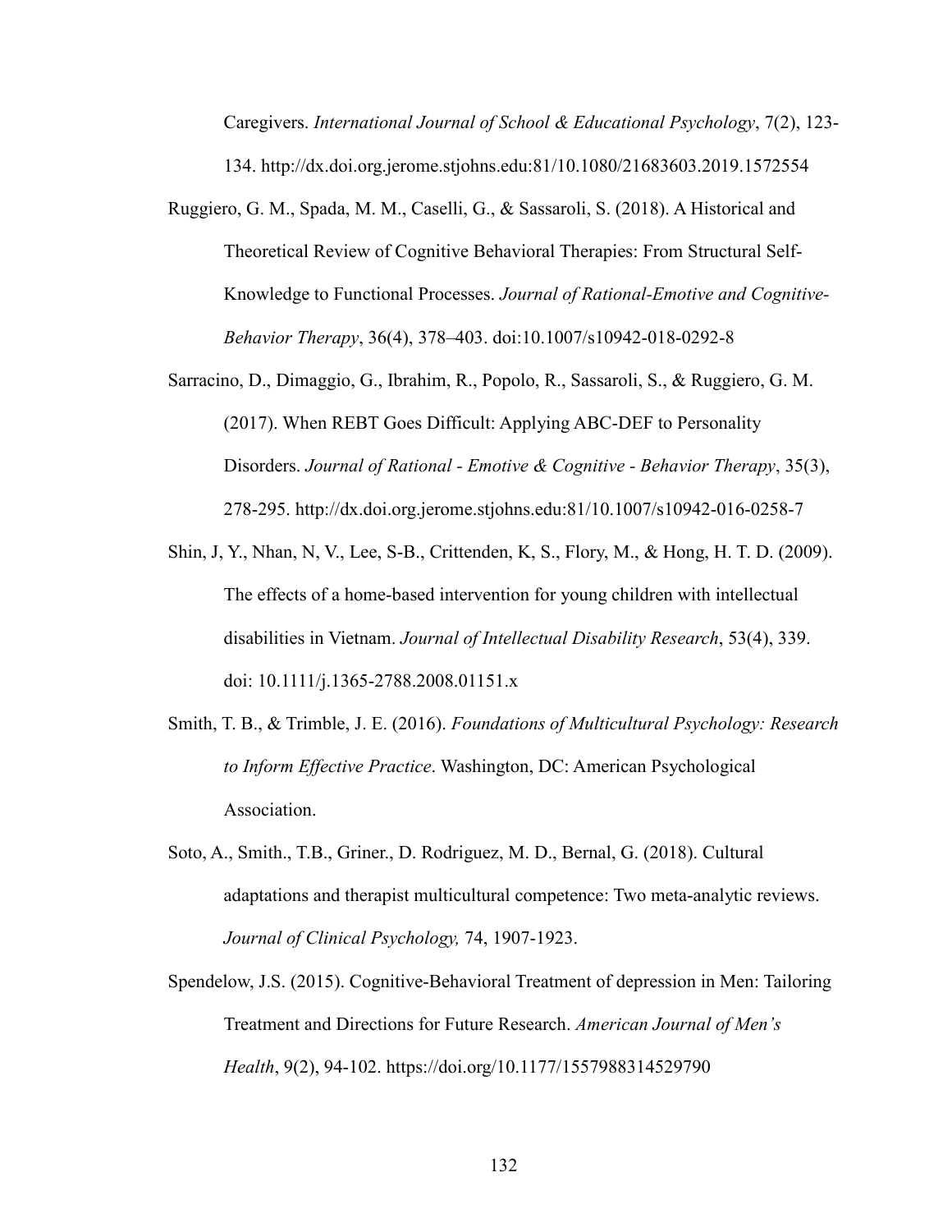Caregivers. *International Journal of School & Educational Psychology*, 7(2), 123-134. http://dx.doi.org.jerome.stjohns.edu:81/10.1080/21683603.2019.1572554

Ruggiero, G. M., Spada, M. M., Caselli, G., & Sassaroli, S. (2018). A Historical and Theoretical Review of Cognitive Behavioral Therapies: From Structural Self-Knowledge to Functional Processes. *Journal of Rational-Emotive and Cognitive-Behavior Therapy*, 36(4), 378–403. doi:10.1007/s10942-018-0292-8

Sarracino, D., Dimaggio, G., Ibrahim, R., Popolo, R., Sassaroli, S., & Ruggiero, G. M. (2017). When REBT Goes Difficult: Applying ABC-DEF to Personality Disorders. *Journal of Rational - Emotive & Cognitive - Behavior Therapy*, 35(3), 278-295. http://dx.doi.org.jerome.stjohns.edu:81/10.1007/s10942-016-0258-7

Shin, J, Y., Nhan, N, V., Lee, S-B., Crittenden, K, S., Flory, M., & Hong, H. T. D. (2009). The effects of a home-based intervention for young children with intellectual disabilities in Vietnam. *Journal of Intellectual Disability Research*, 53(4), 339. doi: 10.1111/j.1365-2788.2008.01151.x

Smith, T. B., & Trimble, J. E. (2016). *Foundations of Multicultural Psychology: Research to Inform Effective Practice*. Washington, DC: American Psychological Association.

Soto, A., Smith., T.B., Griner., D. Rodriguez, M. D., Bernal, G. (2018). Cultural adaptations and therapist multicultural competence: Two meta-analytic reviews. *Journal of Clinical Psychology,* 74, 1907-1923.

Spendelow, J.S. (2015). Cognitive-Behavioral Treatment of depression in Men: Tailoring Treatment and Directions for Future Research. *American Journal of Men's Health*, 9(2), 94-102. https://doi.org/10.1177/1557988314529790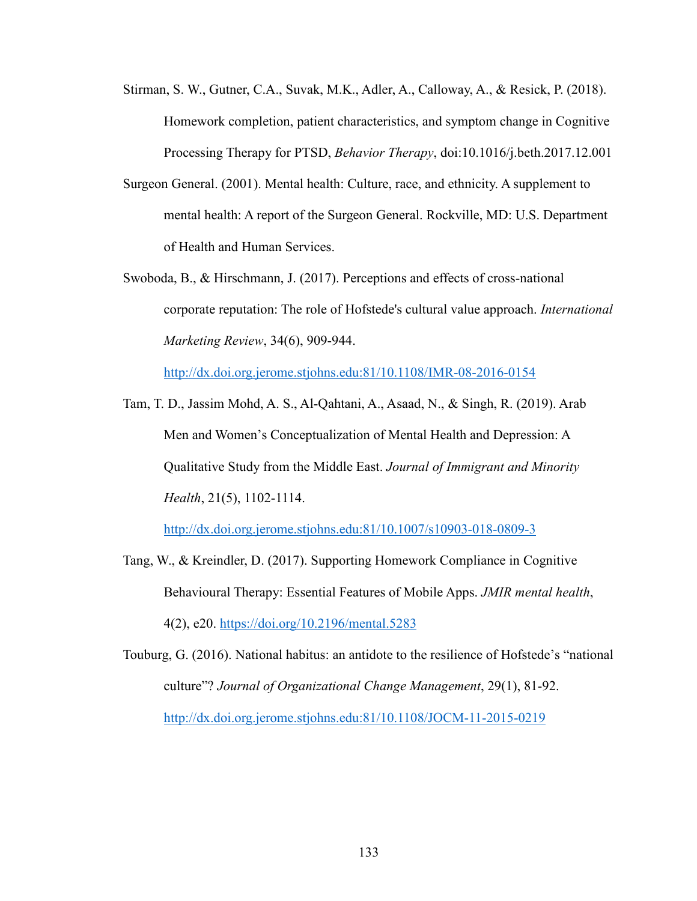Stirman, S. W., Gutner, C.A., Suvak, M.K., Adler, A., Calloway, A., & Resick, P. (2018). Homework completion, patient characteristics, and symptom change in Cognitive Processing Therapy for PTSD, *Behavior Therapy*, doi:10.1016/j.beth.2017.12.001

Surgeon General. (2001). Mental health: Culture, race, and ethnicity. A supplement to mental health: A report of the Surgeon General. Rockville, MD: U.S. Department of Health and Human Services.

Swoboda, B., & Hirschmann, J. (2017). Perceptions and effects of cross-national corporate reputation: The role of Hofstede's cultural value approach. *International Marketing Review*, 34(6), 909-944. http://dx.doi.org.jerome.stjohns.edu:81/10.1108/IMR-08-2016-0154

Tam, T. D., Jassim Mohd, A. S., Al-Qahtani, A., Asaad, N., & Singh, R. (2019). Arab Men and Women's Conceptualization of Mental Health and Depression: A Qualitative Study from the Middle East. *Journal of Immigrant and Minority Health*, 21(5), 1102-1114. http://dx.doi.org.jerome.stjohns.edu:81/10.1007/s10903-018-0809-3

Tang, W., & Kreindler, D. (2017). Supporting Homework Compliance in Cognitive Behavioural Therapy: Essential Features of Mobile Apps. *JMIR mental health*, 4(2), e20. https://doi.org/10.2196/mental.5283

Touburg, G. (2016). National habitus: an antidote to the resilience of Hofstede's "national culture"? *Journal of Organizational Change Management*, 29(1), 81-92. http://dx.doi.org.jerome.stjohns.edu:81/10.1108/JOCM-11-2015-0219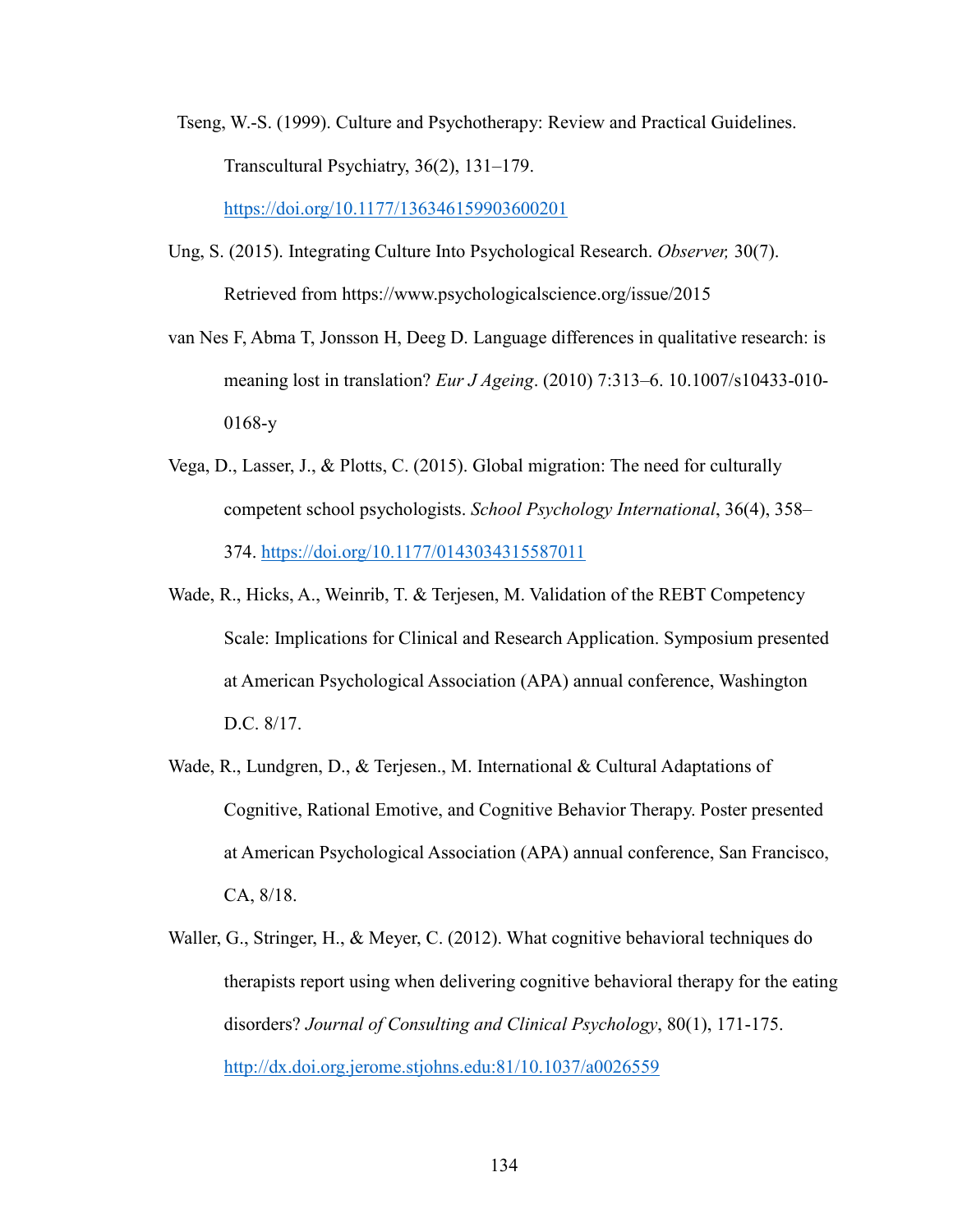Tseng, W.-S. (1999). Culture and Psychotherapy: Review and Practical Guidelines. Transcultural Psychiatry, 36(2), 131–179. https://doi.org/10.1177/136346159903600201

Ung, S. (2015). Integrating Culture Into Psychological Research. *Observer,* 30(7). Retrieved from https://www.psychologicalscience.org/issue/2015

van Nes F, Abma T, Jonsson H, Deeg D. Language differences in qualitative research: is meaning lost in translation? *Eur J Ageing*. (2010) 7:313–6. 10.1007/s10433-010-0168-y

Vega, D., Lasser, J., & Plotts, C. (2015). Global migration: The need for culturally competent school psychologists. *School Psychology International*, 36(4), 358–374. https://doi.org/10.1177/0143034315587011

Wade, R., Hicks, A., Weinrib, T. & Terjesen, M. Validation of the REBT Competency Scale: Implications for Clinical and Research Application. Symposium presented at American Psychological Association (APA) annual conference, Washington D.C. 8/17.

Wade, R., Lundgren, D., & Terjesen., M. International & Cultural Adaptations of Cognitive, Rational Emotive, and Cognitive Behavior Therapy. Poster presented at American Psychological Association (APA) annual conference, San Francisco, CA, 8/18.

Waller, G., Stringer, H., & Meyer, C. (2012). What cognitive behavioral techniques do therapists report using when delivering cognitive behavioral therapy for the eating disorders? *Journal of Consulting and Clinical Psychology*, 80(1), 171-175. http://dx.doi.org.jerome.stjohns.edu:81/10.1037/a0026559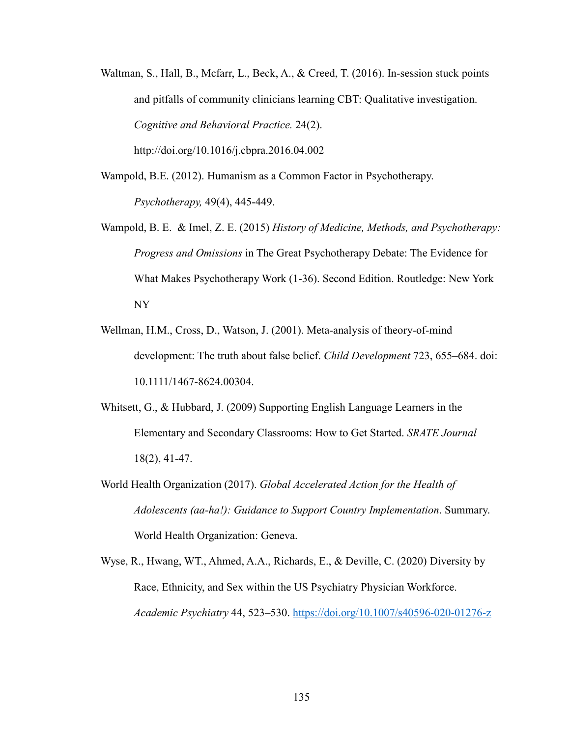Waltman, S., Hall, B., Mcfarr, L., Beck, A., & Creed, T. (2016). In-session stuck points and pitfalls of community clinicians learning CBT: Qualitative investigation. *Cognitive and Behavioral Practice.* 24(2). http://doi.org/10.1016/j.cbpra.2016.04.002

Wampold, B.E. (2012). Humanism as a Common Factor in Psychotherapy. *Psychotherapy,* 49(4), 445-449.

Wampold, B. E. & Imel, Z. E. (2015) *History of Medicine, Methods, and Psychotherapy: Progress and Omissions* in The Great Psychotherapy Debate: The Evidence for What Makes Psychotherapy Work (1-36). Second Edition. Routledge: New York NY

Wellman, H.M., Cross, D., Watson, J. (2001). Meta-analysis of theory-of-mind development: The truth about false belief. *Child Development* 723, 655–684. doi: 10.1111/1467-8624.00304.

Whitsett, G., & Hubbard, J. (2009) Supporting English Language Learners in the Elementary and Secondary Classrooms: How to Get Started. *SRATE Journal* 18(2), 41-47.

World Health Organization (2017). *Global Accelerated Action for the Health of Adolescents (aa-ha!): Guidance to Support Country Implementation*. Summary. World Health Organization: Geneva.

Wyse, R., Hwang, WT., Ahmed, A.A., Richards, E., & Deville, C. (2020) Diversity by Race, Ethnicity, and Sex within the US Psychiatry Physician Workforce. *Academic Psychiatry* 44, 523–530. https://doi.org/10.1007/s40596-020-01276-z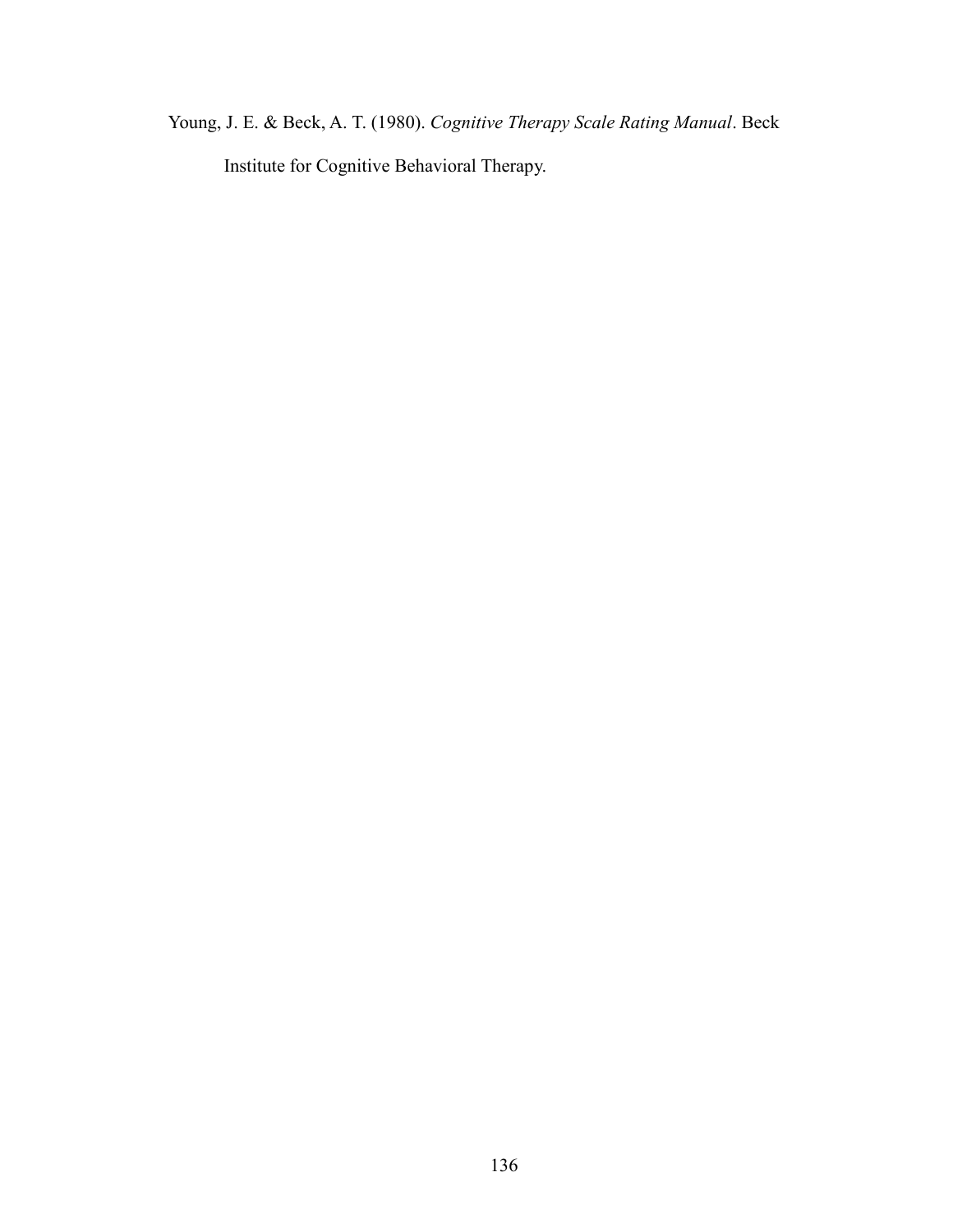Young, J. E. & Beck, A. T. (1980). *Cognitive Therapy Scale Rating Manual*. Beck Institute for Cognitive Behavioral Therapy.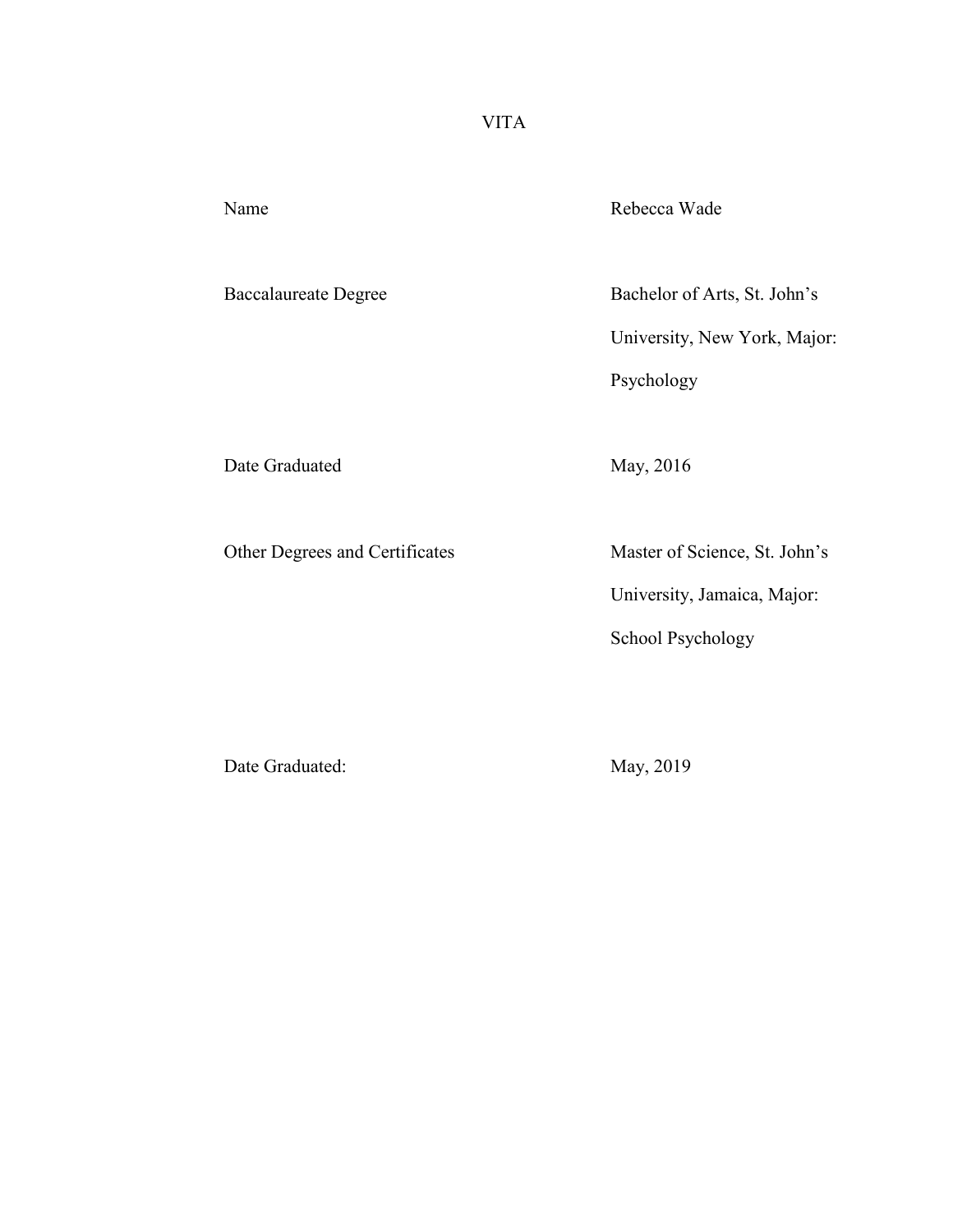# VITA

| | |
|---|---|
| Name | Rebecca Wade |
| Baccalaureate Degree | Bachelor of Arts, St. John's University, New York, Major: Psychology |
| Date Graduated | May, 2016 |
| Other Degrees and Certificates | Master of Science, St. John's University, Jamaica, Major: School Psychology |
| Date Graduated: | May, 2019 |